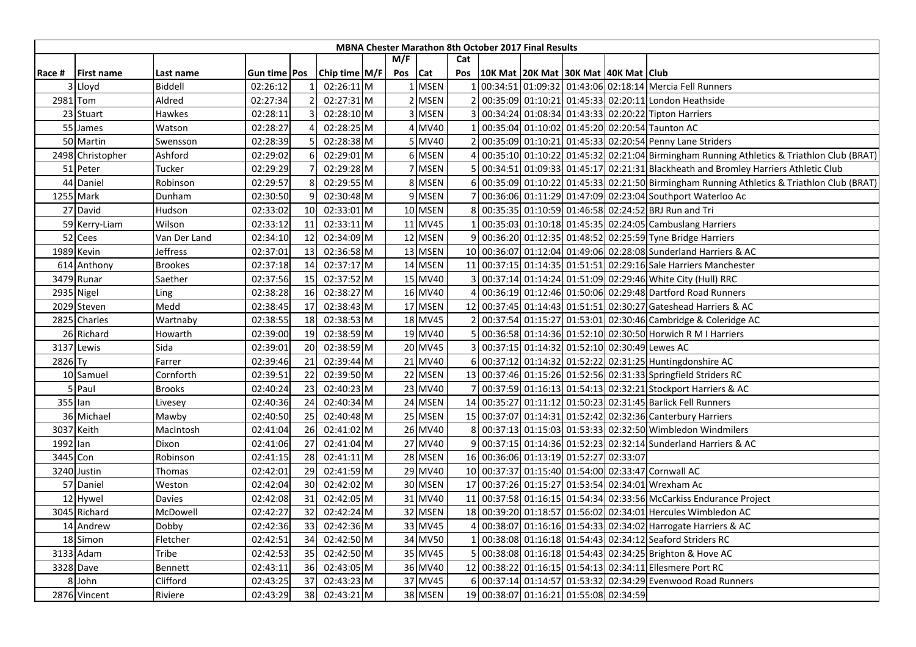# MBNA Chester Marathon 8th October 2017 Final Results

| Race # | First name | Last name | Gun time | Pos | Chip time | M/F | M/F Pos | Cat | Cat Pos | 10K Mat | 20K Mat | 30K Mat | 40K Mat | Club |
|---|---|---|---|---|---|---|---|---|---|---|---|---|---|---|
| 3 | Lloyd | Biddell | 02:26:12 | 1 | 02:26:11 | M | 1 | MSEN | 1 | 00:34:51 | 01:09:32 | 01:43:06 | 02:18:14 | Mercia Fell Runners |
| 2981 | Tom | Aldred | 02:27:34 | 2 | 02:27:31 | M | 2 | MSEN | 2 | 00:35:09 | 01:10:21 | 01:45:33 | 02:20:11 | London Heathside |
| 23 | Stuart | Hawkes | 02:28:11 | 3 | 02:28:10 | M | 3 | MSEN | 3 | 00:34:24 | 01:08:34 | 01:43:33 | 02:20:22 | Tipton Harriers |
| 55 | James | Watson | 02:28:27 | 4 | 02:28:25 | M | 4 | MV40 | 1 | 00:35:04 | 01:10:02 | 01:45:20 | 02:20:54 | Taunton AC |
| 50 | Martin | Swensson | 02:28:39 | 5 | 02:28:38 | M | 5 | MV40 | 2 | 00:35:09 | 01:10:21 | 01:45:33 | 02:20:54 | Penny Lane Striders |
| 2498 | Christopher | Ashford | 02:29:02 | 6 | 02:29:01 | M | 6 | MSEN | 4 | 00:35:10 | 01:10:22 | 01:45:32 | 02:21:04 | Birmingham Running Athletics & Triathlon Club (BRAT) |
| 51 | Peter | Tucker | 02:29:29 | 7 | 02:29:28 | M | 7 | MSEN | 5 | 00:34:51 | 01:09:33 | 01:45:17 | 02:21:31 | Blackheath and Bromley Harriers Athletic Club |
| 44 | Daniel | Robinson | 02:29:57 | 8 | 02:29:55 | M | 8 | MSEN | 6 | 00:35:09 | 01:10:22 | 01:45:33 | 02:21:50 | Birmingham Running Athletics & Triathlon Club (BRAT) |
| 1255 | Mark | Dunham | 02:30:50 | 9 | 02:30:48 | M | 9 | MSEN | 7 | 00:36:06 | 01:11:29 | 01:47:09 | 02:23:04 | Southport Waterloo Ac |
| 27 | David | Hudson | 02:33:02 | 10 | 02:33:01 | M | 10 | MSEN | 8 | 00:35:35 | 01:10:59 | 01:46:58 | 02:24:52 | BRJ Run and Tri |
| 59 | Kerry-Liam | Wilson | 02:33:12 | 11 | 02:33:11 | M | 11 | MV45 | 1 | 00:35:03 | 01:10:18 | 01:45:35 | 02:24:05 | Cambuslang Harriers |
| 52 | Cees | Van Der Land | 02:34:10 | 12 | 02:34:09 | M | 12 | MSEN | 9 | 00:36:20 | 01:12:35 | 01:48:52 | 02:25:59 | Tyne Bridge Harriers |
| 1989 | Kevin | Jeffress | 02:37:01 | 13 | 02:36:58 | M | 13 | MSEN | 10 | 00:36:07 | 01:12:04 | 01:49:06 | 02:28:08 | Sunderland Harriers & AC |
| 614 | Anthony | Brookes | 02:37:18 | 14 | 02:37:17 | M | 14 | MSEN | 11 | 00:37:15 | 01:14:35 | 01:51:51 | 02:29:16 | Sale Harriers Manchester |
| 3479 | Runar | Saether | 02:37:56 | 15 | 02:37:52 | M | 15 | MV40 | 3 | 00:37:14 | 01:14:24 | 01:51:09 | 02:29:46 | White City (Hull) RRC |
| 2935 | Nigel | Ling | 02:38:28 | 16 | 02:38:27 | M | 16 | MV40 | 4 | 00:36:19 | 01:12:46 | 01:50:06 | 02:29:48 | Dartford Road Runners |
| 2029 | Steven | Medd | 02:38:45 | 17 | 02:38:43 | M | 17 | MSEN | 12 | 00:37:45 | 01:14:43 | 01:51:51 | 02:30:27 | Gateshead Harriers & AC |
| 2825 | Charles | Wartnaby | 02:38:55 | 18 | 02:38:53 | M | 18 | MV45 | 2 | 00:37:54 | 01:15:27 | 01:53:01 | 02:30:46 | Cambridge & Coleridge AC |
| 26 | Richard | Howarth | 02:39:00 | 19 | 02:38:59 | M | 19 | MV40 | 5 | 00:36:58 | 01:14:36 | 01:52:10 | 02:30:50 | Horwich R M I Harriers |
| 3137 | Lewis | Sida | 02:39:01 | 20 | 02:38:59 | M | 20 | MV45 | 3 | 00:37:15 | 01:14:32 | 01:52:10 | 02:30:49 | Lewes AC |
| 2826 | Ty | Farrer | 02:39:46 | 21 | 02:39:44 | M | 21 | MV40 | 6 | 00:37:12 | 01:14:32 | 01:52:22 | 02:31:25 | Huntingdonshire AC |
| 10 | Samuel | Cornforth | 02:39:51 | 22 | 02:39:50 | M | 22 | MSEN | 13 | 00:37:46 | 01:15:26 | 01:52:56 | 02:31:33 | Springfield Striders RC |
| 5 | Paul | Brooks | 02:40:24 | 23 | 02:40:23 | M | 23 | MV40 | 7 | 00:37:59 | 01:16:13 | 01:54:13 | 02:32:21 | Stockport Harriers & AC |
| 355 | Ian | Livesey | 02:40:36 | 24 | 02:40:34 | M | 24 | MSEN | 14 | 00:35:27 | 01:11:12 | 01:50:23 | 02:31:45 | Barlick Fell Runners |
| 36 | Michael | Mawby | 02:40:50 | 25 | 02:40:48 | M | 25 | MSEN | 15 | 00:37:07 | 01:14:31 | 01:52:42 | 02:32:36 | Canterbury Harriers |
| 3037 | Keith | MacIntosh | 02:41:04 | 26 | 02:41:02 | M | 26 | MV40 | 8 | 00:37:13 | 01:15:03 | 01:53:33 | 02:32:50 | Wimbledon Windmilers |
| 1992 | Ian | Dixon | 02:41:06 | 27 | 02:41:04 | M | 27 | MV40 | 9 | 00:37:15 | 01:14:36 | 01:52:23 | 02:32:14 | Sunderland Harriers & AC |
| 3445 | Con | Robinson | 02:41:15 | 28 | 02:41:11 | M | 28 | MSEN | 16 | 00:36:06 | 01:13:19 | 01:52:27 | 02:33:07 | |
| 3240 | Justin | Thomas | 02:42:01 | 29 | 02:41:59 | M | 29 | MV40 | 10 | 00:37:37 | 01:15:40 | 01:54:00 | 02:33:47 | Cornwall AC |
| 57 | Daniel | Weston | 02:42:04 | 30 | 02:42:02 | M | 30 | MSEN | 17 | 00:37:26 | 01:15:27 | 01:53:54 | 02:34:01 | Wrexham Ac |
| 12 | Hywel | Davies | 02:42:08 | 31 | 02:42:05 | M | 31 | MV40 | 11 | 00:37:58 | 01:16:15 | 01:54:34 | 02:33:56 | McCarkiss Endurance Project |
| 3045 | Richard | McDowell | 02:42:27 | 32 | 02:42:24 | M | 32 | MSEN | 18 | 00:39:20 | 01:18:57 | 01:56:02 | 02:34:01 | Hercules Wimbledon AC |
| 14 | Andrew | Dobby | 02:42:36 | 33 | 02:42:36 | M | 33 | MV45 | 4 | 00:38:07 | 01:16:16 | 01:54:33 | 02:34:02 | Harrogate Harriers & AC |
| 18 | Simon | Fletcher | 02:42:51 | 34 | 02:42:50 | M | 34 | MV50 | 1 | 00:38:08 | 01:16:18 | 01:54:43 | 02:34:12 | Seaford Striders RC |
| 3133 | Adam | Tribe | 02:42:53 | 35 | 02:42:50 | M | 35 | MV45 | 5 | 00:38:08 | 01:16:18 | 01:54:43 | 02:34:25 | Brighton & Hove AC |
| 3328 | Dave | Bennett | 02:43:11 | 36 | 02:43:05 | M | 36 | MV40 | 12 | 00:38:22 | 01:16:15 | 01:54:13 | 02:34:11 | Ellesmere Port RC |
| 8 | John | Clifford | 02:43:25 | 37 | 02:43:23 | M | 37 | MV45 | 6 | 00:37:14 | 01:14:57 | 01:53:32 | 02:34:29 | Evenwood Road Runners |
| 2876 | Vincent | Riviere | 02:43:29 | 38 | 02:43:21 | M | 38 | MSEN | 19 | 00:38:07 | 01:16:21 | 01:55:08 | 02:34:59 | |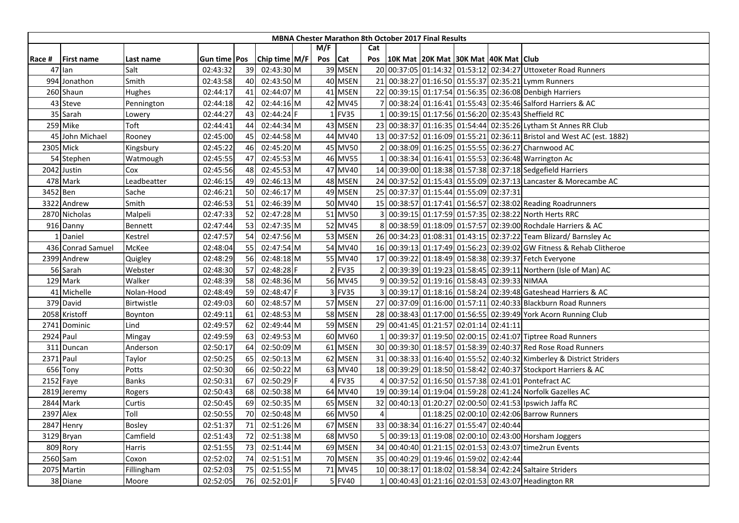| MBNA Chester Marathon 8th October 2017 Final Results | | | | | | | | | | | | | | | |
|---|---|---|---|---|---|---|---|---|---|---|---|---|---|---|---|
| | | | | | | | M/F | | Cat | | | | | | |
| Race # | First name | Last name | Gun time | Pos | Chip time | M/F | Pos | Cat | Pos | 10K Mat | 20K Mat | 30K Mat | 40K Mat | Club |
| 47 | Ian | Salt | 02:43:32 | 39 | 02:43:30 | M | 39 | MSEN | 20 | 00:37:05 | 01:14:32 | 01:53:12 | 02:34:27 | Uttoxeter Road Runners |
| 994 | Jonathon | Smith | 02:43:58 | 40 | 02:43:50 | M | 40 | MSEN | 21 | 00:38:27 | 01:16:50 | 01:55:37 | 02:35:21 | Lymm Runners |
| 260 | Shaun | Hughes | 02:44:17 | 41 | 02:44:07 | M | 41 | MSEN | 22 | 00:39:15 | 01:17:54 | 01:56:35 | 02:36:08 | Denbigh Harriers |
| 43 | Steve | Pennington | 02:44:18 | 42 | 02:44:16 | M | 42 | MV45 | 7 | 00:38:24 | 01:16:41 | 01:55:43 | 02:35:46 | Salford Harriers & AC |
| 35 | Sarah | Lowery | 02:44:27 | 43 | 02:44:24 | F | 1 | FV35 | 1 | 00:39:15 | 01:17:56 | 01:56:20 | 02:35:43 | Sheffield RC |
| 259 | Mike | Toft | 02:44:41 | 44 | 02:44:34 | M | 43 | MSEN | 23 | 00:38:37 | 01:16:35 | 01:54:44 | 02:35:26 | Lytham St Annes RR Club |
| 45 | John Michael | Rooney | 02:45:00 | 45 | 02:44:58 | M | 44 | MV40 | 13 | 00:37:52 | 01:16:09 | 01:55:21 | 02:36:11 | Bristol and West AC (est. 1882) |
| 2305 | Mick | Kingsbury | 02:45:22 | 46 | 02:45:20 | M | 45 | MV50 | 2 | 00:38:09 | 01:16:25 | 01:55:55 | 02:36:27 | Charnwood AC |
| 54 | Stephen | Watmough | 02:45:55 | 47 | 02:45:53 | M | 46 | MV55 | 1 | 00:38:34 | 01:16:41 | 01:55:53 | 02:36:48 | Warrington Ac |
| 2042 | Justin | Cox | 02:45:56 | 48 | 02:45:53 | M | 47 | MV40 | 14 | 00:39:00 | 01:18:38 | 01:57:38 | 02:37:18 | Sedgefield Harriers |
| 478 | Mark | Leadbeatter | 02:46:15 | 49 | 02:46:13 | M | 48 | MSEN | 24 | 00:37:52 | 01:15:43 | 01:55:09 | 02:37:13 | Lancaster & Morecambe AC |
| 3452 | Ben | Sache | 02:46:21 | 50 | 02:46:17 | M | 49 | MSEN | 25 | 00:37:37 | 01:15:44 | 01:55:09 | 02:37:31 | |
| 3322 | Andrew | Smith | 02:46:53 | 51 | 02:46:39 | M | 50 | MV40 | 15 | 00:38:57 | 01:17:41 | 01:56:57 | 02:38:02 | Reading Roadrunners |
| 2870 | Nicholas | Malpeli | 02:47:33 | 52 | 02:47:28 | M | 51 | MV50 | 3 | 00:39:15 | 01:17:59 | 01:57:35 | 02:38:22 | North Herts RRC |
| 916 | Danny | Bennett | 02:47:44 | 53 | 02:47:35 | M | 52 | MV45 | 8 | 00:38:59 | 01:18:09 | 01:57:57 | 02:39:00 | Rochdale Harriers & AC |
| 1 | Daniel | Kestrel | 02:47:57 | 54 | 02:47:56 | M | 53 | MSEN | 26 | 00:34:23 | 01:08:31 | 01:43:15 | 02:37:22 | Team Blizard/ Barnsley Ac |
| 436 | Conrad Samuel | McKee | 02:48:04 | 55 | 02:47:54 | M | 54 | MV40 | 16 | 00:39:13 | 01:17:49 | 01:56:23 | 02:39:02 | GW Fitness & Rehab Clitheroe |
| 2399 | Andrew | Quigley | 02:48:29 | 56 | 02:48:18 | M | 55 | MV40 | 17 | 00:39:22 | 01:18:49 | 01:58:38 | 02:39:37 | Fetch Everyone |
| 56 | Sarah | Webster | 02:48:30 | 57 | 02:48:28 | F | 2 | FV35 | 2 | 00:39:39 | 01:19:23 | 01:58:45 | 02:39:11 | Northern (Isle of Man) AC |
| 129 | Mark | Walker | 02:48:39 | 58 | 02:48:36 | M | 56 | MV45 | 9 | 00:39:52 | 01:19:16 | 01:58:43 | 02:39:33 | NIMAA |
| 41 | Michelle | Nolan-Hood | 02:48:49 | 59 | 02:48:47 | F | 3 | FV35 | 3 | 00:39:17 | 01:18:16 | 01:58:24 | 02:39:48 | Gateshead Harriers & AC |
| 379 | David | Birtwistle | 02:49:03 | 60 | 02:48:57 | M | 57 | MSEN | 27 | 00:37:09 | 01:16:00 | 01:57:11 | 02:40:33 | Blackburn Road Runners |
| 2058 | Kristoff | Boynton | 02:49:11 | 61 | 02:48:53 | M | 58 | MSEN | 28 | 00:38:43 | 01:17:00 | 01:56:55 | 02:39:49 | York Acorn Running Club |
| 2741 | Dominic | Lind | 02:49:57 | 62 | 02:49:44 | M | 59 | MSEN | 29 | 00:41:45 | 01:21:57 | 02:01:14 | 02:41:11 | |
| 2924 | Paul | Mingay | 02:49:59 | 63 | 02:49:53 | M | 60 | MV60 | 1 | 00:39:37 | 01:19:50 | 02:00:15 | 02:41:07 | Tiptree Road Runners |
| 311 | Duncan | Anderson | 02:50:17 | 64 | 02:50:09 | M | 61 | MSEN | 30 | 00:39:30 | 01:18:57 | 01:58:39 | 02:40:37 | Red Rose Road Runners |
| 2371 | Paul | Taylor | 02:50:25 | 65 | 02:50:13 | M | 62 | MSEN | 31 | 00:38:33 | 01:16:40 | 01:55:52 | 02:40:32 | Kimberley & District Striders |
| 656 | Tony | Potts | 02:50:30 | 66 | 02:50:22 | M | 63 | MV40 | 18 | 00:39:29 | 01:18:50 | 01:58:42 | 02:40:37 | Stockport Harriers & AC |
| 2152 | Faye | Banks | 02:50:31 | 67 | 02:50:29 | F | 4 | FV35 | 4 | 00:37:52 | 01:16:50 | 01:57:38 | 02:41:01 | Pontefract AC |
| 2819 | Jeremy | Rogers | 02:50:43 | 68 | 02:50:38 | M | 64 | MV40 | 19 | 00:39:14 | 01:19:04 | 01:59:28 | 02:41:24 | Norfolk Gazelles AC |
| 2844 | Mark | Curtis | 02:50:45 | 69 | 02:50:35 | M | 65 | MSEN | 32 | 00:40:13 | 01:20:27 | 02:00:50 | 02:41:53 | Ipswich Jaffa RC |
| 2397 | Alex | Toll | 02:50:55 | 70 | 02:50:48 | M | 66 | MV50 | 4 | | 01:18:25 | 02:00:10 | 02:42:06 | Barrow Runners |
| 2847 | Henry | Bosley | 02:51:37 | 71 | 02:51:26 | M | 67 | MSEN | 33 | 00:38:34 | 01:16:27 | 01:55:47 | 02:40:44 | |
| 3129 | Bryan | Camfield | 02:51:43 | 72 | 02:51:38 | M | 68 | MV50 | 5 | 00:39:13 | 01:19:08 | 02:00:10 | 02:43:00 | Horsham Joggers |
| 809 | Rory | Harris | 02:51:55 | 73 | 02:51:44 | M | 69 | MSEN | 34 | 00:40:40 | 01:21:15 | 02:01:53 | 02:43:07 | time2run Events |
| 2560 | Sam | Coxon | 02:52:02 | 74 | 02:51:51 | M | 70 | MSEN | 35 | 00:40:29 | 01:19:46 | 01:59:02 | 02:42:44 | |
| 2075 | Martin | Fillingham | 02:52:03 | 75 | 02:51:55 | M | 71 | MV45 | 10 | 00:38:17 | 01:18:02 | 01:58:34 | 02:42:24 | Saltaire Striders |
| 38 | Diane | Moore | 02:52:05 | 76 | 02:52:01 | F | 5 | FV40 | 1 | 00:40:43 | 01:21:16 | 02:01:53 | 02:43:07 | Headington RR |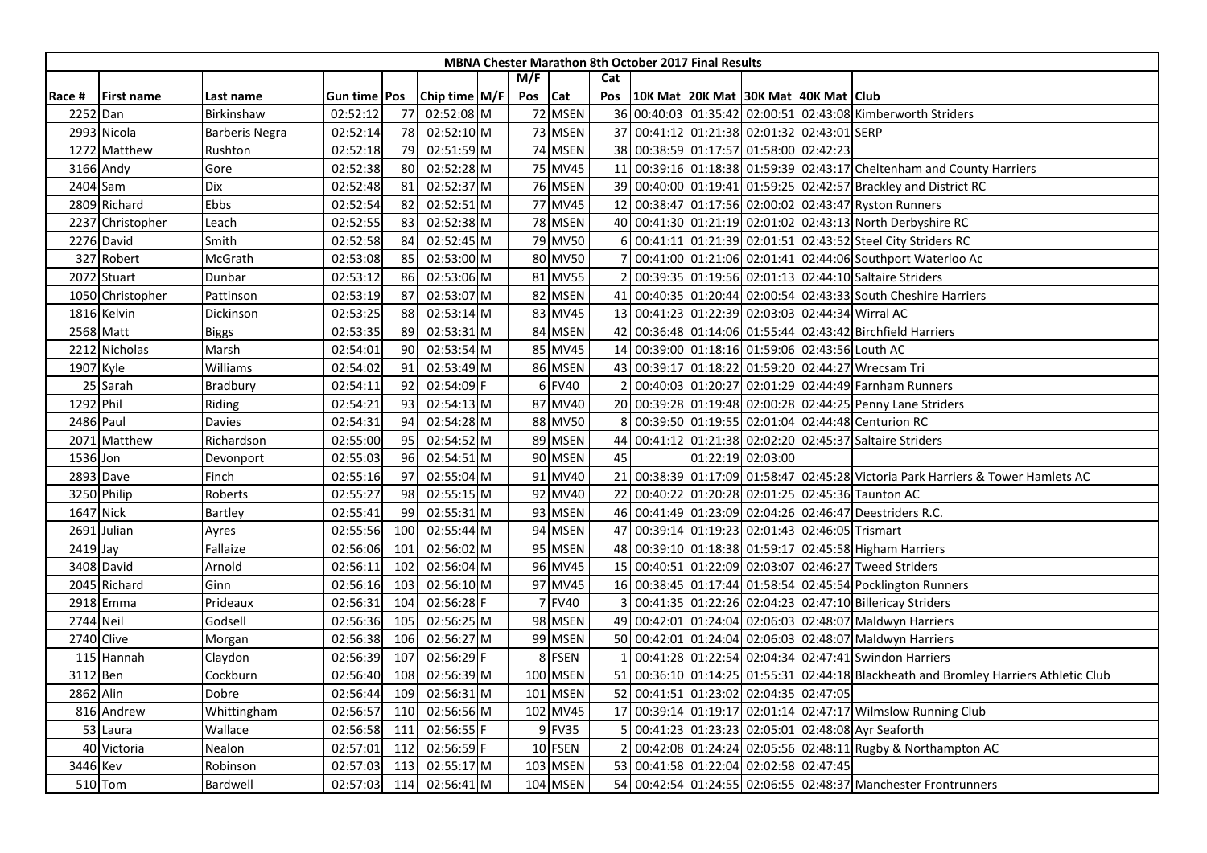| MBNA Chester Marathon 8th October 2017 Final Results | | | | | | | | | | | | | | | | |
|---|---|---|---|---|---|---|---|---|---|---|---|---|---|---|---|---|
| | | | | | | | M/F | | Cat | | | | | | |
| Race # | First name | Last name | Gun time | Pos | Chip time | M/F | Pos | Cat | Pos | 10K Mat | 20K Mat | 30K Mat | 40K Mat | Club |
| 2252 | Dan | Birkinshaw | 02:52:12 | 77 | 02:52:08 | M | 72 | MSEN | 36 | 00:40:03 | 01:35:42 | 02:00:51 | 02:43:08 | Kimberworth Striders |
| 2993 | Nicola | Barberis Negra | 02:52:14 | 78 | 02:52:10 | M | 73 | MSEN | 37 | 00:41:12 | 01:21:38 | 02:01:32 | 02:43:01 | SERP |
| 1272 | Matthew | Rushton | 02:52:18 | 79 | 02:51:59 | M | 74 | MSEN | 38 | 00:38:59 | 01:17:57 | 01:58:00 | 02:42:23 | |
| 3166 | Andy | Gore | 02:52:38 | 80 | 02:52:28 | M | 75 | MV45 | 11 | 00:39:16 | 01:18:38 | 01:59:39 | 02:43:17 | Cheltenham and County Harriers |
| 2404 | Sam | Dix | 02:52:48 | 81 | 02:52:37 | M | 76 | MSEN | 39 | 00:40:00 | 01:19:41 | 01:59:25 | 02:42:57 | Brackley and District RC |
| 2809 | Richard | Ebbs | 02:52:54 | 82 | 02:52:51 | M | 77 | MV45 | 12 | 00:38:47 | 01:17:56 | 02:00:02 | 02:43:47 | Ryston Runners |
| 2237 | Christopher | Leach | 02:52:55 | 83 | 02:52:38 | M | 78 | MSEN | 40 | 00:41:30 | 01:21:19 | 02:01:02 | 02:43:13 | North Derbyshire RC |
| 2276 | David | Smith | 02:52:58 | 84 | 02:52:45 | M | 79 | MV50 | 6 | 00:41:11 | 01:21:39 | 02:01:51 | 02:43:52 | Steel City Striders RC |
| 327 | Robert | McGrath | 02:53:08 | 85 | 02:53:00 | M | 80 | MV50 | 7 | 00:41:00 | 01:21:06 | 02:01:41 | 02:44:06 | Southport Waterloo Ac |
| 2072 | Stuart | Dunbar | 02:53:12 | 86 | 02:53:06 | M | 81 | MV55 | 2 | 00:39:35 | 01:19:56 | 02:01:13 | 02:44:10 | Saltaire Striders |
| 1050 | Christopher | Pattinson | 02:53:19 | 87 | 02:53:07 | M | 82 | MSEN | 41 | 00:40:35 | 01:20:44 | 02:00:54 | 02:43:33 | South Cheshire Harriers |
| 1816 | Kelvin | Dickinson | 02:53:25 | 88 | 02:53:14 | M | 83 | MV45 | 13 | 00:41:23 | 01:22:39 | 02:03:03 | 02:44:34 | Wirral AC |
| 2568 | Matt | Biggs | 02:53:35 | 89 | 02:53:31 | M | 84 | MSEN | 42 | 00:36:48 | 01:14:06 | 01:55:44 | 02:43:42 | Birchfield Harriers |
| 2212 | Nicholas | Marsh | 02:54:01 | 90 | 02:53:54 | M | 85 | MV45 | 14 | 00:39:00 | 01:18:16 | 01:59:06 | 02:43:56 | Louth AC |
| 1907 | Kyle | Williams | 02:54:02 | 91 | 02:53:49 | M | 86 | MSEN | 43 | 00:39:17 | 01:18:22 | 01:59:20 | 02:44:27 | Wrecsam Tri |
| 25 | Sarah | Bradbury | 02:54:11 | 92 | 02:54:09 | F | 6 | FV40 | 2 | 00:40:03 | 01:20:27 | 02:01:29 | 02:44:49 | Farnham Runners |
| 1292 | Phil | Riding | 02:54:21 | 93 | 02:54:13 | M | 87 | MV40 | 20 | 00:39:28 | 01:19:48 | 02:00:28 | 02:44:25 | Penny Lane Striders |
| 2486 | Paul | Davies | 02:54:31 | 94 | 02:54:28 | M | 88 | MV50 | 8 | 00:39:50 | 01:19:55 | 02:01:04 | 02:44:48 | Centurion RC |
| 2071 | Matthew | Richardson | 02:55:00 | 95 | 02:54:52 | M | 89 | MSEN | 44 | 00:41:12 | 01:21:38 | 02:02:20 | 02:45:37 | Saltaire Striders |
| 1536 | Jon | Devonport | 02:55:03 | 96 | 02:54:51 | M | 90 | MSEN | 45 | | 01:22:19 | 02:03:00 | | |
| 2893 | Dave | Finch | 02:55:16 | 97 | 02:55:04 | M | 91 | MV40 | 21 | 00:38:39 | 01:17:09 | 01:58:47 | 02:45:28 | Victoria Park Harriers & Tower Hamlets AC |
| 3250 | Philip | Roberts | 02:55:27 | 98 | 02:55:15 | M | 92 | MV40 | 22 | 00:40:22 | 01:20:28 | 02:01:25 | 02:45:36 | Taunton AC |
| 1647 | Nick | Bartley | 02:55:41 | 99 | 02:55:31 | M | 93 | MSEN | 46 | 00:41:49 | 01:23:09 | 02:04:26 | 02:46:47 | Deestriders R.C. |
| 2691 | Julian | Ayres | 02:55:56 | 100 | 02:55:44 | M | 94 | MSEN | 47 | 00:39:14 | 01:19:23 | 02:01:43 | 02:46:05 | Trismart |
| 2419 | Jay | Fallaize | 02:56:06 | 101 | 02:56:02 | M | 95 | MSEN | 48 | 00:39:10 | 01:18:38 | 01:59:17 | 02:45:58 | Higham Harriers |
| 3408 | David | Arnold | 02:56:11 | 102 | 02:56:04 | M | 96 | MV45 | 15 | 00:40:51 | 01:22:09 | 02:03:07 | 02:46:27 | Tweed Striders |
| 2045 | Richard | Ginn | 02:56:16 | 103 | 02:56:10 | M | 97 | MV45 | 16 | 00:38:45 | 01:17:44 | 01:58:54 | 02:45:54 | Pocklington Runners |
| 2918 | Emma | Prideaux | 02:56:31 | 104 | 02:56:28 | F | 7 | FV40 | 3 | 00:41:35 | 01:22:26 | 02:04:23 | 02:47:10 | Billericay Striders |
| 2744 | Neil | Godsell | 02:56:36 | 105 | 02:56:25 | M | 98 | MSEN | 49 | 00:42:01 | 01:24:04 | 02:06:03 | 02:48:07 | Maldwyn Harriers |
| 2740 | Clive | Morgan | 02:56:38 | 106 | 02:56:27 | M | 99 | MSEN | 50 | 00:42:01 | 01:24:04 | 02:06:03 | 02:48:07 | Maldwyn Harriers |
| 115 | Hannah | Claydon | 02:56:39 | 107 | 02:56:29 | F | 8 | FSEN | 1 | 00:41:28 | 01:22:54 | 02:04:34 | 02:47:41 | Swindon Harriers |
| 3112 | Ben | Cockburn | 02:56:40 | 108 | 02:56:39 | M | 100 | MSEN | 51 | 00:36:10 | 01:14:25 | 01:55:31 | 02:44:18 | Blackheath and Bromley Harriers Athletic Club |
| 2862 | Alin | Dobre | 02:56:44 | 109 | 02:56:31 | M | 101 | MSEN | 52 | 00:41:51 | 01:23:02 | 02:04:35 | 02:47:05 | |
| 816 | Andrew | Whittingham | 02:56:57 | 110 | 02:56:56 | M | 102 | MV45 | 17 | 00:39:14 | 01:19:17 | 02:01:14 | 02:47:17 | Wilmslow Running Club |
| 53 | Laura | Wallace | 02:56:58 | 111 | 02:56:55 | F | 9 | FV35 | 5 | 00:41:23 | 01:23:23 | 02:05:01 | 02:48:08 | Ayr Seaforth |
| 40 | Victoria | Nealon | 02:57:01 | 112 | 02:56:59 | F | 10 | FSEN | 2 | 00:42:08 | 01:24:24 | 02:05:56 | 02:48:11 | Rugby & Northampton AC |
| 3446 | Kev | Robinson | 02:57:03 | 113 | 02:55:17 | M | 103 | MSEN | 53 | 00:41:58 | 01:22:04 | 02:02:58 | 02:47:45 | |
| 510 | Tom | Bardwell | 02:57:03 | 114 | 02:56:41 | M | 104 | MSEN | 54 | 00:42:54 | 01:24:55 | 02:06:55 | 02:48:37 | Manchester Frontrunners |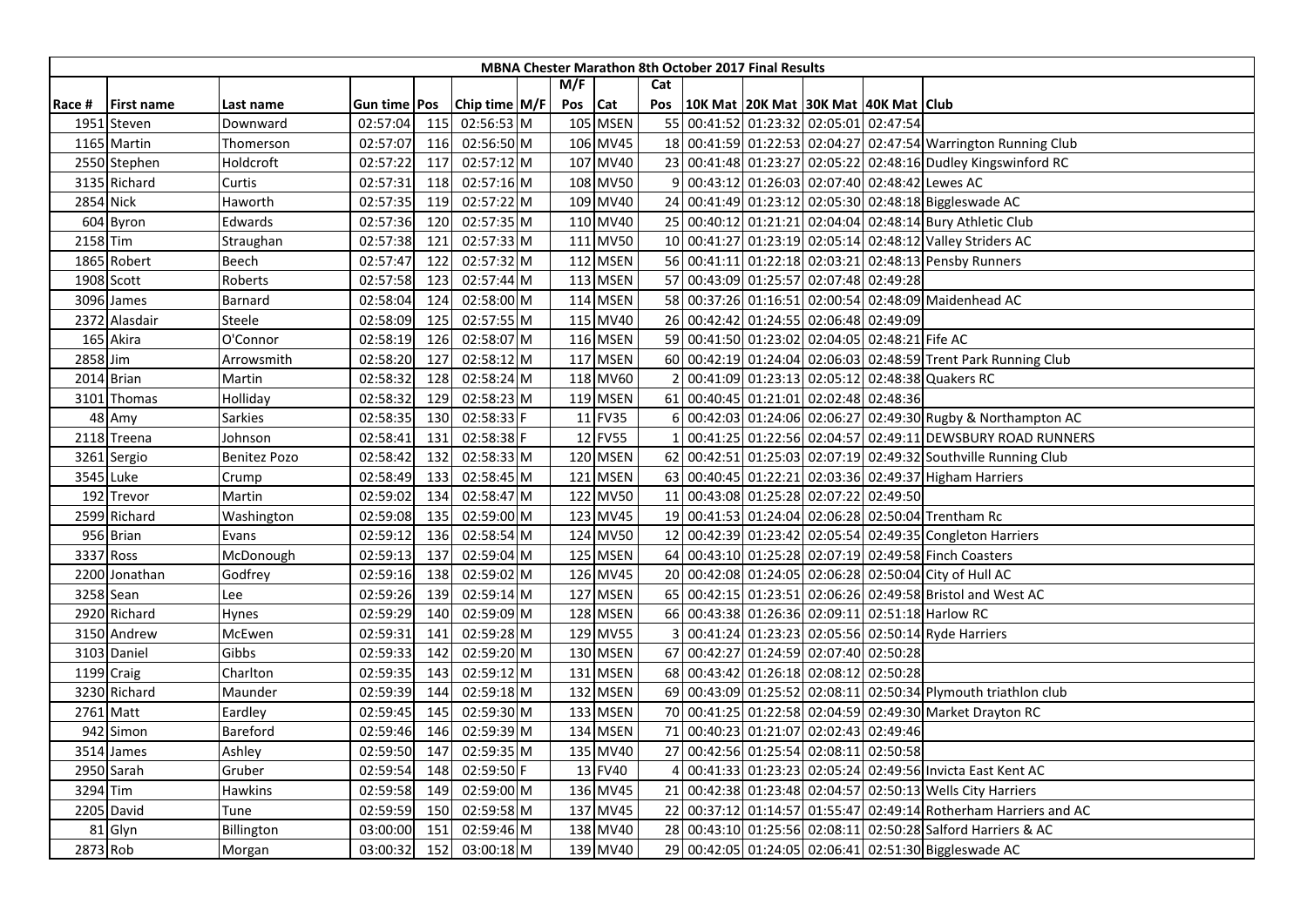| MBNA Chester Marathon 8th October 2017 Final Results | | | | | | | | | | | | | | | |
|---|---|---|---|---|---|---|---|---|---|---|---|---|---|---|---|
| | | | | | | | M/F | | Cat | | | | | | |
| Race # | First name | Last name | Gun time | Pos | Chip time | M/F | Pos | Cat | Pos | 10K Mat | 20K Mat | 30K Mat | 40K Mat | Club |
| 1951 | Steven | Downward | 02:57:04 | 115 | 02:56:53 | M | 105 | MSEN | 55 | 00:41:52 | 01:23:32 | 02:05:01 | 02:47:54 | |
| 1165 | Martin | Thomerson | 02:57:07 | 116 | 02:56:50 | M | 106 | MV45 | 18 | 00:41:59 | 01:22:53 | 02:04:27 | 02:47:54 | Warrington Running Club |
| 2550 | Stephen | Holdcroft | 02:57:22 | 117 | 02:57:12 | M | 107 | MV40 | 23 | 00:41:48 | 01:23:27 | 02:05:22 | 02:48:16 | Dudley Kingswinford RC |
| 3135 | Richard | Curtis | 02:57:31 | 118 | 02:57:16 | M | 108 | MV50 | 9 | 00:43:12 | 01:26:03 | 02:07:40 | 02:48:42 | Lewes AC |
| 2854 | Nick | Haworth | 02:57:35 | 119 | 02:57:22 | M | 109 | MV40 | 24 | 00:41:49 | 01:23:12 | 02:05:30 | 02:48:18 | Biggleswade AC |
| 604 | Byron | Edwards | 02:57:36 | 120 | 02:57:35 | M | 110 | MV40 | 25 | 00:40:12 | 01:21:21 | 02:04:04 | 02:48:14 | Bury Athletic Club |
| 2158 | Tim | Straughan | 02:57:38 | 121 | 02:57:33 | M | 111 | MV50 | 10 | 00:41:27 | 01:23:19 | 02:05:14 | 02:48:12 | Valley Striders AC |
| 1865 | Robert | Beech | 02:57:47 | 122 | 02:57:32 | M | 112 | MSEN | 56 | 00:41:11 | 01:22:18 | 02:03:21 | 02:48:13 | Pensby Runners |
| 1908 | Scott | Roberts | 02:57:58 | 123 | 02:57:44 | M | 113 | MSEN | 57 | 00:43:09 | 01:25:57 | 02:07:48 | 02:49:28 | |
| 3096 | James | Barnard | 02:58:04 | 124 | 02:58:00 | M | 114 | MSEN | 58 | 00:37:26 | 01:16:51 | 02:00:54 | 02:48:09 | Maidenhead AC |
| 2372 | Alasdair | Steele | 02:58:09 | 125 | 02:57:55 | M | 115 | MV40 | 26 | 00:42:42 | 01:24:55 | 02:06:48 | 02:49:09 | |
| 165 | Akira | O'Connor | 02:58:19 | 126 | 02:58:07 | M | 116 | MSEN | 59 | 00:41:50 | 01:23:02 | 02:04:05 | 02:48:21 | Fife AC |
| 2858 | Jim | Arrowsmith | 02:58:20 | 127 | 02:58:12 | M | 117 | MSEN | 60 | 00:42:19 | 01:24:04 | 02:06:03 | 02:48:59 | Trent Park Running Club |
| 2014 | Brian | Martin | 02:58:32 | 128 | 02:58:24 | M | 118 | MV60 | 2 | 00:41:09 | 01:23:13 | 02:05:12 | 02:48:38 | Quakers RC |
| 3101 | Thomas | Holliday | 02:58:32 | 129 | 02:58:23 | M | 119 | MSEN | 61 | 00:40:45 | 01:21:01 | 02:02:48 | 02:48:36 | |
| 48 | Amy | Sarkies | 02:58:35 | 130 | 02:58:33 | F | 11 | FV35 | 6 | 00:42:03 | 01:24:06 | 02:06:27 | 02:49:30 | Rugby & Northampton AC |
| 2118 | Treena | Johnson | 02:58:41 | 131 | 02:58:38 | F | 12 | FV55 | 1 | 00:41:25 | 01:22:56 | 02:04:57 | 02:49:11 | DEWSBURY ROAD RUNNERS |
| 3261 | Sergio | Benitez Pozo | 02:58:42 | 132 | 02:58:33 | M | 120 | MSEN | 62 | 00:42:51 | 01:25:03 | 02:07:19 | 02:49:32 | Southville Running Club |
| 3545 | Luke | Crump | 02:58:49 | 133 | 02:58:45 | M | 121 | MSEN | 63 | 00:40:45 | 01:22:21 | 02:03:36 | 02:49:37 | Higham Harriers |
| 192 | Trevor | Martin | 02:59:02 | 134 | 02:58:47 | M | 122 | MV50 | 11 | 00:43:08 | 01:25:28 | 02:07:22 | 02:49:50 | |
| 2599 | Richard | Washington | 02:59:08 | 135 | 02:59:00 | M | 123 | MV45 | 19 | 00:41:53 | 01:24:04 | 02:06:28 | 02:50:04 | Trentham Rc |
| 956 | Brian | Evans | 02:59:12 | 136 | 02:58:54 | M | 124 | MV50 | 12 | 00:42:39 | 01:23:42 | 02:05:54 | 02:49:35 | Congleton Harriers |
| 3337 | Ross | McDonough | 02:59:13 | 137 | 02:59:04 | M | 125 | MSEN | 64 | 00:43:10 | 01:25:28 | 02:07:19 | 02:49:58 | Finch Coasters |
| 2200 | Jonathan | Godfrey | 02:59:16 | 138 | 02:59:02 | M | 126 | MV45 | 20 | 00:42:08 | 01:24:05 | 02:06:28 | 02:50:04 | City of Hull AC |
| 3258 | Sean | Lee | 02:59:26 | 139 | 02:59:14 | M | 127 | MSEN | 65 | 00:42:15 | 01:23:51 | 02:06:26 | 02:49:58 | Bristol and West AC |
| 2920 | Richard | Hynes | 02:59:29 | 140 | 02:59:09 | M | 128 | MSEN | 66 | 00:43:38 | 01:26:36 | 02:09:11 | 02:51:18 | Harlow RC |
| 3150 | Andrew | McEwen | 02:59:31 | 141 | 02:59:28 | M | 129 | MV55 | 3 | 00:41:24 | 01:23:23 | 02:05:56 | 02:50:14 | Ryde Harriers |
| 3103 | Daniel | Gibbs | 02:59:33 | 142 | 02:59:20 | M | 130 | MSEN | 67 | 00:42:27 | 01:24:59 | 02:07:40 | 02:50:28 | |
| 1199 | Craig | Charlton | 02:59:35 | 143 | 02:59:12 | M | 131 | MSEN | 68 | 00:43:42 | 01:26:18 | 02:08:12 | 02:50:28 | |
| 3230 | Richard | Maunder | 02:59:39 | 144 | 02:59:18 | M | 132 | MSEN | 69 | 00:43:09 | 01:25:52 | 02:08:11 | 02:50:34 | Plymouth triathlon club |
| 2761 | Matt | Eardley | 02:59:45 | 145 | 02:59:30 | M | 133 | MSEN | 70 | 00:41:25 | 01:22:58 | 02:04:59 | 02:49:30 | Market Drayton RC |
| 942 | Simon | Bareford | 02:59:46 | 146 | 02:59:39 | M | 134 | MSEN | 71 | 00:40:23 | 01:21:07 | 02:02:43 | 02:49:46 | |
| 3514 | James | Ashley | 02:59:50 | 147 | 02:59:35 | M | 135 | MV40 | 27 | 00:42:56 | 01:25:54 | 02:08:11 | 02:50:58 | |
| 2950 | Sarah | Gruber | 02:59:54 | 148 | 02:59:50 | F | 13 | FV40 | 4 | 00:41:33 | 01:23:23 | 02:05:24 | 02:49:56 | Invicta East Kent AC |
| 3294 | Tim | Hawkins | 02:59:58 | 149 | 02:59:00 | M | 136 | MV45 | 21 | 00:42:38 | 01:23:48 | 02:04:57 | 02:50:13 | Wells City Harriers |
| 2205 | David | Tune | 02:59:59 | 150 | 02:59:58 | M | 137 | MV45 | 22 | 00:37:12 | 01:14:57 | 01:55:47 | 02:49:14 | Rotherham Harriers and AC |
| 81 | Glyn | Billington | 03:00:00 | 151 | 02:59:46 | M | 138 | MV40 | 28 | 00:43:10 | 01:25:56 | 02:08:11 | 02:50:28 | Salford Harriers & AC |
| 2873 | Rob | Morgan | 03:00:32 | 152 | 03:00:18 | M | 139 | MV40 | 29 | 00:42:05 | 01:24:05 | 02:06:41 | 02:51:30 | Biggleswade AC |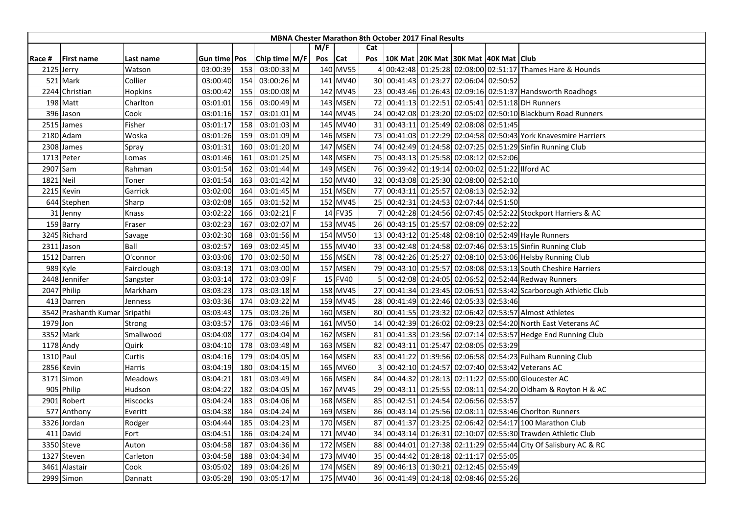| MBNA Chester Marathon 8th October 2017 Final Results | | | | | | | | | | | | | | | | |
|---|---|---|---|---|---|---|---|---|---|---|---|---|---|---|---|---|
| | | | | | | | M/F | | Cat | | | | | | | |
| Race # | First name | Last name | Gun time | Pos | Chip time | M/F | Pos | Cat | Pos | 10K Mat | 20K Mat | 30K Mat | 40K Mat | Club |
| 2125 | Jerry | Watson | 03:00:39 | 153 | 03:00:33 | M | 140 | MV55 | 4 | 00:42:48 | 01:25:28 | 02:08:00 | 02:51:17 | Thames Hare & Hounds |
| 521 | Mark | Collier | 03:00:40 | 154 | 03:00:26 | M | 141 | MV40 | 30 | 00:41:43 | 01:23:27 | 02:06:04 | 02:50:52 | |
| 2244 | Christian | Hopkins | 03:00:42 | 155 | 03:00:08 | M | 142 | MV45 | 23 | 00:43:46 | 01:26:43 | 02:09:16 | 02:51:37 | Handsworth Roadhogs |
| 198 | Matt | Charlton | 03:01:01 | 156 | 03:00:49 | M | 143 | MSEN | 72 | 00:41:13 | 01:22:51 | 02:05:41 | 02:51:18 | DH Runners |
| 396 | Jason | Cook | 03:01:16 | 157 | 03:01:01 | M | 144 | MV45 | 24 | 00:42:08 | 01:23:20 | 02:05:02 | 02:50:10 | Blackburn Road Runners |
| 2515 | James | Fisher | 03:01:17 | 158 | 03:01:03 | M | 145 | MV40 | 31 | 00:43:11 | 01:25:49 | 02:08:08 | 02:51:45 | |
| 2180 | Adam | Woska | 03:01:26 | 159 | 03:01:09 | M | 146 | MSEN | 73 | 00:41:03 | 01:22:29 | 02:04:58 | 02:50:43 | York Knavesmire Harriers |
| 2308 | James | Spray | 03:01:31 | 160 | 03:01:20 | M | 147 | MSEN | 74 | 00:42:49 | 01:24:58 | 02:07:25 | 02:51:29 | Sinfin Running Club |
| 1713 | Peter | Lomas | 03:01:46 | 161 | 03:01:25 | M | 148 | MSEN | 75 | 00:43:13 | 01:25:58 | 02:08:12 | 02:52:06 | |
| 2907 | Sam | Rahman | 03:01:54 | 162 | 03:01:44 | M | 149 | MSEN | 76 | 00:39:42 | 01:19:14 | 02:00:02 | 02:51:22 | Ilford AC |
| 1821 | Neil | Toner | 03:01:54 | 163 | 03:01:42 | M | 150 | MV40 | 32 | 00:43:08 | 01:25:30 | 02:08:00 | 02:52:10 | |
| 2215 | Kevin | Garrick | 03:02:00 | 164 | 03:01:45 | M | 151 | MSEN | 77 | 00:43:11 | 01:25:57 | 02:08:13 | 02:52:32 | |
| 644 | Stephen | Sharp | 03:02:08 | 165 | 03:01:52 | M | 152 | MV45 | 25 | 00:42:31 | 01:24:53 | 02:07:44 | 02:51:50 | |
| 31 | Jenny | Knass | 03:02:22 | 166 | 03:02:21 | F | 14 | FV35 | 7 | 00:42:28 | 01:24:56 | 02:07:45 | 02:52:22 | Stockport Harriers & AC |
| 159 | Barry | Fraser | 03:02:23 | 167 | 03:02:07 | M | 153 | MV45 | 26 | 00:43:15 | 01:25:57 | 02:08:09 | 02:52:22 | |
| 3245 | Richard | Savage | 03:02:30 | 168 | 03:01:56 | M | 154 | MV50 | 13 | 00:43:12 | 01:25:48 | 02:08:10 | 02:52:49 | Hayle Runners |
| 2311 | Jason | Ball | 03:02:57 | 169 | 03:02:45 | M | 155 | MV40 | 33 | 00:42:48 | 01:24:58 | 02:07:46 | 02:53:15 | Sinfin Running Club |
| 1512 | Darren | O'connor | 03:03:06 | 170 | 03:02:50 | M | 156 | MSEN | 78 | 00:42:26 | 01:25:27 | 02:08:10 | 02:53:06 | Helsby Running Club |
| 989 | Kyle | Fairclough | 03:03:13 | 171 | 03:03:00 | M | 157 | MSEN | 79 | 00:43:10 | 01:25:57 | 02:08:08 | 02:53:13 | South Cheshire Harriers |
| 2448 | Jennifer | Sangster | 03:03:14 | 172 | 03:03:09 | F | 15 | FV40 | 5 | 00:42:08 | 01:24:05 | 02:06:52 | 02:52:44 | Redway Runners |
| 2047 | Philip | Markham | 03:03:23 | 173 | 03:03:18 | M | 158 | MV45 | 27 | 00:41:34 | 01:23:45 | 02:06:51 | 02:53:42 | Scarborough Athletic Club |
| 413 | Darren | Jenness | 03:03:36 | 174 | 03:03:22 | M | 159 | MV45 | 28 | 00:41:49 | 01:22:46 | 02:05:33 | 02:53:46 | |
| 3542 | Prashanth Kumar | Sripathi | 03:03:43 | 175 | 03:03:26 | M | 160 | MSEN | 80 | 00:41:55 | 01:23:32 | 02:06:42 | 02:53:57 | Almost Athletes |
| 1979 | Jon | Strong | 03:03:57 | 176 | 03:03:46 | M | 161 | MV50 | 14 | 00:42:39 | 01:26:02 | 02:09:23 | 02:54:20 | North East Veterans AC |
| 3352 | Mark | Smallwood | 03:04:08 | 177 | 03:04:04 | M | 162 | MSEN | 81 | 00:41:33 | 01:23:56 | 02:07:14 | 02:53:57 | Hedge End Running Club |
| 1178 | Andy | Quirk | 03:04:10 | 178 | 03:03:48 | M | 163 | MSEN | 82 | 00:43:11 | 01:25:47 | 02:08:05 | 02:53:29 | |
| 1310 | Paul | Curtis | 03:04:16 | 179 | 03:04:05 | M | 164 | MSEN | 83 | 00:41:22 | 01:39:56 | 02:06:58 | 02:54:23 | Fulham Running Club |
| 2856 | Kevin | Harris | 03:04:19 | 180 | 03:04:15 | M | 165 | MV60 | 3 | 00:42:10 | 01:24:57 | 02:07:40 | 02:53:42 | Veterans AC |
| 3171 | Simon | Meadows | 03:04:21 | 181 | 03:03:49 | M | 166 | MSEN | 84 | 00:44:32 | 01:28:13 | 02:11:22 | 02:55:00 | Gloucester AC |
| 905 | Philip | Hudson | 03:04:22 | 182 | 03:04:05 | M | 167 | MV45 | 29 | 00:43:11 | 01:25:55 | 02:08:11 | 02:54:20 | Oldham & Royton H & AC |
| 2901 | Robert | Hiscocks | 03:04:24 | 183 | 03:04:06 | M | 168 | MSEN | 85 | 00:42:51 | 01:24:54 | 02:06:56 | 02:53:57 | |
| 577 | Anthony | Everitt | 03:04:38 | 184 | 03:04:24 | M | 169 | MSEN | 86 | 00:43:14 | 01:25:56 | 02:08:11 | 02:53:46 | Chorlton Runners |
| 3326 | Jordan | Rodger | 03:04:44 | 185 | 03:04:23 | M | 170 | MSEN | 87 | 00:41:37 | 01:23:25 | 02:06:42 | 02:54:17 | 100 Marathon Club |
| 411 | David | Fort | 03:04:51 | 186 | 03:04:24 | M | 171 | MV40 | 34 | 00:43:14 | 01:26:31 | 02:10:07 | 02:55:30 | Trawden Athletic Club |
| 3350 | Steve | Auton | 03:04:58 | 187 | 03:04:36 | M | 172 | MSEN | 88 | 00:44:01 | 01:27:38 | 02:11:29 | 02:55:44 | City Of Salisbury AC & RC |
| 1327 | Steven | Carleton | 03:04:58 | 188 | 03:04:34 | M | 173 | MV40 | 35 | 00:44:42 | 01:28:18 | 02:11:17 | 02:55:05 | |
| 3461 | Alastair | Cook | 03:05:02 | 189 | 03:04:26 | M | 174 | MSEN | 89 | 00:46:13 | 01:30:21 | 02:12:45 | 02:55:49 | |
| 2999 | Simon | Dannatt | 03:05:28 | 190 | 03:05:17 | M | 175 | MV40 | 36 | 00:41:49 | 01:24:18 | 02:08:46 | 02:55:26 | |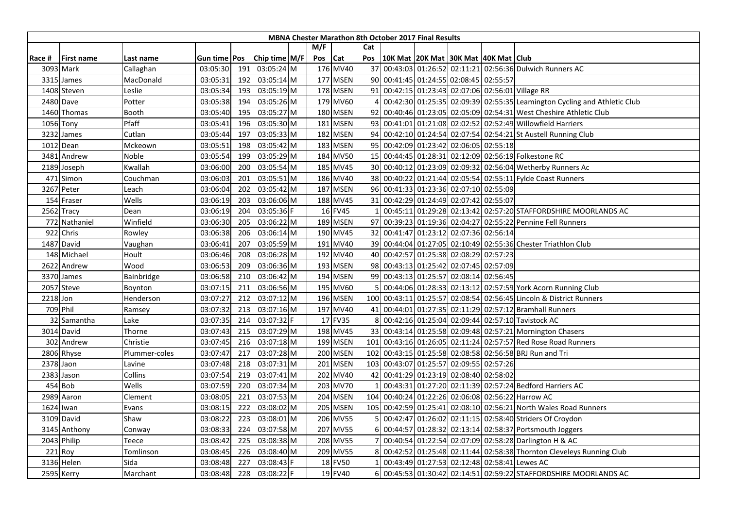| MBNA Chester Marathon 8th October 2017 Final Results | | | | | | | | | | | | | | | |
|---|---|---|---|---|---|---|---|---|---|---|---|---|---|---|---|
| | | | | | | | M/F | | Cat | | | | | | |
| Race # | First name | Last name | Gun time | Pos | Chip time | M/F | Pos | Cat | Pos | 10K Mat | 20K Mat | 30K Mat | 40K Mat | Club |
| 3093 | Mark | Callaghan | 03:05:30 | 191 | 03:05:24 | M | 176 | MV40 | 37 | 00:43:03 | 01:26:52 | 02:11:21 | 02:56:36 | Dulwich Runners AC |
| 3315 | James | MacDonald | 03:05:31 | 192 | 03:05:14 | M | 177 | MSEN | 90 | 00:41:45 | 01:24:55 | 02:08:45 | 02:55:57 | |
| 1408 | Steven | Leslie | 03:05:34 | 193 | 03:05:19 | M | 178 | MSEN | 91 | 00:42:15 | 01:23:43 | 02:07:06 | 02:56:01 | Village RR |
| 2480 | Dave | Potter | 03:05:38 | 194 | 03:05:26 | M | 179 | MV60 | 4 | 00:42:30 | 01:25:35 | 02:09:39 | 02:55:35 | Leamington Cycling and Athletic Club |
| 1460 | Thomas | Booth | 03:05:40 | 195 | 03:05:27 | M | 180 | MSEN | 92 | 00:40:46 | 01:23:05 | 02:05:09 | 02:54:31 | West Cheshire Athletic Club |
| 1056 | Tony | Pfaff | 03:05:41 | 196 | 03:05:30 | M | 181 | MSEN | 93 | 00:41:01 | 01:21:08 | 02:02:52 | 02:52:49 | Willowfield Harriers |
| 3232 | James | Cutlan | 03:05:44 | 197 | 03:05:33 | M | 182 | MSEN | 94 | 00:42:10 | 01:24:54 | 02:07:54 | 02:54:21 | St Austell Running Club |
| 1012 | Dean | Mckeown | 03:05:51 | 198 | 03:05:42 | M | 183 | MSEN | 95 | 00:42:09 | 01:23:42 | 02:06:05 | 02:55:18 | |
| 3481 | Andrew | Noble | 03:05:54 | 199 | 03:05:29 | M | 184 | MV50 | 15 | 00:44:45 | 01:28:31 | 02:12:09 | 02:56:19 | Folkestone RC |
| 2189 | Joseph | Kwallah | 03:06:00 | 200 | 03:05:54 | M | 185 | MV45 | 30 | 00:40:12 | 01:23:09 | 02:09:32 | 02:56:04 | Wetherby Runners Ac |
| 471 | Simon | Couchman | 03:06:03 | 201 | 03:05:51 | M | 186 | MV40 | 38 | 00:40:22 | 01:21:44 | 02:05:54 | 02:55:11 | Fylde Coast Runners |
| 3267 | Peter | Leach | 03:06:04 | 202 | 03:05:42 | M | 187 | MSEN | 96 | 00:41:33 | 01:23:36 | 02:07:10 | 02:55:09 | |
| 154 | Fraser | Wells | 03:06:19 | 203 | 03:06:06 | M | 188 | MV45 | 31 | 00:42:29 | 01:24:49 | 02:07:42 | 02:55:07 | |
| 2562 | Tracy | Dean | 03:06:19 | 204 | 03:05:36 | F | 16 | FV45 | 1 | 00:45:11 | 01:29:28 | 02:13:42 | 02:57:20 | STAFFORDSHIRE MOORLANDS AC |
| 772 | Nathaniel | Winfield | 03:06:30 | 205 | 03:06:22 | M | 189 | MSEN | 97 | 00:39:23 | 01:19:36 | 02:04:27 | 02:55:22 | Pennine Fell Runners |
| 922 | Chris | Rowley | 03:06:38 | 206 | 03:06:14 | M | 190 | MV45 | 32 | 00:41:47 | 01:23:12 | 02:07:36 | 02:56:14 | |
| 1487 | David | Vaughan | 03:06:41 | 207 | 03:05:59 | M | 191 | MV40 | 39 | 00:44:04 | 01:27:05 | 02:10:49 | 02:55:36 | Chester Triathlon Club |
| 148 | Michael | Hoult | 03:06:46 | 208 | 03:06:28 | M | 192 | MV40 | 40 | 00:42:57 | 01:25:38 | 02:08:29 | 02:57:23 | |
| 2622 | Andrew | Wood | 03:06:53 | 209 | 03:06:36 | M | 193 | MSEN | 98 | 00:43:13 | 01:25:42 | 02:07:45 | 02:57:09 | |
| 3370 | James | Bainbridge | 03:06:58 | 210 | 03:06:42 | M | 194 | MSEN | 99 | 00:43:13 | 01:25:57 | 02:08:14 | 02:56:45 | |
| 2057 | Steve | Boynton | 03:07:15 | 211 | 03:06:56 | M | 195 | MV60 | 5 | 00:44:06 | 01:28:33 | 02:13:12 | 02:57:59 | York Acorn Running Club |
| 2218 | Jon | Henderson | 03:07:27 | 212 | 03:07:12 | M | 196 | MSEN | 100 | 00:43:11 | 01:25:57 | 02:08:54 | 02:56:45 | Lincoln & District Runners |
| 709 | Phil | Ramsey | 03:07:32 | 213 | 03:07:16 | M | 197 | MV40 | 41 | 00:44:01 | 01:27:35 | 02:11:29 | 02:57:12 | Bramhall Runners |
| 32 | Samantha | Lake | 03:07:35 | 214 | 03:07:32 | F | 17 | FV35 | 8 | 00:42:16 | 01:25:04 | 02:09:44 | 02:57:10 | Tavistock AC |
| 3014 | David | Thorne | 03:07:43 | 215 | 03:07:29 | M | 198 | MV45 | 33 | 00:43:14 | 01:25:58 | 02:09:48 | 02:57:21 | Mornington Chasers |
| 302 | Andrew | Christie | 03:07:45 | 216 | 03:07:18 | M | 199 | MSEN | 101 | 00:43:16 | 01:26:05 | 02:11:24 | 02:57:57 | Red Rose Road Runners |
| 2806 | Rhyse | Plummer-coles | 03:07:47 | 217 | 03:07:28 | M | 200 | MSEN | 102 | 00:43:15 | 01:25:58 | 02:08:58 | 02:56:58 | BRJ Run and Tri |
| 2378 | Jaon | Lavine | 03:07:48 | 218 | 03:07:31 | M | 201 | MSEN | 103 | 00:43:07 | 01:25:57 | 02:09:55 | 02:57:26 | |
| 2383 | Jason | Collins | 03:07:54 | 219 | 03:07:41 | M | 202 | MV40 | 42 | 00:41:29 | 01:23:19 | 02:08:40 | 02:58:02 | |
| 454 | Bob | Wells | 03:07:59 | 220 | 03:07:34 | M | 203 | MV70 | 1 | 00:43:31 | 01:27:20 | 02:11:39 | 02:57:24 | Bedford Harriers AC |
| 2989 | Aaron | Clement | 03:08:05 | 221 | 03:07:53 | M | 204 | MSEN | 104 | 00:40:24 | 01:22:26 | 02:06:08 | 02:56:22 | Harrow AC |
| 1624 | Iwan | Evans | 03:08:15 | 222 | 03:08:02 | M | 205 | MSEN | 105 | 00:42:59 | 01:25:41 | 02:08:10 | 02:56:21 | North Wales Road Runners |
| 3109 | David | Shaw | 03:08:22 | 223 | 03:08:01 | M | 206 | MV55 | 5 | 00:42:47 | 01:26:02 | 02:11:15 | 02:58:40 | Striders Of Croydon |
| 3145 | Anthony | Conway | 03:08:33 | 224 | 03:07:58 | M | 207 | MV55 | 6 | 00:44:57 | 01:28:32 | 02:13:14 | 02:58:37 | Portsmouth Joggers |
| 2043 | Philip | Teece | 03:08:42 | 225 | 03:08:38 | M | 208 | MV55 | 7 | 00:40:54 | 01:22:54 | 02:07:09 | 02:58:28 | Darlington H & AC |
| 221 | Roy | Tomlinson | 03:08:45 | 226 | 03:08:40 | M | 209 | MV55 | 8 | 00:42:52 | 01:25:48 | 02:11:44 | 02:58:38 | Thornton Cleveleys Running Club |
| 3136 | Helen | Sida | 03:08:48 | 227 | 03:08:43 | F | 18 | FV50 | 1 | 00:43:49 | 01:27:53 | 02:12:48 | 02:58:41 | Lewes AC |
| 2595 | Kerry | Marchant | 03:08:48 | 228 | 03:08:22 | F | 19 | FV40 | 6 | 00:45:53 | 01:30:42 | 02:14:51 | 02:59:22 | STAFFORDSHIRE MOORLANDS AC |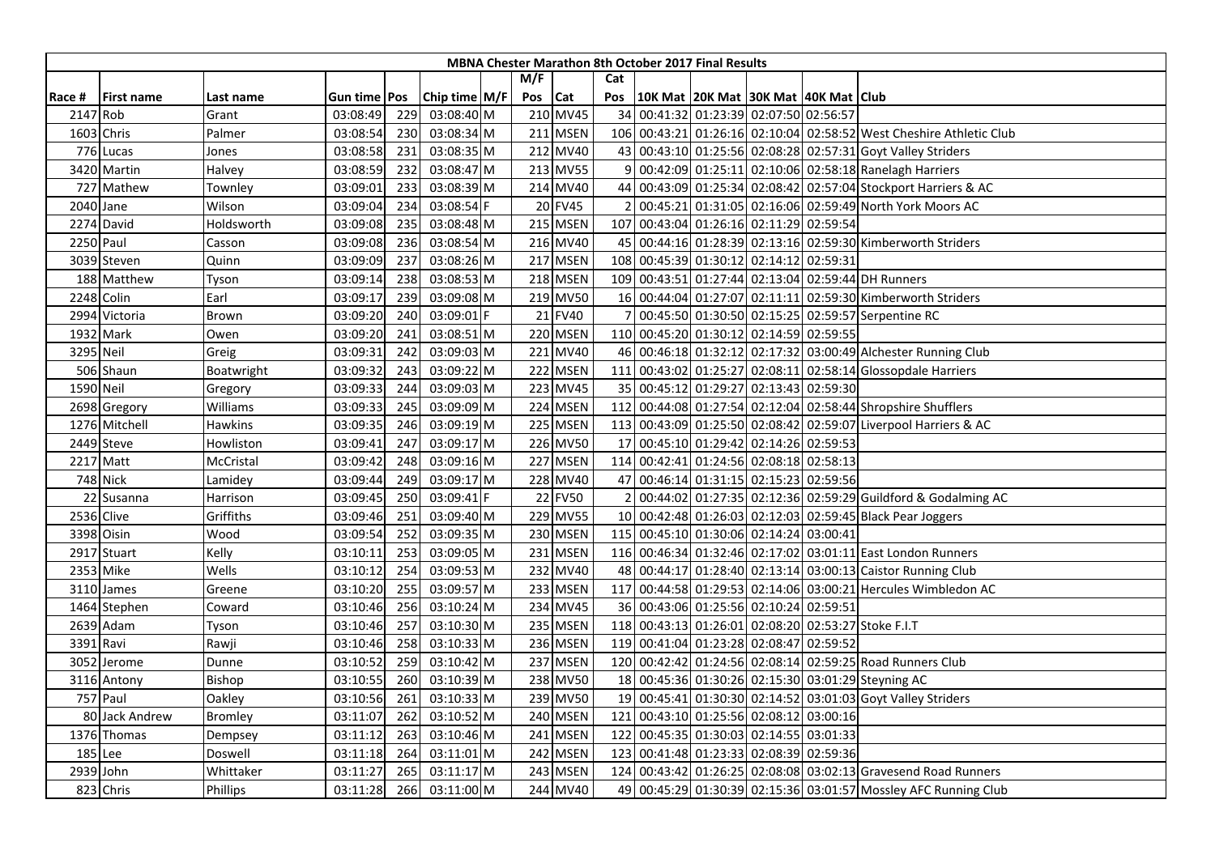**MBNA Chester Marathon 8th October 2017 Final Results**

| Race # | First name | Last name | Gun time | Pos | Chip time | M/F | M/F Pos | Cat | Cat Pos | 10K Mat | 20K Mat | 30K Mat | 40K Mat | Club |
|---|---|---|---|---|---|---|---|---|---|---|---|---|---|---|
| 2147 | Rob | Grant | 03:08:49 | 229 | 03:08:40 | M | 210 | MV45 | 34 | 00:41:32 | 01:23:39 | 02:07:50 | 02:56:57 | |
| 1603 | Chris | Palmer | 03:08:54 | 230 | 03:08:34 | M | 211 | MSEN | 106 | 00:43:21 | 01:26:16 | 02:10:04 | 02:58:52 | West Cheshire Athletic Club |
| 776 | Lucas | Jones | 03:08:58 | 231 | 03:08:35 | M | 212 | MV40 | 43 | 00:43:10 | 01:25:56 | 02:08:28 | 02:57:31 | Goyt Valley Striders |
| 3420 | Martin | Halvey | 03:08:59 | 232 | 03:08:47 | M | 213 | MV55 | 9 | 00:42:09 | 01:25:11 | 02:10:06 | 02:58:18 | Ranelagh Harriers |
| 727 | Mathew | Townley | 03:09:01 | 233 | 03:08:39 | M | 214 | MV40 | 44 | 00:43:09 | 01:25:34 | 02:08:42 | 02:57:04 | Stockport Harriers & AC |
| 2040 | Jane | Wilson | 03:09:04 | 234 | 03:08:54 | F | 20 | FV45 | 2 | 00:45:21 | 01:31:05 | 02:16:06 | 02:59:49 | North York Moors AC |
| 2274 | David | Holdsworth | 03:09:08 | 235 | 03:08:48 | M | 215 | MSEN | 107 | 00:43:04 | 01:26:16 | 02:11:29 | 02:59:54 | |
| 2250 | Paul | Casson | 03:09:08 | 236 | 03:08:54 | M | 216 | MV40 | 45 | 00:44:16 | 01:28:39 | 02:13:16 | 02:59:30 | Kimberworth Striders |
| 3039 | Steven | Quinn | 03:09:09 | 237 | 03:08:26 | M | 217 | MSEN | 108 | 00:45:39 | 01:30:12 | 02:14:12 | 02:59:31 | |
| 188 | Matthew | Tyson | 03:09:14 | 238 | 03:08:53 | M | 218 | MSEN | 109 | 00:43:51 | 01:27:44 | 02:13:04 | 02:59:44 | DH Runners |
| 2248 | Colin | Earl | 03:09:17 | 239 | 03:09:08 | M | 219 | MV50 | 16 | 00:44:04 | 01:27:07 | 02:11:11 | 02:59:30 | Kimberworth Striders |
| 2994 | Victoria | Brown | 03:09:20 | 240 | 03:09:01 | F | 21 | FV40 | 7 | 00:45:50 | 01:30:50 | 02:15:25 | 02:59:57 | Serpentine RC |
| 1932 | Mark | Owen | 03:09:20 | 241 | 03:08:51 | M | 220 | MSEN | 110 | 00:45:20 | 01:30:12 | 02:14:59 | 02:59:55 | |
| 3295 | Neil | Greig | 03:09:31 | 242 | 03:09:03 | M | 221 | MV40 | 46 | 00:46:18 | 01:32:12 | 02:17:32 | 03:00:49 | Alchester Running Club |
| 506 | Shaun | Boatwright | 03:09:32 | 243 | 03:09:22 | M | 222 | MSEN | 111 | 00:43:02 | 01:25:27 | 02:08:11 | 02:58:14 | Glossopdale Harriers |
| 1590 | Neil | Gregory | 03:09:33 | 244 | 03:09:03 | M | 223 | MV45 | 35 | 00:45:12 | 01:29:27 | 02:13:43 | 02:59:30 | |
| 2698 | Gregory | Williams | 03:09:33 | 245 | 03:09:09 | M | 224 | MSEN | 112 | 00:44:08 | 01:27:54 | 02:12:04 | 02:58:44 | Shropshire Shufflers |
| 1276 | Mitchell | Hawkins | 03:09:35 | 246 | 03:09:19 | M | 225 | MSEN | 113 | 00:43:09 | 01:25:50 | 02:08:42 | 02:59:07 | Liverpool Harriers & AC |
| 2449 | Steve | Howliston | 03:09:41 | 247 | 03:09:17 | M | 226 | MV50 | 17 | 00:45:10 | 01:29:42 | 02:14:26 | 02:59:53 | |
| 2217 | Matt | McCristal | 03:09:42 | 248 | 03:09:16 | M | 227 | MSEN | 114 | 00:42:41 | 01:24:56 | 02:08:18 | 02:58:13 | |
| 748 | Nick | Lamidey | 03:09:44 | 249 | 03:09:17 | M | 228 | MV40 | 47 | 00:46:14 | 01:31:15 | 02:15:23 | 02:59:56 | |
| 22 | Susanna | Harrison | 03:09:45 | 250 | 03:09:41 | F | 22 | FV50 | 2 | 00:44:02 | 01:27:35 | 02:12:36 | 02:59:29 | Guildford & Godalming AC |
| 2536 | Clive | Griffiths | 03:09:46 | 251 | 03:09:40 | M | 229 | MV55 | 10 | 00:42:48 | 01:26:03 | 02:12:03 | 02:59:45 | Black Pear Joggers |
| 3398 | Oisin | Wood | 03:09:54 | 252 | 03:09:35 | M | 230 | MSEN | 115 | 00:45:10 | 01:30:06 | 02:14:24 | 03:00:41 | |
| 2917 | Stuart | Kelly | 03:10:11 | 253 | 03:09:05 | M | 231 | MSEN | 116 | 00:46:34 | 01:32:46 | 02:17:02 | 03:01:11 | East London Runners |
| 2353 | Mike | Wells | 03:10:12 | 254 | 03:09:53 | M | 232 | MV40 | 48 | 00:44:17 | 01:28:40 | 02:13:14 | 03:00:13 | Caistor Running Club |
| 3110 | James | Greene | 03:10:20 | 255 | 03:09:57 | M | 233 | MSEN | 117 | 00:44:58 | 01:29:53 | 02:14:06 | 03:00:21 | Hercules Wimbledon AC |
| 1464 | Stephen | Coward | 03:10:46 | 256 | 03:10:24 | M | 234 | MV45 | 36 | 00:43:06 | 01:25:56 | 02:10:24 | 02:59:51 | |
| 2639 | Adam | Tyson | 03:10:46 | 257 | 03:10:30 | M | 235 | MSEN | 118 | 00:43:13 | 01:26:01 | 02:08:20 | 02:53:27 | Stoke F.I.T |
| 3391 | Ravi | Rawji | 03:10:46 | 258 | 03:10:33 | M | 236 | MSEN | 119 | 00:41:04 | 01:23:28 | 02:08:47 | 02:59:52 | |
| 3052 | Jerome | Dunne | 03:10:52 | 259 | 03:10:42 | M | 237 | MSEN | 120 | 00:42:42 | 01:24:56 | 02:08:14 | 02:59:25 | Road Runners Club |
| 3116 | Antony | Bishop | 03:10:55 | 260 | 03:10:39 | M | 238 | MV50 | 18 | 00:45:36 | 01:30:26 | 02:15:30 | 03:01:29 | Steyning AC |
| 757 | Paul | Oakley | 03:10:56 | 261 | 03:10:33 | M | 239 | MV50 | 19 | 00:45:41 | 01:30:30 | 02:14:52 | 03:01:03 | Goyt Valley Striders |
| 80 | Jack Andrew | Bromley | 03:11:07 | 262 | 03:10:52 | M | 240 | MSEN | 121 | 00:43:10 | 01:25:56 | 02:08:12 | 03:00:16 | |
| 1376 | Thomas | Dempsey | 03:11:12 | 263 | 03:10:46 | M | 241 | MSEN | 122 | 00:45:35 | 01:30:03 | 02:14:55 | 03:01:33 | |
| 185 | Lee | Doswell | 03:11:18 | 264 | 03:11:01 | M | 242 | MSEN | 123 | 00:41:48 | 01:23:33 | 02:08:39 | 02:59:36 | |
| 2939 | John | Whittaker | 03:11:27 | 265 | 03:11:17 | M | 243 | MSEN | 124 | 00:43:42 | 01:26:25 | 02:08:08 | 03:02:13 | Gravesend Road Runners |
| 823 | Chris | Phillips | 03:11:28 | 266 | 03:11:00 | M | 244 | MV40 | 49 | 00:45:29 | 01:30:39 | 02:15:36 | 03:01:57 | Mossley AFC Running Club |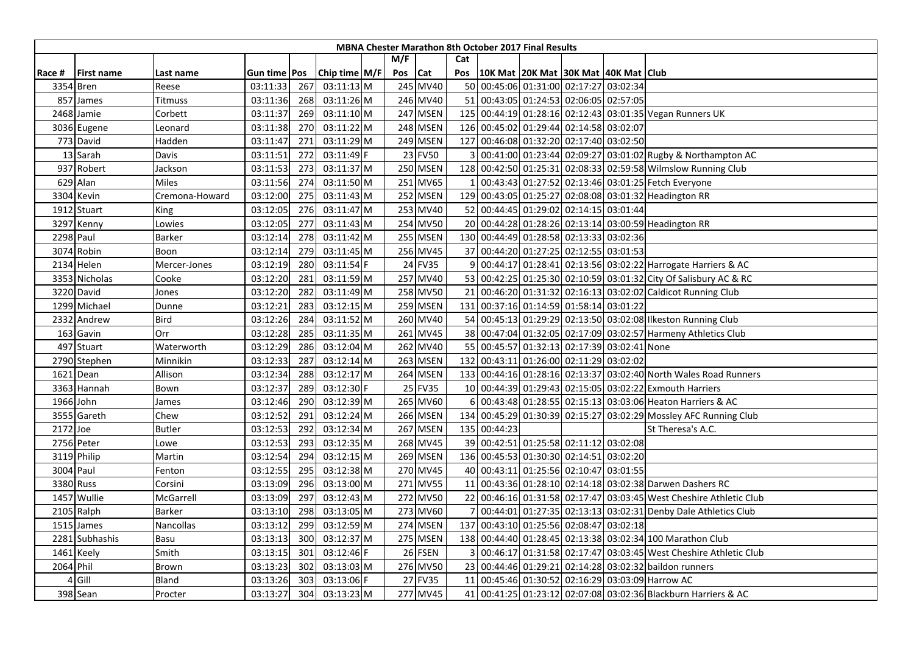| MBNA Chester Marathon 8th October 2017 Final Results | | | | | | | | | | | | | | | |
|---|---|---|---|---|---|---|---|---|---|---|---|---|---|---|---|
| | | | | | | | M/F | | Cat | | | | | | |
| Race # | First name | Last name | Gun time | Pos | Chip time | M/F | Pos | Cat | Pos | 10K Mat | 20K Mat | 30K Mat | 40K Mat | Club |
| 3354 | Bren | Reese | 03:11:33 | 267 | 03:11:13 | M | 245 | MV40 | 50 | 00:45:06 | 01:31:00 | 02:17:27 | 03:02:34 | |
| 857 | James | Titmuss | 03:11:36 | 268 | 03:11:26 | M | 246 | MV40 | 51 | 00:43:05 | 01:24:53 | 02:06:05 | 02:57:05 | |
| 2468 | Jamie | Corbett | 03:11:37 | 269 | 03:11:10 | M | 247 | MSEN | 125 | 00:44:19 | 01:28:16 | 02:12:43 | 03:01:35 | Vegan Runners UK |
| 3036 | Eugene | Leonard | 03:11:38 | 270 | 03:11:22 | M | 248 | MSEN | 126 | 00:45:02 | 01:29:44 | 02:14:58 | 03:02:07 | |
| 773 | David | Hadden | 03:11:47 | 271 | 03:11:29 | M | 249 | MSEN | 127 | 00:46:08 | 01:32:20 | 02:17:40 | 03:02:50 | |
| 13 | Sarah | Davis | 03:11:51 | 272 | 03:11:49 | F | 23 | FV50 | 3 | 00:41:00 | 01:23:44 | 02:09:27 | 03:01:02 | Rugby & Northampton AC |
| 937 | Robert | Jackson | 03:11:53 | 273 | 03:11:37 | M | 250 | MSEN | 128 | 00:42:50 | 01:25:31 | 02:08:33 | 02:59:58 | Wilmslow Running Club |
| 629 | Alan | Miles | 03:11:56 | 274 | 03:11:50 | M | 251 | MV65 | 1 | 00:43:43 | 01:27:52 | 02:13:46 | 03:01:25 | Fetch Everyone |
| 3304 | Kevin | Cremona-Howard | 03:12:00 | 275 | 03:11:43 | M | 252 | MSEN | 129 | 00:43:05 | 01:25:27 | 02:08:08 | 03:01:32 | Headington RR |
| 1912 | Stuart | King | 03:12:05 | 276 | 03:11:47 | M | 253 | MV40 | 52 | 00:44:45 | 01:29:02 | 02:14:15 | 03:01:44 | |
| 3297 | Kenny | Lowies | 03:12:05 | 277 | 03:11:43 | M | 254 | MV50 | 20 | 00:44:28 | 01:28:26 | 02:13:14 | 03:00:59 | Headington RR |
| 2298 | Paul | Barker | 03:12:14 | 278 | 03:11:42 | M | 255 | MSEN | 130 | 00:44:49 | 01:28:58 | 02:13:33 | 03:02:36 | |
| 3074 | Robin | Boon | 03:12:14 | 279 | 03:11:45 | M | 256 | MV45 | 37 | 00:44:20 | 01:27:25 | 02:12:55 | 03:01:53 | |
| 2134 | Helen | Mercer-Jones | 03:12:19 | 280 | 03:11:54 | F | 24 | FV35 | 9 | 00:44:17 | 01:28:41 | 02:13:56 | 03:02:22 | Harrogate Harriers & AC |
| 3353 | Nicholas | Cooke | 03:12:20 | 281 | 03:11:59 | M | 257 | MV40 | 53 | 00:42:25 | 01:25:30 | 02:10:59 | 03:01:32 | City Of Salisbury AC & RC |
| 3220 | David | Jones | 03:12:20 | 282 | 03:11:49 | M | 258 | MV50 | 21 | 00:46:20 | 01:31:32 | 02:16:13 | 03:02:02 | Caldicot Running Club |
| 1299 | Michael | Dunne | 03:12:21 | 283 | 03:12:15 | M | 259 | MSEN | 131 | 00:37:16 | 01:14:59 | 01:58:14 | 03:01:22 | |
| 2332 | Andrew | Bird | 03:12:26 | 284 | 03:11:52 | M | 260 | MV40 | 54 | 00:45:13 | 01:29:29 | 02:13:50 | 03:02:08 | Ilkeston Running Club |
| 163 | Gavin | Orr | 03:12:28 | 285 | 03:11:35 | M | 261 | MV45 | 38 | 00:47:04 | 01:32:05 | 02:17:09 | 03:02:57 | Harmeny Athletics Club |
| 497 | Stuart | Waterworth | 03:12:29 | 286 | 03:12:04 | M | 262 | MV40 | 55 | 00:45:57 | 01:32:13 | 02:17:39 | 03:02:41 | None |
| 2790 | Stephen | Minnikin | 03:12:33 | 287 | 03:12:14 | M | 263 | MSEN | 132 | 00:43:11 | 01:26:00 | 02:11:29 | 03:02:02 | |
| 1621 | Dean | Allison | 03:12:34 | 288 | 03:12:17 | M | 264 | MSEN | 133 | 00:44:16 | 01:28:16 | 02:13:37 | 03:02:40 | North Wales Road Runners |
| 3363 | Hannah | Bown | 03:12:37 | 289 | 03:12:30 | F | 25 | FV35 | 10 | 00:44:39 | 01:29:43 | 02:15:05 | 03:02:22 | Exmouth Harriers |
| 1966 | John | James | 03:12:46 | 290 | 03:12:39 | M | 265 | MV60 | 6 | 00:43:48 | 01:28:55 | 02:15:13 | 03:03:06 | Heaton Harriers & AC |
| 3555 | Gareth | Chew | 03:12:52 | 291 | 03:12:24 | M | 266 | MSEN | 134 | 00:45:29 | 01:30:39 | 02:15:27 | 03:02:29 | Mossley AFC Running Club |
| 2172 | Joe | Butler | 03:12:53 | 292 | 03:12:34 | M | 267 | MSEN | 135 | 00:44:23 | | | | St Theresa's A.C. |
| 2756 | Peter | Lowe | 03:12:53 | 293 | 03:12:35 | M | 268 | MV45 | 39 | 00:42:51 | 01:25:58 | 02:11:12 | 03:02:08 | |
| 3119 | Philip | Martin | 03:12:54 | 294 | 03:12:15 | M | 269 | MSEN | 136 | 00:45:53 | 01:30:30 | 02:14:51 | 03:02:20 | |
| 3004 | Paul | Fenton | 03:12:55 | 295 | 03:12:38 | M | 270 | MV45 | 40 | 00:43:11 | 01:25:56 | 02:10:47 | 03:01:55 | |
| 3380 | Russ | Corsini | 03:13:09 | 296 | 03:13:00 | M | 271 | MV55 | 11 | 00:43:36 | 01:28:10 | 02:14:18 | 03:02:38 | Darwen Dashers RC |
| 1457 | Wullie | McGarrell | 03:13:09 | 297 | 03:12:43 | M | 272 | MV50 | 22 | 00:46:16 | 01:31:58 | 02:17:47 | 03:03:45 | West Cheshire Athletic Club |
| 2105 | Ralph | Barker | 03:13:10 | 298 | 03:13:05 | M | 273 | MV60 | 7 | 00:44:01 | 01:27:35 | 02:13:13 | 03:02:31 | Denby Dale Athletics Club |
| 1515 | James | Nancollas | 03:13:12 | 299 | 03:12:59 | M | 274 | MSEN | 137 | 00:43:10 | 01:25:56 | 02:08:47 | 03:02:18 | |
| 2281 | Subhashis | Basu | 03:13:13 | 300 | 03:12:37 | M | 275 | MSEN | 138 | 00:44:40 | 01:28:45 | 02:13:38 | 03:02:34 | 100 Marathon Club |
| 1461 | Keely | Smith | 03:13:15 | 301 | 03:12:46 | F | 26 | FSEN | 3 | 00:46:17 | 01:31:58 | 02:17:47 | 03:03:45 | West Cheshire Athletic Club |
| 2064 | Phil | Brown | 03:13:23 | 302 | 03:13:03 | M | 276 | MV50 | 23 | 00:44:46 | 01:29:21 | 02:14:28 | 03:02:32 | baildon runners |
| 4 | Gill | Bland | 03:13:26 | 303 | 03:13:06 | F | 27 | FV35 | 11 | 00:45:46 | 01:30:52 | 02:16:29 | 03:03:09 | Harrow AC |
| 398 | Sean | Procter | 03:13:27 | 304 | 03:13:23 | M | 277 | MV45 | 41 | 00:41:25 | 01:23:12 | 02:07:08 | 03:02:36 | Blackburn Harriers & AC |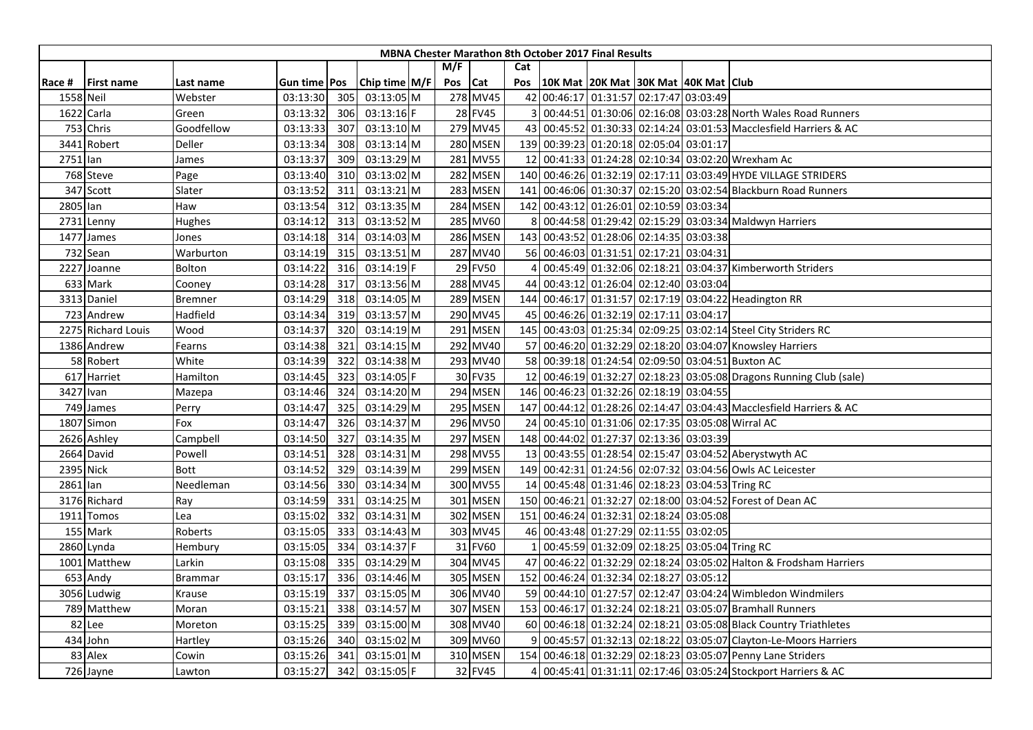| MBNA Chester Marathon 8th October 2017 Final Results | | | | | | | | | | | | | | | |
|---|---|---|---|---|---|---|---|---|---|---|---|---|---|---|---|
| | | | | | | | M/F | | Cat | | | | | | |
| Race # | First name | Last name | Gun time | Pos | Chip time | M/F | Pos | Cat | Pos | 10K Mat | 20K Mat | 30K Mat | 40K Mat | Club |
| 1558 | Neil | Webster | 03:13:30 | 305 | 03:13:05 | M | 278 | MV45 | 42 | 00:46:17 | 01:31:57 | 02:17:47 | 03:03:49 | |
| 1622 | Carla | Green | 03:13:32 | 306 | 03:13:16 | F | 28 | FV45 | 3 | 00:44:51 | 01:30:06 | 02:16:08 | 03:03:28 | North Wales Road Runners |
| 753 | Chris | Goodfellow | 03:13:33 | 307 | 03:13:10 | M | 279 | MV45 | 43 | 00:45:52 | 01:30:33 | 02:14:24 | 03:01:53 | Macclesfield Harriers & AC |
| 3441 | Robert | Deller | 03:13:34 | 308 | 03:13:14 | M | 280 | MSEN | 139 | 00:39:23 | 01:20:18 | 02:05:04 | 03:01:17 | |
| 2751 | Ian | James | 03:13:37 | 309 | 03:13:29 | M | 281 | MV55 | 12 | 00:41:33 | 01:24:28 | 02:10:34 | 03:02:20 | Wrexham Ac |
| 768 | Steve | Page | 03:13:40 | 310 | 03:13:02 | M | 282 | MSEN | 140 | 00:46:26 | 01:32:19 | 02:17:11 | 03:03:49 | HYDE VILLAGE STRIDERS |
| 347 | Scott | Slater | 03:13:52 | 311 | 03:13:21 | M | 283 | MSEN | 141 | 00:46:06 | 01:30:37 | 02:15:20 | 03:02:54 | Blackburn Road Runners |
| 2805 | Ian | Haw | 03:13:54 | 312 | 03:13:35 | M | 284 | MSEN | 142 | 00:43:12 | 01:26:01 | 02:10:59 | 03:03:34 | |
| 2731 | Lenny | Hughes | 03:14:12 | 313 | 03:13:52 | M | 285 | MV60 | 8 | 00:44:58 | 01:29:42 | 02:15:29 | 03:03:34 | Maldwyn Harriers |
| 1477 | James | Jones | 03:14:18 | 314 | 03:14:03 | M | 286 | MSEN | 143 | 00:43:52 | 01:28:06 | 02:14:35 | 03:03:38 | |
| 732 | Sean | Warburton | 03:14:19 | 315 | 03:13:51 | M | 287 | MV40 | 56 | 00:46:03 | 01:31:51 | 02:17:21 | 03:04:31 | |
| 2227 | Joanne | Bolton | 03:14:22 | 316 | 03:14:19 | F | 29 | FV50 | 4 | 00:45:49 | 01:32:06 | 02:18:21 | 03:04:37 | Kimberworth Striders |
| 633 | Mark | Cooney | 03:14:28 | 317 | 03:13:56 | M | 288 | MV45 | 44 | 00:43:12 | 01:26:04 | 02:12:40 | 03:03:04 | |
| 3313 | Daniel | Bremner | 03:14:29 | 318 | 03:14:05 | M | 289 | MSEN | 144 | 00:46:17 | 01:31:57 | 02:17:19 | 03:04:22 | Headington RR |
| 723 | Andrew | Hadfield | 03:14:34 | 319 | 03:13:57 | M | 290 | MV45 | 45 | 00:46:26 | 01:32:19 | 02:17:11 | 03:04:17 | |
| 2275 | Richard Louis | Wood | 03:14:37 | 320 | 03:14:19 | M | 291 | MSEN | 145 | 00:43:03 | 01:25:34 | 02:09:25 | 03:02:14 | Steel City Striders RC |
| 1386 | Andrew | Fearns | 03:14:38 | 321 | 03:14:15 | M | 292 | MV40 | 57 | 00:46:20 | 01:32:29 | 02:18:20 | 03:04:07 | Knowsley Harriers |
| 58 | Robert | White | 03:14:39 | 322 | 03:14:38 | M | 293 | MV40 | 58 | 00:39:18 | 01:24:54 | 02:09:50 | 03:04:51 | Buxton AC |
| 617 | Harriet | Hamilton | 03:14:45 | 323 | 03:14:05 | F | 30 | FV35 | 12 | 00:46:19 | 01:32:27 | 02:18:23 | 03:05:08 | Dragons Running Club (sale) |
| 3427 | Ivan | Mazepa | 03:14:46 | 324 | 03:14:20 | M | 294 | MSEN | 146 | 00:46:23 | 01:32:26 | 02:18:19 | 03:04:55 | |
| 749 | James | Perry | 03:14:47 | 325 | 03:14:29 | M | 295 | MSEN | 147 | 00:44:12 | 01:28:26 | 02:14:47 | 03:04:43 | Macclesfield Harriers & AC |
| 1807 | Simon | Fox | 03:14:47 | 326 | 03:14:37 | M | 296 | MV50 | 24 | 00:45:10 | 01:31:06 | 02:17:35 | 03:05:08 | Wirral AC |
| 2626 | Ashley | Campbell | 03:14:50 | 327 | 03:14:35 | M | 297 | MSEN | 148 | 00:44:02 | 01:27:37 | 02:13:36 | 03:03:39 | |
| 2664 | David | Powell | 03:14:51 | 328 | 03:14:31 | M | 298 | MV55 | 13 | 00:43:55 | 01:28:54 | 02:15:47 | 03:04:52 | Aberystwyth AC |
| 2395 | Nick | Bott | 03:14:52 | 329 | 03:14:39 | M | 299 | MSEN | 149 | 00:42:31 | 01:24:56 | 02:07:32 | 03:04:56 | Owls AC Leicester |
| 2861 | Ian | Needleman | 03:14:56 | 330 | 03:14:34 | M | 300 | MV55 | 14 | 00:45:48 | 01:31:46 | 02:18:23 | 03:04:53 | Tring RC |
| 3176 | Richard | Ray | 03:14:59 | 331 | 03:14:25 | M | 301 | MSEN | 150 | 00:46:21 | 01:32:27 | 02:18:00 | 03:04:52 | Forest of Dean AC |
| 1911 | Tomos | Lea | 03:15:02 | 332 | 03:14:31 | M | 302 | MSEN | 151 | 00:46:24 | 01:32:31 | 02:18:24 | 03:05:08 | |
| 155 | Mark | Roberts | 03:15:05 | 333 | 03:14:43 | M | 303 | MV45 | 46 | 00:43:48 | 01:27:29 | 02:11:55 | 03:02:05 | |
| 2860 | Lynda | Hembury | 03:15:05 | 334 | 03:14:37 | F | 31 | FV60 | 1 | 00:45:59 | 01:32:09 | 02:18:25 | 03:05:04 | Tring RC |
| 1001 | Matthew | Larkin | 03:15:08 | 335 | 03:14:29 | M | 304 | MV45 | 47 | 00:46:22 | 01:32:29 | 02:18:24 | 03:05:02 | Halton & Frodsham Harriers |
| 653 | Andy | Brammar | 03:15:17 | 336 | 03:14:46 | M | 305 | MSEN | 152 | 00:46:24 | 01:32:34 | 02:18:27 | 03:05:12 | |
| 3056 | Ludwig | Krause | 03:15:19 | 337 | 03:15:05 | M | 306 | MV40 | 59 | 00:44:10 | 01:27:57 | 02:12:47 | 03:04:24 | Wimbledon Windmilers |
| 789 | Matthew | Moran | 03:15:21 | 338 | 03:14:57 | M | 307 | MSEN | 153 | 00:46:17 | 01:32:24 | 02:18:21 | 03:05:07 | Bramhall Runners |
| 82 | Lee | Moreton | 03:15:25 | 339 | 03:15:00 | M | 308 | MV40 | 60 | 00:46:18 | 01:32:24 | 02:18:21 | 03:05:08 | Black Country Triathletes |
| 434 | John | Hartley | 03:15:26 | 340 | 03:15:02 | M | 309 | MV60 | 9 | 00:45:57 | 01:32:13 | 02:18:22 | 03:05:07 | Clayton-Le-Moors Harriers |
| 83 | Alex | Cowin | 03:15:26 | 341 | 03:15:01 | M | 310 | MSEN | 154 | 00:46:18 | 01:32:29 | 02:18:23 | 03:05:07 | Penny Lane Striders |
| 726 | Jayne | Lawton | 03:15:27 | 342 | 03:15:05 | F | 32 | FV45 | 4 | 00:45:41 | 01:31:11 | 02:17:46 | 03:05:24 | Stockport Harriers & AC |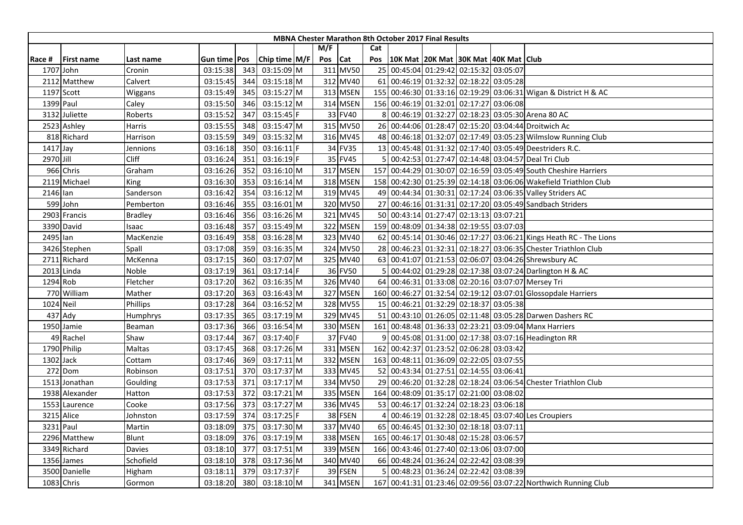| MBNA Chester Marathon 8th October 2017 Final Results | | | | | | | | | | | | | | | | |
|---|---|---|---|---|---|---|---|---|---|---|---|---|---|---|---|---|
| | | | | | | | | M/F | | Cat | | | | | | |
| Race # | First name | Last name | Gun time | Pos | Chip time | M/F | Pos | Cat | Pos | 10K Mat | 20K Mat | 30K Mat | 40K Mat | Club |
| 1707 | John | Cronin | 03:15:38 | 343 | 03:15:09 | M | 311 | MV50 | 25 | 00:45:04 | 01:29:42 | 02:15:32 | 03:05:07 | |
| 2112 | Matthew | Calvert | 03:15:45 | 344 | 03:15:18 | M | 312 | MV40 | 61 | 00:46:19 | 01:32:32 | 02:18:22 | 03:05:28 | |
| 1197 | Scott | Wiggans | 03:15:49 | 345 | 03:15:27 | M | 313 | MSEN | 155 | 00:46:30 | 01:33:16 | 02:19:29 | 03:06:31 | Wigan & District H & AC |
| 1399 | Paul | Caley | 03:15:50 | 346 | 03:15:12 | M | 314 | MSEN | 156 | 00:46:19 | 01:32:01 | 02:17:27 | 03:06:08 | |
| 3132 | Juliette | Roberts | 03:15:52 | 347 | 03:15:45 | F | 33 | FV40 | 8 | 00:46:19 | 01:32:27 | 02:18:23 | 03:05:30 | Arena 80 AC |
| 2523 | Ashley | Harris | 03:15:55 | 348 | 03:15:47 | M | 315 | MV50 | 26 | 00:44:06 | 01:28:47 | 02:15:20 | 03:04:44 | Droitwich Ac |
| 818 | Richard | Harrison | 03:15:59 | 349 | 03:15:32 | M | 316 | MV45 | 48 | 00:46:18 | 01:32:07 | 02:17:49 | 03:05:23 | Wilmslow Running Club |
| 1417 | Jay | Jennions | 03:16:18 | 350 | 03:16:11 | F | 34 | FV35 | 13 | 00:45:48 | 01:31:32 | 02:17:40 | 03:05:49 | Deestriders R.C. |
| 2970 | Jill | Cliff | 03:16:24 | 351 | 03:16:19 | F | 35 | FV45 | 5 | 00:42:53 | 01:27:47 | 02:14:48 | 03:04:57 | Deal Tri Club |
| 966 | Chris | Graham | 03:16:26 | 352 | 03:16:10 | M | 317 | MSEN | 157 | 00:44:29 | 01:30:07 | 02:16:59 | 03:05:49 | South Cheshire Harriers |
| 2119 | Michael | King | 03:16:30 | 353 | 03:16:14 | M | 318 | MSEN | 158 | 00:42:30 | 01:25:39 | 02:14:18 | 03:06:06 | Wakefield Triathlon Club |
| 2146 | Ian | Sanderson | 03:16:42 | 354 | 03:16:12 | M | 319 | MV45 | 49 | 00:44:34 | 01:30:31 | 02:17:24 | 03:06:35 | Valley Striders AC |
| 599 | John | Pemberton | 03:16:46 | 355 | 03:16:01 | M | 320 | MV50 | 27 | 00:46:16 | 01:31:31 | 02:17:20 | 03:05:49 | Sandbach Striders |
| 2903 | Francis | Bradley | 03:16:46 | 356 | 03:16:26 | M | 321 | MV45 | 50 | 00:43:14 | 01:27:47 | 02:13:13 | 03:07:21 | |
| 3390 | David | Isaac | 03:16:48 | 357 | 03:15:49 | M | 322 | MSEN | 159 | 00:48:09 | 01:34:38 | 02:19:55 | 03:07:03 | |
| 2495 | Ian | MacKenzie | 03:16:49 | 358 | 03:16:28 | M | 323 | MV40 | 62 | 00:45:14 | 01:30:46 | 02:17:27 | 03:06:21 | Kings Heath RC - The Lions |
| 3426 | Stephen | Spall | 03:17:08 | 359 | 03:16:35 | M | 324 | MV50 | 28 | 00:46:23 | 01:32:31 | 02:18:27 | 03:06:35 | Chester Triathlon Club |
| 2711 | Richard | McKenna | 03:17:15 | 360 | 03:17:07 | M | 325 | MV40 | 63 | 00:41:07 | 01:21:53 | 02:06:07 | 03:04:26 | Shrewsbury AC |
| 2013 | Linda | Noble | 03:17:19 | 361 | 03:17:14 | F | 36 | FV50 | 5 | 00:44:02 | 01:29:28 | 02:17:38 | 03:07:24 | Darlington H & AC |
| 1294 | Rob | Fletcher | 03:17:20 | 362 | 03:16:35 | M | 326 | MV40 | 64 | 00:46:31 | 01:33:08 | 02:20:16 | 03:07:07 | Mersey Tri |
| 770 | William | Mather | 03:17:20 | 363 | 03:16:43 | M | 327 | MSEN | 160 | 00:46:27 | 01:32:54 | 02:19:12 | 03:07:01 | Glossopdale Harriers |
| 1024 | Neil | Phillips | 03:17:28 | 364 | 03:16:52 | M | 328 | MV55 | 15 | 00:46:21 | 01:32:29 | 02:18:37 | 03:05:38 | |
| 437 | Ady | Humphrys | 03:17:35 | 365 | 03:17:19 | M | 329 | MV45 | 51 | 00:43:10 | 01:26:05 | 02:11:48 | 03:05:28 | Darwen Dashers RC |
| 1950 | Jamie | Beaman | 03:17:36 | 366 | 03:16:54 | M | 330 | MSEN | 161 | 00:48:48 | 01:36:33 | 02:23:21 | 03:09:04 | Manx Harriers |
| 49 | Rachel | Shaw | 03:17:44 | 367 | 03:17:40 | F | 37 | FV40 | 9 | 00:45:08 | 01:31:00 | 02:17:38 | 03:07:16 | Headington RR |
| 1790 | Philip | Maltas | 03:17:45 | 368 | 03:17:26 | M | 331 | MSEN | 162 | 00:42:37 | 01:23:52 | 02:06:28 | 03:03:42 | |
| 1302 | Jack | Cottam | 03:17:46 | 369 | 03:17:11 | M | 332 | MSEN | 163 | 00:48:11 | 01:36:09 | 02:22:05 | 03:07:55 | |
| 272 | Dom | Robinson | 03:17:51 | 370 | 03:17:37 | M | 333 | MV45 | 52 | 00:43:34 | 01:27:51 | 02:14:55 | 03:06:41 | |
| 1513 | Jonathan | Goulding | 03:17:53 | 371 | 03:17:17 | M | 334 | MV50 | 29 | 00:46:20 | 01:32:28 | 02:18:24 | 03:06:54 | Chester Triathlon Club |
| 1938 | Alexander | Hatton | 03:17:53 | 372 | 03:17:21 | M | 335 | MSEN | 164 | 00:48:09 | 01:35:17 | 02:21:00 | 03:08:02 | |
| 1553 | Laurence | Cooke | 03:17:56 | 373 | 03:17:27 | M | 336 | MV45 | 53 | 00:46:17 | 01:32:24 | 02:18:23 | 03:06:18 | |
| 3215 | Alice | Johnston | 03:17:59 | 374 | 03:17:25 | F | 38 | FSEN | 4 | 00:46:19 | 01:32:28 | 02:18:45 | 03:07:40 | Les Croupiers |
| 3231 | Paul | Martin | 03:18:09 | 375 | 03:17:30 | M | 337 | MV40 | 65 | 00:46:45 | 01:32:30 | 02:18:18 | 03:07:11 | |
| 2296 | Matthew | Blunt | 03:18:09 | 376 | 03:17:19 | M | 338 | MSEN | 165 | 00:46:17 | 01:30:48 | 02:15:28 | 03:06:57 | |
| 3349 | Richard | Davies | 03:18:10 | 377 | 03:17:51 | M | 339 | MSEN | 166 | 00:43:46 | 01:27:40 | 02:13:06 | 03:07:00 | |
| 1356 | James | Schofield | 03:18:10 | 378 | 03:17:36 | M | 340 | MV40 | 66 | 00:48:24 | 01:36:24 | 02:22:42 | 03:08:39 | |
| 3500 | Danielle | Higham | 03:18:11 | 379 | 03:17:37 | F | 39 | FSEN | 5 | 00:48:23 | 01:36:24 | 02:22:42 | 03:08:39 | |
| 1083 | Chris | Gormon | 03:18:20 | 380 | 03:18:10 | M | 341 | MSEN | 167 | 00:41:31 | 01:23:46 | 02:09:56 | 03:07:22 | Northwich Running Club |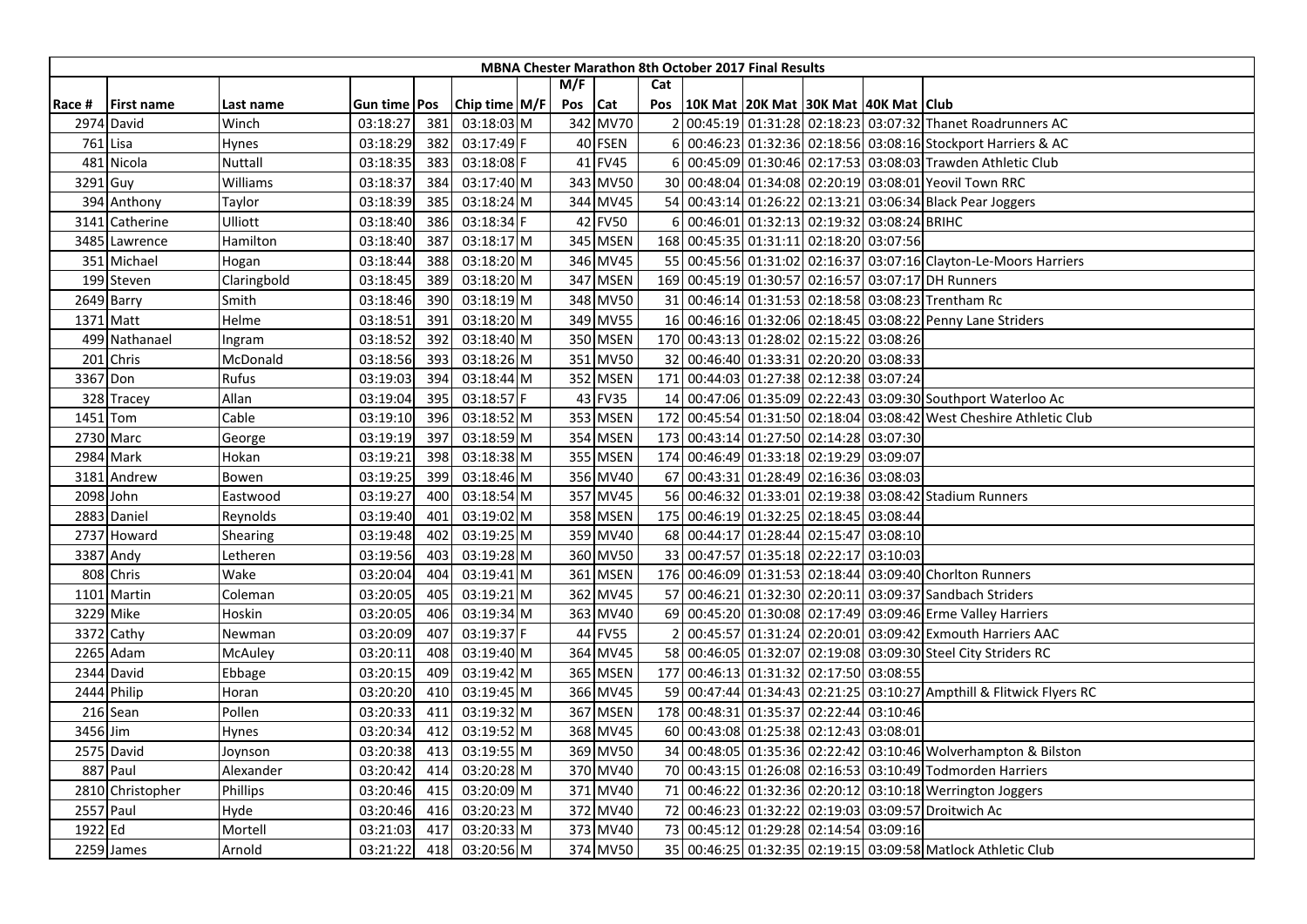| MBNA Chester Marathon 8th October 2017 Final Results | | | | | | | | | | | | | | | |
|---|---|---|---|---|---|---|---|---|---|---|---|---|---|---|---|
| | | | | | | | M/F | | Cat | | | | | | |
| Race # | First name | Last name | Gun time | Pos | Chip time | M/F | Pos | Cat | Pos | 10K Mat | 20K Mat | 30K Mat | 40K Mat | Club |
| 2974 | David | Winch | 03:18:27 | 381 | 03:18:03 | M | 342 | MV70 | 2 | 00:45:19 | 01:31:28 | 02:18:23 | 03:07:32 | Thanet Roadrunners AC |
| 761 | Lisa | Hynes | 03:18:29 | 382 | 03:17:49 | F | 40 | FSEN | 6 | 00:46:23 | 01:32:36 | 02:18:56 | 03:08:16 | Stockport Harriers & AC |
| 481 | Nicola | Nuttall | 03:18:35 | 383 | 03:18:08 | F | 41 | FV45 | 6 | 00:45:09 | 01:30:46 | 02:17:53 | 03:08:03 | Trawden Athletic Club |
| 3291 | Guy | Williams | 03:18:37 | 384 | 03:17:40 | M | 343 | MV50 | 30 | 00:48:04 | 01:34:08 | 02:20:19 | 03:08:01 | Yeovil Town RRC |
| 394 | Anthony | Taylor | 03:18:39 | 385 | 03:18:24 | M | 344 | MV45 | 54 | 00:43:14 | 01:26:22 | 02:13:21 | 03:06:34 | Black Pear Joggers |
| 3141 | Catherine | Ulliott | 03:18:40 | 386 | 03:18:34 | F | 42 | FV50 | 6 | 00:46:01 | 01:32:13 | 02:19:32 | 03:08:24 | BRIHC |
| 3485 | Lawrence | Hamilton | 03:18:40 | 387 | 03:18:17 | M | 345 | MSEN | 168 | 00:45:35 | 01:31:11 | 02:18:20 | 03:07:56 | |
| 351 | Michael | Hogan | 03:18:44 | 388 | 03:18:20 | M | 346 | MV45 | 55 | 00:45:56 | 01:31:02 | 02:16:37 | 03:07:16 | Clayton-Le-Moors Harriers |
| 199 | Steven | Claringbold | 03:18:45 | 389 | 03:18:20 | M | 347 | MSEN | 169 | 00:45:19 | 01:30:57 | 02:16:57 | 03:07:17 | DH Runners |
| 2649 | Barry | Smith | 03:18:46 | 390 | 03:18:19 | M | 348 | MV50 | 31 | 00:46:14 | 01:31:53 | 02:18:58 | 03:08:23 | Trentham Rc |
| 1371 | Matt | Helme | 03:18:51 | 391 | 03:18:20 | M | 349 | MV55 | 16 | 00:46:16 | 01:32:06 | 02:18:45 | 03:08:22 | Penny Lane Striders |
| 499 | Nathanael | Ingram | 03:18:52 | 392 | 03:18:40 | M | 350 | MSEN | 170 | 00:43:13 | 01:28:02 | 02:15:22 | 03:08:26 | |
| 201 | Chris | McDonald | 03:18:56 | 393 | 03:18:26 | M | 351 | MV50 | 32 | 00:46:40 | 01:33:31 | 02:20:20 | 03:08:33 | |
| 3367 | Don | Rufus | 03:19:03 | 394 | 03:18:44 | M | 352 | MSEN | 171 | 00:44:03 | 01:27:38 | 02:12:38 | 03:07:24 | |
| 328 | Tracey | Allan | 03:19:04 | 395 | 03:18:57 | F | 43 | FV35 | 14 | 00:47:06 | 01:35:09 | 02:22:43 | 03:09:30 | Southport Waterloo Ac |
| 1451 | Tom | Cable | 03:19:10 | 396 | 03:18:52 | M | 353 | MSEN | 172 | 00:45:54 | 01:31:50 | 02:18:04 | 03:08:42 | West Cheshire Athletic Club |
| 2730 | Marc | George | 03:19:19 | 397 | 03:18:59 | M | 354 | MSEN | 173 | 00:43:14 | 01:27:50 | 02:14:28 | 03:07:30 | |
| 2984 | Mark | Hokan | 03:19:21 | 398 | 03:18:38 | M | 355 | MSEN | 174 | 00:46:49 | 01:33:18 | 02:19:29 | 03:09:07 | |
| 3181 | Andrew | Bowen | 03:19:25 | 399 | 03:18:46 | M | 356 | MV40 | 67 | 00:43:31 | 01:28:49 | 02:16:36 | 03:08:03 | |
| 2098 | John | Eastwood | 03:19:27 | 400 | 03:18:54 | M | 357 | MV45 | 56 | 00:46:32 | 01:33:01 | 02:19:38 | 03:08:42 | Stadium Runners |
| 2883 | Daniel | Reynolds | 03:19:40 | 401 | 03:19:02 | M | 358 | MSEN | 175 | 00:46:19 | 01:32:25 | 02:18:45 | 03:08:44 | |
| 2737 | Howard | Shearing | 03:19:48 | 402 | 03:19:25 | M | 359 | MV40 | 68 | 00:44:17 | 01:28:44 | 02:15:47 | 03:08:10 | |
| 3387 | Andy | Letheren | 03:19:56 | 403 | 03:19:28 | M | 360 | MV50 | 33 | 00:47:57 | 01:35:18 | 02:22:17 | 03:10:03 | |
| 808 | Chris | Wake | 03:20:04 | 404 | 03:19:41 | M | 361 | MSEN | 176 | 00:46:09 | 01:31:53 | 02:18:44 | 03:09:40 | Chorlton Runners |
| 1101 | Martin | Coleman | 03:20:05 | 405 | 03:19:21 | M | 362 | MV45 | 57 | 00:46:21 | 01:32:30 | 02:20:11 | 03:09:37 | Sandbach Striders |
| 3229 | Mike | Hoskin | 03:20:05 | 406 | 03:19:34 | M | 363 | MV40 | 69 | 00:45:20 | 01:30:08 | 02:17:49 | 03:09:46 | Erme Valley Harriers |
| 3372 | Cathy | Newman | 03:20:09 | 407 | 03:19:37 | F | 44 | FV55 | 2 | 00:45:57 | 01:31:24 | 02:20:01 | 03:09:42 | Exmouth Harriers AAC |
| 2265 | Adam | McAuley | 03:20:11 | 408 | 03:19:40 | M | 364 | MV45 | 58 | 00:46:05 | 01:32:07 | 02:19:08 | 03:09:30 | Steel City Striders RC |
| 2344 | David | Ebbage | 03:20:15 | 409 | 03:19:42 | M | 365 | MSEN | 177 | 00:46:13 | 01:31:32 | 02:17:50 | 03:08:55 | |
| 2444 | Philip | Horan | 03:20:20 | 410 | 03:19:45 | M | 366 | MV45 | 59 | 00:47:44 | 01:34:43 | 02:21:25 | 03:10:27 | Ampthill & Flitwick Flyers RC |
| 216 | Sean | Pollen | 03:20:33 | 411 | 03:19:32 | M | 367 | MSEN | 178 | 00:48:31 | 01:35:37 | 02:22:44 | 03:10:46 | |
| 3456 | Jim | Hynes | 03:20:34 | 412 | 03:19:52 | M | 368 | MV45 | 60 | 00:43:08 | 01:25:38 | 02:12:43 | 03:08:01 | |
| 2575 | David | Joynson | 03:20:38 | 413 | 03:19:55 | M | 369 | MV50 | 34 | 00:48:05 | 01:35:36 | 02:22:42 | 03:10:46 | Wolverhampton & Bilston |
| 887 | Paul | Alexander | 03:20:42 | 414 | 03:20:28 | M | 370 | MV40 | 70 | 00:43:15 | 01:26:08 | 02:16:53 | 03:10:49 | Todmorden Harriers |
| 2810 | Christopher | Phillips | 03:20:46 | 415 | 03:20:09 | M | 371 | MV40 | 71 | 00:46:22 | 01:32:36 | 02:20:12 | 03:10:18 | Werrington Joggers |
| 2557 | Paul | Hyde | 03:20:46 | 416 | 03:20:23 | M | 372 | MV40 | 72 | 00:46:23 | 01:32:22 | 02:19:03 | 03:09:57 | Droitwich Ac |
| 1922 | Ed | Mortell | 03:21:03 | 417 | 03:20:33 | M | 373 | MV40 | 73 | 00:45:12 | 01:29:28 | 02:14:54 | 03:09:16 | |
| 2259 | James | Arnold | 03:21:22 | 418 | 03:20:56 | M | 374 | MV50 | 35 | 00:46:25 | 01:32:35 | 02:19:15 | 03:09:58 | Matlock Athletic Club |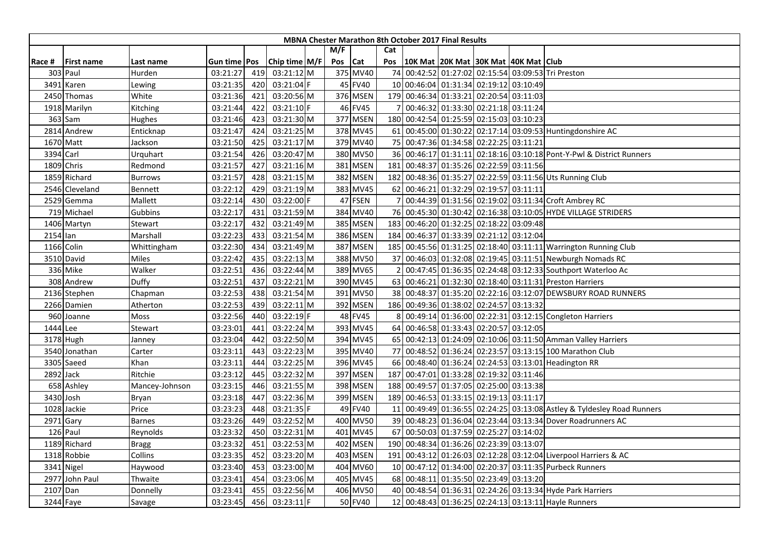# MBNA Chester Marathon 8th October 2017 Final Results

| Race # | First name | Last name | Gun time | Pos | Chip time | M/F | M/F Pos | Cat | Cat Pos | 10K Mat | 20K Mat | 30K Mat | 40K Mat | Club |
|---|---|---|---|---|---|---|---|---|---|---|---|---|---|---|
| 303 | Paul | Hurden | 03:21:27 | 419 | 03:21:12 | M | 375 | MV40 | 74 | 00:42:52 | 01:27:02 | 02:15:54 | 03:09:53 | Tri Preston |
| 3491 | Karen | Lewing | 03:21:35 | 420 | 03:21:04 | F | 45 | FV40 | 10 | 00:46:04 | 01:31:34 | 02:19:12 | 03:10:49 | |
| 2450 | Thomas | White | 03:21:36 | 421 | 03:20:56 | M | 376 | MSEN | 179 | 00:46:34 | 01:33:21 | 02:20:54 | 03:11:03 | |
| 1918 | Marilyn | Kitching | 03:21:44 | 422 | 03:21:10 | F | 46 | FV45 | 7 | 00:46:32 | 01:33:30 | 02:21:18 | 03:11:24 | |
| 363 | Sam | Hughes | 03:21:46 | 423 | 03:21:30 | M | 377 | MSEN | 180 | 00:42:54 | 01:25:59 | 02:15:03 | 03:10:23 | |
| 2814 | Andrew | Enticknap | 03:21:47 | 424 | 03:21:25 | M | 378 | MV45 | 61 | 00:45:00 | 01:30:22 | 02:17:14 | 03:09:53 | Huntingdonshire AC |
| 1670 | Matt | Jackson | 03:21:50 | 425 | 03:21:17 | M | 379 | MV40 | 75 | 00:47:36 | 01:34:58 | 02:22:25 | 03:11:21 | |
| 3394 | Carl | Urquhart | 03:21:54 | 426 | 03:20:47 | M | 380 | MV50 | 36 | 00:46:17 | 01:31:11 | 02:18:16 | 03:10:18 | Pont-Y-Pwl & District Runners |
| 1809 | Chris | Redmond | 03:21:57 | 427 | 03:21:16 | M | 381 | MSEN | 181 | 00:48:37 | 01:35:26 | 02:22:59 | 03:11:56 | |
| 1859 | Richard | Burrows | 03:21:57 | 428 | 03:21:15 | M | 382 | MSEN | 182 | 00:48:36 | 01:35:27 | 02:22:59 | 03:11:56 | Uts Running Club |
| 2546 | Cleveland | Bennett | 03:22:12 | 429 | 03:21:19 | M | 383 | MV45 | 62 | 00:46:21 | 01:32:29 | 02:19:57 | 03:11:11 | |
| 2529 | Gemma | Mallett | 03:22:14 | 430 | 03:22:00 | F | 47 | FSEN | 7 | 00:44:39 | 01:31:56 | 02:19:02 | 03:11:34 | Croft Ambrey RC |
| 719 | Michael | Gubbins | 03:22:17 | 431 | 03:21:59 | M | 384 | MV40 | 76 | 00:45:30 | 01:30:42 | 02:16:38 | 03:10:05 | HYDE VILLAGE STRIDERS |
| 1406 | Martyn | Stewart | 03:22:17 | 432 | 03:21:49 | M | 385 | MSEN | 183 | 00:46:20 | 01:32:25 | 02:18:22 | 03:09:48 | |
| 2154 | Ian | Marshall | 03:22:23 | 433 | 03:21:54 | M | 386 | MSEN | 184 | 00:46:37 | 01:33:39 | 02:21:12 | 03:12:04 | |
| 1166 | Colin | Whittingham | 03:22:30 | 434 | 03:21:49 | M | 387 | MSEN | 185 | 00:45:56 | 01:31:25 | 02:18:40 | 03:11:11 | Warrington Running Club |
| 3510 | David | Miles | 03:22:42 | 435 | 03:22:13 | M | 388 | MV50 | 37 | 00:46:03 | 01:32:08 | 02:19:45 | 03:11:51 | Newburgh Nomads RC |
| 336 | Mike | Walker | 03:22:51 | 436 | 03:22:44 | M | 389 | MV65 | 2 | 00:47:45 | 01:36:35 | 02:24:48 | 03:12:33 | Southport Waterloo Ac |
| 308 | Andrew | Duffy | 03:22:51 | 437 | 03:22:21 | M | 390 | MV45 | 63 | 00:46:21 | 01:32:30 | 02:18:40 | 03:11:31 | Preston Harriers |
| 2136 | Stephen | Chapman | 03:22:53 | 438 | 03:21:54 | M | 391 | MV50 | 38 | 00:48:37 | 01:35:20 | 02:22:16 | 03:12:07 | DEWSBURY ROAD RUNNERS |
| 2266 | Damien | Atherton | 03:22:53 | 439 | 03:22:11 | M | 392 | MSEN | 186 | 00:49:36 | 01:38:02 | 02:24:57 | 03:13:32 | |
| 960 | Joanne | Moss | 03:22:56 | 440 | 03:22:19 | F | 48 | FV45 | 8 | 00:49:14 | 01:36:00 | 02:22:31 | 03:12:15 | Congleton Harriers |
| 1444 | Lee | Stewart | 03:23:01 | 441 | 03:22:24 | M | 393 | MV45 | 64 | 00:46:58 | 01:33:43 | 02:20:57 | 03:12:05 | |
| 3178 | Hugh | Janney | 03:23:04 | 442 | 03:22:50 | M | 394 | MV45 | 65 | 00:42:13 | 01:24:09 | 02:10:06 | 03:11:50 | Amman Valley Harriers |
| 3540 | Jonathan | Carter | 03:23:11 | 443 | 03:22:23 | M | 395 | MV40 | 77 | 00:48:52 | 01:36:24 | 02:23:57 | 03:13:15 | 100 Marathon Club |
| 3305 | Saeed | Khan | 03:23:11 | 444 | 03:22:25 | M | 396 | MV45 | 66 | 00:48:40 | 01:36:24 | 02:24:53 | 03:13:01 | Headington RR |
| 2892 | Jack | Ritchie | 03:23:12 | 445 | 03:22:32 | M | 397 | MSEN | 187 | 00:47:01 | 01:33:28 | 02:19:32 | 03:11:46 | |
| 658 | Ashley | Mancey-Johnson | 03:23:15 | 446 | 03:21:55 | M | 398 | MSEN | 188 | 00:49:57 | 01:37:05 | 02:25:00 | 03:13:38 | |
| 3430 | Josh | Bryan | 03:23:18 | 447 | 03:22:36 | M | 399 | MSEN | 189 | 00:46:53 | 01:33:15 | 02:19:13 | 03:11:17 | |
| 1028 | Jackie | Price | 03:23:23 | 448 | 03:21:35 | F | 49 | FV40 | 11 | 00:49:49 | 01:36:55 | 02:24:25 | 03:13:08 | Astley & Tyldesley Road Runners |
| 2971 | Gary | Barnes | 03:23:26 | 449 | 03:22:52 | M | 400 | MV50 | 39 | 00:48:23 | 01:36:04 | 02:23:44 | 03:13:34 | Dover Roadrunners AC |
| 126 | Paul | Reynolds | 03:23:32 | 450 | 03:22:31 | M | 401 | MV45 | 67 | 00:50:03 | 01:37:59 | 02:25:27 | 03:14:02 | |
| 1189 | Richard | Bragg | 03:23:32 | 451 | 03:22:53 | M | 402 | MSEN | 190 | 00:48:34 | 01:36:26 | 02:23:39 | 03:13:07 | |
| 1318 | Robbie | Collins | 03:23:35 | 452 | 03:23:20 | M | 403 | MSEN | 191 | 00:43:12 | 01:26:03 | 02:12:28 | 03:12:04 | Liverpool Harriers & AC |
| 3341 | Nigel | Haywood | 03:23:40 | 453 | 03:23:00 | M | 404 | MV60 | 10 | 00:47:12 | 01:34:00 | 02:20:37 | 03:11:35 | Purbeck Runners |
| 2977 | John Paul | Thwaite | 03:23:41 | 454 | 03:23:06 | M | 405 | MV45 | 68 | 00:48:11 | 01:35:50 | 02:23:49 | 03:13:20 | |
| 2107 | Dan | Donnelly | 03:23:41 | 455 | 03:22:56 | M | 406 | MV50 | 40 | 00:48:54 | 01:36:31 | 02:24:26 | 03:13:34 | Hyde Park Harriers |
| 3244 | Faye | Savage | 03:23:45 | 456 | 03:23:11 | F | 50 | FV40 | 12 | 00:48:43 | 01:36:25 | 02:24:13 | 03:13:11 | Hayle Runners |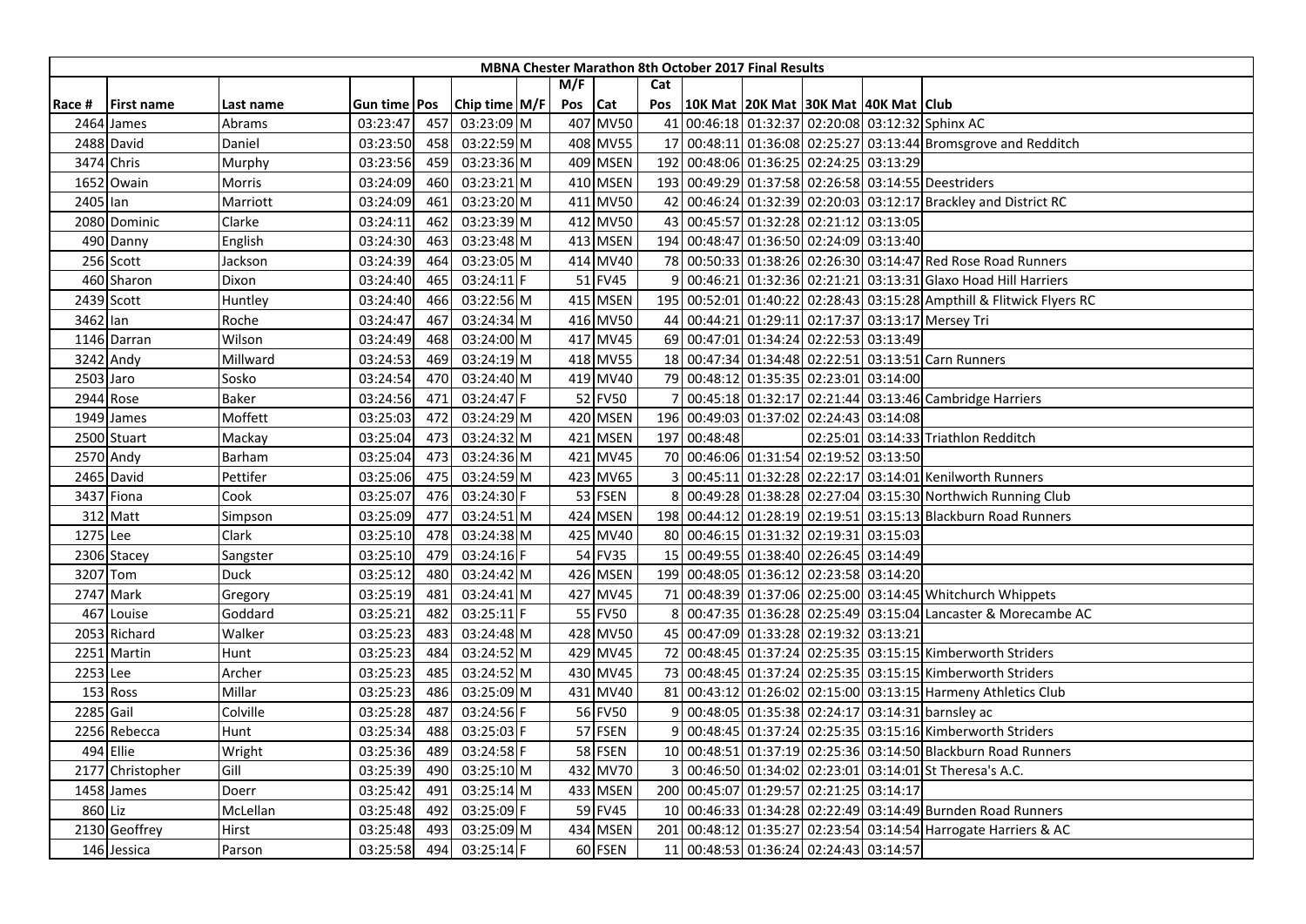| MBNA Chester Marathon 8th October 2017 Final Results | | | | | | | | | | | | | | | |
|---|---|---|---|---|---|---|---|---|---|---|---|---|---|---|---|
| | | | | | | | M/F | | Cat | | | | | | |
| Race # | First name | Last name | Gun time | Pos | Chip time | M/F | Pos | Cat | Pos | 10K Mat | 20K Mat | 30K Mat | 40K Mat | Club |
| 2464 | James | Abrams | 03:23:47 | 457 | 03:23:09 | M | 407 | MV50 | 41 | 00:46:18 | 01:32:37 | 02:20:08 | 03:12:32 | Sphinx AC |
| 2488 | David | Daniel | 03:23:50 | 458 | 03:22:59 | M | 408 | MV55 | 17 | 00:48:11 | 01:36:08 | 02:25:27 | 03:13:44 | Bromsgrove and Redditch |
| 3474 | Chris | Murphy | 03:23:56 | 459 | 03:23:36 | M | 409 | MSEN | 192 | 00:48:06 | 01:36:25 | 02:24:25 | 03:13:29 | |
| 1652 | Owain | Morris | 03:24:09 | 460 | 03:23:21 | M | 410 | MSEN | 193 | 00:49:29 | 01:37:58 | 02:26:58 | 03:14:55 | Deestriders |
| 2405 | Ian | Marriott | 03:24:09 | 461 | 03:23:20 | M | 411 | MV50 | 42 | 00:46:24 | 01:32:39 | 02:20:03 | 03:12:17 | Brackley and District RC |
| 2080 | Dominic | Clarke | 03:24:11 | 462 | 03:23:39 | M | 412 | MV50 | 43 | 00:45:57 | 01:32:28 | 02:21:12 | 03:13:05 | |
| 490 | Danny | English | 03:24:30 | 463 | 03:23:48 | M | 413 | MSEN | 194 | 00:48:47 | 01:36:50 | 02:24:09 | 03:13:40 | |
| 256 | Scott | Jackson | 03:24:39 | 464 | 03:23:05 | M | 414 | MV40 | 78 | 00:50:33 | 01:38:26 | 02:26:30 | 03:14:47 | Red Rose Road Runners |
| 460 | Sharon | Dixon | 03:24:40 | 465 | 03:24:11 | F | 51 | FV45 | 9 | 00:46:21 | 01:32:36 | 02:21:21 | 03:13:31 | Glaxo Hoad Hill Harriers |
| 2439 | Scott | Huntley | 03:24:40 | 466 | 03:22:56 | M | 415 | MSEN | 195 | 00:52:01 | 01:40:22 | 02:28:43 | 03:15:28 | Ampthill & Flitwick Flyers RC |
| 3462 | Ian | Roche | 03:24:47 | 467 | 03:24:34 | M | 416 | MV50 | 44 | 00:44:21 | 01:29:11 | 02:17:37 | 03:13:17 | Mersey Tri |
| 1146 | Darran | Wilson | 03:24:49 | 468 | 03:24:00 | M | 417 | MV45 | 69 | 00:47:01 | 01:34:24 | 02:22:53 | 03:13:49 | |
| 3242 | Andy | Millward | 03:24:53 | 469 | 03:24:19 | M | 418 | MV55 | 18 | 00:47:34 | 01:34:48 | 02:22:51 | 03:13:51 | Carn Runners |
| 2503 | Jaro | Sosko | 03:24:54 | 470 | 03:24:40 | M | 419 | MV40 | 79 | 00:48:12 | 01:35:35 | 02:23:01 | 03:14:00 | |
| 2944 | Rose | Baker | 03:24:56 | 471 | 03:24:47 | F | 52 | FV50 | 7 | 00:45:18 | 01:32:17 | 02:21:44 | 03:13:46 | Cambridge Harriers |
| 1949 | James | Moffett | 03:25:03 | 472 | 03:24:29 | M | 420 | MSEN | 196 | 00:49:03 | 01:37:02 | 02:24:43 | 03:14:08 | |
| 2500 | Stuart | Mackay | 03:25:04 | 473 | 03:24:32 | M | 421 | MSEN | 197 | 00:48:48 | | 02:25:01 | 03:14:33 | Triathlon Redditch |
| 2570 | Andy | Barham | 03:25:04 | 473 | 03:24:36 | M | 421 | MV45 | 70 | 00:46:06 | 01:31:54 | 02:19:52 | 03:13:50 | |
| 2465 | David | Pettifer | 03:25:06 | 475 | 03:24:59 | M | 423 | MV65 | 3 | 00:45:11 | 01:32:28 | 02:22:17 | 03:14:01 | Kenilworth Runners |
| 3437 | Fiona | Cook | 03:25:07 | 476 | 03:24:30 | F | 53 | FSEN | 8 | 00:49:28 | 01:38:28 | 02:27:04 | 03:15:30 | Northwich Running Club |
| 312 | Matt | Simpson | 03:25:09 | 477 | 03:24:51 | M | 424 | MSEN | 198 | 00:44:12 | 01:28:19 | 02:19:51 | 03:15:13 | Blackburn Road Runners |
| 1275 | Lee | Clark | 03:25:10 | 478 | 03:24:38 | M | 425 | MV40 | 80 | 00:46:15 | 01:31:32 | 02:19:31 | 03:15:03 | |
| 2306 | Stacey | Sangster | 03:25:10 | 479 | 03:24:16 | F | 54 | FV35 | 15 | 00:49:55 | 01:38:40 | 02:26:45 | 03:14:49 | |
| 3207 | Tom | Duck | 03:25:12 | 480 | 03:24:42 | M | 426 | MSEN | 199 | 00:48:05 | 01:36:12 | 02:23:58 | 03:14:20 | |
| 2747 | Mark | Gregory | 03:25:19 | 481 | 03:24:41 | M | 427 | MV45 | 71 | 00:48:39 | 01:37:06 | 02:25:00 | 03:14:45 | Whitchurch Whippets |
| 467 | Louise | Goddard | 03:25:21 | 482 | 03:25:11 | F | 55 | FV50 | 8 | 00:47:35 | 01:36:28 | 02:25:49 | 03:15:04 | Lancaster & Morecambe AC |
| 2053 | Richard | Walker | 03:25:23 | 483 | 03:24:48 | M | 428 | MV50 | 45 | 00:47:09 | 01:33:28 | 02:19:32 | 03:13:21 | |
| 2251 | Martin | Hunt | 03:25:23 | 484 | 03:24:52 | M | 429 | MV45 | 72 | 00:48:45 | 01:37:24 | 02:25:35 | 03:15:15 | Kimberworth Striders |
| 2253 | Lee | Archer | 03:25:23 | 485 | 03:24:52 | M | 430 | MV45 | 73 | 00:48:45 | 01:37:24 | 02:25:35 | 03:15:15 | Kimberworth Striders |
| 153 | Ross | Millar | 03:25:23 | 486 | 03:25:09 | M | 431 | MV40 | 81 | 00:43:12 | 01:26:02 | 02:15:00 | 03:13:15 | Harmeny Athletics Club |
| 2285 | Gail | Colville | 03:25:28 | 487 | 03:24:56 | F | 56 | FV50 | 9 | 00:48:05 | 01:35:38 | 02:24:17 | 03:14:31 | barnsley ac |
| 2256 | Rebecca | Hunt | 03:25:34 | 488 | 03:25:03 | F | 57 | FSEN | 9 | 00:48:45 | 01:37:24 | 02:25:35 | 03:15:16 | Kimberworth Striders |
| 494 | Ellie | Wright | 03:25:36 | 489 | 03:24:58 | F | 58 | FSEN | 10 | 00:48:51 | 01:37:19 | 02:25:36 | 03:14:50 | Blackburn Road Runners |
| 2177 | Christopher | Gill | 03:25:39 | 490 | 03:25:10 | M | 432 | MV70 | 3 | 00:46:50 | 01:34:02 | 02:23:01 | 03:14:01 | St Theresa's A.C. |
| 1458 | James | Doerr | 03:25:42 | 491 | 03:25:14 | M | 433 | MSEN | 200 | 00:45:07 | 01:29:57 | 02:21:25 | 03:14:17 | |
| 860 | Liz | McLellan | 03:25:48 | 492 | 03:25:09 | F | 59 | FV45 | 10 | 00:46:33 | 01:34:28 | 02:22:49 | 03:14:49 | Burnden Road Runners |
| 2130 | Geoffrey | Hirst | 03:25:48 | 493 | 03:25:09 | M | 434 | MSEN | 201 | 00:48:12 | 01:35:27 | 02:23:54 | 03:14:54 | Harrogate Harriers & AC |
| 146 | Jessica | Parson | 03:25:58 | 494 | 03:25:14 | F | 60 | FSEN | 11 | 00:48:53 | 01:36:24 | 02:24:43 | 03:14:57 | |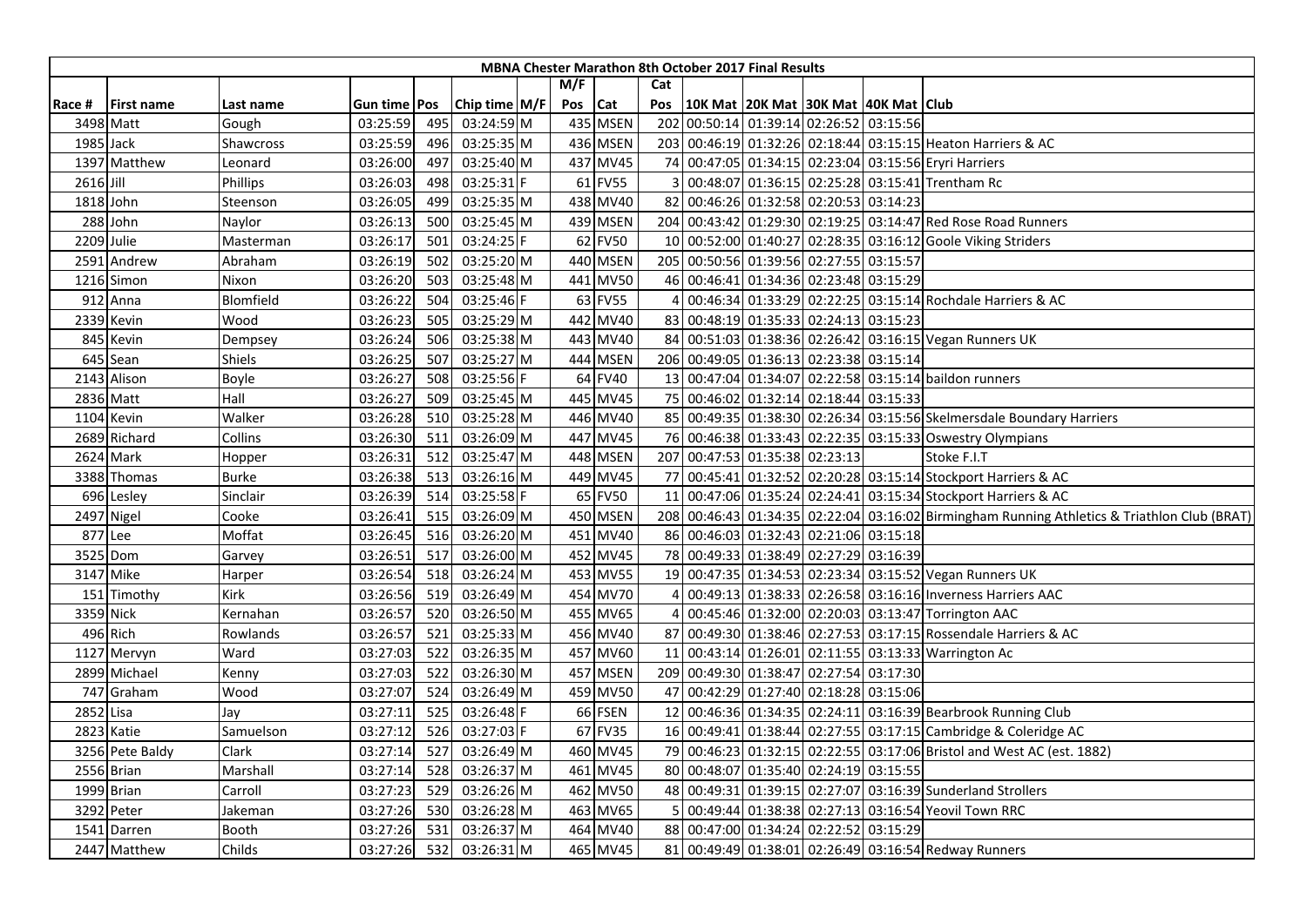| MBNA Chester Marathon 8th October 2017 Final Results | | | | | | | | | | | | | | | |
|---|---|---|---|---|---|---|---|---|---|---|---|---|---|---|---|
| | | | | | | | M/F | | Cat | | | | | | |
| Race # | First name | Last name | Gun time | Pos | Chip time | M/F | Pos | Cat | Pos | 10K Mat | 20K Mat | 30K Mat | 40K Mat | Club |
| 3498 | Matt | Gough | 03:25:59 | 495 | 03:24:59 | M | 435 | MSEN | 202 | 00:50:14 | 01:39:14 | 02:26:52 | 03:15:56 | |
| 1985 | Jack | Shawcross | 03:25:59 | 496 | 03:25:35 | M | 436 | MSEN | 203 | 00:46:19 | 01:32:26 | 02:18:44 | 03:15:15 | Heaton Harriers & AC |
| 1397 | Matthew | Leonard | 03:26:00 | 497 | 03:25:40 | M | 437 | MV45 | 74 | 00:47:05 | 01:34:15 | 02:23:04 | 03:15:56 | Eryri Harriers |
| 2616 | Jill | Phillips | 03:26:03 | 498 | 03:25:31 | F | 61 | FV55 | 3 | 00:48:07 | 01:36:15 | 02:25:28 | 03:15:41 | Trentham Rc |
| 1818 | John | Steenson | 03:26:05 | 499 | 03:25:35 | M | 438 | MV40 | 82 | 00:46:26 | 01:32:58 | 02:20:53 | 03:14:23 | |
| 288 | John | Naylor | 03:26:13 | 500 | 03:25:45 | M | 439 | MSEN | 204 | 00:43:42 | 01:29:30 | 02:19:25 | 03:14:47 | Red Rose Road Runners |
| 2209 | Julie | Masterman | 03:26:17 | 501 | 03:24:25 | F | 62 | FV50 | 10 | 00:52:00 | 01:40:27 | 02:28:35 | 03:16:12 | Goole Viking Striders |
| 2591 | Andrew | Abraham | 03:26:19 | 502 | 03:25:20 | M | 440 | MSEN | 205 | 00:50:56 | 01:39:56 | 02:27:55 | 03:15:57 | |
| 1216 | Simon | Nixon | 03:26:20 | 503 | 03:25:48 | M | 441 | MV50 | 46 | 00:46:41 | 01:34:36 | 02:23:48 | 03:15:29 | |
| 912 | Anna | Blomfield | 03:26:22 | 504 | 03:25:46 | F | 63 | FV55 | 4 | 00:46:34 | 01:33:29 | 02:22:25 | 03:15:14 | Rochdale Harriers & AC |
| 2339 | Kevin | Wood | 03:26:23 | 505 | 03:25:29 | M | 442 | MV40 | 83 | 00:48:19 | 01:35:33 | 02:24:13 | 03:15:23 | |
| 845 | Kevin | Dempsey | 03:26:24 | 506 | 03:25:38 | M | 443 | MV40 | 84 | 00:51:03 | 01:38:36 | 02:26:42 | 03:16:15 | Vegan Runners UK |
| 645 | Sean | Shiels | 03:26:25 | 507 | 03:25:27 | M | 444 | MSEN | 206 | 00:49:05 | 01:36:13 | 02:23:38 | 03:15:14 | |
| 2143 | Alison | Boyle | 03:26:27 | 508 | 03:25:56 | F | 64 | FV40 | 13 | 00:47:04 | 01:34:07 | 02:22:58 | 03:15:14 | baildon runners |
| 2836 | Matt | Hall | 03:26:27 | 509 | 03:25:45 | M | 445 | MV45 | 75 | 00:46:02 | 01:32:14 | 02:18:44 | 03:15:33 | |
| 1104 | Kevin | Walker | 03:26:28 | 510 | 03:25:28 | M | 446 | MV40 | 85 | 00:49:35 | 01:38:30 | 02:26:34 | 03:15:56 | Skelmersdale Boundary Harriers |
| 2689 | Richard | Collins | 03:26:30 | 511 | 03:26:09 | M | 447 | MV45 | 76 | 00:46:38 | 01:33:43 | 02:22:35 | 03:15:33 | Oswestry Olympians |
| 2624 | Mark | Hopper | 03:26:31 | 512 | 03:25:47 | M | 448 | MSEN | 207 | 00:47:53 | 01:35:38 | 02:23:13 | | Stoke F.I.T |
| 3388 | Thomas | Burke | 03:26:38 | 513 | 03:26:16 | M | 449 | MV45 | 77 | 00:45:41 | 01:32:52 | 02:20:28 | 03:15:14 | Stockport Harriers & AC |
| 696 | Lesley | Sinclair | 03:26:39 | 514 | 03:25:58 | F | 65 | FV50 | 11 | 00:47:06 | 01:35:24 | 02:24:41 | 03:15:34 | Stockport Harriers & AC |
| 2497 | Nigel | Cooke | 03:26:41 | 515 | 03:26:09 | M | 450 | MSEN | 208 | 00:46:43 | 01:34:35 | 02:22:04 | 03:16:02 | Birmingham Running Athletics & Triathlon Club (BRAT) |
| 877 | Lee | Moffat | 03:26:45 | 516 | 03:26:20 | M | 451 | MV40 | 86 | 00:46:03 | 01:32:43 | 02:21:06 | 03:15:18 | |
| 3525 | Dom | Garvey | 03:26:51 | 517 | 03:26:00 | M | 452 | MV45 | 78 | 00:49:33 | 01:38:49 | 02:27:29 | 03:16:39 | |
| 3147 | Mike | Harper | 03:26:54 | 518 | 03:26:24 | M | 453 | MV55 | 19 | 00:47:35 | 01:34:53 | 02:23:34 | 03:15:52 | Vegan Runners UK |
| 151 | Timothy | Kirk | 03:26:56 | 519 | 03:26:49 | M | 454 | MV70 | 4 | 00:49:13 | 01:38:33 | 02:26:58 | 03:16:16 | Inverness Harriers AAC |
| 3359 | Nick | Kernahan | 03:26:57 | 520 | 03:26:50 | M | 455 | MV65 | 4 | 00:45:46 | 01:32:00 | 02:20:03 | 03:13:47 | Torrington AAC |
| 496 | Rich | Rowlands | 03:26:57 | 521 | 03:25:33 | M | 456 | MV40 | 87 | 00:49:30 | 01:38:46 | 02:27:53 | 03:17:15 | Rossendale Harriers & AC |
| 1127 | Mervyn | Ward | 03:27:03 | 522 | 03:26:35 | M | 457 | MV60 | 11 | 00:43:14 | 01:26:01 | 02:11:55 | 03:13:33 | Warrington Ac |
| 2899 | Michael | Kenny | 03:27:03 | 522 | 03:26:30 | M | 457 | MSEN | 209 | 00:49:30 | 01:38:47 | 02:27:54 | 03:17:30 | |
| 747 | Graham | Wood | 03:27:07 | 524 | 03:26:49 | M | 459 | MV50 | 47 | 00:42:29 | 01:27:40 | 02:18:28 | 03:15:06 | |
| 2852 | Lisa | Jay | 03:27:11 | 525 | 03:26:48 | F | 66 | FSEN | 12 | 00:46:36 | 01:34:35 | 02:24:11 | 03:16:39 | Bearbrook Running Club |
| 2823 | Katie | Samuelson | 03:27:12 | 526 | 03:27:03 | F | 67 | FV35 | 16 | 00:49:41 | 01:38:44 | 02:27:55 | 03:17:15 | Cambridge & Coleridge AC |
| 3256 | Pete Baldy | Clark | 03:27:14 | 527 | 03:26:49 | M | 460 | MV45 | 79 | 00:46:23 | 01:32:15 | 02:22:55 | 03:17:06 | Bristol and West AC (est. 1882) |
| 2556 | Brian | Marshall | 03:27:14 | 528 | 03:26:37 | M | 461 | MV45 | 80 | 00:48:07 | 01:35:40 | 02:24:19 | 03:15:55 | |
| 1999 | Brian | Carroll | 03:27:23 | 529 | 03:26:26 | M | 462 | MV50 | 48 | 00:49:31 | 01:39:15 | 02:27:07 | 03:16:39 | Sunderland Strollers |
| 3292 | Peter | Jakeman | 03:27:26 | 530 | 03:26:28 | M | 463 | MV65 | 5 | 00:49:44 | 01:38:38 | 02:27:13 | 03:16:54 | Yeovil Town RRC |
| 1541 | Darren | Booth | 03:27:26 | 531 | 03:26:37 | M | 464 | MV40 | 88 | 00:47:00 | 01:34:24 | 02:22:52 | 03:15:29 | |
| 2447 | Matthew | Childs | 03:27:26 | 532 | 03:26:31 | M | 465 | MV45 | 81 | 00:49:49 | 01:38:01 | 02:26:49 | 03:16:54 | Redway Runners |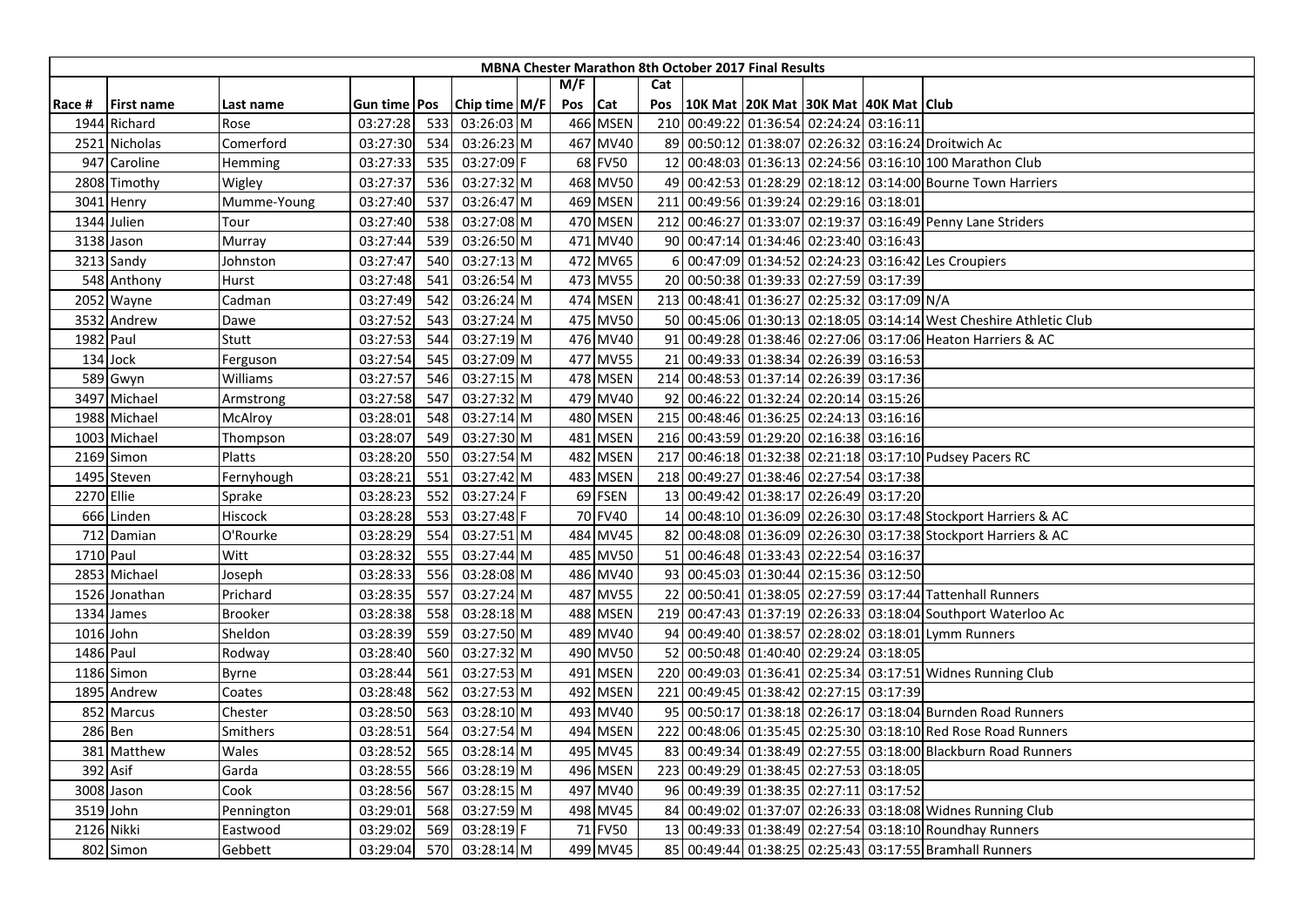| MBNA Chester Marathon 8th October 2017 Final Results | | | | | | | | | | | | | | | |
|---|---|---|---|---|---|---|---|---|---|---|---|---|---|---|---|
| | | | | | | | M/F | | Cat | | | | | | |
| Race # | First name | Last name | Gun time | Pos | Chip time | M/F | Pos | Cat | Pos | 10K Mat | 20K Mat | 30K Mat | 40K Mat | Club |
| 1944 | Richard | Rose | 03:27:28 | 533 | 03:26:03 | M | 466 | MSEN | 210 | 00:49:22 | 01:36:54 | 02:24:24 | 03:16:11 | |
| 2521 | Nicholas | Comerford | 03:27:30 | 534 | 03:26:23 | M | 467 | MV40 | 89 | 00:50:12 | 01:38:07 | 02:26:32 | 03:16:24 | Droitwich Ac |
| 947 | Caroline | Hemming | 03:27:33 | 535 | 03:27:09 | F | 68 | FV50 | 12 | 00:48:03 | 01:36:13 | 02:24:56 | 03:16:10 | 100 Marathon Club |
| 2808 | Timothy | Wigley | 03:27:37 | 536 | 03:27:32 | M | 468 | MV50 | 49 | 00:42:53 | 01:28:29 | 02:18:12 | 03:14:00 | Bourne Town Harriers |
| 3041 | Henry | Mumme-Young | 03:27:40 | 537 | 03:26:47 | M | 469 | MSEN | 211 | 00:49:56 | 01:39:24 | 02:29:16 | 03:18:01 | |
| 1344 | Julien | Tour | 03:27:40 | 538 | 03:27:08 | M | 470 | MSEN | 212 | 00:46:27 | 01:33:07 | 02:19:37 | 03:16:49 | Penny Lane Striders |
| 3138 | Jason | Murray | 03:27:44 | 539 | 03:26:50 | M | 471 | MV40 | 90 | 00:47:14 | 01:34:46 | 02:23:40 | 03:16:43 | |
| 3213 | Sandy | Johnston | 03:27:47 | 540 | 03:27:13 | M | 472 | MV65 | 6 | 00:47:09 | 01:34:52 | 02:24:23 | 03:16:42 | Les Croupiers |
| 548 | Anthony | Hurst | 03:27:48 | 541 | 03:26:54 | M | 473 | MV55 | 20 | 00:50:38 | 01:39:33 | 02:27:59 | 03:17:39 | |
| 2052 | Wayne | Cadman | 03:27:49 | 542 | 03:26:24 | M | 474 | MSEN | 213 | 00:48:41 | 01:36:27 | 02:25:32 | 03:17:09 | N/A |
| 3532 | Andrew | Dawe | 03:27:52 | 543 | 03:27:24 | M | 475 | MV50 | 50 | 00:45:06 | 01:30:13 | 02:18:05 | 03:14:14 | West Cheshire Athletic Club |
| 1982 | Paul | Stutt | 03:27:53 | 544 | 03:27:19 | M | 476 | MV40 | 91 | 00:49:28 | 01:38:46 | 02:27:06 | 03:17:06 | Heaton Harriers & AC |
| 134 | Jock | Ferguson | 03:27:54 | 545 | 03:27:09 | M | 477 | MV55 | 21 | 00:49:33 | 01:38:34 | 02:26:39 | 03:16:53 | |
| 589 | Gwyn | Williams | 03:27:57 | 546 | 03:27:15 | M | 478 | MSEN | 214 | 00:48:53 | 01:37:14 | 02:26:39 | 03:17:36 | |
| 3497 | Michael | Armstrong | 03:27:58 | 547 | 03:27:32 | M | 479 | MV40 | 92 | 00:46:22 | 01:32:24 | 02:20:14 | 03:15:26 | |
| 1988 | Michael | McAlroy | 03:28:01 | 548 | 03:27:14 | M | 480 | MSEN | 215 | 00:48:46 | 01:36:25 | 02:24:13 | 03:16:16 | |
| 1003 | Michael | Thompson | 03:28:07 | 549 | 03:27:30 | M | 481 | MSEN | 216 | 00:43:59 | 01:29:20 | 02:16:38 | 03:16:16 | |
| 2169 | Simon | Platts | 03:28:20 | 550 | 03:27:54 | M | 482 | MSEN | 217 | 00:46:18 | 01:32:38 | 02:21:18 | 03:17:10 | Pudsey Pacers RC |
| 1495 | Steven | Fernyhough | 03:28:21 | 551 | 03:27:42 | M | 483 | MSEN | 218 | 00:49:27 | 01:38:46 | 02:27:54 | 03:17:38 | |
| 2270 | Ellie | Sprake | 03:28:23 | 552 | 03:27:24 | F | 69 | FSEN | 13 | 00:49:42 | 01:38:17 | 02:26:49 | 03:17:20 | |
| 666 | Linden | Hiscock | 03:28:28 | 553 | 03:27:48 | F | 70 | FV40 | 14 | 00:48:10 | 01:36:09 | 02:26:30 | 03:17:48 | Stockport Harriers & AC |
| 712 | Damian | O'Rourke | 03:28:29 | 554 | 03:27:51 | M | 484 | MV45 | 82 | 00:48:08 | 01:36:09 | 02:26:30 | 03:17:38 | Stockport Harriers & AC |
| 1710 | Paul | Witt | 03:28:32 | 555 | 03:27:44 | M | 485 | MV50 | 51 | 00:46:48 | 01:33:43 | 02:22:54 | 03:16:37 | |
| 2853 | Michael | Joseph | 03:28:33 | 556 | 03:28:08 | M | 486 | MV40 | 93 | 00:45:03 | 01:30:44 | 02:15:36 | 03:12:50 | |
| 1526 | Jonathan | Prichard | 03:28:35 | 557 | 03:27:24 | M | 487 | MV55 | 22 | 00:50:41 | 01:38:05 | 02:27:59 | 03:17:44 | Tattenhall Runners |
| 1334 | James | Brooker | 03:28:38 | 558 | 03:28:18 | M | 488 | MSEN | 219 | 00:47:43 | 01:37:19 | 02:26:33 | 03:18:04 | Southport Waterloo Ac |
| 1016 | John | Sheldon | 03:28:39 | 559 | 03:27:50 | M | 489 | MV40 | 94 | 00:49:40 | 01:38:57 | 02:28:02 | 03:18:01 | Lymm Runners |
| 1486 | Paul | Rodway | 03:28:40 | 560 | 03:27:32 | M | 490 | MV50 | 52 | 00:50:48 | 01:40:40 | 02:29:24 | 03:18:05 | |
| 1186 | Simon | Byrne | 03:28:44 | 561 | 03:27:53 | M | 491 | MSEN | 220 | 00:49:03 | 01:36:41 | 02:25:34 | 03:17:51 | Widnes Running Club |
| 1895 | Andrew | Coates | 03:28:48 | 562 | 03:27:53 | M | 492 | MSEN | 221 | 00:49:45 | 01:38:42 | 02:27:15 | 03:17:39 | |
| 852 | Marcus | Chester | 03:28:50 | 563 | 03:28:10 | M | 493 | MV40 | 95 | 00:50:17 | 01:38:18 | 02:26:17 | 03:18:04 | Burnden Road Runners |
| 286 | Ben | Smithers | 03:28:51 | 564 | 03:27:54 | M | 494 | MSEN | 222 | 00:48:06 | 01:35:45 | 02:25:30 | 03:18:10 | Red Rose Road Runners |
| 381 | Matthew | Wales | 03:28:52 | 565 | 03:28:14 | M | 495 | MV45 | 83 | 00:49:34 | 01:38:49 | 02:27:55 | 03:18:00 | Blackburn Road Runners |
| 392 | Asif | Garda | 03:28:55 | 566 | 03:28:19 | M | 496 | MSEN | 223 | 00:49:29 | 01:38:45 | 02:27:53 | 03:18:05 | |
| 3008 | Jason | Cook | 03:28:56 | 567 | 03:28:15 | M | 497 | MV40 | 96 | 00:49:39 | 01:38:35 | 02:27:11 | 03:17:52 | |
| 3519 | John | Pennington | 03:29:01 | 568 | 03:27:59 | M | 498 | MV45 | 84 | 00:49:02 | 01:37:07 | 02:26:33 | 03:18:08 | Widnes Running Club |
| 2126 | Nikki | Eastwood | 03:29:02 | 569 | 03:28:19 | F | 71 | FV50 | 13 | 00:49:33 | 01:38:49 | 02:27:54 | 03:18:10 | Roundhay Runners |
| 802 | Simon | Gebbett | 03:29:04 | 570 | 03:28:14 | M | 499 | MV45 | 85 | 00:49:44 | 01:38:25 | 02:25:43 | 03:17:55 | Bramhall Runners |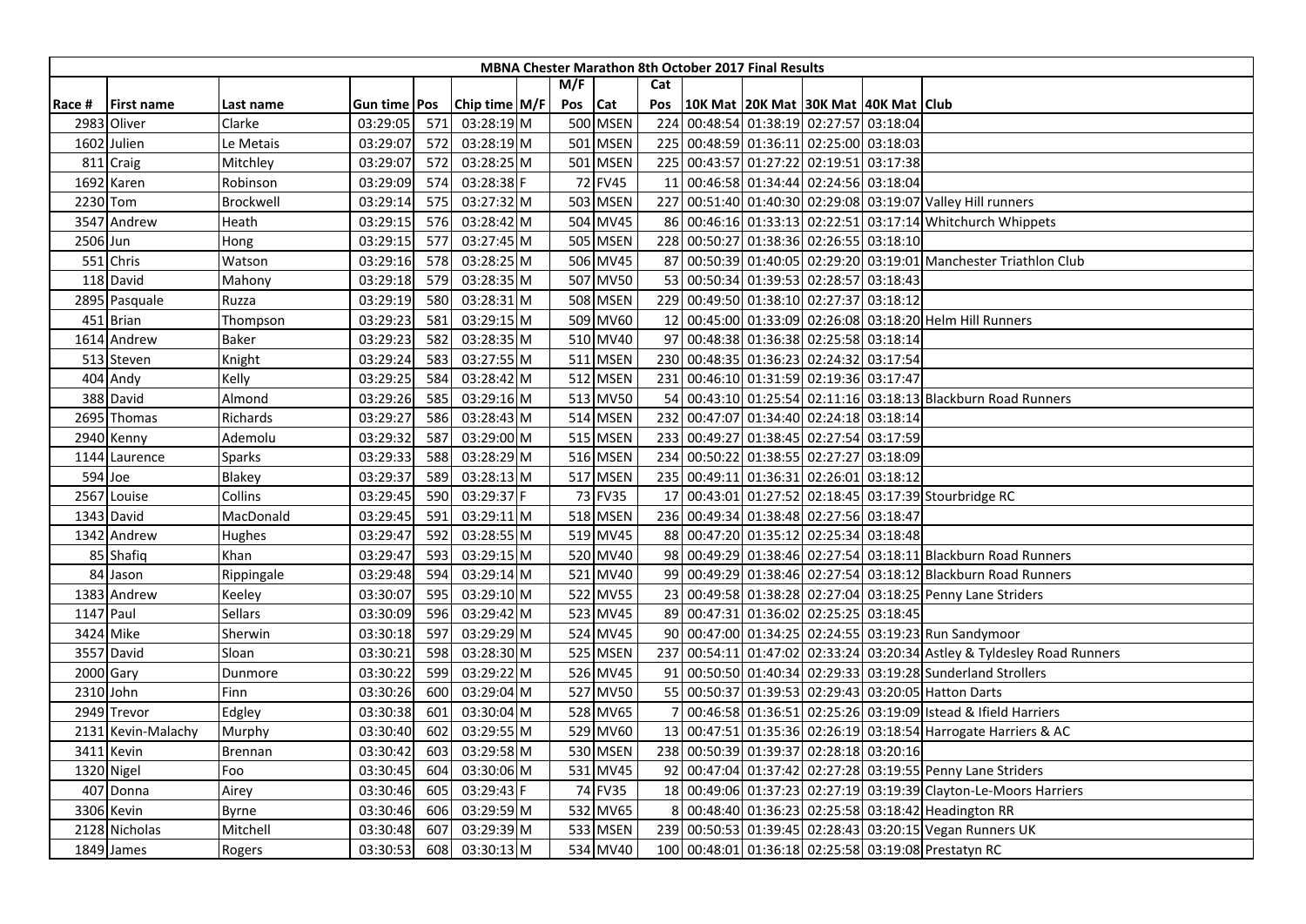| MBNA Chester Marathon 8th October 2017 Final Results | | | | | | | | | | | | | | | |
|---|---|---|---|---|---|---|---|---|---|---|---|---|---|---|---|
| | | | | | | | M/F | | Cat | | | | | | |
| Race # | First name | Last name | Gun time | Pos | Chip time | M/F | Pos | Cat | Pos | 10K Mat | 20K Mat | 30K Mat | 40K Mat | Club |
| 2983 | Oliver | Clarke | 03:29:05 | 571 | 03:28:19 | M | 500 | MSEN | 224 | 00:48:54 | 01:38:19 | 02:27:57 | 03:18:04 | |
| 1602 | Julien | Le Metais | 03:29:07 | 572 | 03:28:19 | M | 501 | MSEN | 225 | 00:48:59 | 01:36:11 | 02:25:00 | 03:18:03 | |
| 811 | Craig | Mitchley | 03:29:07 | 572 | 03:28:25 | M | 501 | MSEN | 225 | 00:43:57 | 01:27:22 | 02:19:51 | 03:17:38 | |
| 1692 | Karen | Robinson | 03:29:09 | 574 | 03:28:38 | F | 72 | FV45 | 11 | 00:46:58 | 01:34:44 | 02:24:56 | 03:18:04 | |
| 2230 | Tom | Brockwell | 03:29:14 | 575 | 03:27:32 | M | 503 | MSEN | 227 | 00:51:40 | 01:40:30 | 02:29:08 | 03:19:07 | Valley Hill runners |
| 3547 | Andrew | Heath | 03:29:15 | 576 | 03:28:42 | M | 504 | MV45 | 86 | 00:46:16 | 01:33:13 | 02:22:51 | 03:17:14 | Whitchurch Whippets |
| 2506 | Jun | Hong | 03:29:15 | 577 | 03:27:45 | M | 505 | MSEN | 228 | 00:50:27 | 01:38:36 | 02:26:55 | 03:18:10 | |
| 551 | Chris | Watson | 03:29:16 | 578 | 03:28:25 | M | 506 | MV45 | 87 | 00:50:39 | 01:40:05 | 02:29:20 | 03:19:01 | Manchester Triathlon Club |
| 118 | David | Mahony | 03:29:18 | 579 | 03:28:35 | M | 507 | MV50 | 53 | 00:50:34 | 01:39:53 | 02:28:57 | 03:18:43 | |
| 2895 | Pasquale | Ruzza | 03:29:19 | 580 | 03:28:31 | M | 508 | MSEN | 229 | 00:49:50 | 01:38:10 | 02:27:37 | 03:18:12 | |
| 451 | Brian | Thompson | 03:29:23 | 581 | 03:29:15 | M | 509 | MV60 | 12 | 00:45:00 | 01:33:09 | 02:26:08 | 03:18:20 | Helm Hill Runners |
| 1614 | Andrew | Baker | 03:29:23 | 582 | 03:28:35 | M | 510 | MV40 | 97 | 00:48:38 | 01:36:38 | 02:25:58 | 03:18:14 | |
| 513 | Steven | Knight | 03:29:24 | 583 | 03:27:55 | M | 511 | MSEN | 230 | 00:48:35 | 01:36:23 | 02:24:32 | 03:17:54 | |
| 404 | Andy | Kelly | 03:29:25 | 584 | 03:28:42 | M | 512 | MSEN | 231 | 00:46:10 | 01:31:59 | 02:19:36 | 03:17:47 | |
| 388 | David | Almond | 03:29:26 | 585 | 03:29:16 | M | 513 | MV50 | 54 | 00:43:10 | 01:25:54 | 02:11:16 | 03:18:13 | Blackburn Road Runners |
| 2695 | Thomas | Richards | 03:29:27 | 586 | 03:28:43 | M | 514 | MSEN | 232 | 00:47:07 | 01:34:40 | 02:24:18 | 03:18:14 | |
| 2940 | Kenny | Ademolu | 03:29:32 | 587 | 03:29:00 | M | 515 | MSEN | 233 | 00:49:27 | 01:38:45 | 02:27:54 | 03:17:59 | |
| 1144 | Laurence | Sparks | 03:29:33 | 588 | 03:28:29 | M | 516 | MSEN | 234 | 00:50:22 | 01:38:55 | 02:27:27 | 03:18:09 | |
| 594 | Joe | Blakey | 03:29:37 | 589 | 03:28:13 | M | 517 | MSEN | 235 | 00:49:11 | 01:36:31 | 02:26:01 | 03:18:12 | |
| 2567 | Louise | Collins | 03:29:45 | 590 | 03:29:37 | F | 73 | FV35 | 17 | 00:43:01 | 01:27:52 | 02:18:45 | 03:17:39 | Stourbridge RC |
| 1343 | David | MacDonald | 03:29:45 | 591 | 03:29:11 | M | 518 | MSEN | 236 | 00:49:34 | 01:38:48 | 02:27:56 | 03:18:47 | |
| 1342 | Andrew | Hughes | 03:29:47 | 592 | 03:28:55 | M | 519 | MV45 | 88 | 00:47:20 | 01:35:12 | 02:25:34 | 03:18:48 | |
| 85 | Shafiq | Khan | 03:29:47 | 593 | 03:29:15 | M | 520 | MV40 | 98 | 00:49:29 | 01:38:46 | 02:27:54 | 03:18:11 | Blackburn Road Runners |
| 84 | Jason | Rippingale | 03:29:48 | 594 | 03:29:14 | M | 521 | MV40 | 99 | 00:49:29 | 01:38:46 | 02:27:54 | 03:18:12 | Blackburn Road Runners |
| 1383 | Andrew | Keeley | 03:30:07 | 595 | 03:29:10 | M | 522 | MV55 | 23 | 00:49:58 | 01:38:28 | 02:27:04 | 03:18:25 | Penny Lane Striders |
| 1147 | Paul | Sellars | 03:30:09 | 596 | 03:29:42 | M | 523 | MV45 | 89 | 00:47:31 | 01:36:02 | 02:25:25 | 03:18:45 | |
| 3424 | Mike | Sherwin | 03:30:18 | 597 | 03:29:29 | M | 524 | MV45 | 90 | 00:47:00 | 01:34:25 | 02:24:55 | 03:19:23 | Run Sandymoor |
| 3557 | David | Sloan | 03:30:21 | 598 | 03:28:30 | M | 525 | MSEN | 237 | 00:54:11 | 01:47:02 | 02:33:24 | 03:20:34 | Astley & Tyldesley Road Runners |
| 2000 | Gary | Dunmore | 03:30:22 | 599 | 03:29:22 | M | 526 | MV45 | 91 | 00:50:50 | 01:40:34 | 02:29:33 | 03:19:28 | Sunderland Strollers |
| 2310 | John | Finn | 03:30:26 | 600 | 03:29:04 | M | 527 | MV50 | 55 | 00:50:37 | 01:39:53 | 02:29:43 | 03:20:05 | Hatton Darts |
| 2949 | Trevor | Edgley | 03:30:38 | 601 | 03:30:04 | M | 528 | MV65 | 7 | 00:46:58 | 01:36:51 | 02:25:26 | 03:19:09 | Istead & Ifield Harriers |
| 2131 | Kevin-Malachy | Murphy | 03:30:40 | 602 | 03:29:55 | M | 529 | MV60 | 13 | 00:47:51 | 01:35:36 | 02:26:19 | 03:18:54 | Harrogate Harriers & AC |
| 3411 | Kevin | Brennan | 03:30:42 | 603 | 03:29:58 | M | 530 | MSEN | 238 | 00:50:39 | 01:39:37 | 02:28:18 | 03:20:16 | |
| 1320 | Nigel | Foo | 03:30:45 | 604 | 03:30:06 | M | 531 | MV45 | 92 | 00:47:04 | 01:37:42 | 02:27:28 | 03:19:55 | Penny Lane Striders |
| 407 | Donna | Airey | 03:30:46 | 605 | 03:29:43 | F | 74 | FV35 | 18 | 00:49:06 | 01:37:23 | 02:27:19 | 03:19:39 | Clayton-Le-Moors Harriers |
| 3306 | Kevin | Byrne | 03:30:46 | 606 | 03:29:59 | M | 532 | MV65 | 8 | 00:48:40 | 01:36:23 | 02:25:58 | 03:18:42 | Headington RR |
| 2128 | Nicholas | Mitchell | 03:30:48 | 607 | 03:29:39 | M | 533 | MSEN | 239 | 00:50:53 | 01:39:45 | 02:28:43 | 03:20:15 | Vegan Runners UK |
| 1849 | James | Rogers | 03:30:53 | 608 | 03:30:13 | M | 534 | MV40 | 100 | 00:48:01 | 01:36:18 | 02:25:58 | 03:19:08 | Prestatyn RC |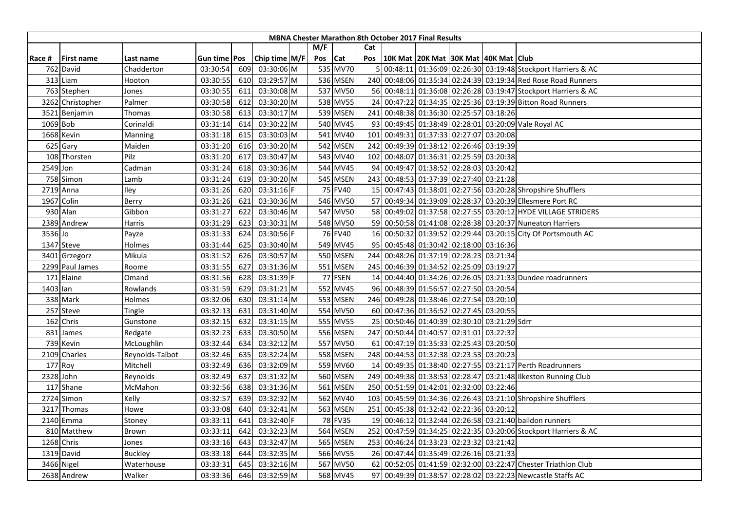| MBNA Chester Marathon 8th October 2017 Final Results | | | | | | | | | | | | | | | |
|---|---|---|---|---|---|---|---|---|---|---|---|---|---|---|---|
| | | | | | | | M/F | | Cat | | | | | | |
| Race # | First name | Last name | Gun time | Pos | Chip time | M/F | Pos | Cat | Pos | 10K Mat | 20K Mat | 30K Mat | 40K Mat | Club |
| 762 | David | Chadderton | 03:30:54 | 609 | 03:30:06 | M | 535 | MV70 | 5 | 00:48:11 | 01:36:09 | 02:26:30 | 03:19:48 | Stockport Harriers & AC |
| 313 | Liam | Hooton | 03:30:55 | 610 | 03:29:57 | M | 536 | MSEN | 240 | 00:48:06 | 01:35:34 | 02:24:39 | 03:19:34 | Red Rose Road Runners |
| 763 | Stephen | Jones | 03:30:55 | 611 | 03:30:08 | M | 537 | MV50 | 56 | 00:48:11 | 01:36:08 | 02:26:28 | 03:19:47 | Stockport Harriers & AC |
| 3262 | Christopher | Palmer | 03:30:58 | 612 | 03:30:20 | M | 538 | MV55 | 24 | 00:47:22 | 01:34:35 | 02:25:36 | 03:19:39 | Bitton Road Runners |
| 3521 | Benjamin | Thomas | 03:30:58 | 613 | 03:30:17 | M | 539 | MSEN | 241 | 00:48:38 | 01:36:30 | 02:25:57 | 03:18:26 | |
| 1069 | Bob | Corinaldi | 03:31:14 | 614 | 03:30:22 | M | 540 | MV45 | 93 | 00:49:45 | 01:38:49 | 02:28:01 | 03:20:09 | Vale Royal AC |
| 1668 | Kevin | Manning | 03:31:18 | 615 | 03:30:03 | M | 541 | MV40 | 101 | 00:49:31 | 01:37:33 | 02:27:07 | 03:20:08 | |
| 625 | Gary | Maiden | 03:31:20 | 616 | 03:30:20 | M | 542 | MSEN | 242 | 00:49:39 | 01:38:12 | 02:26:46 | 03:19:39 | |
| 108 | Thorsten | Pilz | 03:31:20 | 617 | 03:30:47 | M | 543 | MV40 | 102 | 00:48:07 | 01:36:31 | 02:25:59 | 03:20:38 | |
| 2549 | Jon | Cadman | 03:31:24 | 618 | 03:30:36 | M | 544 | MV45 | 94 | 00:49:47 | 01:38:52 | 02:28:03 | 03:20:42 | |
| 758 | Simon | Lamb | 03:31:24 | 619 | 03:30:20 | M | 545 | MSEN | 243 | 00:48:53 | 01:37:39 | 02:27:40 | 03:21:28 | |
| 2719 | Anna | Iley | 03:31:26 | 620 | 03:31:16 | F | 75 | FV40 | 15 | 00:47:43 | 01:38:01 | 02:27:56 | 03:20:28 | Shropshire Shufflers |
| 1967 | Colin | Berry | 03:31:26 | 621 | 03:30:36 | M | 546 | MV50 | 57 | 00:49:34 | 01:39:09 | 02:28:37 | 03:20:39 | Ellesmere Port RC |
| 930 | Alan | Gibbon | 03:31:27 | 622 | 03:30:46 | M | 547 | MV50 | 58 | 00:49:02 | 01:37:58 | 02:27:55 | 03:20:12 | HYDE VILLAGE STRIDERS |
| 2389 | Andrew | Harris | 03:31:29 | 623 | 03:30:31 | M | 548 | MV50 | 59 | 00:50:58 | 01:41:08 | 02:28:38 | 03:20:37 | Nuneaton Harriers |
| 3536 | Jo | Payze | 03:31:33 | 624 | 03:30:56 | F | 76 | FV40 | 16 | 00:50:32 | 01:39:52 | 02:29:44 | 03:20:15 | City Of Portsmouth AC |
| 1347 | Steve | Holmes | 03:31:44 | 625 | 03:30:40 | M | 549 | MV45 | 95 | 00:45:48 | 01:30:42 | 02:18:00 | 03:16:36 | |
| 3401 | Grzegorz | Mikula | 03:31:52 | 626 | 03:30:57 | M | 550 | MSEN | 244 | 00:48:26 | 01:37:19 | 02:28:23 | 03:21:34 | |
| 2299 | Paul James | Roome | 03:31:55 | 627 | 03:31:36 | M | 551 | MSEN | 245 | 00:46:39 | 01:34:52 | 02:25:09 | 03:19:27 | |
| 171 | Elaine | Omand | 03:31:56 | 628 | 03:31:39 | F | 77 | FSEN | 14 | 00:44:40 | 01:34:26 | 02:26:05 | 03:21:33 | Dundee roadrunners |
| 1403 | Ian | Rowlands | 03:31:59 | 629 | 03:31:21 | M | 552 | MV45 | 96 | 00:48:39 | 01:56:57 | 02:27:50 | 03:20:54 | |
| 338 | Mark | Holmes | 03:32:06 | 630 | 03:31:14 | M | 553 | MSEN | 246 | 00:49:28 | 01:38:46 | 02:27:54 | 03:20:10 | |
| 257 | Steve | Tingle | 03:32:13 | 631 | 03:31:40 | M | 554 | MV50 | 60 | 00:47:36 | 01:36:52 | 02:27:45 | 03:20:55 | |
| 162 | Chris | Gunstone | 03:32:15 | 632 | 03:31:15 | M | 555 | MV55 | 25 | 00:50:46 | 01:40:39 | 02:30:10 | 03:21:29 | Sdrr |
| 831 | James | Redgate | 03:32:23 | 633 | 03:30:50 | M | 556 | MSEN | 247 | 00:50:44 | 01:40:57 | 02:31:01 | 03:22:32 | |
| 739 | Kevin | McLoughlin | 03:32:44 | 634 | 03:32:12 | M | 557 | MV50 | 61 | 00:47:19 | 01:35:33 | 02:25:43 | 03:20:50 | |
| 2109 | Charles | Reynolds-Talbot | 03:32:46 | 635 | 03:32:24 | M | 558 | MSEN | 248 | 00:44:53 | 01:32:38 | 02:23:53 | 03:20:23 | |
| 177 | Roy | Mitchell | 03:32:49 | 636 | 03:32:09 | M | 559 | MV60 | 14 | 00:49:35 | 01:38:40 | 02:27:55 | 03:21:17 | Perth Roadrunners |
| 2328 | John | Reynolds | 03:32:49 | 637 | 03:31:32 | M | 560 | MSEN | 249 | 00:49:38 | 01:38:53 | 02:28:47 | 03:21:48 | Ilkeston Running Club |
| 117 | Shane | McMahon | 03:32:56 | 638 | 03:31:36 | M | 561 | MSEN | 250 | 00:51:59 | 01:42:01 | 02:32:00 | 03:22:46 | |
| 2724 | Simon | Kelly | 03:32:57 | 639 | 03:32:32 | M | 562 | MV40 | 103 | 00:45:59 | 01:34:36 | 02:26:43 | 03:21:10 | Shropshire Shufflers |
| 3217 | Thomas | Howe | 03:33:08 | 640 | 03:32:41 | M | 563 | MSEN | 251 | 00:45:38 | 01:32:42 | 02:22:36 | 03:20:12 | |
| 2140 | Emma | Stoney | 03:33:11 | 641 | 03:32:40 | F | 78 | FV35 | 19 | 00:46:12 | 01:32:44 | 02:26:58 | 03:21:40 | baildon runners |
| 810 | Matthew | Brown | 03:33:11 | 642 | 03:32:23 | M | 564 | MSEN | 252 | 00:47:59 | 01:34:25 | 02:22:35 | 03:20:06 | Stockport Harriers & AC |
| 1268 | Chris | Jones | 03:33:16 | 643 | 03:32:47 | M | 565 | MSEN | 253 | 00:46:24 | 01:33:23 | 02:23:32 | 03:21:42 | |
| 1319 | David | Buckley | 03:33:18 | 644 | 03:32:35 | M | 566 | MV55 | 26 | 00:47:44 | 01:35:49 | 02:26:16 | 03:21:33 | |
| 3466 | Nigel | Waterhouse | 03:33:31 | 645 | 03:32:16 | M | 567 | MV50 | 62 | 00:52:05 | 01:41:59 | 02:32:00 | 03:22:47 | Chester Triathlon Club |
| 2638 | Andrew | Walker | 03:33:36 | 646 | 03:32:59 | M | 568 | MV45 | 97 | 00:49:39 | 01:38:57 | 02:28:02 | 03:22:23 | Newcastle Staffs AC |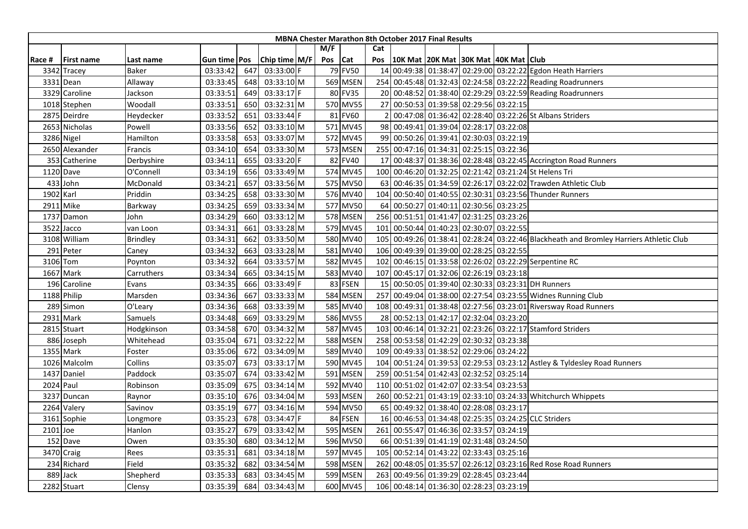| MBNA Chester Marathon 8th October 2017 Final Results | | | | | | | | | | | | | | | |
|---|---|---|---|---|---|---|---|---|---|---|---|---|---|---|---|
| | | | | | | | M/F | | Cat | | | | | | |
| Race # | First name | Last name | Gun time | Pos | Chip time | M/F | Pos | Cat | Pos | 10K Mat | 20K Mat | 30K Mat | 40K Mat | Club |
| 3342 | Tracey | Baker | 03:33:42 | 647 | 03:33:00 | F | 79 | FV50 | 14 | 00:49:38 | 01:38:47 | 02:29:00 | 03:22:22 | Egdon Heath Harriers |
| 3331 | Dean | Allaway | 03:33:45 | 648 | 03:33:10 | M | 569 | MSEN | 254 | 00:45:48 | 01:32:43 | 02:24:58 | 03:22:22 | Reading Roadrunners |
| 3329 | Caroline | Jackson | 03:33:51 | 649 | 03:33:17 | F | 80 | FV35 | 20 | 00:48:52 | 01:38:40 | 02:29:29 | 03:22:59 | Reading Roadrunners |
| 1018 | Stephen | Woodall | 03:33:51 | 650 | 03:32:31 | M | 570 | MV55 | 27 | 00:50:53 | 01:39:58 | 02:29:56 | 03:22:15 | |
| 2875 | Deirdre | Heydecker | 03:33:52 | 651 | 03:33:44 | F | 81 | FV60 | 2 | 00:47:08 | 01:36:42 | 02:28:40 | 03:22:26 | St Albans Striders |
| 2653 | Nicholas | Powell | 03:33:56 | 652 | 03:33:10 | M | 571 | MV45 | 98 | 00:49:41 | 01:39:04 | 02:28:17 | 03:22:08 | |
| 3286 | Nigel | Hamilton | 03:33:58 | 653 | 03:33:07 | M | 572 | MV45 | 99 | 00:50:26 | 01:39:41 | 02:30:03 | 03:22:19 | |
| 2650 | Alexander | Francis | 03:34:10 | 654 | 03:33:30 | M | 573 | MSEN | 255 | 00:47:16 | 01:34:31 | 02:25:15 | 03:22:36 | |
| 353 | Catherine | Derbyshire | 03:34:11 | 655 | 03:33:20 | F | 82 | FV40 | 17 | 00:48:37 | 01:38:36 | 02:28:48 | 03:22:45 | Accrington Road Runners |
| 1120 | Dave | O'Connell | 03:34:19 | 656 | 03:33:49 | M | 574 | MV45 | 100 | 00:46:20 | 01:32:25 | 02:21:42 | 03:21:24 | St Helens Tri |
| 433 | John | McDonald | 03:34:21 | 657 | 03:33:56 | M | 575 | MV50 | 63 | 00:46:35 | 01:34:59 | 02:26:17 | 03:22:02 | Trawden Athletic Club |
| 1902 | Karl | Priddin | 03:34:25 | 658 | 03:33:30 | M | 576 | MV40 | 104 | 00:50:40 | 01:40:55 | 02:30:31 | 03:23:56 | Thunder Runners |
| 2911 | Mike | Barkway | 03:34:25 | 659 | 03:33:34 | M | 577 | MV50 | 64 | 00:50:27 | 01:40:11 | 02:30:56 | 03:23:25 | |
| 1737 | Damon | John | 03:34:29 | 660 | 03:33:12 | M | 578 | MSEN | 256 | 00:51:51 | 01:41:47 | 02:31:25 | 03:23:26 | |
| 3522 | Jacco | van Loon | 03:34:31 | 661 | 03:33:28 | M | 579 | MV45 | 101 | 00:50:44 | 01:40:23 | 02:30:07 | 03:22:55 | |
| 3108 | William | Brindley | 03:34:31 | 662 | 03:33:50 | M | 580 | MV40 | 105 | 00:49:26 | 01:38:41 | 02:28:24 | 03:22:46 | Blackheath and Bromley Harriers Athletic Club |
| 291 | Peter | Caney | 03:34:32 | 663 | 03:33:28 | M | 581 | MV40 | 106 | 00:49:39 | 01:39:00 | 02:28:25 | 03:22:55 | |
| 3106 | Tom | Poynton | 03:34:32 | 664 | 03:33:57 | M | 582 | MV45 | 102 | 00:46:15 | 01:33:58 | 02:26:02 | 03:22:29 | Serpentine RC |
| 1667 | Mark | Carruthers | 03:34:34 | 665 | 03:34:15 | M | 583 | MV40 | 107 | 00:45:17 | 01:32:06 | 02:26:19 | 03:23:18 | |
| 196 | Caroline | Evans | 03:34:35 | 666 | 03:33:49 | F | 83 | FSEN | 15 | 00:50:05 | 01:39:40 | 02:30:33 | 03:23:31 | DH Runners |
| 1188 | Philip | Marsden | 03:34:36 | 667 | 03:33:33 | M | 584 | MSEN | 257 | 00:49:04 | 01:38:00 | 02:27:54 | 03:23:55 | Widnes Running Club |
| 289 | Simon | O'Leary | 03:34:36 | 668 | 03:33:39 | M | 585 | MV40 | 108 | 00:49:31 | 01:38:48 | 02:27:56 | 03:23:01 | Riversway Road Runners |
| 2931 | Mark | Samuels | 03:34:48 | 669 | 03:33:29 | M | 586 | MV55 | 28 | 00:52:13 | 01:42:17 | 02:32:04 | 03:23:20 | |
| 2815 | Stuart | Hodgkinson | 03:34:58 | 670 | 03:34:32 | M | 587 | MV45 | 103 | 00:46:14 | 01:32:21 | 02:23:26 | 03:22:17 | Stamford Striders |
| 886 | Joseph | Whitehead | 03:35:04 | 671 | 03:32:22 | M | 588 | MSEN | 258 | 00:53:58 | 01:42:29 | 02:30:32 | 03:23:38 | |
| 1355 | Mark | Foster | 03:35:06 | 672 | 03:34:09 | M | 589 | MV40 | 109 | 00:49:33 | 01:38:52 | 02:29:06 | 03:24:22 | |
| 1026 | Malcolm | Collins | 03:35:07 | 673 | 03:33:17 | M | 590 | MV45 | 104 | 00:51:24 | 01:39:53 | 02:29:53 | 03:23:12 | Astley & Tyldesley Road Runners |
| 1437 | Daniel | Paddock | 03:35:07 | 674 | 03:33:42 | M | 591 | MSEN | 259 | 00:51:54 | 01:42:43 | 02:32:52 | 03:25:14 | |
| 2024 | Paul | Robinson | 03:35:09 | 675 | 03:34:14 | M | 592 | MV40 | 110 | 00:51:02 | 01:42:07 | 02:33:54 | 03:23:53 | |
| 3237 | Duncan | Raynor | 03:35:10 | 676 | 03:34:04 | M | 593 | MSEN | 260 | 00:52:21 | 01:43:19 | 02:33:10 | 03:24:33 | Whitchurch Whippets |
| 2264 | Valery | Savinov | 03:35:19 | 677 | 03:34:16 | M | 594 | MV50 | 65 | 00:49:32 | 01:38:40 | 02:28:08 | 03:23:17 | |
| 3161 | Sophie | Longmore | 03:35:23 | 678 | 03:34:47 | F | 84 | FSEN | 16 | 00:46:53 | 01:34:48 | 02:25:35 | 03:24:25 | CLC Striders |
| 2101 | Joe | Hanlon | 03:35:27 | 679 | 03:33:42 | M | 595 | MSEN | 261 | 00:55:47 | 01:46:36 | 02:33:57 | 03:24:19 | |
| 152 | Dave | Owen | 03:35:30 | 680 | 03:34:12 | M | 596 | MV50 | 66 | 00:51:39 | 01:41:19 | 02:31:48 | 03:24:50 | |
| 3470 | Craig | Rees | 03:35:31 | 681 | 03:34:18 | M | 597 | MV45 | 105 | 00:52:14 | 01:43:22 | 02:33:43 | 03:25:16 | |
| 234 | Richard | Field | 03:35:32 | 682 | 03:34:54 | M | 598 | MSEN | 262 | 00:48:05 | 01:35:57 | 02:26:12 | 03:23:16 | Red Rose Road Runners |
| 889 | Jack | Shepherd | 03:35:33 | 683 | 03:34:45 | M | 599 | MSEN | 263 | 00:49:56 | 01:39:29 | 02:28:45 | 03:23:44 | |
| 2282 | Stuart | Clensy | 03:35:39 | 684 | 03:34:43 | M | 600 | MV45 | 106 | 00:48:14 | 01:36:30 | 02:28:23 | 03:23:19 | |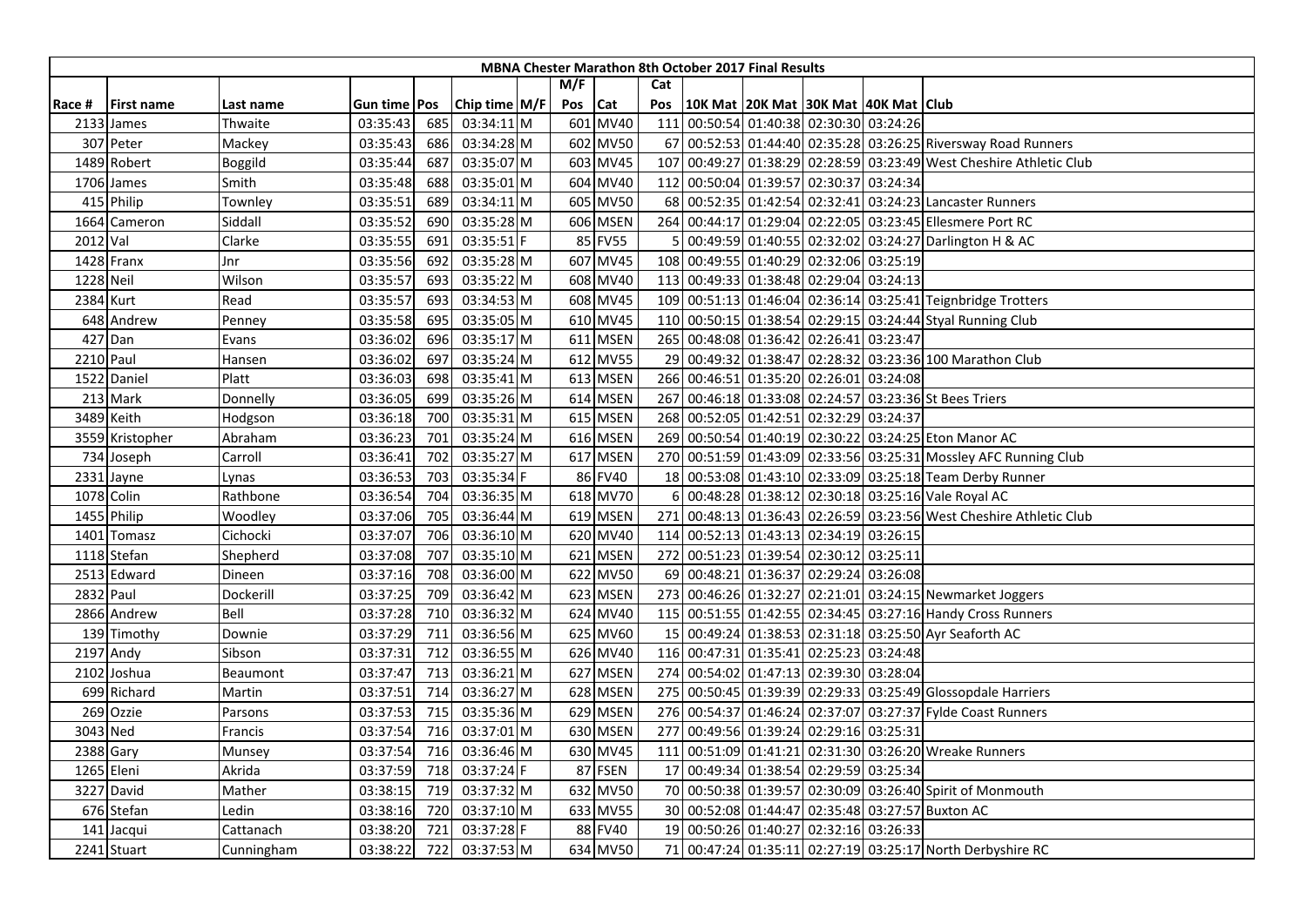# MBNA Chester Marathon 8th October 2017 Final Results

| Race # | First name | Last name | Gun time | Pos | Chip time | M/F | M/F Pos | Cat | Cat Pos | 10K Mat | 20K Mat | 30K Mat | 40K Mat | Club |
|---|---|---|---|---|---|---|---|---|---|---|---|---|---|---|
| 2133 | James | Thwaite | 03:35:43 | 685 | 03:34:11 | M | 601 | MV40 | 111 | 00:50:54 | 01:40:38 | 02:30:30 | 03:24:26 | |
| 307 | Peter | Mackey | 03:35:43 | 686 | 03:34:28 | M | 602 | MV50 | 67 | 00:52:53 | 01:44:40 | 02:35:28 | 03:26:25 | Riversway Road Runners |
| 1489 | Robert | Boggild | 03:35:44 | 687 | 03:35:07 | M | 603 | MV45 | 107 | 00:49:27 | 01:38:29 | 02:28:59 | 03:23:49 | West Cheshire Athletic Club |
| 1706 | James | Smith | 03:35:48 | 688 | 03:35:01 | M | 604 | MV40 | 112 | 00:50:04 | 01:39:57 | 02:30:37 | 03:24:34 | |
| 415 | Philip | Townley | 03:35:51 | 689 | 03:34:11 | M | 605 | MV50 | 68 | 00:52:35 | 01:42:54 | 02:32:41 | 03:24:23 | Lancaster Runners |
| 1664 | Cameron | Siddall | 03:35:52 | 690 | 03:35:28 | M | 606 | MSEN | 264 | 00:44:17 | 01:29:04 | 02:22:05 | 03:23:45 | Ellesmere Port RC |
| 2012 | Val | Clarke | 03:35:55 | 691 | 03:35:51 | F | 85 | FV55 | 5 | 00:49:59 | 01:40:55 | 02:32:02 | 03:24:27 | Darlington H & AC |
| 1428 | Franx | Jnr | 03:35:56 | 692 | 03:35:28 | M | 607 | MV45 | 108 | 00:49:55 | 01:40:29 | 02:32:06 | 03:25:19 | |
| 1228 | Neil | Wilson | 03:35:57 | 693 | 03:35:22 | M | 608 | MV40 | 113 | 00:49:33 | 01:38:48 | 02:29:04 | 03:24:13 | |
| 2384 | Kurt | Read | 03:35:57 | 693 | 03:34:53 | M | 608 | MV45 | 109 | 00:51:13 | 01:46:04 | 02:36:14 | 03:25:41 | Teignbridge Trotters |
| 648 | Andrew | Penney | 03:35:58 | 695 | 03:35:05 | M | 610 | MV45 | 110 | 00:50:15 | 01:38:54 | 02:29:15 | 03:24:44 | Styal Running Club |
| 427 | Dan | Evans | 03:36:02 | 696 | 03:35:17 | M | 611 | MSEN | 265 | 00:48:08 | 01:36:42 | 02:26:41 | 03:23:47 | |
| 2210 | Paul | Hansen | 03:36:02 | 697 | 03:35:24 | M | 612 | MV55 | 29 | 00:49:32 | 01:38:47 | 02:28:32 | 03:23:36 | 100 Marathon Club |
| 1522 | Daniel | Platt | 03:36:03 | 698 | 03:35:41 | M | 613 | MSEN | 266 | 00:46:51 | 01:35:20 | 02:26:01 | 03:24:08 | |
| 213 | Mark | Donnelly | 03:36:05 | 699 | 03:35:26 | M | 614 | MSEN | 267 | 00:46:18 | 01:33:08 | 02:24:57 | 03:23:36 | St Bees Triers |
| 3489 | Keith | Hodgson | 03:36:18 | 700 | 03:35:31 | M | 615 | MSEN | 268 | 00:52:05 | 01:42:51 | 02:32:29 | 03:24:37 | |
| 3559 | Kristopher | Abraham | 03:36:23 | 701 | 03:35:24 | M | 616 | MSEN | 269 | 00:50:54 | 01:40:19 | 02:30:22 | 03:24:25 | Eton Manor AC |
| 734 | Joseph | Carroll | 03:36:41 | 702 | 03:35:27 | M | 617 | MSEN | 270 | 00:51:59 | 01:43:09 | 02:33:56 | 03:25:31 | Mossley AFC Running Club |
| 2331 | Jayne | Lynas | 03:36:53 | 703 | 03:35:34 | F | 86 | FV40 | 18 | 00:53:08 | 01:43:10 | 02:33:09 | 03:25:18 | Team Derby Runner |
| 1078 | Colin | Rathbone | 03:36:54 | 704 | 03:36:35 | M | 618 | MV70 | 6 | 00:48:28 | 01:38:12 | 02:30:18 | 03:25:16 | Vale Royal AC |
| 1455 | Philip | Woodley | 03:37:06 | 705 | 03:36:44 | M | 619 | MSEN | 271 | 00:48:13 | 01:36:43 | 02:26:59 | 03:23:56 | West Cheshire Athletic Club |
| 1401 | Tomasz | Cichocki | 03:37:07 | 706 | 03:36:10 | M | 620 | MV40 | 114 | 00:52:13 | 01:43:13 | 02:34:19 | 03:26:15 | |
| 1118 | Stefan | Shepherd | 03:37:08 | 707 | 03:35:10 | M | 621 | MSEN | 272 | 00:51:23 | 01:39:54 | 02:30:12 | 03:25:11 | |
| 2513 | Edward | Dineen | 03:37:16 | 708 | 03:36:00 | M | 622 | MV50 | 69 | 00:48:21 | 01:36:37 | 02:29:24 | 03:26:08 | |
| 2832 | Paul | Dockerill | 03:37:25 | 709 | 03:36:42 | M | 623 | MSEN | 273 | 00:46:26 | 01:32:27 | 02:21:01 | 03:24:15 | Newmarket Joggers |
| 2866 | Andrew | Bell | 03:37:28 | 710 | 03:36:32 | M | 624 | MV40 | 115 | 00:51:55 | 01:42:55 | 02:34:45 | 03:27:16 | Handy Cross Runners |
| 139 | Timothy | Downie | 03:37:29 | 711 | 03:36:56 | M | 625 | MV60 | 15 | 00:49:24 | 01:38:53 | 02:31:18 | 03:25:50 | Ayr Seaforth AC |
| 2197 | Andy | Sibson | 03:37:31 | 712 | 03:36:55 | M | 626 | MV40 | 116 | 00:47:31 | 01:35:41 | 02:25:23 | 03:24:48 | |
| 2102 | Joshua | Beaumont | 03:37:47 | 713 | 03:36:21 | M | 627 | MSEN | 274 | 00:54:02 | 01:47:13 | 02:39:30 | 03:28:04 | |
| 699 | Richard | Martin | 03:37:51 | 714 | 03:36:27 | M | 628 | MSEN | 275 | 00:50:45 | 01:39:39 | 02:29:33 | 03:25:49 | Glossopdale Harriers |
| 269 | Ozzie | Parsons | 03:37:53 | 715 | 03:35:36 | M | 629 | MSEN | 276 | 00:54:37 | 01:46:24 | 02:37:07 | 03:27:37 | Fylde Coast Runners |
| 3043 | Ned | Francis | 03:37:54 | 716 | 03:37:01 | M | 630 | MSEN | 277 | 00:49:56 | 01:39:24 | 02:29:16 | 03:25:31 | |
| 2388 | Gary | Munsey | 03:37:54 | 716 | 03:36:46 | M | 630 | MV45 | 111 | 00:51:09 | 01:41:21 | 02:31:30 | 03:26:20 | Wreake Runners |
| 1265 | Eleni | Akrida | 03:37:59 | 718 | 03:37:24 | F | 87 | FSEN | 17 | 00:49:34 | 01:38:54 | 02:29:59 | 03:25:34 | |
| 3227 | David | Mather | 03:38:15 | 719 | 03:37:32 | M | 632 | MV50 | 70 | 00:50:38 | 01:39:57 | 02:30:09 | 03:26:40 | Spirit of Monmouth |
| 676 | Stefan | Ledin | 03:38:16 | 720 | 03:37:10 | M | 633 | MV55 | 30 | 00:52:08 | 01:44:47 | 02:35:48 | 03:27:57 | Buxton AC |
| 141 | Jacqui | Cattanach | 03:38:20 | 721 | 03:37:28 | F | 88 | FV40 | 19 | 00:50:26 | 01:40:27 | 02:32:16 | 03:26:33 | |
| 2241 | Stuart | Cunningham | 03:38:22 | 722 | 03:37:53 | M | 634 | MV50 | 71 | 00:47:24 | 01:35:11 | 02:27:19 | 03:25:17 | North Derbyshire RC |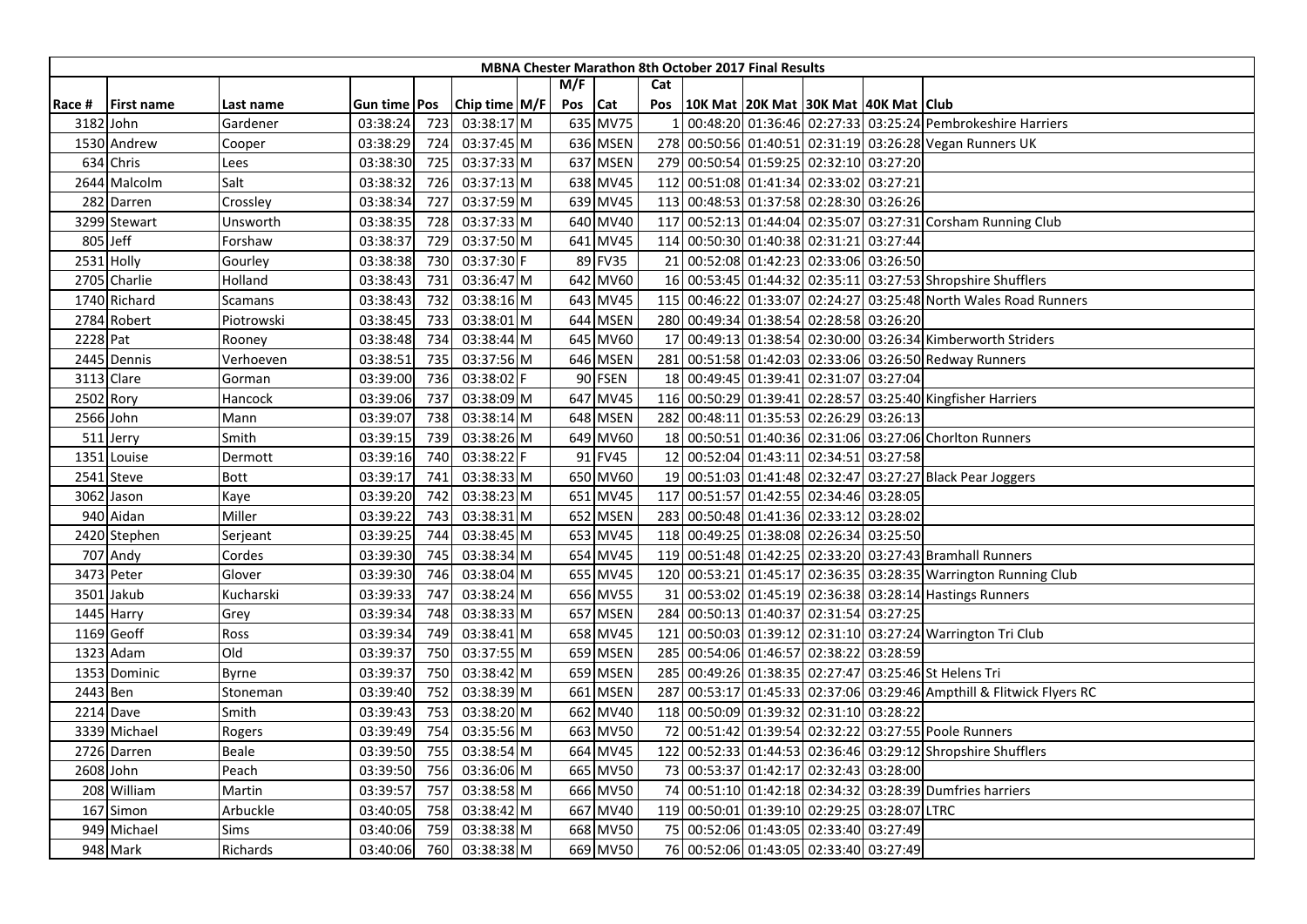| MBNA Chester Marathon 8th October 2017 Final Results | | | | | | | | | | | | | | | | |
|---|---|---|---|---|---|---|---|---|---|---|---|---|---|---|---|---|
| | | | | | | | M/F | | Cat | | | | | | |
| Race # | First name | Last name | Gun time | Pos | Chip time | M/F | Pos | Cat | Pos | 10K Mat | 20K Mat | 30K Mat | 40K Mat | Club |
| 3182 | John | Gardener | 03:38:24 | 723 | 03:38:17 | M | 635 | MV75 | 1 | 00:48:20 | 01:36:46 | 02:27:33 | 03:25:24 | Pembrokeshire Harriers |
| 1530 | Andrew | Cooper | 03:38:29 | 724 | 03:37:45 | M | 636 | MSEN | 278 | 00:50:56 | 01:40:51 | 02:31:19 | 03:26:28 | Vegan Runners UK |
| 634 | Chris | Lees | 03:38:30 | 725 | 03:37:33 | M | 637 | MSEN | 279 | 00:50:54 | 01:59:25 | 02:32:10 | 03:27:20 | |
| 2644 | Malcolm | Salt | 03:38:32 | 726 | 03:37:13 | M | 638 | MV45 | 112 | 00:51:08 | 01:41:34 | 02:33:02 | 03:27:21 | |
| 282 | Darren | Crossley | 03:38:34 | 727 | 03:37:59 | M | 639 | MV45 | 113 | 00:48:53 | 01:37:58 | 02:28:30 | 03:26:26 | |
| 3299 | Stewart | Unsworth | 03:38:35 | 728 | 03:37:33 | M | 640 | MV40 | 117 | 00:52:13 | 01:44:04 | 02:35:07 | 03:27:31 | Corsham Running Club |
| 805 | Jeff | Forshaw | 03:38:37 | 729 | 03:37:50 | M | 641 | MV45 | 114 | 00:50:30 | 01:40:38 | 02:31:21 | 03:27:44 | |
| 2531 | Holly | Gourley | 03:38:38 | 730 | 03:37:30 | F | 89 | FV35 | 21 | 00:52:08 | 01:42:23 | 02:33:06 | 03:26:50 | |
| 2705 | Charlie | Holland | 03:38:43 | 731 | 03:36:47 | M | 642 | MV60 | 16 | 00:53:45 | 01:44:32 | 02:35:11 | 03:27:53 | Shropshire Shufflers |
| 1740 | Richard | Scamans | 03:38:43 | 732 | 03:38:16 | M | 643 | MV45 | 115 | 00:46:22 | 01:33:07 | 02:24:27 | 03:25:48 | North Wales Road Runners |
| 2784 | Robert | Piotrowski | 03:38:45 | 733 | 03:38:01 | M | 644 | MSEN | 280 | 00:49:34 | 01:38:54 | 02:28:58 | 03:26:20 | |
| 2228 | Pat | Rooney | 03:38:48 | 734 | 03:38:44 | M | 645 | MV60 | 17 | 00:49:13 | 01:38:54 | 02:30:00 | 03:26:34 | Kimberworth Striders |
| 2445 | Dennis | Verhoeven | 03:38:51 | 735 | 03:37:56 | M | 646 | MSEN | 281 | 00:51:58 | 01:42:03 | 02:33:06 | 03:26:50 | Redway Runners |
| 3113 | Clare | Gorman | 03:39:00 | 736 | 03:38:02 | F | 90 | FSEN | 18 | 00:49:45 | 01:39:41 | 02:31:07 | 03:27:04 | |
| 2502 | Rory | Hancock | 03:39:06 | 737 | 03:38:09 | M | 647 | MV45 | 116 | 00:50:29 | 01:39:41 | 02:28:57 | 03:25:40 | Kingfisher Harriers |
| 2566 | John | Mann | 03:39:07 | 738 | 03:38:14 | M | 648 | MSEN | 282 | 00:48:11 | 01:35:53 | 02:26:29 | 03:26:13 | |
| 511 | Jerry | Smith | 03:39:15 | 739 | 03:38:26 | M | 649 | MV60 | 18 | 00:50:51 | 01:40:36 | 02:31:06 | 03:27:06 | Chorlton Runners |
| 1351 | Louise | Dermott | 03:39:16 | 740 | 03:38:22 | F | 91 | FV45 | 12 | 00:52:04 | 01:43:11 | 02:34:51 | 03:27:58 | |
| 2541 | Steve | Bott | 03:39:17 | 741 | 03:38:33 | M | 650 | MV60 | 19 | 00:51:03 | 01:41:48 | 02:32:47 | 03:27:27 | Black Pear Joggers |
| 3062 | Jason | Kaye | 03:39:20 | 742 | 03:38:23 | M | 651 | MV45 | 117 | 00:51:57 | 01:42:55 | 02:34:46 | 03:28:05 | |
| 940 | Aidan | Miller | 03:39:22 | 743 | 03:38:31 | M | 652 | MSEN | 283 | 00:50:48 | 01:41:36 | 02:33:12 | 03:28:02 | |
| 2420 | Stephen | Serjeant | 03:39:25 | 744 | 03:38:45 | M | 653 | MV45 | 118 | 00:49:25 | 01:38:08 | 02:26:34 | 03:25:50 | |
| 707 | Andy | Cordes | 03:39:30 | 745 | 03:38:34 | M | 654 | MV45 | 119 | 00:51:48 | 01:42:25 | 02:33:20 | 03:27:43 | Bramhall Runners |
| 3473 | Peter | Glover | 03:39:30 | 746 | 03:38:04 | M | 655 | MV45 | 120 | 00:53:21 | 01:45:17 | 02:36:35 | 03:28:35 | Warrington Running Club |
| 3501 | Jakub | Kucharski | 03:39:33 | 747 | 03:38:24 | M | 656 | MV55 | 31 | 00:53:02 | 01:45:19 | 02:36:38 | 03:28:14 | Hastings Runners |
| 1445 | Harry | Grey | 03:39:34 | 748 | 03:38:33 | M | 657 | MSEN | 284 | 00:50:13 | 01:40:37 | 02:31:54 | 03:27:25 | |
| 1169 | Geoff | Ross | 03:39:34 | 749 | 03:38:41 | M | 658 | MV45 | 121 | 00:50:03 | 01:39:12 | 02:31:10 | 03:27:24 | Warrington Tri Club |
| 1323 | Adam | Old | 03:39:37 | 750 | 03:37:55 | M | 659 | MSEN | 285 | 00:54:06 | 01:46:57 | 02:38:22 | 03:28:59 | |
| 1353 | Dominic | Byrne | 03:39:37 | 750 | 03:38:42 | M | 659 | MSEN | 285 | 00:49:26 | 01:38:35 | 02:27:47 | 03:25:46 | St Helens Tri |
| 2443 | Ben | Stoneman | 03:39:40 | 752 | 03:38:39 | M | 661 | MSEN | 287 | 00:53:17 | 01:45:33 | 02:37:06 | 03:29:46 | Ampthill & Flitwick Flyers RC |
| 2214 | Dave | Smith | 03:39:43 | 753 | 03:38:20 | M | 662 | MV40 | 118 | 00:50:09 | 01:39:32 | 02:31:10 | 03:28:22 | |
| 3339 | Michael | Rogers | 03:39:49 | 754 | 03:35:56 | M | 663 | MV50 | 72 | 00:51:42 | 01:39:54 | 02:32:22 | 03:27:55 | Poole Runners |
| 2726 | Darren | Beale | 03:39:50 | 755 | 03:38:54 | M | 664 | MV45 | 122 | 00:52:33 | 01:44:53 | 02:36:46 | 03:29:12 | Shropshire Shufflers |
| 2608 | John | Peach | 03:39:50 | 756 | 03:36:06 | M | 665 | MV50 | 73 | 00:53:37 | 01:42:17 | 02:32:43 | 03:28:00 | |
| 208 | William | Martin | 03:39:57 | 757 | 03:38:58 | M | 666 | MV50 | 74 | 00:51:10 | 01:42:18 | 02:34:32 | 03:28:39 | Dumfries harriers |
| 167 | Simon | Arbuckle | 03:40:05 | 758 | 03:38:42 | M | 667 | MV40 | 119 | 00:50:01 | 01:39:10 | 02:29:25 | 03:28:07 | LTRC |
| 949 | Michael | Sims | 03:40:06 | 759 | 03:38:38 | M | 668 | MV50 | 75 | 00:52:06 | 01:43:05 | 02:33:40 | 03:27:49 | |
| 948 | Mark | Richards | 03:40:06 | 760 | 03:38:38 | M | 669 | MV50 | 76 | 00:52:06 | 01:43:05 | 02:33:40 | 03:27:49 | |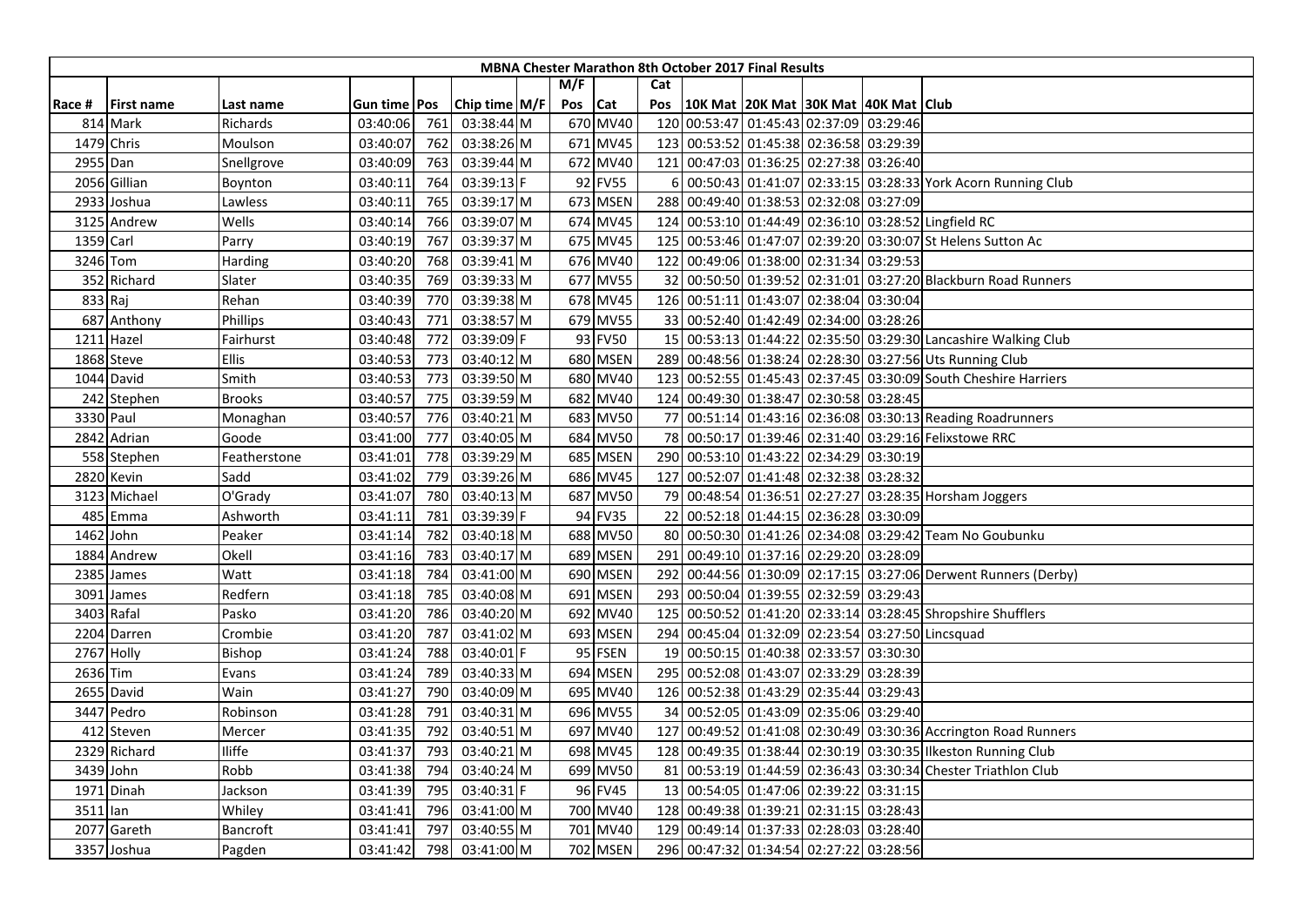**MBNA Chester Marathon 8th October 2017 Final Results**

| Race # | First name | Last name | Gun time | Pos | Chip time | M/F | M/F Pos | Cat | Cat Pos | 10K Mat | 20K Mat | 30K Mat | 40K Mat | Club |
|---|---|---|---|---|---|---|---|---|---|---|---|---|---|---|
| 814 | Mark | Richards | 03:40:06 | 761 | 03:38:44 | M | 670 | MV40 | 120 | 00:53:47 | 01:45:43 | 02:37:09 | 03:29:46 | |
| 1479 | Chris | Moulson | 03:40:07 | 762 | 03:38:26 | M | 671 | MV45 | 123 | 00:53:52 | 01:45:38 | 02:36:58 | 03:29:39 | |
| 2955 | Dan | Snellgrove | 03:40:09 | 763 | 03:39:44 | M | 672 | MV40 | 121 | 00:47:03 | 01:36:25 | 02:27:38 | 03:26:40 | |
| 2056 | Gillian | Boynton | 03:40:11 | 764 | 03:39:13 | F | 92 | FV55 | 6 | 00:50:43 | 01:41:07 | 02:33:15 | 03:28:33 | York Acorn Running Club |
| 2933 | Joshua | Lawless | 03:40:11 | 765 | 03:39:17 | M | 673 | MSEN | 288 | 00:49:40 | 01:38:53 | 02:32:08 | 03:27:09 | |
| 3125 | Andrew | Wells | 03:40:14 | 766 | 03:39:07 | M | 674 | MV45 | 124 | 00:53:10 | 01:44:49 | 02:36:10 | 03:28:52 | Lingfield RC |
| 1359 | Carl | Parry | 03:40:19 | 767 | 03:39:37 | M | 675 | MV45 | 125 | 00:53:46 | 01:47:07 | 02:39:20 | 03:30:07 | St Helens Sutton Ac |
| 3246 | Tom | Harding | 03:40:20 | 768 | 03:39:41 | M | 676 | MV40 | 122 | 00:49:06 | 01:38:00 | 02:31:34 | 03:29:53 | |
| 352 | Richard | Slater | 03:40:35 | 769 | 03:39:33 | M | 677 | MV55 | 32 | 00:50:50 | 01:39:52 | 02:31:01 | 03:27:20 | Blackburn Road Runners |
| 833 | Raj | Rehan | 03:40:39 | 770 | 03:39:38 | M | 678 | MV45 | 126 | 00:51:11 | 01:43:07 | 02:38:04 | 03:30:04 | |
| 687 | Anthony | Phillips | 03:40:43 | 771 | 03:38:57 | M | 679 | MV55 | 33 | 00:52:40 | 01:42:49 | 02:34:00 | 03:28:26 | |
| 1211 | Hazel | Fairhurst | 03:40:48 | 772 | 03:39:09 | F | 93 | FV50 | 15 | 00:53:13 | 01:44:22 | 02:35:50 | 03:29:30 | Lancashire Walking Club |
| 1868 | Steve | Ellis | 03:40:53 | 773 | 03:40:12 | M | 680 | MSEN | 289 | 00:48:56 | 01:38:24 | 02:28:30 | 03:27:56 | Uts Running Club |
| 1044 | David | Smith | 03:40:53 | 773 | 03:39:50 | M | 680 | MV40 | 123 | 00:52:55 | 01:45:43 | 02:37:45 | 03:30:09 | South Cheshire Harriers |
| 242 | Stephen | Brooks | 03:40:57 | 775 | 03:39:59 | M | 682 | MV40 | 124 | 00:49:30 | 01:38:47 | 02:30:58 | 03:28:45 | |
| 3330 | Paul | Monaghan | 03:40:57 | 776 | 03:40:21 | M | 683 | MV50 | 77 | 00:51:14 | 01:43:16 | 02:36:08 | 03:30:13 | Reading Roadrunners |
| 2842 | Adrian | Goode | 03:41:00 | 777 | 03:40:05 | M | 684 | MV50 | 78 | 00:50:17 | 01:39:46 | 02:31:40 | 03:29:16 | Felixstowe RRC |
| 558 | Stephen | Featherstone | 03:41:01 | 778 | 03:39:29 | M | 685 | MSEN | 290 | 00:53:10 | 01:43:22 | 02:34:29 | 03:30:19 | |
| 2820 | Kevin | Sadd | 03:41:02 | 779 | 03:39:26 | M | 686 | MV45 | 127 | 00:52:07 | 01:41:48 | 02:32:38 | 03:28:32 | |
| 3123 | Michael | O'Grady | 03:41:07 | 780 | 03:40:13 | M | 687 | MV50 | 79 | 00:48:54 | 01:36:51 | 02:27:27 | 03:28:35 | Horsham Joggers |
| 485 | Emma | Ashworth | 03:41:11 | 781 | 03:39:39 | F | 94 | FV35 | 22 | 00:52:18 | 01:44:15 | 02:36:28 | 03:30:09 | |
| 1462 | John | Peaker | 03:41:14 | 782 | 03:40:18 | M | 688 | MV50 | 80 | 00:50:30 | 01:41:26 | 02:34:08 | 03:29:42 | Team No Goubunku |
| 1884 | Andrew | Okell | 03:41:16 | 783 | 03:40:17 | M | 689 | MSEN | 291 | 00:49:10 | 01:37:16 | 02:29:20 | 03:28:09 | |
| 2385 | James | Watt | 03:41:18 | 784 | 03:41:00 | M | 690 | MSEN | 292 | 00:44:56 | 01:30:09 | 02:17:15 | 03:27:06 | Derwent Runners (Derby) |
| 3091 | James | Redfern | 03:41:18 | 785 | 03:40:08 | M | 691 | MSEN | 293 | 00:50:04 | 01:39:55 | 02:32:59 | 03:29:43 | |
| 3403 | Rafal | Pasko | 03:41:20 | 786 | 03:40:20 | M | 692 | MV40 | 125 | 00:50:52 | 01:41:20 | 02:33:14 | 03:28:45 | Shropshire Shufflers |
| 2204 | Darren | Crombie | 03:41:20 | 787 | 03:41:02 | M | 693 | MSEN | 294 | 00:45:04 | 01:32:09 | 02:23:54 | 03:27:50 | Lincsquad |
| 2767 | Holly | Bishop | 03:41:24 | 788 | 03:40:01 | F | 95 | FSEN | 19 | 00:50:15 | 01:40:38 | 02:33:57 | 03:30:30 | |
| 2636 | Tim | Evans | 03:41:24 | 789 | 03:40:33 | M | 694 | MSEN | 295 | 00:52:08 | 01:43:07 | 02:33:29 | 03:28:39 | |
| 2655 | David | Wain | 03:41:27 | 790 | 03:40:09 | M | 695 | MV40 | 126 | 00:52:38 | 01:43:29 | 02:35:44 | 03:29:43 | |
| 3447 | Pedro | Robinson | 03:41:28 | 791 | 03:40:31 | M | 696 | MV55 | 34 | 00:52:05 | 01:43:09 | 02:35:06 | 03:29:40 | |
| 412 | Steven | Mercer | 03:41:35 | 792 | 03:40:51 | M | 697 | MV40 | 127 | 00:49:52 | 01:41:08 | 02:30:49 | 03:30:36 | Accrington Road Runners |
| 2329 | Richard | Iliffe | 03:41:37 | 793 | 03:40:21 | M | 698 | MV45 | 128 | 00:49:35 | 01:38:44 | 02:30:19 | 03:30:35 | Ilkeston Running Club |
| 3439 | John | Robb | 03:41:38 | 794 | 03:40:24 | M | 699 | MV50 | 81 | 00:53:19 | 01:44:59 | 02:36:43 | 03:30:34 | Chester Triathlon Club |
| 1971 | Dinah | Jackson | 03:41:39 | 795 | 03:40:31 | F | 96 | FV45 | 13 | 00:54:05 | 01:47:06 | 02:39:22 | 03:31:15 | |
| 3511 | Ian | Whiley | 03:41:41 | 796 | 03:41:00 | M | 700 | MV40 | 128 | 00:49:38 | 01:39:21 | 02:31:15 | 03:28:43 | |
| 2077 | Gareth | Bancroft | 03:41:41 | 797 | 03:40:55 | M | 701 | MV40 | 129 | 00:49:14 | 01:37:33 | 02:28:03 | 03:28:40 | |
| 3357 | Joshua | Pagden | 03:41:42 | 798 | 03:41:00 | M | 702 | MSEN | 296 | 00:47:32 | 01:34:54 | 02:27:22 | 03:28:56 | |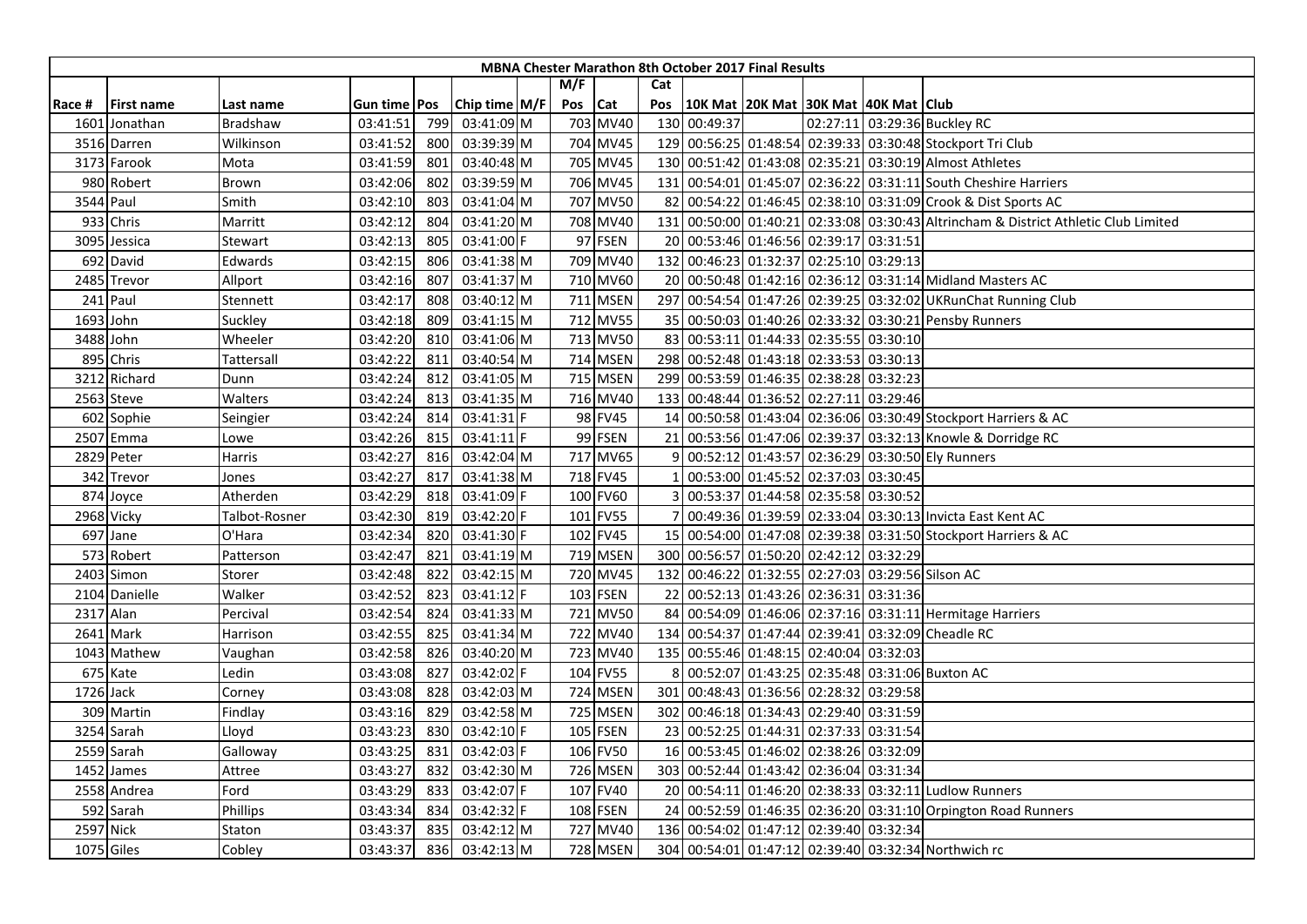| MBNA Chester Marathon 8th October 2017 Final Results | | | | | | | | | | | | | | | |
|---|---|---|---|---|---|---|---|---|---|---|---|---|---|---|---|
| | | | | | | | M/F | | Cat | | | | | | |
| Race # | First name | Last name | Gun time | Pos | Chip time | M/F | Pos | Cat | Pos | 10K Mat | 20K Mat | 30K Mat | 40K Mat | Club |
| 1601 | Jonathan | Bradshaw | 03:41:51 | 799 | 03:41:09 | M | 703 | MV40 | 130 | 00:49:37 | | 02:27:11 | 03:29:36 | Buckley RC |
| 3516 | Darren | Wilkinson | 03:41:52 | 800 | 03:39:39 | M | 704 | MV45 | 129 | 00:56:25 | 01:48:54 | 02:39:33 | 03:30:48 | Stockport Tri Club |
| 3173 | Farook | Mota | 03:41:59 | 801 | 03:40:48 | M | 705 | MV45 | 130 | 00:51:42 | 01:43:08 | 02:35:21 | 03:30:19 | Almost Athletes |
| 980 | Robert | Brown | 03:42:06 | 802 | 03:39:59 | M | 706 | MV45 | 131 | 00:54:01 | 01:45:07 | 02:36:22 | 03:31:11 | South Cheshire Harriers |
| 3544 | Paul | Smith | 03:42:10 | 803 | 03:41:04 | M | 707 | MV50 | 82 | 00:54:22 | 01:46:45 | 02:38:10 | 03:31:09 | Crook & Dist Sports AC |
| 933 | Chris | Marritt | 03:42:12 | 804 | 03:41:20 | M | 708 | MV40 | 131 | 00:50:00 | 01:40:21 | 02:33:08 | 03:30:43 | Altrincham & District Athletic Club Limited |
| 3095 | Jessica | Stewart | 03:42:13 | 805 | 03:41:00 | F | 97 | FSEN | 20 | 00:53:46 | 01:46:56 | 02:39:17 | 03:31:51 | |
| 692 | David | Edwards | 03:42:15 | 806 | 03:41:38 | M | 709 | MV40 | 132 | 00:46:23 | 01:32:37 | 02:25:10 | 03:29:13 | |
| 2485 | Trevor | Allport | 03:42:16 | 807 | 03:41:37 | M | 710 | MV60 | 20 | 00:50:48 | 01:42:16 | 02:36:12 | 03:31:14 | Midland Masters AC |
| 241 | Paul | Stennett | 03:42:17 | 808 | 03:40:12 | M | 711 | MSEN | 297 | 00:54:54 | 01:47:26 | 02:39:25 | 03:32:02 | UKRunChat Running Club |
| 1693 | John | Suckley | 03:42:18 | 809 | 03:41:15 | M | 712 | MV55 | 35 | 00:50:03 | 01:40:26 | 02:33:32 | 03:30:21 | Pensby Runners |
| 3488 | John | Wheeler | 03:42:20 | 810 | 03:41:06 | M | 713 | MV50 | 83 | 00:53:11 | 01:44:33 | 02:35:55 | 03:30:10 | |
| 895 | Chris | Tattersall | 03:42:22 | 811 | 03:40:54 | M | 714 | MSEN | 298 | 00:52:48 | 01:43:18 | 02:33:53 | 03:30:13 | |
| 3212 | Richard | Dunn | 03:42:24 | 812 | 03:41:05 | M | 715 | MSEN | 299 | 00:53:59 | 01:46:35 | 02:38:28 | 03:32:23 | |
| 2563 | Steve | Walters | 03:42:24 | 813 | 03:41:35 | M | 716 | MV40 | 133 | 00:48:44 | 01:36:52 | 02:27:11 | 03:29:46 | |
| 602 | Sophie | Seingier | 03:42:24 | 814 | 03:41:31 | F | 98 | FV45 | 14 | 00:50:58 | 01:43:04 | 02:36:06 | 03:30:49 | Stockport Harriers & AC |
| 2507 | Emma | Lowe | 03:42:26 | 815 | 03:41:11 | F | 99 | FSEN | 21 | 00:53:56 | 01:47:06 | 02:39:37 | 03:32:13 | Knowle & Dorridge RC |
| 2829 | Peter | Harris | 03:42:27 | 816 | 03:42:04 | M | 717 | MV65 | 9 | 00:52:12 | 01:43:57 | 02:36:29 | 03:30:50 | Ely Runners |
| 342 | Trevor | Jones | 03:42:27 | 817 | 03:41:38 | M | 718 | FV45 | 1 | 00:53:00 | 01:45:52 | 02:37:03 | 03:30:45 | |
| 874 | Joyce | Atherden | 03:42:29 | 818 | 03:41:09 | F | 100 | FV60 | 3 | 00:53:37 | 01:44:58 | 02:35:58 | 03:30:52 | |
| 2968 | Vicky | Talbot-Rosner | 03:42:30 | 819 | 03:42:20 | F | 101 | FV55 | 7 | 00:49:36 | 01:39:59 | 02:33:04 | 03:30:13 | Invicta East Kent AC |
| 697 | Jane | O'Hara | 03:42:34 | 820 | 03:41:30 | F | 102 | FV45 | 15 | 00:54:00 | 01:47:08 | 02:39:38 | 03:31:50 | Stockport Harriers & AC |
| 573 | Robert | Patterson | 03:42:47 | 821 | 03:41:19 | M | 719 | MSEN | 300 | 00:56:57 | 01:50:20 | 02:42:12 | 03:32:29 | |
| 2403 | Simon | Storer | 03:42:48 | 822 | 03:42:15 | M | 720 | MV45 | 132 | 00:46:22 | 01:32:55 | 02:27:03 | 03:29:56 | Silson AC |
| 2104 | Danielle | Walker | 03:42:52 | 823 | 03:41:12 | F | 103 | FSEN | 22 | 00:52:13 | 01:43:26 | 02:36:31 | 03:31:36 | |
| 2317 | Alan | Percival | 03:42:54 | 824 | 03:41:33 | M | 721 | MV50 | 84 | 00:54:09 | 01:46:06 | 02:37:16 | 03:31:11 | Hermitage Harriers |
| 2641 | Mark | Harrison | 03:42:55 | 825 | 03:41:34 | M | 722 | MV40 | 134 | 00:54:37 | 01:47:44 | 02:39:41 | 03:32:09 | Cheadle RC |
| 1043 | Mathew | Vaughan | 03:42:58 | 826 | 03:40:20 | M | 723 | MV40 | 135 | 00:55:46 | 01:48:15 | 02:40:04 | 03:32:03 | |
| 675 | Kate | Ledin | 03:43:08 | 827 | 03:42:02 | F | 104 | FV55 | 8 | 00:52:07 | 01:43:25 | 02:35:48 | 03:31:06 | Buxton AC |
| 1726 | Jack | Corney | 03:43:08 | 828 | 03:42:03 | M | 724 | MSEN | 301 | 00:48:43 | 01:36:56 | 02:28:32 | 03:29:58 | |
| 309 | Martin | Findlay | 03:43:16 | 829 | 03:42:58 | M | 725 | MSEN | 302 | 00:46:18 | 01:34:43 | 02:29:40 | 03:31:59 | |
| 3254 | Sarah | Lloyd | 03:43:23 | 830 | 03:42:10 | F | 105 | FSEN | 23 | 00:52:25 | 01:44:31 | 02:37:33 | 03:31:54 | |
| 2559 | Sarah | Galloway | 03:43:25 | 831 | 03:42:03 | F | 106 | FV50 | 16 | 00:53:45 | 01:46:02 | 02:38:26 | 03:32:09 | |
| 1452 | James | Attree | 03:43:27 | 832 | 03:42:30 | M | 726 | MSEN | 303 | 00:52:44 | 01:43:42 | 02:36:04 | 03:31:34 | |
| 2558 | Andrea | Ford | 03:43:29 | 833 | 03:42:07 | F | 107 | FV40 | 20 | 00:54:11 | 01:46:20 | 02:38:33 | 03:32:11 | Ludlow Runners |
| 592 | Sarah | Phillips | 03:43:34 | 834 | 03:42:32 | F | 108 | FSEN | 24 | 00:52:59 | 01:46:35 | 02:36:20 | 03:31:10 | Orpington Road Runners |
| 2597 | Nick | Staton | 03:43:37 | 835 | 03:42:12 | M | 727 | MV40 | 136 | 00:54:02 | 01:47:12 | 02:39:40 | 03:32:34 | |
| 1075 | Giles | Cobley | 03:43:37 | 836 | 03:42:13 | M | 728 | MSEN | 304 | 00:54:01 | 01:47:12 | 02:39:40 | 03:32:34 | Northwich rc |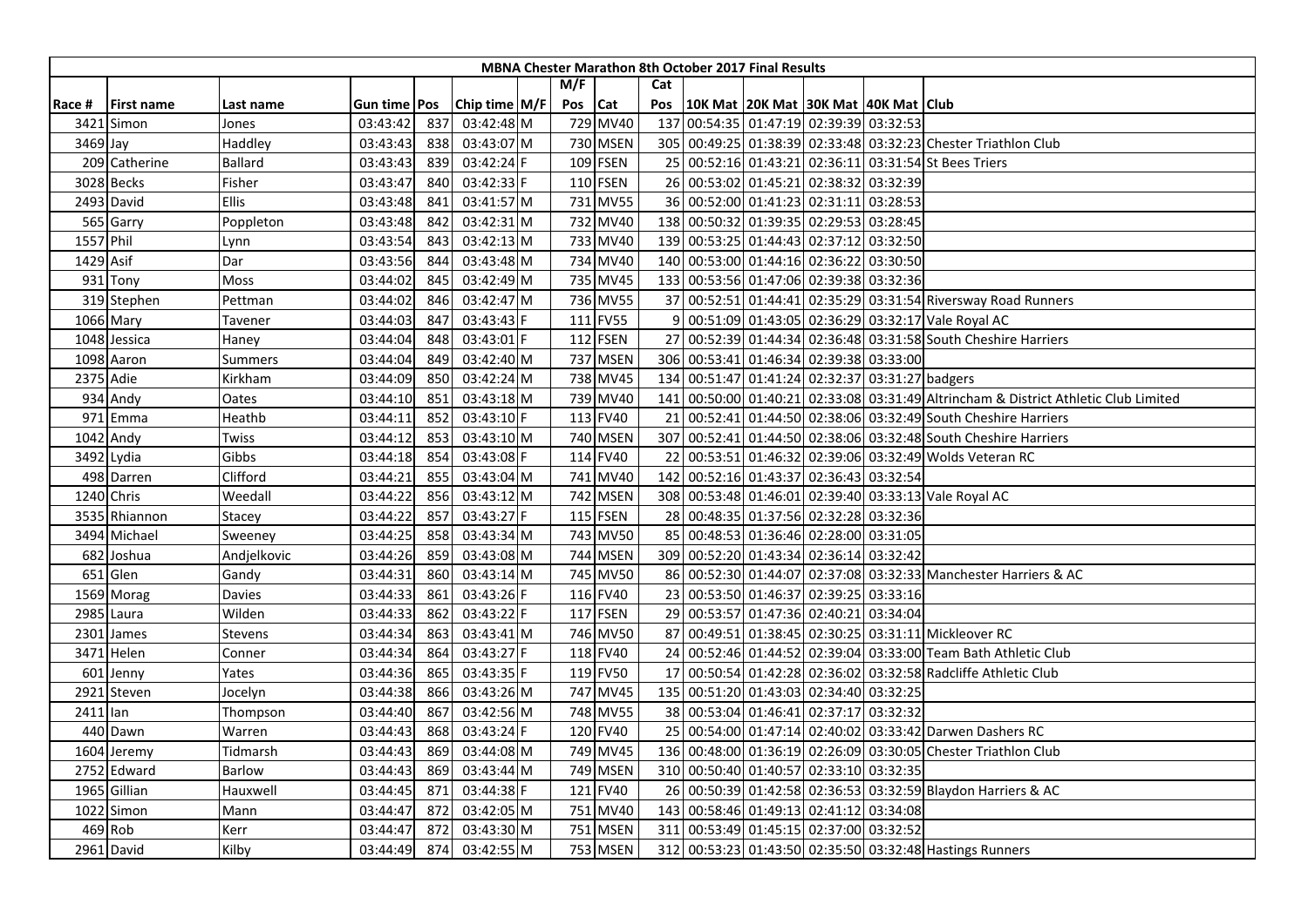| MBNA Chester Marathon 8th October 2017 Final Results | | | | | | | | | | | | | | | |
|---|---|---|---|---|---|---|---|---|---|---|---|---|---|---|---|
| | | | | | | | M/F | | Cat | | | | | | |
| Race # | First name | Last name | Gun time | Pos | Chip time | M/F | Pos | Cat | Pos | 10K Mat | 20K Mat | 30K Mat | 40K Mat | Club |
| 3421 | Simon | Jones | 03:43:42 | 837 | 03:42:48 | M | 729 | MV40 | 137 | 00:54:35 | 01:47:19 | 02:39:39 | 03:32:53 | |
| 3469 | Jay | Haddley | 03:43:43 | 838 | 03:43:07 | M | 730 | MSEN | 305 | 00:49:25 | 01:38:39 | 02:33:48 | 03:32:23 | Chester Triathlon Club |
| 209 | Catherine | Ballard | 03:43:43 | 839 | 03:42:24 | F | 109 | FSEN | 25 | 00:52:16 | 01:43:21 | 02:36:11 | 03:31:54 | St Bees Triers |
| 3028 | Becks | Fisher | 03:43:47 | 840 | 03:42:33 | F | 110 | FSEN | 26 | 00:53:02 | 01:45:21 | 02:38:32 | 03:32:39 | |
| 2493 | David | Ellis | 03:43:48 | 841 | 03:41:57 | M | 731 | MV55 | 36 | 00:52:00 | 01:41:23 | 02:31:11 | 03:28:53 | |
| 565 | Garry | Poppleton | 03:43:48 | 842 | 03:42:31 | M | 732 | MV40 | 138 | 00:50:32 | 01:39:35 | 02:29:53 | 03:28:45 | |
| 1557 | Phil | Lynn | 03:43:54 | 843 | 03:42:13 | M | 733 | MV40 | 139 | 00:53:25 | 01:44:43 | 02:37:12 | 03:32:50 | |
| 1429 | Asif | Dar | 03:43:56 | 844 | 03:43:48 | M | 734 | MV40 | 140 | 00:53:00 | 01:44:16 | 02:36:22 | 03:30:50 | |
| 931 | Tony | Moss | 03:44:02 | 845 | 03:42:49 | M | 735 | MV45 | 133 | 00:53:56 | 01:47:06 | 02:39:38 | 03:32:36 | |
| 319 | Stephen | Pettman | 03:44:02 | 846 | 03:42:47 | M | 736 | MV55 | 37 | 00:52:51 | 01:44:41 | 02:35:29 | 03:31:54 | Riversway Road Runners |
| 1066 | Mary | Tavener | 03:44:03 | 847 | 03:43:43 | F | 111 | FV55 | 9 | 00:51:09 | 01:43:05 | 02:36:29 | 03:32:17 | Vale Royal AC |
| 1048 | Jessica | Haney | 03:44:04 | 848 | 03:43:01 | F | 112 | FSEN | 27 | 00:52:39 | 01:44:34 | 02:36:48 | 03:31:58 | South Cheshire Harriers |
| 1098 | Aaron | Summers | 03:44:04 | 849 | 03:42:40 | M | 737 | MSEN | 306 | 00:53:41 | 01:46:34 | 02:39:38 | 03:33:00 | |
| 2375 | Adie | Kirkham | 03:44:09 | 850 | 03:42:24 | M | 738 | MV45 | 134 | 00:51:47 | 01:41:24 | 02:32:37 | 03:31:27 | badgers |
| 934 | Andy | Oates | 03:44:10 | 851 | 03:43:18 | M | 739 | MV40 | 141 | 00:50:00 | 01:40:21 | 02:33:08 | 03:31:49 | Altrincham & District Athletic Club Limited |
| 971 | Emma | Heathb | 03:44:11 | 852 | 03:43:10 | F | 113 | FV40 | 21 | 00:52:41 | 01:44:50 | 02:38:06 | 03:32:49 | South Cheshire Harriers |
| 1042 | Andy | Twiss | 03:44:12 | 853 | 03:43:10 | M | 740 | MSEN | 307 | 00:52:41 | 01:44:50 | 02:38:06 | 03:32:48 | South Cheshire Harriers |
| 3492 | Lydia | Gibbs | 03:44:18 | 854 | 03:43:08 | F | 114 | FV40 | 22 | 00:53:51 | 01:46:32 | 02:39:06 | 03:32:49 | Wolds Veteran RC |
| 498 | Darren | Clifford | 03:44:21 | 855 | 03:43:04 | M | 741 | MV40 | 142 | 00:52:16 | 01:43:37 | 02:36:43 | 03:32:54 | |
| 1240 | Chris | Weedall | 03:44:22 | 856 | 03:43:12 | M | 742 | MSEN | 308 | 00:53:48 | 01:46:01 | 02:39:40 | 03:33:13 | Vale Royal AC |
| 3535 | Rhiannon | Stacey | 03:44:22 | 857 | 03:43:27 | F | 115 | FSEN | 28 | 00:48:35 | 01:37:56 | 02:32:28 | 03:32:36 | |
| 3494 | Michael | Sweeney | 03:44:25 | 858 | 03:43:34 | M | 743 | MV50 | 85 | 00:48:53 | 01:36:46 | 02:28:00 | 03:31:05 | |
| 682 | Joshua | Andjelkovic | 03:44:26 | 859 | 03:43:08 | M | 744 | MSEN | 309 | 00:52:20 | 01:43:34 | 02:36:14 | 03:32:42 | |
| 651 | Glen | Gandy | 03:44:31 | 860 | 03:43:14 | M | 745 | MV50 | 86 | 00:52:30 | 01:44:07 | 02:37:08 | 03:32:33 | Manchester Harriers & AC |
| 1569 | Morag | Davies | 03:44:33 | 861 | 03:43:26 | F | 116 | FV40 | 23 | 00:53:50 | 01:46:37 | 02:39:25 | 03:33:16 | |
| 2985 | Laura | Wilden | 03:44:33 | 862 | 03:43:22 | F | 117 | FSEN | 29 | 00:53:57 | 01:47:36 | 02:40:21 | 03:34:04 | |
| 2301 | James | Stevens | 03:44:34 | 863 | 03:43:41 | M | 746 | MV50 | 87 | 00:49:51 | 01:38:45 | 02:30:25 | 03:31:11 | Mickleover RC |
| 3471 | Helen | Conner | 03:44:34 | 864 | 03:43:27 | F | 118 | FV40 | 24 | 00:52:46 | 01:44:52 | 02:39:04 | 03:33:00 | Team Bath Athletic Club |
| 601 | Jenny | Yates | 03:44:36 | 865 | 03:43:35 | F | 119 | FV50 | 17 | 00:50:54 | 01:42:28 | 02:36:02 | 03:32:58 | Radcliffe Athletic Club |
| 2921 | Steven | Jocelyn | 03:44:38 | 866 | 03:43:26 | M | 747 | MV45 | 135 | 00:51:20 | 01:43:03 | 02:34:40 | 03:32:25 | |
| 2411 | Ian | Thompson | 03:44:40 | 867 | 03:42:56 | M | 748 | MV55 | 38 | 00:53:04 | 01:46:41 | 02:37:17 | 03:32:32 | |
| 440 | Dawn | Warren | 03:44:43 | 868 | 03:43:24 | F | 120 | FV40 | 25 | 00:54:00 | 01:47:14 | 02:40:02 | 03:33:42 | Darwen Dashers RC |
| 1604 | Jeremy | Tidmarsh | 03:44:43 | 869 | 03:44:08 | M | 749 | MV45 | 136 | 00:48:00 | 01:36:19 | 02:26:09 | 03:30:05 | Chester Triathlon Club |
| 2752 | Edward | Barlow | 03:44:43 | 869 | 03:43:44 | M | 749 | MSEN | 310 | 00:50:40 | 01:40:57 | 02:33:10 | 03:32:35 | |
| 1965 | Gillian | Hauxwell | 03:44:45 | 871 | 03:44:38 | F | 121 | FV40 | 26 | 00:50:39 | 01:42:58 | 02:36:53 | 03:32:59 | Blaydon Harriers & AC |
| 1022 | Simon | Mann | 03:44:47 | 872 | 03:42:05 | M | 751 | MV40 | 143 | 00:58:46 | 01:49:13 | 02:41:12 | 03:34:08 | |
| 469 | Rob | Kerr | 03:44:47 | 872 | 03:43:30 | M | 751 | MSEN | 311 | 00:53:49 | 01:45:15 | 02:37:00 | 03:32:52 | |
| 2961 | David | Kilby | 03:44:49 | 874 | 03:42:55 | M | 753 | MSEN | 312 | 00:53:23 | 01:43:50 | 02:35:50 | 03:32:48 | Hastings Runners |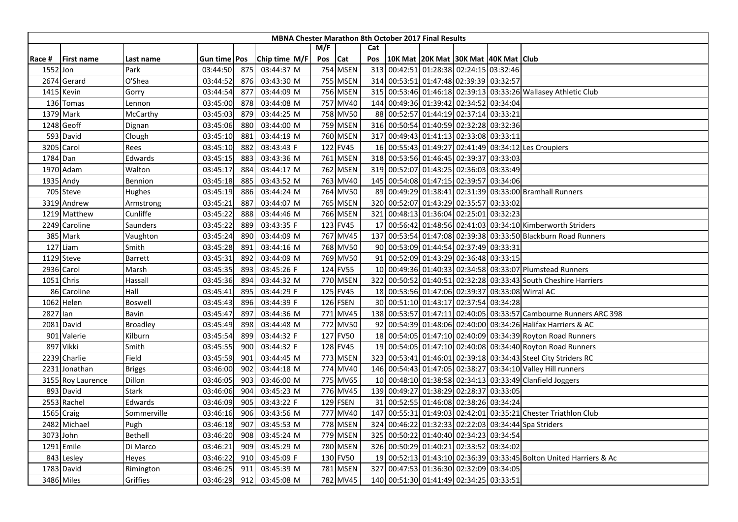| MBNA Chester Marathon 8th October 2017 Final Results | | | | | | | | | | | | | | | |
|---|---|---|---|---|---|---|---|---|---|---|---|---|---|---|---|
| | | | | | | | M/F | | Cat | | | | | | |
| Race # | First name | Last name | Gun time | Pos | Chip time | M/F | Pos | Cat | Pos | 10K Mat | 20K Mat | 30K Mat | 40K Mat | Club |
| 1552 | Jon | Park | 03:44:50 | 875 | 03:44:37 | M | 754 | MSEN | 313 | 00:42:51 | 01:28:38 | 02:24:15 | 03:32:46 | |
| 2674 | Gerard | O'Shea | 03:44:52 | 876 | 03:43:30 | M | 755 | MSEN | 314 | 00:53:51 | 01:47:48 | 02:39:39 | 03:32:57 | |
| 1415 | Kevin | Gorry | 03:44:54 | 877 | 03:44:09 | M | 756 | MSEN | 315 | 00:53:46 | 01:46:18 | 02:39:13 | 03:33:26 | Wallasey Athletic Club |
| 136 | Tomas | Lennon | 03:45:00 | 878 | 03:44:08 | M | 757 | MV40 | 144 | 00:49:36 | 01:39:42 | 02:34:52 | 03:34:04 | |
| 1379 | Mark | McCarthy | 03:45:03 | 879 | 03:44:25 | M | 758 | MV50 | 88 | 00:52:57 | 01:44:19 | 02:37:14 | 03:33:21 | |
| 1248 | Geoff | Dignan | 03:45:06 | 880 | 03:44:00 | M | 759 | MSEN | 316 | 00:50:54 | 01:40:59 | 02:32:28 | 03:32:36 | |
| 593 | David | Clough | 03:45:10 | 881 | 03:44:19 | M | 760 | MSEN | 317 | 00:49:43 | 01:41:13 | 02:33:08 | 03:33:11 | |
| 3205 | Carol | Rees | 03:45:10 | 882 | 03:43:43 | F | 122 | FV45 | 16 | 00:55:43 | 01:49:27 | 02:41:49 | 03:34:12 | Les Croupiers |
| 1784 | Dan | Edwards | 03:45:15 | 883 | 03:43:36 | M | 761 | MSEN | 318 | 00:53:56 | 01:46:45 | 02:39:37 | 03:33:03 | |
| 1970 | Adam | Walton | 03:45:17 | 884 | 03:44:17 | M | 762 | MSEN | 319 | 00:52:07 | 01:43:25 | 02:36:03 | 03:33:49 | |
| 1935 | Andy | Bennion | 03:45:18 | 885 | 03:43:52 | M | 763 | MV40 | 145 | 00:54:08 | 01:47:15 | 02:39:57 | 03:34:06 | |
| 705 | Steve | Hughes | 03:45:19 | 886 | 03:44:24 | M | 764 | MV50 | 89 | 00:49:29 | 01:38:41 | 02:31:39 | 03:33:00 | Bramhall Runners |
| 3319 | Andrew | Armstrong | 03:45:21 | 887 | 03:44:07 | M | 765 | MSEN | 320 | 00:52:07 | 01:43:29 | 02:35:57 | 03:33:02 | |
| 1219 | Matthew | Cunliffe | 03:45:22 | 888 | 03:44:46 | M | 766 | MSEN | 321 | 00:48:13 | 01:36:04 | 02:25:01 | 03:32:23 | |
| 2249 | Caroline | Saunders | 03:45:22 | 889 | 03:43:35 | F | 123 | FV45 | 17 | 00:56:42 | 01:48:56 | 02:41:03 | 03:34:10 | Kimberworth Striders |
| 385 | Mark | Vaughton | 03:45:24 | 890 | 03:44:09 | M | 767 | MV45 | 137 | 00:53:54 | 01:47:08 | 02:39:38 | 03:33:50 | Blackburn Road Runners |
| 127 | Liam | Smith | 03:45:28 | 891 | 03:44:16 | M | 768 | MV50 | 90 | 00:53:09 | 01:44:54 | 02:37:49 | 03:33:31 | |
| 1129 | Steve | Barrett | 03:45:31 | 892 | 03:44:09 | M | 769 | MV50 | 91 | 00:52:09 | 01:43:29 | 02:36:48 | 03:33:15 | |
| 2936 | Carol | Marsh | 03:45:35 | 893 | 03:45:26 | F | 124 | FV55 | 10 | 00:49:36 | 01:40:33 | 02:34:58 | 03:33:07 | Plumstead Runners |
| 1051 | Chris | Hassall | 03:45:36 | 894 | 03:44:32 | M | 770 | MSEN | 322 | 00:50:52 | 01:40:51 | 02:32:28 | 03:33:43 | South Cheshire Harriers |
| 86 | Caroline | Hall | 03:45:41 | 895 | 03:44:29 | F | 125 | FV45 | 18 | 00:53:56 | 01:47:06 | 02:39:37 | 03:33:08 | Wirral AC |
| 1062 | Helen | Boswell | 03:45:43 | 896 | 03:44:39 | F | 126 | FSEN | 30 | 00:51:10 | 01:43:17 | 02:37:54 | 03:34:28 | |
| 2827 | Ian | Bavin | 03:45:47 | 897 | 03:44:36 | M | 771 | MV45 | 138 | 00:53:57 | 01:47:11 | 02:40:05 | 03:33:57 | Cambourne Runners ARC 398 |
| 2081 | David | Broadley | 03:45:49 | 898 | 03:44:48 | M | 772 | MV50 | 92 | 00:54:39 | 01:48:06 | 02:40:00 | 03:34:26 | Halifax Harriers & AC |
| 901 | Valerie | Kilburn | 03:45:54 | 899 | 03:44:32 | F | 127 | FV50 | 18 | 00:54:05 | 01:47:10 | 02:40:09 | 03:34:39 | Royton Road Runners |
| 897 | Vikki | Smith | 03:45:55 | 900 | 03:44:32 | F | 128 | FV45 | 19 | 00:54:05 | 01:47:10 | 02:40:08 | 03:34:40 | Royton Road Runners |
| 2239 | Charlie | Field | 03:45:59 | 901 | 03:44:45 | M | 773 | MSEN | 323 | 00:53:41 | 01:46:01 | 02:39:18 | 03:34:43 | Steel City Striders RC |
| 2231 | Jonathan | Briggs | 03:46:00 | 902 | 03:44:18 | M | 774 | MV40 | 146 | 00:54:43 | 01:47:05 | 02:38:27 | 03:34:10 | Valley Hill runners |
| 3155 | Roy Laurence | Dillon | 03:46:05 | 903 | 03:46:00 | M | 775 | MV65 | 10 | 00:48:10 | 01:38:58 | 02:34:13 | 03:33:49 | Clanfield Joggers |
| 893 | David | Stark | 03:46:06 | 904 | 03:45:23 | M | 776 | MV45 | 139 | 00:49:27 | 01:38:29 | 02:28:37 | 03:33:05 | |
| 2553 | Rachel | Edwards | 03:46:09 | 905 | 03:43:22 | F | 129 | FSEN | 31 | 00:52:55 | 01:46:08 | 02:38:26 | 03:34:24 | |
| 1565 | Craig | Sommerville | 03:46:16 | 906 | 03:43:56 | M | 777 | MV40 | 147 | 00:55:31 | 01:49:03 | 02:42:01 | 03:35:21 | Chester Triathlon Club |
| 2482 | Michael | Pugh | 03:46:18 | 907 | 03:45:53 | M | 778 | MSEN | 324 | 00:46:22 | 01:32:33 | 02:22:03 | 03:34:44 | Spa Striders |
| 3073 | John | Bethell | 03:46:20 | 908 | 03:45:24 | M | 779 | MSEN | 325 | 00:50:22 | 01:40:40 | 02:34:23 | 03:34:54 | |
| 1291 | Emile | Di Marco | 03:46:21 | 909 | 03:45:29 | M | 780 | MSEN | 326 | 00:50:29 | 01:40:21 | 02:33:52 | 03:34:02 | |
| 843 | Lesley | Heyes | 03:46:22 | 910 | 03:45:09 | F | 130 | FV50 | 19 | 00:52:13 | 01:43:10 | 02:36:39 | 03:33:45 | Bolton United Harriers & Ac |
| 1783 | David | Rimington | 03:46:25 | 911 | 03:45:39 | M | 781 | MSEN | 327 | 00:47:53 | 01:36:30 | 02:32:09 | 03:34:05 | |
| 3486 | Miles | Griffies | 03:46:29 | 912 | 03:45:08 | M | 782 | MV45 | 140 | 00:51:30 | 01:41:49 | 02:34:25 | 03:33:51 | |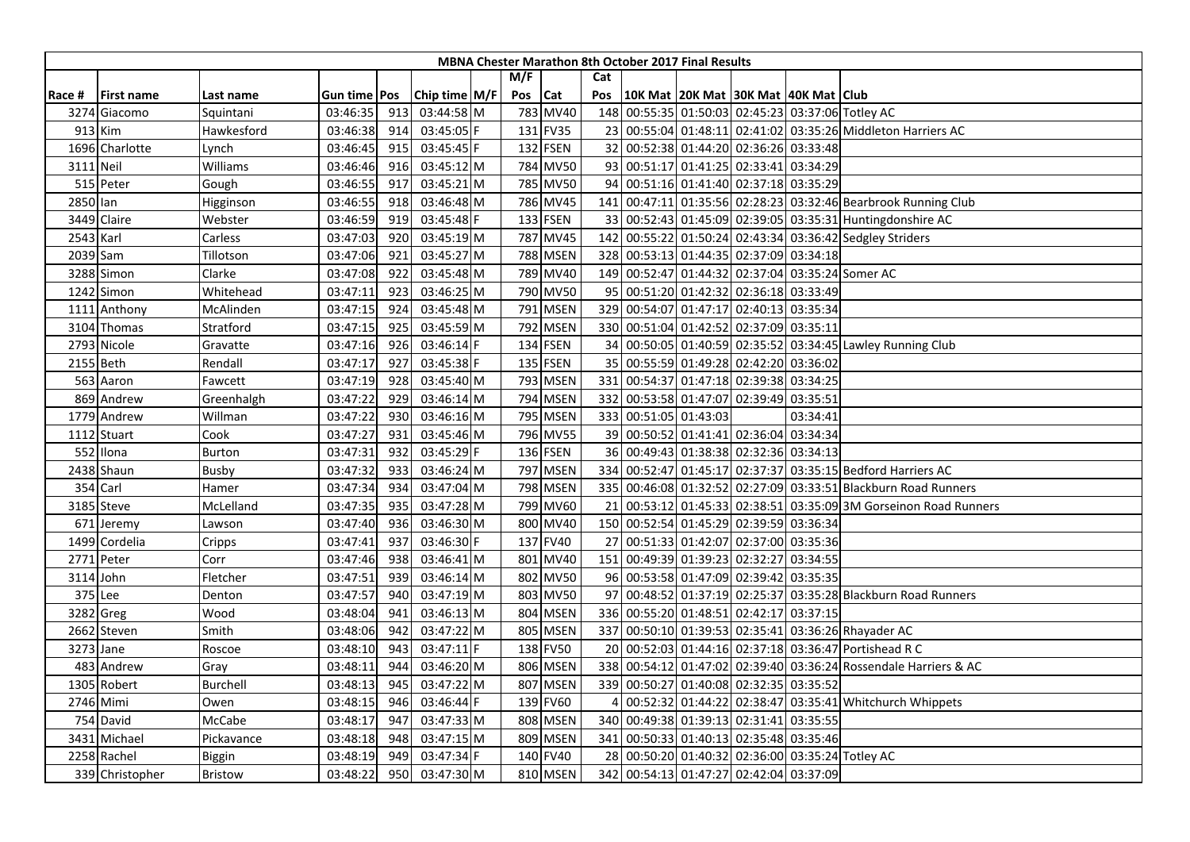# MBNA Chester Marathon 8th October 2017 Final Results

| Race # | First name | Last name | Gun time | Pos | Chip time | M/F | M/F Pos | Cat | Cat Pos | 10K Mat | 20K Mat | 30K Mat | 40K Mat | Club |
|---|---|---|---|---|---|---|---|---|---|---|---|---|---|---|
| 3274 | Giacomo | Squintani | 03:46:35 | 913 | 03:44:58 | M | 783 | MV40 | 148 | 00:55:35 | 01:50:03 | 02:45:23 | 03:37:06 | Totley AC |
| 913 | Kim | Hawkesford | 03:46:38 | 914 | 03:45:05 | F | 131 | FV35 | 23 | 00:55:04 | 01:48:11 | 02:41:02 | 03:35:26 | Middleton Harriers AC |
| 1696 | Charlotte | Lynch | 03:46:45 | 915 | 03:45:45 | F | 132 | FSEN | 32 | 00:52:38 | 01:44:20 | 02:36:26 | 03:33:48 | |
| 3111 | Neil | Williams | 03:46:46 | 916 | 03:45:12 | M | 784 | MV50 | 93 | 00:51:17 | 01:41:25 | 02:33:41 | 03:34:29 | |
| 515 | Peter | Gough | 03:46:55 | 917 | 03:45:21 | M | 785 | MV50 | 94 | 00:51:16 | 01:41:40 | 02:37:18 | 03:35:29 | |
| 2850 | Ian | Higginson | 03:46:55 | 918 | 03:46:48 | M | 786 | MV45 | 141 | 00:47:11 | 01:35:56 | 02:28:23 | 03:32:46 | Bearbrook Running Club |
| 3449 | Claire | Webster | 03:46:59 | 919 | 03:45:48 | F | 133 | FSEN | 33 | 00:52:43 | 01:45:09 | 02:39:05 | 03:35:31 | Huntingdonshire AC |
| 2543 | Karl | Carless | 03:47:03 | 920 | 03:45:19 | M | 787 | MV45 | 142 | 00:55:22 | 01:50:24 | 02:43:34 | 03:36:42 | Sedgley Striders |
| 2039 | Sam | Tillotson | 03:47:06 | 921 | 03:45:27 | M | 788 | MSEN | 328 | 00:53:13 | 01:44:35 | 02:37:09 | 03:34:18 | |
| 3288 | Simon | Clarke | 03:47:08 | 922 | 03:45:48 | M | 789 | MV40 | 149 | 00:52:47 | 01:44:32 | 02:37:04 | 03:35:24 | Somer AC |
| 1242 | Simon | Whitehead | 03:47:11 | 923 | 03:46:25 | M | 790 | MV50 | 95 | 00:51:20 | 01:42:32 | 02:36:18 | 03:33:49 | |
| 1111 | Anthony | McAlinden | 03:47:15 | 924 | 03:45:48 | M | 791 | MSEN | 329 | 00:54:07 | 01:47:17 | 02:40:13 | 03:35:34 | |
| 3104 | Thomas | Stratford | 03:47:15 | 925 | 03:45:59 | M | 792 | MSEN | 330 | 00:51:04 | 01:42:52 | 02:37:09 | 03:35:11 | |
| 2793 | Nicole | Gravatte | 03:47:16 | 926 | 03:46:14 | F | 134 | FSEN | 34 | 00:50:05 | 01:40:59 | 02:35:52 | 03:34:45 | Lawley Running Club |
| 2155 | Beth | Rendall | 03:47:17 | 927 | 03:45:38 | F | 135 | FSEN | 35 | 00:55:59 | 01:49:28 | 02:42:20 | 03:36:02 | |
| 563 | Aaron | Fawcett | 03:47:19 | 928 | 03:45:40 | M | 793 | MSEN | 331 | 00:54:37 | 01:47:18 | 02:39:38 | 03:34:25 | |
| 869 | Andrew | Greenhalgh | 03:47:22 | 929 | 03:46:14 | M | 794 | MSEN | 332 | 00:53:58 | 01:47:07 | 02:39:49 | 03:35:51 | |
| 1779 | Andrew | Willman | 03:47:22 | 930 | 03:46:16 | M | 795 | MSEN | 333 | 00:51:05 | 01:43:03 | | 03:34:41 | |
| 1112 | Stuart | Cook | 03:47:27 | 931 | 03:45:46 | M | 796 | MV55 | 39 | 00:50:52 | 01:41:41 | 02:36:04 | 03:34:34 | |
| 552 | Ilona | Burton | 03:47:31 | 932 | 03:45:29 | F | 136 | FSEN | 36 | 00:49:43 | 01:38:38 | 02:32:36 | 03:34:13 | |
| 2438 | Shaun | Busby | 03:47:32 | 933 | 03:46:24 | M | 797 | MSEN | 334 | 00:52:47 | 01:45:17 | 02:37:37 | 03:35:15 | Bedford Harriers AC |
| 354 | Carl | Hamer | 03:47:34 | 934 | 03:47:04 | M | 798 | MSEN | 335 | 00:46:08 | 01:32:52 | 02:27:09 | 03:33:51 | Blackburn Road Runners |
| 3185 | Steve | McLelland | 03:47:35 | 935 | 03:47:28 | M | 799 | MV60 | 21 | 00:53:12 | 01:45:33 | 02:38:51 | 03:35:09 | 3M Gorseinon Road Runners |
| 671 | Jeremy | Lawson | 03:47:40 | 936 | 03:46:30 | M | 800 | MV40 | 150 | 00:52:54 | 01:45:29 | 02:39:59 | 03:36:34 | |
| 1499 | Cordelia | Cripps | 03:47:41 | 937 | 03:46:30 | F | 137 | FV40 | 27 | 00:51:33 | 01:42:07 | 02:37:00 | 03:35:36 | |
| 2771 | Peter | Corr | 03:47:46 | 938 | 03:46:41 | M | 801 | MV40 | 151 | 00:49:39 | 01:39:23 | 02:32:27 | 03:34:55 | |
| 3114 | John | Fletcher | 03:47:51 | 939 | 03:46:14 | M | 802 | MV50 | 96 | 00:53:58 | 01:47:09 | 02:39:42 | 03:35:35 | |
| 375 | Lee | Denton | 03:47:57 | 940 | 03:47:19 | M | 803 | MV50 | 97 | 00:48:52 | 01:37:19 | 02:25:37 | 03:35:28 | Blackburn Road Runners |
| 3282 | Greg | Wood | 03:48:04 | 941 | 03:46:13 | M | 804 | MSEN | 336 | 00:55:20 | 01:48:51 | 02:42:17 | 03:37:15 | |
| 2662 | Steven | Smith | 03:48:06 | 942 | 03:47:22 | M | 805 | MSEN | 337 | 00:50:10 | 01:39:53 | 02:35:41 | 03:36:26 | Rhayader AC |
| 3273 | Jane | Roscoe | 03:48:10 | 943 | 03:47:11 | F | 138 | FV50 | 20 | 00:52:03 | 01:44:16 | 02:37:18 | 03:36:47 | Portishead R C |
| 483 | Andrew | Gray | 03:48:11 | 944 | 03:46:20 | M | 806 | MSEN | 338 | 00:54:12 | 01:47:02 | 02:39:40 | 03:36:24 | Rossendale Harriers & AC |
| 1305 | Robert | Burchell | 03:48:13 | 945 | 03:47:22 | M | 807 | MSEN | 339 | 00:50:27 | 01:40:08 | 02:32:35 | 03:35:52 | |
| 2746 | Mimi | Owen | 03:48:15 | 946 | 03:46:44 | F | 139 | FV60 | 4 | 00:52:32 | 01:44:22 | 02:38:47 | 03:35:41 | Whitchurch Whippets |
| 754 | David | McCabe | 03:48:17 | 947 | 03:47:33 | M | 808 | MSEN | 340 | 00:49:38 | 01:39:13 | 02:31:41 | 03:35:55 | |
| 3431 | Michael | Pickavance | 03:48:18 | 948 | 03:47:15 | M | 809 | MSEN | 341 | 00:50:33 | 01:40:13 | 02:35:48 | 03:35:46 | |
| 2258 | Rachel | Biggin | 03:48:19 | 949 | 03:47:34 | F | 140 | FV40 | 28 | 00:50:20 | 01:40:32 | 02:36:00 | 03:35:24 | Totley AC |
| 339 | Christopher | Bristow | 03:48:22 | 950 | 03:47:30 | M | 810 | MSEN | 342 | 00:54:13 | 01:47:27 | 02:42:04 | 03:37:09 | |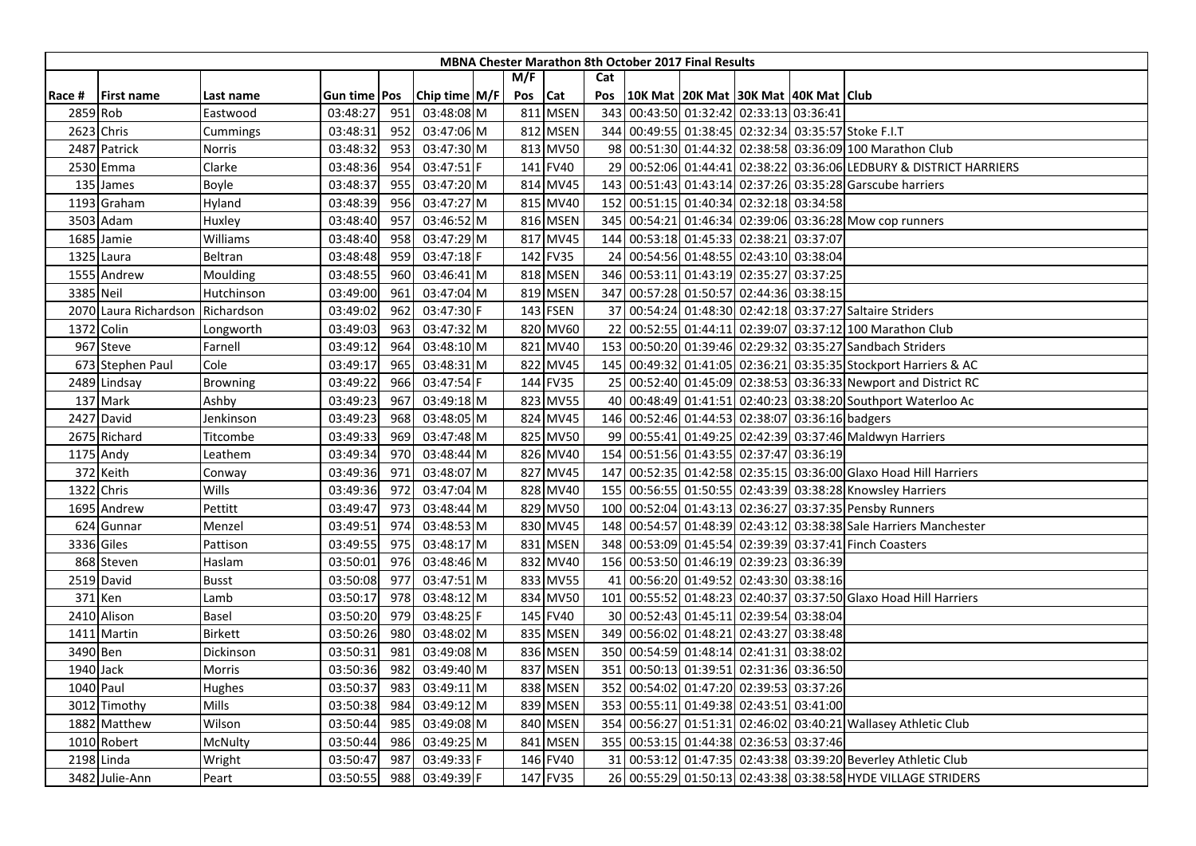| MBNA Chester Marathon 8th October 2017 Final Results | | | | | | | | | | | | | | | |
|---|---|---|---|---|---|---|---|---|---|---|---|---|---|---|---|
| | | | | | | | M/F | | Cat | | | | | | |
| Race # | First name | Last name | Gun time | Pos | Chip time | M/F | Pos | Cat | Pos | 10K Mat | 20K Mat | 30K Mat | 40K Mat | Club |
| 2859 | Rob | Eastwood | 03:48:27 | 951 | 03:48:08 | M | 811 | MSEN | 343 | 00:43:50 | 01:32:42 | 02:33:13 | 03:36:41 | |
| 2623 | Chris | Cummings | 03:48:31 | 952 | 03:47:06 | M | 812 | MSEN | 344 | 00:49:55 | 01:38:45 | 02:32:34 | 03:35:57 | Stoke F.I.T |
| 2487 | Patrick | Norris | 03:48:32 | 953 | 03:47:30 | M | 813 | MV50 | 98 | 00:51:30 | 01:44:32 | 02:38:58 | 03:36:09 | 100 Marathon Club |
| 2530 | Emma | Clarke | 03:48:36 | 954 | 03:47:51 | F | 141 | FV40 | 29 | 00:52:06 | 01:44:41 | 02:38:22 | 03:36:06 | LEDBURY & DISTRICT HARRIERS |
| 135 | James | Boyle | 03:48:37 | 955 | 03:47:20 | M | 814 | MV45 | 143 | 00:51:43 | 01:43:14 | 02:37:26 | 03:35:28 | Garscube harriers |
| 1193 | Graham | Hyland | 03:48:39 | 956 | 03:47:27 | M | 815 | MV40 | 152 | 00:51:15 | 01:40:34 | 02:32:18 | 03:34:58 | |
| 3503 | Adam | Huxley | 03:48:40 | 957 | 03:46:52 | M | 816 | MSEN | 345 | 00:54:21 | 01:46:34 | 02:39:06 | 03:36:28 | Mow cop runners |
| 1685 | Jamie | Williams | 03:48:40 | 958 | 03:47:29 | M | 817 | MV45 | 144 | 00:53:18 | 01:45:33 | 02:38:21 | 03:37:07 | |
| 1325 | Laura | Beltran | 03:48:48 | 959 | 03:47:18 | F | 142 | FV35 | 24 | 00:54:56 | 01:48:55 | 02:43:10 | 03:38:04 | |
| 1555 | Andrew | Moulding | 03:48:55 | 960 | 03:46:41 | M | 818 | MSEN | 346 | 00:53:11 | 01:43:19 | 02:35:27 | 03:37:25 | |
| 3385 | Neil | Hutchinson | 03:49:00 | 961 | 03:47:04 | M | 819 | MSEN | 347 | 00:57:28 | 01:50:57 | 02:44:36 | 03:38:15 | |
| 2070 | Laura Richardson | Richardson | 03:49:02 | 962 | 03:47:30 | F | 143 | FSEN | 37 | 00:54:24 | 01:48:30 | 02:42:18 | 03:37:27 | Saltaire Striders |
| 1372 | Colin | Longworth | 03:49:03 | 963 | 03:47:32 | M | 820 | MV60 | 22 | 00:52:55 | 01:44:11 | 02:39:07 | 03:37:12 | 100 Marathon Club |
| 967 | Steve | Farnell | 03:49:12 | 964 | 03:48:10 | M | 821 | MV40 | 153 | 00:50:20 | 01:39:46 | 02:29:32 | 03:35:27 | Sandbach Striders |
| 673 | Stephen Paul | Cole | 03:49:17 | 965 | 03:48:31 | M | 822 | MV45 | 145 | 00:49:32 | 01:41:05 | 02:36:21 | 03:35:35 | Stockport Harriers & AC |
| 2489 | Lindsay | Browning | 03:49:22 | 966 | 03:47:54 | F | 144 | FV35 | 25 | 00:52:40 | 01:45:09 | 02:38:53 | 03:36:33 | Newport and District RC |
| 137 | Mark | Ashby | 03:49:23 | 967 | 03:49:18 | M | 823 | MV55 | 40 | 00:48:49 | 01:41:51 | 02:40:23 | 03:38:20 | Southport Waterloo Ac |
| 2427 | David | Jenkinson | 03:49:23 | 968 | 03:48:05 | M | 824 | MV45 | 146 | 00:52:46 | 01:44:53 | 02:38:07 | 03:36:16 | badgers |
| 2675 | Richard | Titcombe | 03:49:33 | 969 | 03:47:48 | M | 825 | MV50 | 99 | 00:55:41 | 01:49:25 | 02:42:39 | 03:37:46 | Maldwyn Harriers |
| 1175 | Andy | Leathem | 03:49:34 | 970 | 03:48:44 | M | 826 | MV40 | 154 | 00:51:56 | 01:43:55 | 02:37:47 | 03:36:19 | |
| 372 | Keith | Conway | 03:49:36 | 971 | 03:48:07 | M | 827 | MV45 | 147 | 00:52:35 | 01:42:58 | 02:35:15 | 03:36:00 | Glaxo Hoad Hill Harriers |
| 1322 | Chris | Wills | 03:49:36 | 972 | 03:47:04 | M | 828 | MV40 | 155 | 00:56:55 | 01:50:55 | 02:43:39 | 03:38:28 | Knowsley Harriers |
| 1695 | Andrew | Pettitt | 03:49:47 | 973 | 03:48:44 | M | 829 | MV50 | 100 | 00:52:04 | 01:43:13 | 02:36:27 | 03:37:35 | Pensby Runners |
| 624 | Gunnar | Menzel | 03:49:51 | 974 | 03:48:53 | M | 830 | MV45 | 148 | 00:54:57 | 01:48:39 | 02:43:12 | 03:38:38 | Sale Harriers Manchester |
| 3336 | Giles | Pattison | 03:49:55 | 975 | 03:48:17 | M | 831 | MSEN | 348 | 00:53:09 | 01:45:54 | 02:39:39 | 03:37:41 | Finch Coasters |
| 868 | Steven | Haslam | 03:50:01 | 976 | 03:48:46 | M | 832 | MV40 | 156 | 00:53:50 | 01:46:19 | 02:39:23 | 03:36:39 | |
| 2519 | David | Busst | 03:50:08 | 977 | 03:47:51 | M | 833 | MV55 | 41 | 00:56:20 | 01:49:52 | 02:43:30 | 03:38:16 | |
| 371 | Ken | Lamb | 03:50:17 | 978 | 03:48:12 | M | 834 | MV50 | 101 | 00:55:52 | 01:48:23 | 02:40:37 | 03:37:50 | Glaxo Hoad Hill Harriers |
| 2410 | Alison | Basel | 03:50:20 | 979 | 03:48:25 | F | 145 | FV40 | 30 | 00:52:43 | 01:45:11 | 02:39:54 | 03:38:04 | |
| 1411 | Martin | Birkett | 03:50:26 | 980 | 03:48:02 | M | 835 | MSEN | 349 | 00:56:02 | 01:48:21 | 02:43:27 | 03:38:48 | |
| 3490 | Ben | Dickinson | 03:50:31 | 981 | 03:49:08 | M | 836 | MSEN | 350 | 00:54:59 | 01:48:14 | 02:41:31 | 03:38:02 | |
| 1940 | Jack | Morris | 03:50:36 | 982 | 03:49:40 | M | 837 | MSEN | 351 | 00:50:13 | 01:39:51 | 02:31:36 | 03:36:50 | |
| 1040 | Paul | Hughes | 03:50:37 | 983 | 03:49:11 | M | 838 | MSEN | 352 | 00:54:02 | 01:47:20 | 02:39:53 | 03:37:26 | |
| 3012 | Timothy | Mills | 03:50:38 | 984 | 03:49:12 | M | 839 | MSEN | 353 | 00:55:11 | 01:49:38 | 02:43:51 | 03:41:00 | |
| 1882 | Matthew | Wilson | 03:50:44 | 985 | 03:49:08 | M | 840 | MSEN | 354 | 00:56:27 | 01:51:31 | 02:46:02 | 03:40:21 | Wallasey Athletic Club |
| 1010 | Robert | McNulty | 03:50:44 | 986 | 03:49:25 | M | 841 | MSEN | 355 | 00:53:15 | 01:44:38 | 02:36:53 | 03:37:46 | |
| 2198 | Linda | Wright | 03:50:47 | 987 | 03:49:33 | F | 146 | FV40 | 31 | 00:53:12 | 01:47:35 | 02:43:38 | 03:39:20 | Beverley Athletic Club |
| 3482 | Julie-Ann | Peart | 03:50:55 | 988 | 03:49:39 | F | 147 | FV35 | 26 | 00:55:29 | 01:50:13 | 02:43:38 | 03:38:58 | HYDE VILLAGE STRIDERS |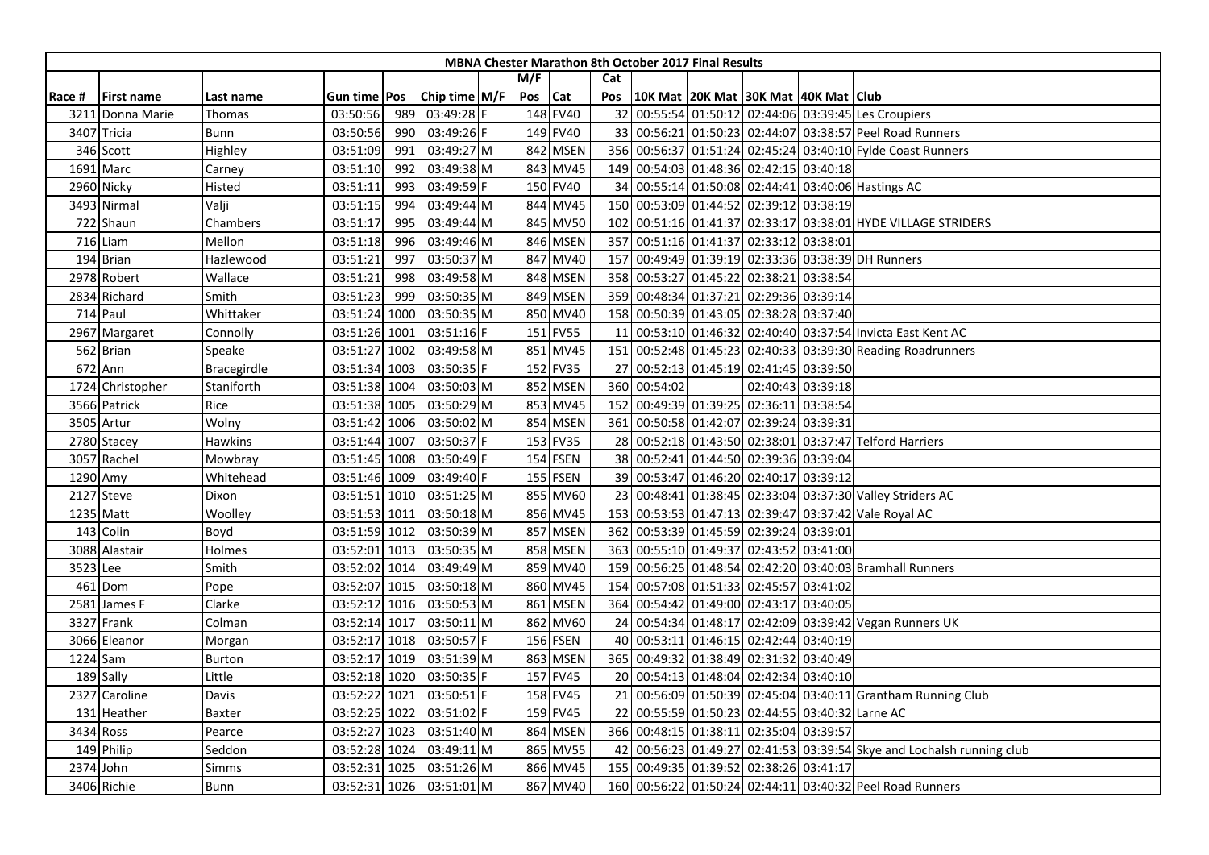| MBNA Chester Marathon 8th October 2017 Final Results | | | | | | | | | | | | | | | | |
|---|---|---|---|---|---|---|---|---|---|---|---|---|---|---|---|---|
| | | | | | | | M/F | | Cat | | | | | | |
| Race # | First name | Last name | Gun time | Pos | Chip time | M/F | Pos | Cat | Pos | 10K Mat | 20K Mat | 30K Mat | 40K Mat | Club |
| 3211 | Donna Marie | Thomas | 03:50:56 | 989 | 03:49:28 | F | 148 | FV40 | 32 | 00:55:54 | 01:50:12 | 02:44:06 | 03:39:45 | Les Croupiers |
| 3407 | Tricia | Bunn | 03:50:56 | 990 | 03:49:26 | F | 149 | FV40 | 33 | 00:56:21 | 01:50:23 | 02:44:07 | 03:38:57 | Peel Road Runners |
| 346 | Scott | Highley | 03:51:09 | 991 | 03:49:27 | M | 842 | MSEN | 356 | 00:56:37 | 01:51:24 | 02:45:24 | 03:40:10 | Fylde Coast Runners |
| 1691 | Marc | Carney | 03:51:10 | 992 | 03:49:38 | M | 843 | MV45 | 149 | 00:54:03 | 01:48:36 | 02:42:15 | 03:40:18 | |
| 2960 | Nicky | Histed | 03:51:11 | 993 | 03:49:59 | F | 150 | FV40 | 34 | 00:55:14 | 01:50:08 | 02:44:41 | 03:40:06 | Hastings AC |
| 3493 | Nirmal | Valji | 03:51:15 | 994 | 03:49:44 | M | 844 | MV45 | 150 | 00:53:09 | 01:44:52 | 02:39:12 | 03:38:19 | |
| 722 | Shaun | Chambers | 03:51:17 | 995 | 03:49:44 | M | 845 | MV50 | 102 | 00:51:16 | 01:41:37 | 02:33:17 | 03:38:01 | HYDE VILLAGE STRIDERS |
| 716 | Liam | Mellon | 03:51:18 | 996 | 03:49:46 | M | 846 | MSEN | 357 | 00:51:16 | 01:41:37 | 02:33:12 | 03:38:01 | |
| 194 | Brian | Hazlewood | 03:51:21 | 997 | 03:50:37 | M | 847 | MV40 | 157 | 00:49:49 | 01:39:19 | 02:33:36 | 03:38:39 | DH Runners |
| 2978 | Robert | Wallace | 03:51:21 | 998 | 03:49:58 | M | 848 | MSEN | 358 | 00:53:27 | 01:45:22 | 02:38:21 | 03:38:54 | |
| 2834 | Richard | Smith | 03:51:23 | 999 | 03:50:35 | M | 849 | MSEN | 359 | 00:48:34 | 01:37:21 | 02:29:36 | 03:39:14 | |
| 714 | Paul | Whittaker | 03:51:24 | 1000 | 03:50:35 | M | 850 | MV40 | 158 | 00:50:39 | 01:43:05 | 02:38:28 | 03:37:40 | |
| 2967 | Margaret | Connolly | 03:51:26 | 1001 | 03:51:16 | F | 151 | FV55 | 11 | 00:53:10 | 01:46:32 | 02:40:40 | 03:37:54 | Invicta East Kent AC |
| 562 | Brian | Speake | 03:51:27 | 1002 | 03:49:58 | M | 851 | MV45 | 151 | 00:52:48 | 01:45:23 | 02:40:33 | 03:39:30 | Reading Roadrunners |
| 672 | Ann | Bracegirdle | 03:51:34 | 1003 | 03:50:35 | F | 152 | FV35 | 27 | 00:52:13 | 01:45:19 | 02:41:45 | 03:39:50 | |
| 1724 | Christopher | Staniforth | 03:51:38 | 1004 | 03:50:03 | M | 852 | MSEN | 360 | 00:54:02 | | 02:40:43 | 03:39:18 | |
| 3566 | Patrick | Rice | 03:51:38 | 1005 | 03:50:29 | M | 853 | MV45 | 152 | 00:49:39 | 01:39:25 | 02:36:11 | 03:38:54 | |
| 3505 | Artur | Wolny | 03:51:42 | 1006 | 03:50:02 | M | 854 | MSEN | 361 | 00:50:58 | 01:42:07 | 02:39:24 | 03:39:31 | |
| 2780 | Stacey | Hawkins | 03:51:44 | 1007 | 03:50:37 | F | 153 | FV35 | 28 | 00:52:18 | 01:43:50 | 02:38:01 | 03:37:47 | Telford Harriers |
| 3057 | Rachel | Mowbray | 03:51:45 | 1008 | 03:50:49 | F | 154 | FSEN | 38 | 00:52:41 | 01:44:50 | 02:39:36 | 03:39:04 | |
| 1290 | Amy | Whitehead | 03:51:46 | 1009 | 03:49:40 | F | 155 | FSEN | 39 | 00:53:47 | 01:46:20 | 02:40:17 | 03:39:12 | |
| 2127 | Steve | Dixon | 03:51:51 | 1010 | 03:51:25 | M | 855 | MV60 | 23 | 00:48:41 | 01:38:45 | 02:33:04 | 03:37:30 | Valley Striders AC |
| 1235 | Matt | Woolley | 03:51:53 | 1011 | 03:50:18 | M | 856 | MV45 | 153 | 00:53:53 | 01:47:13 | 02:39:47 | 03:37:42 | Vale Royal AC |
| 143 | Colin | Boyd | 03:51:59 | 1012 | 03:50:39 | M | 857 | MSEN | 362 | 00:53:39 | 01:45:59 | 02:39:24 | 03:39:01 | |
| 3088 | Alastair | Holmes | 03:52:01 | 1013 | 03:50:35 | M | 858 | MSEN | 363 | 00:55:10 | 01:49:37 | 02:43:52 | 03:41:00 | |
| 3523 | Lee | Smith | 03:52:02 | 1014 | 03:49:49 | M | 859 | MV40 | 159 | 00:56:25 | 01:48:54 | 02:42:20 | 03:40:03 | Bramhall Runners |
| 461 | Dom | Pope | 03:52:07 | 1015 | 03:50:18 | M | 860 | MV45 | 154 | 00:57:08 | 01:51:33 | 02:45:57 | 03:41:02 | |
| 2581 | James F | Clarke | 03:52:12 | 1016 | 03:50:53 | M | 861 | MSEN | 364 | 00:54:42 | 01:49:00 | 02:43:17 | 03:40:05 | |
| 3327 | Frank | Colman | 03:52:14 | 1017 | 03:50:11 | M | 862 | MV60 | 24 | 00:54:34 | 01:48:17 | 02:42:09 | 03:39:42 | Vegan Runners UK |
| 3066 | Eleanor | Morgan | 03:52:17 | 1018 | 03:50:57 | F | 156 | FSEN | 40 | 00:53:11 | 01:46:15 | 02:42:44 | 03:40:19 | |
| 1224 | Sam | Burton | 03:52:17 | 1019 | 03:51:39 | M | 863 | MSEN | 365 | 00:49:32 | 01:38:49 | 02:31:32 | 03:40:49 | |
| 189 | Sally | Little | 03:52:18 | 1020 | 03:50:35 | F | 157 | FV45 | 20 | 00:54:13 | 01:48:04 | 02:42:34 | 03:40:10 | |
| 2327 | Caroline | Davis | 03:52:22 | 1021 | 03:50:51 | F | 158 | FV45 | 21 | 00:56:09 | 01:50:39 | 02:45:04 | 03:40:11 | Grantham Running Club |
| 131 | Heather | Baxter | 03:52:25 | 1022 | 03:51:02 | F | 159 | FV45 | 22 | 00:55:59 | 01:50:23 | 02:44:55 | 03:40:32 | Larne AC |
| 3434 | Ross | Pearce | 03:52:27 | 1023 | 03:51:40 | M | 864 | MSEN | 366 | 00:48:15 | 01:38:11 | 02:35:04 | 03:39:57 | |
| 149 | Philip | Seddon | 03:52:28 | 1024 | 03:49:11 | M | 865 | MV55 | 42 | 00:56:23 | 01:49:27 | 02:41:53 | 03:39:54 | Skye and Lochalsh running club |
| 2374 | John | Simms | 03:52:31 | 1025 | 03:51:26 | M | 866 | MV45 | 155 | 00:49:35 | 01:39:52 | 02:38:26 | 03:41:17 | |
| 3406 | Richie | Bunn | 03:52:31 | 1026 | 03:51:01 | M | 867 | MV40 | 160 | 00:56:22 | 01:50:24 | 02:44:11 | 03:40:32 | Peel Road Runners |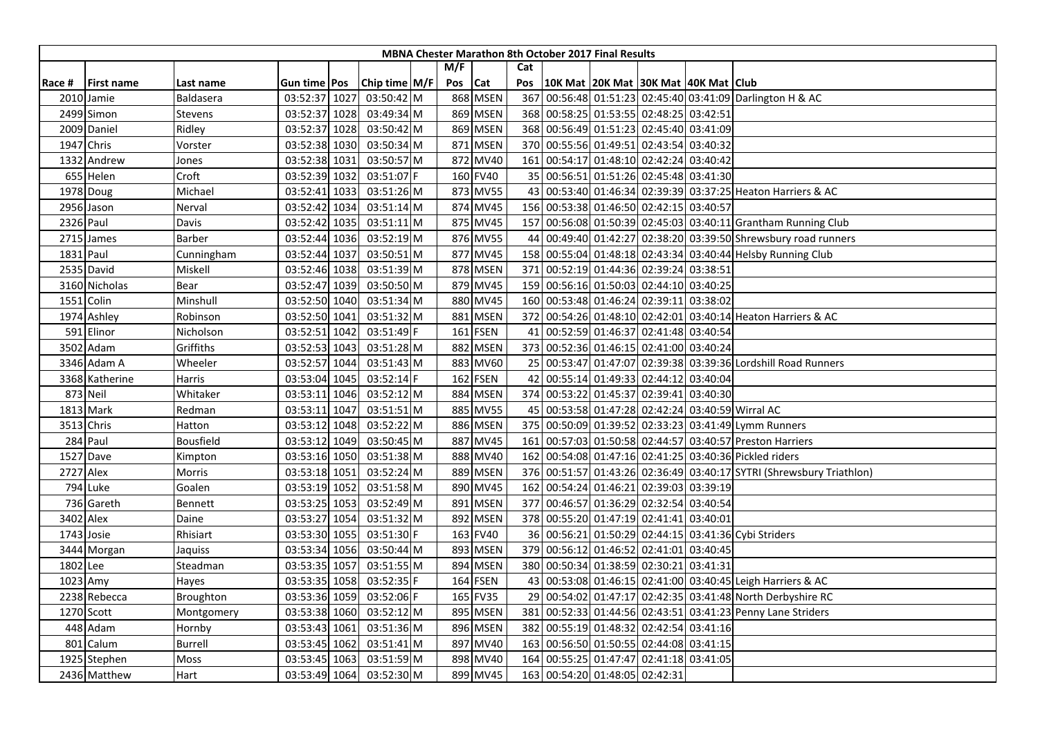| MBNA Chester Marathon 8th October 2017 Final Results | | | | | | | | | | | | | | | |
|---|---|---|---|---|---|---|---|---|---|---|---|---|---|---|---|
| | | | | | | | M/F | | Cat | | | | | | |
| Race # | First name | Last name | Gun time | Pos | Chip time | M/F | Pos | Cat | Pos | 10K Mat | 20K Mat | 30K Mat | 40K Mat | Club |
| 2010 | Jamie | Baldasera | 03:52:37 | 1027 | 03:50:42 | M | 868 | MSEN | 367 | 00:56:48 | 01:51:23 | 02:45:40 | 03:41:09 | Darlington H & AC |
| 2499 | Simon | Stevens | 03:52:37 | 1028 | 03:49:34 | M | 869 | MSEN | 368 | 00:58:25 | 01:53:55 | 02:48:25 | 03:42:51 | |
| 2009 | Daniel | Ridley | 03:52:37 | 1028 | 03:50:42 | M | 869 | MSEN | 368 | 00:56:49 | 01:51:23 | 02:45:40 | 03:41:09 | |
| 1947 | Chris | Vorster | 03:52:38 | 1030 | 03:50:34 | M | 871 | MSEN | 370 | 00:55:56 | 01:49:51 | 02:43:54 | 03:40:32 | |
| 1332 | Andrew | Jones | 03:52:38 | 1031 | 03:50:57 | M | 872 | MV40 | 161 | 00:54:17 | 01:48:10 | 02:42:24 | 03:40:42 | |
| 655 | Helen | Croft | 03:52:39 | 1032 | 03:51:07 | F | 160 | FV40 | 35 | 00:56:51 | 01:51:26 | 02:45:48 | 03:41:30 | |
| 1978 | Doug | Michael | 03:52:41 | 1033 | 03:51:26 | M | 873 | MV55 | 43 | 00:53:40 | 01:46:34 | 02:39:39 | 03:37:25 | Heaton Harriers & AC |
| 2956 | Jason | Nerval | 03:52:42 | 1034 | 03:51:14 | M | 874 | MV45 | 156 | 00:53:38 | 01:46:50 | 02:42:15 | 03:40:57 | |
| 2326 | Paul | Davis | 03:52:42 | 1035 | 03:51:11 | M | 875 | MV45 | 157 | 00:56:08 | 01:50:39 | 02:45:03 | 03:40:11 | Grantham Running Club |
| 2715 | James | Barber | 03:52:44 | 1036 | 03:52:19 | M | 876 | MV55 | 44 | 00:49:40 | 01:42:27 | 02:38:20 | 03:39:50 | Shrewsbury road runners |
| 1831 | Paul | Cunningham | 03:52:44 | 1037 | 03:50:51 | M | 877 | MV45 | 158 | 00:55:04 | 01:48:18 | 02:43:34 | 03:40:44 | Helsby Running Club |
| 2535 | David | Miskell | 03:52:46 | 1038 | 03:51:39 | M | 878 | MSEN | 371 | 00:52:19 | 01:44:36 | 02:39:24 | 03:38:51 | |
| 3160 | Nicholas | Bear | 03:52:47 | 1039 | 03:50:50 | M | 879 | MV45 | 159 | 00:56:16 | 01:50:03 | 02:44:10 | 03:40:25 | |
| 1551 | Colin | Minshull | 03:52:50 | 1040 | 03:51:34 | M | 880 | MV45 | 160 | 00:53:48 | 01:46:24 | 02:39:11 | 03:38:02 | |
| 1974 | Ashley | Robinson | 03:52:50 | 1041 | 03:51:32 | M | 881 | MSEN | 372 | 00:54:26 | 01:48:10 | 02:42:01 | 03:40:14 | Heaton Harriers & AC |
| 591 | Elinor | Nicholson | 03:52:51 | 1042 | 03:51:49 | F | 161 | FSEN | 41 | 00:52:59 | 01:46:37 | 02:41:48 | 03:40:54 | |
| 3502 | Adam | Griffiths | 03:52:53 | 1043 | 03:51:28 | M | 882 | MSEN | 373 | 00:52:36 | 01:46:15 | 02:41:00 | 03:40:24 | |
| 3346 | Adam A | Wheeler | 03:52:57 | 1044 | 03:51:43 | M | 883 | MV60 | 25 | 00:53:47 | 01:47:07 | 02:39:38 | 03:39:36 | Lordshill Road Runners |
| 3368 | Katherine | Harris | 03:53:04 | 1045 | 03:52:14 | F | 162 | FSEN | 42 | 00:55:14 | 01:49:33 | 02:44:12 | 03:40:04 | |
| 873 | Neil | Whitaker | 03:53:11 | 1046 | 03:52:12 | M | 884 | MSEN | 374 | 00:53:22 | 01:45:37 | 02:39:41 | 03:40:30 | |
| 1813 | Mark | Redman | 03:53:11 | 1047 | 03:51:51 | M | 885 | MV55 | 45 | 00:53:58 | 01:47:28 | 02:42:24 | 03:40:59 | Wirral AC |
| 3513 | Chris | Hatton | 03:53:12 | 1048 | 03:52:22 | M | 886 | MSEN | 375 | 00:50:09 | 01:39:52 | 02:33:23 | 03:41:49 | Lymm Runners |
| 284 | Paul | Bousfield | 03:53:12 | 1049 | 03:50:45 | M | 887 | MV45 | 161 | 00:57:03 | 01:50:58 | 02:44:57 | 03:40:57 | Preston Harriers |
| 1527 | Dave | Kimpton | 03:53:16 | 1050 | 03:51:38 | M | 888 | MV40 | 162 | 00:54:08 | 01:47:16 | 02:41:25 | 03:40:36 | Pickled riders |
| 2727 | Alex | Morris | 03:53:18 | 1051 | 03:52:24 | M | 889 | MSEN | 376 | 00:51:57 | 01:43:26 | 02:36:49 | 03:40:17 | SYTRI (Shrewsbury Triathlon) |
| 794 | Luke | Goalen | 03:53:19 | 1052 | 03:51:58 | M | 890 | MV45 | 162 | 00:54:24 | 01:46:21 | 02:39:03 | 03:39:19 | |
| 736 | Gareth | Bennett | 03:53:25 | 1053 | 03:52:49 | M | 891 | MSEN | 377 | 00:46:57 | 01:36:29 | 02:32:54 | 03:40:54 | |
| 3402 | Alex | Daine | 03:53:27 | 1054 | 03:51:32 | M | 892 | MSEN | 378 | 00:55:20 | 01:47:19 | 02:41:41 | 03:40:01 | |
| 1743 | Josie | Rhisiart | 03:53:30 | 1055 | 03:51:30 | F | 163 | FV40 | 36 | 00:56:21 | 01:50:29 | 02:44:15 | 03:41:36 | Cybi Striders |
| 3444 | Morgan | Jaquiss | 03:53:34 | 1056 | 03:50:44 | M | 893 | MSEN | 379 | 00:56:12 | 01:46:52 | 02:41:01 | 03:40:45 | |
| 1802 | Lee | Steadman | 03:53:35 | 1057 | 03:51:55 | M | 894 | MSEN | 380 | 00:50:34 | 01:38:59 | 02:30:21 | 03:41:31 | |
| 1023 | Amy | Hayes | 03:53:35 | 1058 | 03:52:35 | F | 164 | FSEN | 43 | 00:53:08 | 01:46:15 | 02:41:00 | 03:40:45 | Leigh Harriers & AC |
| 2238 | Rebecca | Broughton | 03:53:36 | 1059 | 03:52:06 | F | 165 | FV35 | 29 | 00:54:02 | 01:47:17 | 02:42:35 | 03:41:48 | North Derbyshire RC |
| 1270 | Scott | Montgomery | 03:53:38 | 1060 | 03:52:12 | M | 895 | MSEN | 381 | 00:52:33 | 01:44:56 | 02:43:51 | 03:41:23 | Penny Lane Striders |
| 448 | Adam | Hornby | 03:53:43 | 1061 | 03:51:36 | M | 896 | MSEN | 382 | 00:55:19 | 01:48:32 | 02:42:54 | 03:41:16 | |
| 801 | Calum | Burrell | 03:53:45 | 1062 | 03:51:41 | M | 897 | MV40 | 163 | 00:56:50 | 01:50:55 | 02:44:08 | 03:41:15 | |
| 1925 | Stephen | Moss | 03:53:45 | 1063 | 03:51:59 | M | 898 | MV40 | 164 | 00:55:25 | 01:47:47 | 02:41:18 | 03:41:05 | |
| 2436 | Matthew | Hart | 03:53:49 | 1064 | 03:52:30 | M | 899 | MV45 | 163 | 00:54:20 | 01:48:05 | 02:42:31 | | |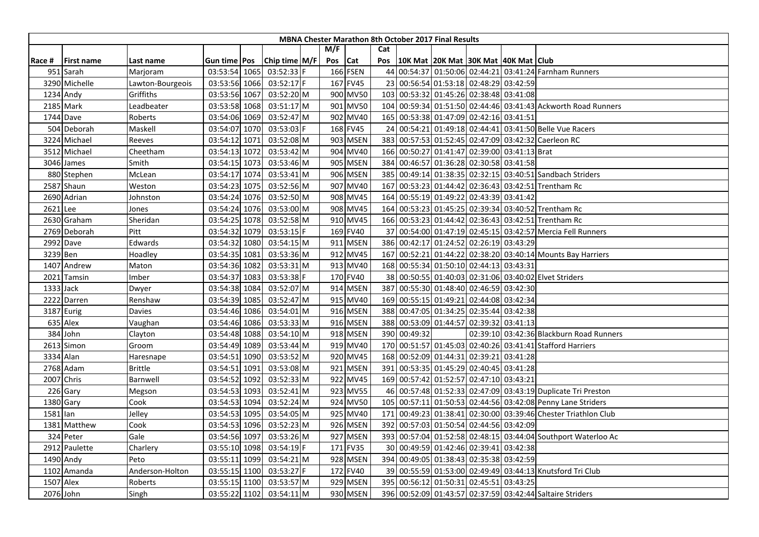# MBNA Chester Marathon 8th October 2017 Final Results

| Race # | First name | Last name | Gun time | Pos | Chip time | M/F | M/F Pos | Cat | Cat Pos | 10K Mat | 20K Mat | 30K Mat | 40K Mat | Club |
|---|---|---|---|---|---|---|---|---|---|---|---|---|---|---|
| 951 | Sarah | Marjoram | 03:53:54 | 1065 | 03:52:33 | F | 166 | FSEN | 44 | 00:54:37 | 01:50:06 | 02:44:21 | 03:41:24 | Farnham Runners |
| 3290 | Michelle | Lawton-Bourgeois | 03:53:56 | 1066 | 03:52:17 | F | 167 | FV45 | 23 | 00:56:54 | 01:53:18 | 02:48:29 | 03:42:59 | |
| 1234 | Andy | Griffiths | 03:53:56 | 1067 | 03:52:20 | M | 900 | MV50 | 103 | 00:53:32 | 01:45:26 | 02:38:48 | 03:41:08 | |
| 2185 | Mark | Leadbeater | 03:53:58 | 1068 | 03:51:17 | M | 901 | MV50 | 104 | 00:59:34 | 01:51:50 | 02:44:46 | 03:41:43 | Ackworth Road Runners |
| 1744 | Dave | Roberts | 03:54:06 | 1069 | 03:52:47 | M | 902 | MV40 | 165 | 00:53:38 | 01:47:09 | 02:42:16 | 03:41:51 | |
| 504 | Deborah | Maskell | 03:54:07 | 1070 | 03:53:03 | F | 168 | FV45 | 24 | 00:54:21 | 01:49:18 | 02:44:41 | 03:41:50 | Belle Vue Racers |
| 3224 | Michael | Reeves | 03:54:12 | 1071 | 03:52:08 | M | 903 | MSEN | 383 | 00:57:53 | 01:52:45 | 02:47:09 | 03:42:32 | Caerleon RC |
| 3512 | Michael | Cheetham | 03:54:13 | 1072 | 03:53:42 | M | 904 | MV40 | 166 | 00:50:27 | 01:41:47 | 02:39:00 | 03:41:13 | Brat |
| 3046 | James | Smith | 03:54:15 | 1073 | 03:53:46 | M | 905 | MSEN | 384 | 00:46:57 | 01:36:28 | 02:30:58 | 03:41:58 | |
| 880 | Stephen | McLean | 03:54:17 | 1074 | 03:53:41 | M | 906 | MSEN | 385 | 00:49:14 | 01:38:35 | 02:32:15 | 03:40:51 | Sandbach Striders |
| 2587 | Shaun | Weston | 03:54:23 | 1075 | 03:52:56 | M | 907 | MV40 | 167 | 00:53:23 | 01:44:42 | 02:36:43 | 03:42:51 | Trentham Rc |
| 2690 | Adrian | Johnston | 03:54:24 | 1076 | 03:52:50 | M | 908 | MV45 | 164 | 00:55:19 | 01:49:22 | 02:43:39 | 03:41:42 | |
| 2621 | Lee | Jones | 03:54:24 | 1076 | 03:53:00 | M | 908 | MV45 | 164 | 00:53:23 | 01:45:25 | 02:39:34 | 03:40:52 | Trentham Rc |
| 2630 | Graham | Sheridan | 03:54:25 | 1078 | 03:52:58 | M | 910 | MV45 | 166 | 00:53:23 | 01:44:42 | 02:36:43 | 03:42:51 | Trentham Rc |
| 2769 | Deborah | Pitt | 03:54:32 | 1079 | 03:53:15 | F | 169 | FV40 | 37 | 00:54:00 | 01:47:19 | 02:45:15 | 03:42:57 | Mercia Fell Runners |
| 2992 | Dave | Edwards | 03:54:32 | 1080 | 03:54:15 | M | 911 | MSEN | 386 | 00:42:17 | 01:24:52 | 02:26:19 | 03:43:29 | |
| 3239 | Ben | Hoadley | 03:54:35 | 1081 | 03:53:36 | M | 912 | MV45 | 167 | 00:52:21 | 01:44:22 | 02:38:20 | 03:40:14 | Mounts Bay Harriers |
| 1407 | Andrew | Maton | 03:54:36 | 1082 | 03:53:31 | M | 913 | MV40 | 168 | 00:55:34 | 01:50:10 | 02:44:13 | 03:43:31 | |
| 2021 | Tamsin | Imber | 03:54:37 | 1083 | 03:53:38 | F | 170 | FV40 | 38 | 00:50:55 | 01:40:03 | 02:31:06 | 03:40:02 | Elvet Striders |
| 1333 | Jack | Dwyer | 03:54:38 | 1084 | 03:52:07 | M | 914 | MSEN | 387 | 00:55:30 | 01:48:40 | 02:46:59 | 03:42:30 | |
| 2222 | Darren | Renshaw | 03:54:39 | 1085 | 03:52:47 | M | 915 | MV40 | 169 | 00:55:15 | 01:49:21 | 02:44:08 | 03:42:34 | |
| 3187 | Eurig | Davies | 03:54:46 | 1086 | 03:54:01 | M | 916 | MSEN | 388 | 00:47:05 | 01:34:25 | 02:35:44 | 03:42:38 | |
| 635 | Alex | Vaughan | 03:54:46 | 1086 | 03:53:33 | M | 916 | MSEN | 388 | 00:53:09 | 01:44:57 | 02:39:32 | 03:41:13 | |
| 384 | John | Clayton | 03:54:48 | 1088 | 03:54:10 | M | 918 | MSEN | 390 | 00:49:32 | | 02:39:10 | 03:42:36 | Blackburn Road Runners |
| 2613 | Simon | Groom | 03:54:49 | 1089 | 03:53:44 | M | 919 | MV40 | 170 | 00:51:57 | 01:45:03 | 02:40:26 | 03:41:41 | Stafford Harriers |
| 3334 | Alan | Haresnape | 03:54:51 | 1090 | 03:53:52 | M | 920 | MV45 | 168 | 00:52:09 | 01:44:31 | 02:39:21 | 03:41:28 | |
| 2768 | Adam | Brittle | 03:54:51 | 1091 | 03:53:08 | M | 921 | MSEN | 391 | 00:53:35 | 01:45:29 | 02:40:45 | 03:41:28 | |
| 2007 | Chris | Barnwell | 03:54:52 | 1092 | 03:52:33 | M | 922 | MV45 | 169 | 00:57:42 | 01:52:57 | 02:47:10 | 03:43:21 | |
| 226 | Gary | Megson | 03:54:53 | 1093 | 03:52:41 | M | 923 | MV55 | 46 | 00:57:48 | 01:52:33 | 02:47:09 | 03:43:19 | Duplicate Tri Preston |
| 1380 | Gary | Cook | 03:54:53 | 1094 | 03:52:24 | M | 924 | MV50 | 105 | 00:57:11 | 01:50:53 | 02:44:56 | 03:42:08 | Penny Lane Striders |
| 1581 | Ian | Jelley | 03:54:53 | 1095 | 03:54:05 | M | 925 | MV40 | 171 | 00:49:23 | 01:38:41 | 02:30:00 | 03:39:46 | Chester Triathlon Club |
| 1381 | Matthew | Cook | 03:54:53 | 1096 | 03:52:23 | M | 926 | MSEN | 392 | 00:57:03 | 01:50:54 | 02:44:56 | 03:42:09 | |
| 324 | Peter | Gale | 03:54:56 | 1097 | 03:53:26 | M | 927 | MSEN | 393 | 00:57:04 | 01:52:58 | 02:48:15 | 03:44:04 | Southport Waterloo Ac |
| 2912 | Paulette | Charlery | 03:55:10 | 1098 | 03:54:19 | F | 171 | FV35 | 30 | 00:49:59 | 01:42:46 | 02:39:41 | 03:42:38 | |
| 1490 | Andy | Peto | 03:55:11 | 1099 | 03:54:21 | M | 928 | MSEN | 394 | 00:49:05 | 01:38:43 | 02:35:38 | 03:42:59 | |
| 1102 | Amanda | Anderson-Holton | 03:55:15 | 1100 | 03:53:27 | F | 172 | FV40 | 39 | 00:55:59 | 01:53:00 | 02:49:49 | 03:44:13 | Knutsford Tri Club |
| 1507 | Alex | Roberts | 03:55:15 | 1100 | 03:53:57 | M | 929 | MSEN | 395 | 00:56:12 | 01:50:31 | 02:45:51 | 03:43:25 | |
| 2076 | John | Singh | 03:55:22 | 1102 | 03:54:11 | M | 930 | MSEN | 396 | 00:52:09 | 01:43:57 | 02:37:59 | 03:42:44 | Saltaire Striders |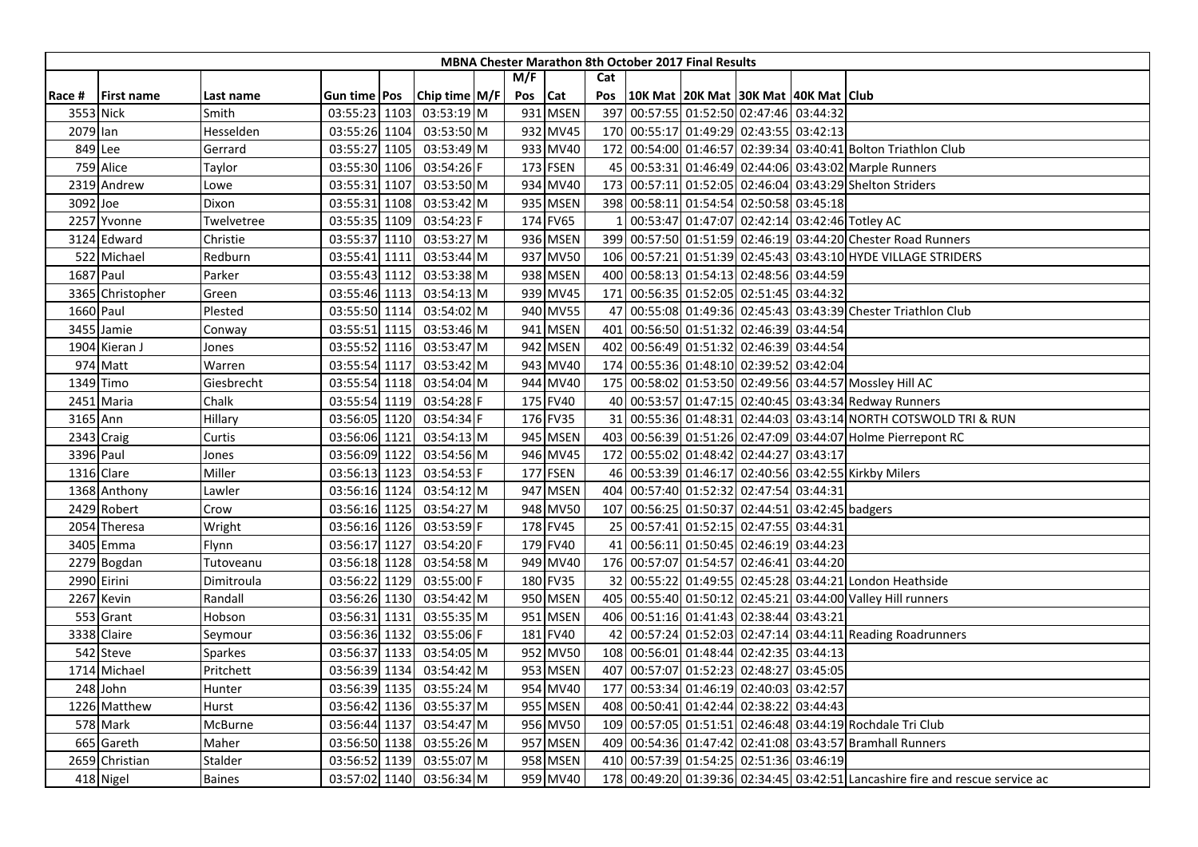| MBNA Chester Marathon 8th October 2017 Final Results | | | | | | | | | | | | | | | |
|---|---|---|---|---|---|---|---|---|---|---|---|---|---|---|---|
| | | | | | | | M/F | | Cat | | | | | | |
| Race # | First name | Last name | Gun time | Pos | Chip time | M/F | Pos | Cat | Pos | 10K Mat | 20K Mat | 30K Mat | 40K Mat | Club |
| 3553 | Nick | Smith | 03:55:23 | 1103 | 03:53:19 | M | 931 | MSEN | 397 | 00:57:55 | 01:52:50 | 02:47:46 | 03:44:32 | |
| 2079 | Ian | Hesselden | 03:55:26 | 1104 | 03:53:50 | M | 932 | MV45 | 170 | 00:55:17 | 01:49:29 | 02:43:55 | 03:42:13 | |
| 849 | Lee | Gerrard | 03:55:27 | 1105 | 03:53:49 | M | 933 | MV40 | 172 | 00:54:00 | 01:46:57 | 02:39:34 | 03:40:41 | Bolton Triathlon Club |
| 759 | Alice | Taylor | 03:55:30 | 1106 | 03:54:26 | F | 173 | FSEN | 45 | 00:53:31 | 01:46:49 | 02:44:06 | 03:43:02 | Marple Runners |
| 2319 | Andrew | Lowe | 03:55:31 | 1107 | 03:53:50 | M | 934 | MV40 | 173 | 00:57:11 | 01:52:05 | 02:46:04 | 03:43:29 | Shelton Striders |
| 3092 | Joe | Dixon | 03:55:31 | 1108 | 03:53:42 | M | 935 | MSEN | 398 | 00:58:11 | 01:54:54 | 02:50:58 | 03:45:18 | |
| 2257 | Yvonne | Twelvetree | 03:55:35 | 1109 | 03:54:23 | F | 174 | FV65 | 1 | 00:53:47 | 01:47:07 | 02:42:14 | 03:42:46 | Totley AC |
| 3124 | Edward | Christie | 03:55:37 | 1110 | 03:53:27 | M | 936 | MSEN | 399 | 00:57:50 | 01:51:59 | 02:46:19 | 03:44:20 | Chester Road Runners |
| 522 | Michael | Redburn | 03:55:41 | 1111 | 03:53:44 | M | 937 | MV50 | 106 | 00:57:21 | 01:51:39 | 02:45:43 | 03:43:10 | HYDE VILLAGE STRIDERS |
| 1687 | Paul | Parker | 03:55:43 | 1112 | 03:53:38 | M | 938 | MSEN | 400 | 00:58:13 | 01:54:13 | 02:48:56 | 03:44:59 | |
| 3365 | Christopher | Green | 03:55:46 | 1113 | 03:54:13 | M | 939 | MV45 | 171 | 00:56:35 | 01:52:05 | 02:51:45 | 03:44:32 | |
| 1660 | Paul | Plested | 03:55:50 | 1114 | 03:54:02 | M | 940 | MV55 | 47 | 00:55:08 | 01:49:36 | 02:45:43 | 03:43:39 | Chester Triathlon Club |
| 3455 | Jamie | Conway | 03:55:51 | 1115 | 03:53:46 | M | 941 | MSEN | 401 | 00:56:50 | 01:51:32 | 02:46:39 | 03:44:54 | |
| 1904 | Kieran J | Jones | 03:55:52 | 1116 | 03:53:47 | M | 942 | MSEN | 402 | 00:56:49 | 01:51:32 | 02:46:39 | 03:44:54 | |
| 974 | Matt | Warren | 03:55:54 | 1117 | 03:53:42 | M | 943 | MV40 | 174 | 00:55:36 | 01:48:10 | 02:39:52 | 03:42:04 | |
| 1349 | Timo | Giesbrecht | 03:55:54 | 1118 | 03:54:04 | M | 944 | MV40 | 175 | 00:58:02 | 01:53:50 | 02:49:56 | 03:44:57 | Mossley Hill AC |
| 2451 | Maria | Chalk | 03:55:54 | 1119 | 03:54:28 | F | 175 | FV40 | 40 | 00:53:57 | 01:47:15 | 02:40:45 | 03:43:34 | Redway Runners |
| 3165 | Ann | Hillary | 03:56:05 | 1120 | 03:54:34 | F | 176 | FV35 | 31 | 00:55:36 | 01:48:31 | 02:44:03 | 03:43:14 | NORTH COTSWOLD TRI & RUN |
| 2343 | Craig | Curtis | 03:56:06 | 1121 | 03:54:13 | M | 945 | MSEN | 403 | 00:56:39 | 01:51:26 | 02:47:09 | 03:44:07 | Holme Pierrepont RC |
| 3396 | Paul | Jones | 03:56:09 | 1122 | 03:54:56 | M | 946 | MV45 | 172 | 00:55:02 | 01:48:42 | 02:44:27 | 03:43:17 | |
| 1316 | Clare | Miller | 03:56:13 | 1123 | 03:54:53 | F | 177 | FSEN | 46 | 00:53:39 | 01:46:17 | 02:40:56 | 03:42:55 | Kirkby Milers |
| 1368 | Anthony | Lawler | 03:56:16 | 1124 | 03:54:12 | M | 947 | MSEN | 404 | 00:57:40 | 01:52:32 | 02:47:54 | 03:44:31 | |
| 2429 | Robert | Crow | 03:56:16 | 1125 | 03:54:27 | M | 948 | MV50 | 107 | 00:56:25 | 01:50:37 | 02:44:51 | 03:42:45 | badgers |
| 2054 | Theresa | Wright | 03:56:16 | 1126 | 03:53:59 | F | 178 | FV45 | 25 | 00:57:41 | 01:52:15 | 02:47:55 | 03:44:31 | |
| 3405 | Emma | Flynn | 03:56:17 | 1127 | 03:54:20 | F | 179 | FV40 | 41 | 00:56:11 | 01:50:45 | 02:46:19 | 03:44:23 | |
| 2279 | Bogdan | Tutoveanu | 03:56:18 | 1128 | 03:54:58 | M | 949 | MV40 | 176 | 00:57:07 | 01:54:57 | 02:46:41 | 03:44:20 | |
| 2990 | Eirini | Dimitroula | 03:56:22 | 1129 | 03:55:00 | F | 180 | FV35 | 32 | 00:55:22 | 01:49:55 | 02:45:28 | 03:44:21 | London Heathside |
| 2267 | Kevin | Randall | 03:56:26 | 1130 | 03:54:42 | M | 950 | MSEN | 405 | 00:55:40 | 01:50:12 | 02:45:21 | 03:44:00 | Valley Hill runners |
| 553 | Grant | Hobson | 03:56:31 | 1131 | 03:55:35 | M | 951 | MSEN | 406 | 00:51:16 | 01:41:43 | 02:38:44 | 03:43:21 | |
| 3338 | Claire | Seymour | 03:56:36 | 1132 | 03:55:06 | F | 181 | FV40 | 42 | 00:57:24 | 01:52:03 | 02:47:14 | 03:44:11 | Reading Roadrunners |
| 542 | Steve | Sparkes | 03:56:37 | 1133 | 03:54:05 | M | 952 | MV50 | 108 | 00:56:01 | 01:48:44 | 02:42:35 | 03:44:13 | |
| 1714 | Michael | Pritchett | 03:56:39 | 1134 | 03:54:42 | M | 953 | MSEN | 407 | 00:57:07 | 01:52:23 | 02:48:27 | 03:45:05 | |
| 248 | John | Hunter | 03:56:39 | 1135 | 03:55:24 | M | 954 | MV40 | 177 | 00:53:34 | 01:46:19 | 02:40:03 | 03:42:57 | |
| 1226 | Matthew | Hurst | 03:56:42 | 1136 | 03:55:37 | M | 955 | MSEN | 408 | 00:50:41 | 01:42:44 | 02:38:22 | 03:44:43 | |
| 578 | Mark | McBurne | 03:56:44 | 1137 | 03:54:47 | M | 956 | MV50 | 109 | 00:57:05 | 01:51:51 | 02:46:48 | 03:44:19 | Rochdale Tri Club |
| 665 | Gareth | Maher | 03:56:50 | 1138 | 03:55:26 | M | 957 | MSEN | 409 | 00:54:36 | 01:47:42 | 02:41:08 | 03:43:57 | Bramhall Runners |
| 2659 | Christian | Stalder | 03:56:52 | 1139 | 03:55:07 | M | 958 | MSEN | 410 | 00:57:39 | 01:54:25 | 02:51:36 | 03:46:19 | |
| 418 | Nigel | Baines | 03:57:02 | 1140 | 03:56:34 | M | 959 | MV40 | 178 | 00:49:20 | 01:39:36 | 02:34:45 | 03:42:51 | Lancashire fire and rescue service ac |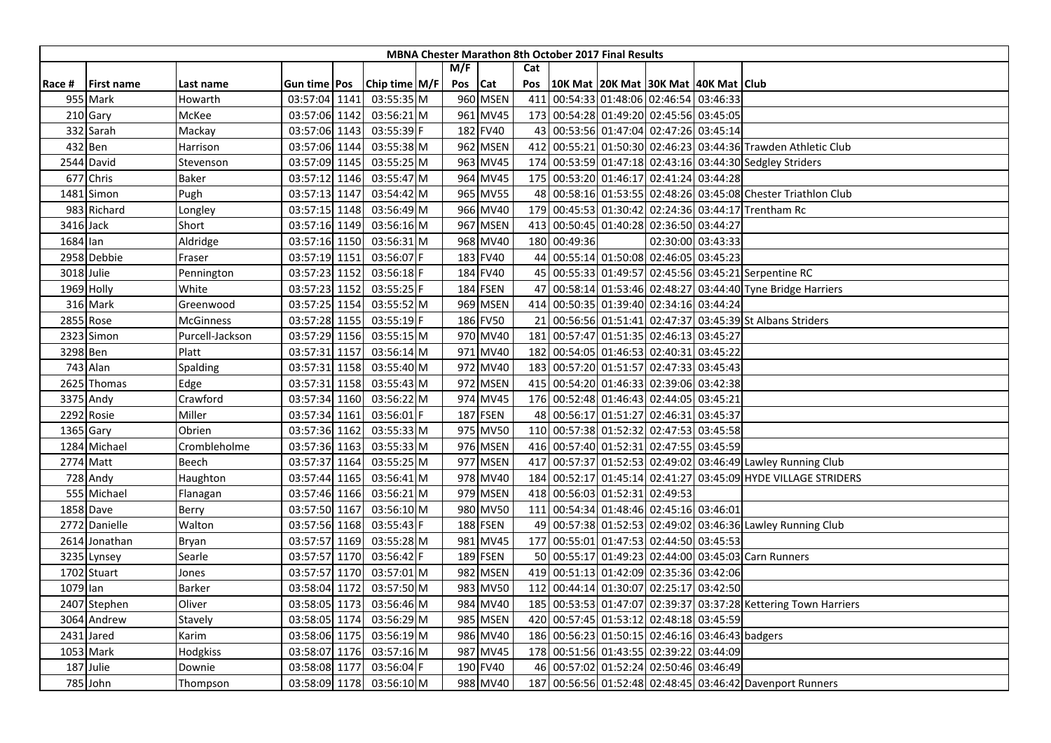| MBNA Chester Marathon 8th October 2017 Final Results | | | | | | | | | | | | | | | |
|---|---|---|---|---|---|---|---|---|---|---|---|---|---|---|---|
| | | | | | | | M/F | | Cat | | | | | | |
| Race # | First name | Last name | Gun time | Pos | Chip time | M/F | Pos | Cat | Pos | 10K Mat | 20K Mat | 30K Mat | 40K Mat | Club |
| 955 | Mark | Howarth | 03:57:04 | 1141 | 03:55:35 | M | 960 | MSEN | 411 | 00:54:33 | 01:48:06 | 02:46:54 | 03:46:33 | |
| 210 | Gary | McKee | 03:57:06 | 1142 | 03:56:21 | M | 961 | MV45 | 173 | 00:54:28 | 01:49:20 | 02:45:56 | 03:45:05 | |
| 332 | Sarah | Mackay | 03:57:06 | 1143 | 03:55:39 | F | 182 | FV40 | 43 | 00:53:56 | 01:47:04 | 02:47:26 | 03:45:14 | |
| 432 | Ben | Harrison | 03:57:06 | 1144 | 03:55:38 | M | 962 | MSEN | 412 | 00:55:21 | 01:50:30 | 02:46:23 | 03:44:36 | Trawden Athletic Club |
| 2544 | David | Stevenson | 03:57:09 | 1145 | 03:55:25 | M | 963 | MV45 | 174 | 00:53:59 | 01:47:18 | 02:43:16 | 03:44:30 | Sedgley Striders |
| 677 | Chris | Baker | 03:57:12 | 1146 | 03:55:47 | M | 964 | MV45 | 175 | 00:53:20 | 01:46:17 | 02:41:24 | 03:44:28 | |
| 1481 | Simon | Pugh | 03:57:13 | 1147 | 03:54:42 | M | 965 | MV55 | 48 | 00:58:16 | 01:53:55 | 02:48:26 | 03:45:08 | Chester Triathlon Club |
| 983 | Richard | Longley | 03:57:15 | 1148 | 03:56:49 | M | 966 | MV40 | 179 | 00:45:53 | 01:30:42 | 02:24:36 | 03:44:17 | Trentham Rc |
| 3416 | Jack | Short | 03:57:16 | 1149 | 03:56:16 | M | 967 | MSEN | 413 | 00:50:45 | 01:40:28 | 02:36:50 | 03:44:27 | |
| 1684 | Ian | Aldridge | 03:57:16 | 1150 | 03:56:31 | M | 968 | MV40 | 180 | 00:49:36 | | 02:30:00 | 03:43:33 | |
| 2958 | Debbie | Fraser | 03:57:19 | 1151 | 03:56:07 | F | 183 | FV40 | 44 | 00:55:14 | 01:50:08 | 02:46:05 | 03:45:23 | |
| 3018 | Julie | Pennington | 03:57:23 | 1152 | 03:56:18 | F | 184 | FV40 | 45 | 00:55:33 | 01:49:57 | 02:45:56 | 03:45:21 | Serpentine RC |
| 1969 | Holly | White | 03:57:23 | 1152 | 03:55:25 | F | 184 | FSEN | 47 | 00:58:14 | 01:53:46 | 02:48:27 | 03:44:40 | Tyne Bridge Harriers |
| 316 | Mark | Greenwood | 03:57:25 | 1154 | 03:55:52 | M | 969 | MSEN | 414 | 00:50:35 | 01:39:40 | 02:34:16 | 03:44:24 | |
| 2855 | Rose | McGinness | 03:57:28 | 1155 | 03:55:19 | F | 186 | FV50 | 21 | 00:56:56 | 01:51:41 | 02:47:37 | 03:45:39 | St Albans Striders |
| 2323 | Simon | Purcell-Jackson | 03:57:29 | 1156 | 03:55:15 | M | 970 | MV40 | 181 | 00:57:47 | 01:51:35 | 02:46:13 | 03:45:27 | |
| 3298 | Ben | Platt | 03:57:31 | 1157 | 03:56:14 | M | 971 | MV40 | 182 | 00:54:05 | 01:46:53 | 02:40:31 | 03:45:22 | |
| 743 | Alan | Spalding | 03:57:31 | 1158 | 03:55:40 | M | 972 | MV40 | 183 | 00:57:20 | 01:51:57 | 02:47:33 | 03:45:43 | |
| 2625 | Thomas | Edge | 03:57:31 | 1158 | 03:55:43 | M | 972 | MSEN | 415 | 00:54:20 | 01:46:33 | 02:39:06 | 03:42:38 | |
| 3375 | Andy | Crawford | 03:57:34 | 1160 | 03:56:22 | M | 974 | MV45 | 176 | 00:52:48 | 01:46:43 | 02:44:05 | 03:45:21 | |
| 2292 | Rosie | Miller | 03:57:34 | 1161 | 03:56:01 | F | 187 | FSEN | 48 | 00:56:17 | 01:51:27 | 02:46:31 | 03:45:37 | |
| 1365 | Gary | Obrien | 03:57:36 | 1162 | 03:55:33 | M | 975 | MV50 | 110 | 00:57:38 | 01:52:32 | 02:47:53 | 03:45:58 | |
| 1284 | Michael | Crombleholme | 03:57:36 | 1163 | 03:55:33 | M | 976 | MSEN | 416 | 00:57:40 | 01:52:31 | 02:47:55 | 03:45:59 | |
| 2774 | Matt | Beech | 03:57:37 | 1164 | 03:55:25 | M | 977 | MSEN | 417 | 00:57:37 | 01:52:53 | 02:49:02 | 03:46:49 | Lawley Running Club |
| 728 | Andy | Haughton | 03:57:44 | 1165 | 03:56:41 | M | 978 | MV40 | 184 | 00:52:17 | 01:45:14 | 02:41:27 | 03:45:09 | HYDE VILLAGE STRIDERS |
| 555 | Michael | Flanagan | 03:57:46 | 1166 | 03:56:21 | M | 979 | MSEN | 418 | 00:56:03 | 01:52:31 | 02:49:53 | | |
| 1858 | Dave | Berry | 03:57:50 | 1167 | 03:56:10 | M | 980 | MV50 | 111 | 00:54:34 | 01:48:46 | 02:45:16 | 03:46:01 | |
| 2772 | Danielle | Walton | 03:57:56 | 1168 | 03:55:43 | F | 188 | FSEN | 49 | 00:57:38 | 01:52:53 | 02:49:02 | 03:46:36 | Lawley Running Club |
| 2614 | Jonathan | Bryan | 03:57:57 | 1169 | 03:55:28 | M | 981 | MV45 | 177 | 00:55:01 | 01:47:53 | 02:44:50 | 03:45:53 | |
| 3235 | Lynsey | Searle | 03:57:57 | 1170 | 03:56:42 | F | 189 | FSEN | 50 | 00:55:17 | 01:49:23 | 02:44:00 | 03:45:03 | Carn Runners |
| 1702 | Stuart | Jones | 03:57:57 | 1170 | 03:57:01 | M | 982 | MSEN | 419 | 00:51:13 | 01:42:09 | 02:35:36 | 03:42:06 | |
| 1079 | Ian | Barker | 03:58:04 | 1172 | 03:57:50 | M | 983 | MV50 | 112 | 00:44:14 | 01:30:07 | 02:25:17 | 03:42:50 | |
| 2407 | Stephen | Oliver | 03:58:05 | 1173 | 03:56:46 | M | 984 | MV40 | 185 | 00:53:53 | 01:47:07 | 02:39:37 | 03:37:28 | Kettering Town Harriers |
| 3064 | Andrew | Stavely | 03:58:05 | 1174 | 03:56:29 | M | 985 | MSEN | 420 | 00:57:45 | 01:53:12 | 02:48:18 | 03:45:59 | |
| 2431 | Jared | Karim | 03:58:06 | 1175 | 03:56:19 | M | 986 | MV40 | 186 | 00:56:23 | 01:50:15 | 02:46:16 | 03:46:43 | badgers |
| 1053 | Mark | Hodgkiss | 03:58:07 | 1176 | 03:57:16 | M | 987 | MV45 | 178 | 00:51:56 | 01:43:55 | 02:39:22 | 03:44:09 | |
| 187 | Julie | Downie | 03:58:08 | 1177 | 03:56:04 | F | 190 | FV40 | 46 | 00:57:02 | 01:52:24 | 02:50:46 | 03:46:49 | |
| 785 | John | Thompson | 03:58:09 | 1178 | 03:56:10 | M | 988 | MV40 | 187 | 00:56:56 | 01:52:48 | 02:48:45 | 03:46:42 | Davenport Runners |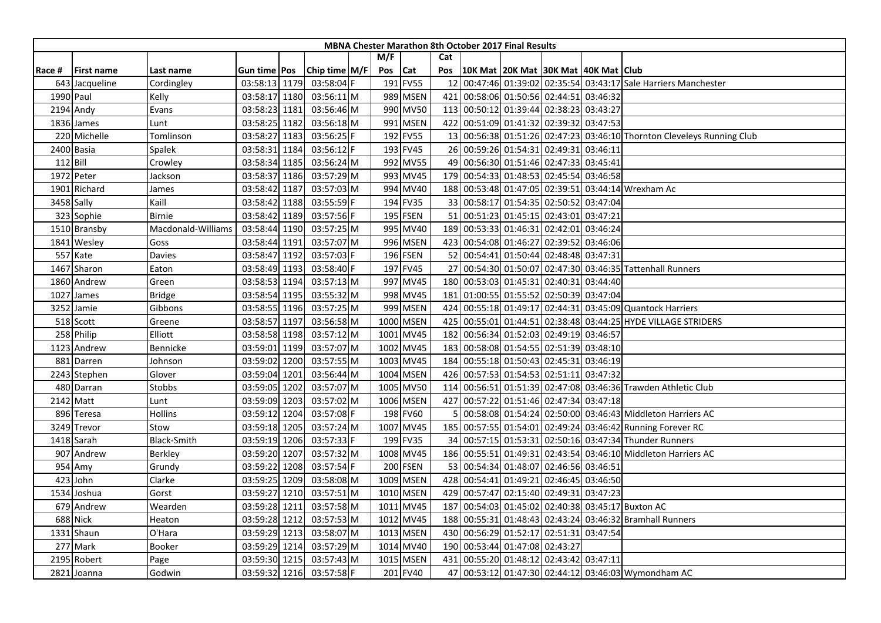# MBNA Chester Marathon 8th October 2017 Final Results

| Race # | First name | Last name | Gun time | Pos | Chip time | M/F | M/F Pos | Cat | Cat Pos | 10K Mat | 20K Mat | 30K Mat | 40K Mat | Club |
|---|---|---|---|---|---|---|---|---|---|---|---|---|---|---|
| 643 | Jacqueline | Cordingley | 03:58:13 | 1179 | 03:58:04 | F | 191 | FV55 | 12 | 00:47:46 | 01:39:02 | 02:35:54 | 03:43:17 | Sale Harriers Manchester |
| 1990 | Paul | Kelly | 03:58:17 | 1180 | 03:56:11 | M | 989 | MSEN | 421 | 00:58:06 | 01:50:56 | 02:44:51 | 03:46:32 | |
| 2194 | Andy | Evans | 03:58:23 | 1181 | 03:56:46 | M | 990 | MV50 | 113 | 00:50:12 | 01:39:44 | 02:38:23 | 03:43:27 | |
| 1836 | James | Lunt | 03:58:25 | 1182 | 03:56:18 | M | 991 | MSEN | 422 | 00:51:09 | 01:41:32 | 02:39:32 | 03:47:53 | |
| 220 | Michelle | Tomlinson | 03:58:27 | 1183 | 03:56:25 | F | 192 | FV55 | 13 | 00:56:38 | 01:51:26 | 02:47:23 | 03:46:10 | Thornton Cleveleys Running Club |
| 2400 | Basia | Spalek | 03:58:31 | 1184 | 03:56:12 | F | 193 | FV45 | 26 | 00:59:26 | 01:54:31 | 02:49:31 | 03:46:11 | |
| 112 | Bill | Crowley | 03:58:34 | 1185 | 03:56:24 | M | 992 | MV55 | 49 | 00:56:30 | 01:51:46 | 02:47:33 | 03:45:41 | |
| 1972 | Peter | Jackson | 03:58:37 | 1186 | 03:57:29 | M | 993 | MV45 | 179 | 00:54:33 | 01:48:53 | 02:45:54 | 03:46:58 | |
| 1901 | Richard | James | 03:58:42 | 1187 | 03:57:03 | M | 994 | MV40 | 188 | 00:53:48 | 01:47:05 | 02:39:51 | 03:44:14 | Wrexham Ac |
| 3458 | Sally | Kaill | 03:58:42 | 1188 | 03:55:59 | F | 194 | FV35 | 33 | 00:58:17 | 01:54:35 | 02:50:52 | 03:47:04 | |
| 323 | Sophie | Birnie | 03:58:42 | 1189 | 03:57:56 | F | 195 | FSEN | 51 | 00:51:23 | 01:45:15 | 02:43:01 | 03:47:21 | |
| 1510 | Bransby | Macdonald-Williams | 03:58:44 | 1190 | 03:57:25 | M | 995 | MV40 | 189 | 00:53:33 | 01:46:31 | 02:42:01 | 03:46:24 | |
| 1841 | Wesley | Goss | 03:58:44 | 1191 | 03:57:07 | M | 996 | MSEN | 423 | 00:54:08 | 01:46:27 | 02:39:52 | 03:46:06 | |
| 557 | Kate | Davies | 03:58:47 | 1192 | 03:57:03 | F | 196 | FSEN | 52 | 00:54:41 | 01:50:44 | 02:48:48 | 03:47:31 | |
| 1467 | Sharon | Eaton | 03:58:49 | 1193 | 03:58:40 | F | 197 | FV45 | 27 | 00:54:30 | 01:50:07 | 02:47:30 | 03:46:35 | Tattenhall Runners |
| 1860 | Andrew | Green | 03:58:53 | 1194 | 03:57:13 | M | 997 | MV45 | 180 | 00:53:03 | 01:45:31 | 02:40:31 | 03:44:40 | |
| 1027 | James | Bridge | 03:58:54 | 1195 | 03:55:32 | M | 998 | MV45 | 181 | 01:00:55 | 01:55:52 | 02:50:39 | 03:47:04 | |
| 3252 | Jamie | Gibbons | 03:58:55 | 1196 | 03:57:25 | M | 999 | MSEN | 424 | 00:55:18 | 01:49:17 | 02:44:31 | 03:45:09 | Quantock Harriers |
| 518 | Scott | Greene | 03:58:57 | 1197 | 03:56:58 | M | 1000 | MSEN | 425 | 00:55:01 | 01:44:51 | 02:38:48 | 03:44:25 | HYDE VILLAGE STRIDERS |
| 258 | Philip | Elliott | 03:58:58 | 1198 | 03:57:12 | M | 1001 | MV45 | 182 | 00:56:34 | 01:52:03 | 02:49:19 | 03:46:57 | |
| 1123 | Andrew | Bennicke | 03:59:01 | 1199 | 03:57:07 | M | 1002 | MV45 | 183 | 00:58:08 | 01:54:55 | 02:51:39 | 03:48:10 | |
| 881 | Darren | Johnson | 03:59:02 | 1200 | 03:57:55 | M | 1003 | MV45 | 184 | 00:55:18 | 01:50:43 | 02:45:31 | 03:46:19 | |
| 2243 | Stephen | Glover | 03:59:04 | 1201 | 03:56:44 | M | 1004 | MSEN | 426 | 00:57:53 | 01:54:53 | 02:51:11 | 03:47:32 | |
| 480 | Darran | Stobbs | 03:59:05 | 1202 | 03:57:07 | M | 1005 | MV50 | 114 | 00:56:51 | 01:51:39 | 02:47:08 | 03:46:36 | Trawden Athletic Club |
| 2142 | Matt | Lunt | 03:59:09 | 1203 | 03:57:02 | M | 1006 | MSEN | 427 | 00:57:22 | 01:51:46 | 02:47:34 | 03:47:18 | |
| 896 | Teresa | Hollins | 03:59:12 | 1204 | 03:57:08 | F | 198 | FV60 | 5 | 00:58:08 | 01:54:24 | 02:50:00 | 03:46:43 | Middleton Harriers AC |
| 3249 | Trevor | Stow | 03:59:18 | 1205 | 03:57:24 | M | 1007 | MV45 | 185 | 00:57:55 | 01:54:01 | 02:49:24 | 03:46:42 | Running Forever RC |
| 1418 | Sarah | Black-Smith | 03:59:19 | 1206 | 03:57:33 | F | 199 | FV35 | 34 | 00:57:15 | 01:53:31 | 02:50:16 | 03:47:34 | Thunder Runners |
| 907 | Andrew | Berkley | 03:59:20 | 1207 | 03:57:32 | M | 1008 | MV45 | 186 | 00:55:51 | 01:49:31 | 02:43:54 | 03:46:10 | Middleton Harriers AC |
| 954 | Amy | Grundy | 03:59:22 | 1208 | 03:57:54 | F | 200 | FSEN | 53 | 00:54:34 | 01:48:07 | 02:46:56 | 03:46:51 | |
| 423 | John | Clarke | 03:59:25 | 1209 | 03:58:08 | M | 1009 | MSEN | 428 | 00:54:41 | 01:49:21 | 02:46:45 | 03:46:50 | |
| 1534 | Joshua | Gorst | 03:59:27 | 1210 | 03:57:51 | M | 1010 | MSEN | 429 | 00:57:47 | 02:15:40 | 02:49:31 | 03:47:23 | |
| 679 | Andrew | Wearden | 03:59:28 | 1211 | 03:57:58 | M | 1011 | MV45 | 187 | 00:54:03 | 01:45:02 | 02:40:38 | 03:45:17 | Buxton AC |
| 688 | Nick | Heaton | 03:59:28 | 1212 | 03:57:53 | M | 1012 | MV45 | 188 | 00:55:31 | 01:48:43 | 02:43:24 | 03:46:32 | Bramhall Runners |
| 1331 | Shaun | O'Hara | 03:59:29 | 1213 | 03:58:07 | M | 1013 | MSEN | 430 | 00:56:29 | 01:52:17 | 02:51:31 | 03:47:54 | |
| 277 | Mark | Booker | 03:59:29 | 1214 | 03:57:29 | M | 1014 | MV40 | 190 | 00:53:44 | 01:47:08 | 02:43:27 | | |
| 2195 | Robert | Page | 03:59:30 | 1215 | 03:57:43 | M | 1015 | MSEN | 431 | 00:55:20 | 01:48:12 | 02:43:42 | 03:47:11 | |
| 2821 | Joanna | Godwin | 03:59:32 | 1216 | 03:57:58 | F | 201 | FV40 | 47 | 00:53:12 | 01:47:30 | 02:44:12 | 03:46:03 | Wymondham AC |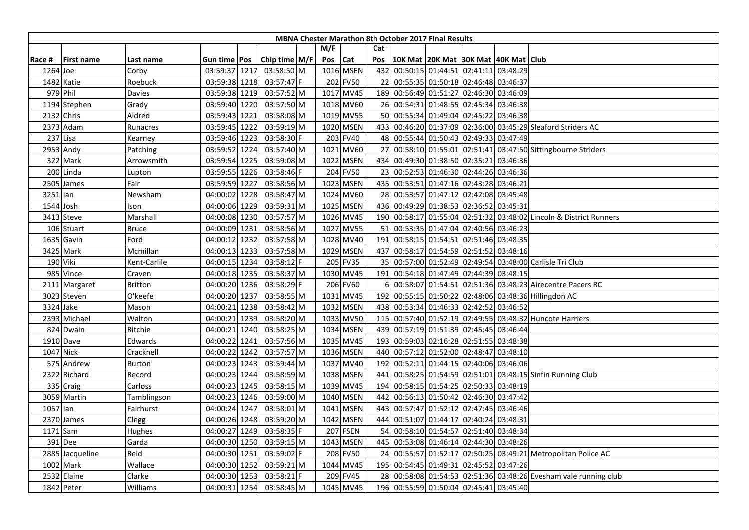| MBNA Chester Marathon 8th October 2017 Final Results | | | | | | | | | | | | | | | |
|---|---|---|---|---|---|---|---|---|---|---|---|---|---|---|---|
| | | | | | | | M/F | | Cat | | | | | | |
| Race # | First name | Last name | Gun time | Pos | Chip time | M/F | Pos | Cat | Pos | 10K Mat | 20K Mat | 30K Mat | 40K Mat | Club |
| 1264 | Joe | Corby | 03:59:37 | 1217 | 03:58:50 | M | 1016 | MSEN | 432 | 00:50:15 | 01:44:51 | 02:41:11 | 03:48:29 | |
| 1482 | Katie | Roebuck | 03:59:38 | 1218 | 03:57:47 | F | 202 | FV50 | 22 | 00:55:35 | 01:50:18 | 02:46:48 | 03:46:37 | |
| 979 | Phil | Davies | 03:59:38 | 1219 | 03:57:52 | M | 1017 | MV45 | 189 | 00:56:49 | 01:51:27 | 02:46:30 | 03:46:09 | |
| 1194 | Stephen | Grady | 03:59:40 | 1220 | 03:57:50 | M | 1018 | MV60 | 26 | 00:54:31 | 01:48:55 | 02:45:34 | 03:46:38 | |
| 2132 | Chris | Aldred | 03:59:43 | 1221 | 03:58:08 | M | 1019 | MV55 | 50 | 00:55:34 | 01:49:04 | 02:45:22 | 03:46:38 | |
| 2373 | Adam | Runacres | 03:59:45 | 1222 | 03:59:19 | M | 1020 | MSEN | 433 | 00:46:20 | 01:37:09 | 02:36:00 | 03:45:29 | Sleaford Striders AC |
| 237 | Lisa | Kearney | 03:59:46 | 1223 | 03:58:30 | F | 203 | FV40 | 48 | 00:55:44 | 01:50:43 | 02:49:33 | 03:47:49 | |
| 2953 | Andy | Patching | 03:59:52 | 1224 | 03:57:40 | M | 1021 | MV60 | 27 | 00:58:10 | 01:55:01 | 02:51:41 | 03:47:50 | Sittingbourne Striders |
| 322 | Mark | Arrowsmith | 03:59:54 | 1225 | 03:59:08 | M | 1022 | MSEN | 434 | 00:49:30 | 01:38:50 | 02:35:21 | 03:46:36 | |
| 200 | Linda | Lupton | 03:59:55 | 1226 | 03:58:46 | F | 204 | FV50 | 23 | 00:52:53 | 01:46:30 | 02:44:26 | 03:46:36 | |
| 2505 | James | Fair | 03:59:59 | 1227 | 03:58:56 | M | 1023 | MSEN | 435 | 00:53:51 | 01:47:16 | 02:43:28 | 03:46:21 | |
| 3251 | Ian | Newsham | 04:00:02 | 1228 | 03:58:47 | M | 1024 | MV60 | 28 | 00:53:57 | 01:47:12 | 02:42:08 | 03:45:48 | |
| 1544 | Josh | Ison | 04:00:06 | 1229 | 03:59:31 | M | 1025 | MSEN | 436 | 00:49:29 | 01:38:53 | 02:36:52 | 03:45:31 | |
| 3413 | Steve | Marshall | 04:00:08 | 1230 | 03:57:57 | M | 1026 | MV45 | 190 | 00:58:17 | 01:55:04 | 02:51:32 | 03:48:02 | Lincoln & District Runners |
| 106 | Stuart | Bruce | 04:00:09 | 1231 | 03:58:56 | M | 1027 | MV55 | 51 | 00:53:35 | 01:47:04 | 02:40:56 | 03:46:23 | |
| 1635 | Gavin | Ford | 04:00:12 | 1232 | 03:57:58 | M | 1028 | MV40 | 191 | 00:58:15 | 01:54:51 | 02:51:46 | 03:48:35 | |
| 3425 | Mark | Mcmillan | 04:00:13 | 1233 | 03:57:58 | M | 1029 | MSEN | 437 | 00:58:17 | 01:54:59 | 02:51:52 | 03:48:16 | |
| 190 | Viki | Kent-Carlile | 04:00:15 | 1234 | 03:58:12 | F | 205 | FV35 | 35 | 00:57:00 | 01:52:49 | 02:49:54 | 03:48:00 | Carlisle Tri Club |
| 985 | Vince | Craven | 04:00:18 | 1235 | 03:58:37 | M | 1030 | MV45 | 191 | 00:54:18 | 01:47:49 | 02:44:39 | 03:48:15 | |
| 2111 | Margaret | Britton | 04:00:20 | 1236 | 03:58:29 | F | 206 | FV60 | 6 | 00:58:07 | 01:54:51 | 02:51:36 | 03:48:23 | Airecentre Pacers RC |
| 3023 | Steven | O'keefe | 04:00:20 | 1237 | 03:58:55 | M | 1031 | MV45 | 192 | 00:55:15 | 01:50:22 | 02:48:06 | 03:48:36 | Hillingdon AC |
| 3324 | Jake | Mason | 04:00:21 | 1238 | 03:58:42 | M | 1032 | MSEN | 438 | 00:53:34 | 01:46:33 | 02:42:52 | 03:46:52 | |
| 2393 | Michael | Walton | 04:00:21 | 1239 | 03:58:20 | M | 1033 | MV50 | 115 | 00:57:40 | 01:52:19 | 02:49:55 | 03:48:32 | Huncote Harriers |
| 824 | Dwain | Ritchie | 04:00:21 | 1240 | 03:58:25 | M | 1034 | MSEN | 439 | 00:57:19 | 01:51:39 | 02:45:45 | 03:46:44 | |
| 1910 | Dave | Edwards | 04:00:22 | 1241 | 03:57:56 | M | 1035 | MV45 | 193 | 00:59:03 | 02:16:28 | 02:51:55 | 03:48:38 | |
| 1047 | Nick | Cracknell | 04:00:22 | 1242 | 03:57:57 | M | 1036 | MSEN | 440 | 00:57:12 | 01:52:00 | 02:48:47 | 03:48:10 | |
| 575 | Andrew | Burton | 04:00:23 | 1243 | 03:59:44 | M | 1037 | MV40 | 192 | 00:52:11 | 01:44:15 | 02:40:06 | 03:46:06 | |
| 2322 | Richard | Record | 04:00:23 | 1244 | 03:58:59 | M | 1038 | MSEN | 441 | 00:58:25 | 01:54:59 | 02:51:01 | 03:48:15 | Sinfin Running Club |
| 335 | Craig | Carloss | 04:00:23 | 1245 | 03:58:15 | M | 1039 | MV45 | 194 | 00:58:15 | 01:54:25 | 02:50:33 | 03:48:19 | |
| 3059 | Martin | Tamblingson | 04:00:23 | 1246 | 03:59:00 | M | 1040 | MSEN | 442 | 00:56:13 | 01:50:42 | 02:46:30 | 03:47:42 | |
| 1057 | Ian | Fairhurst | 04:00:24 | 1247 | 03:58:01 | M | 1041 | MSEN | 443 | 00:57:47 | 01:52:12 | 02:47:45 | 03:46:46 | |
| 2370 | James | Clegg | 04:00:26 | 1248 | 03:59:20 | M | 1042 | MSEN | 444 | 00:51:07 | 01:44:17 | 02:40:24 | 03:48:31 | |
| 1171 | Sam | Hughes | 04:00:27 | 1249 | 03:58:35 | F | 207 | FSEN | 54 | 00:58:10 | 01:54:57 | 02:51:40 | 03:48:34 | |
| 391 | Dee | Garda | 04:00:30 | 1250 | 03:59:15 | M | 1043 | MSEN | 445 | 00:53:08 | 01:46:14 | 02:44:30 | 03:48:26 | |
| 2885 | Jacqueline | Reid | 04:00:30 | 1251 | 03:59:02 | F | 208 | FV50 | 24 | 00:55:57 | 01:52:17 | 02:50:25 | 03:49:21 | Metropolitan Police AC |
| 1002 | Mark | Wallace | 04:00:30 | 1252 | 03:59:21 | M | 1044 | MV45 | 195 | 00:54:45 | 01:49:31 | 02:45:52 | 03:47:26 | |
| 2532 | Elaine | Clarke | 04:00:30 | 1253 | 03:58:21 | F | 209 | FV45 | 28 | 00:58:08 | 01:54:53 | 02:51:36 | 03:48:26 | Evesham vale running club |
| 1842 | Peter | Williams | 04:00:31 | 1254 | 03:58:45 | M | 1045 | MV45 | 196 | 00:55:59 | 01:50:04 | 02:45:41 | 03:45:40 | |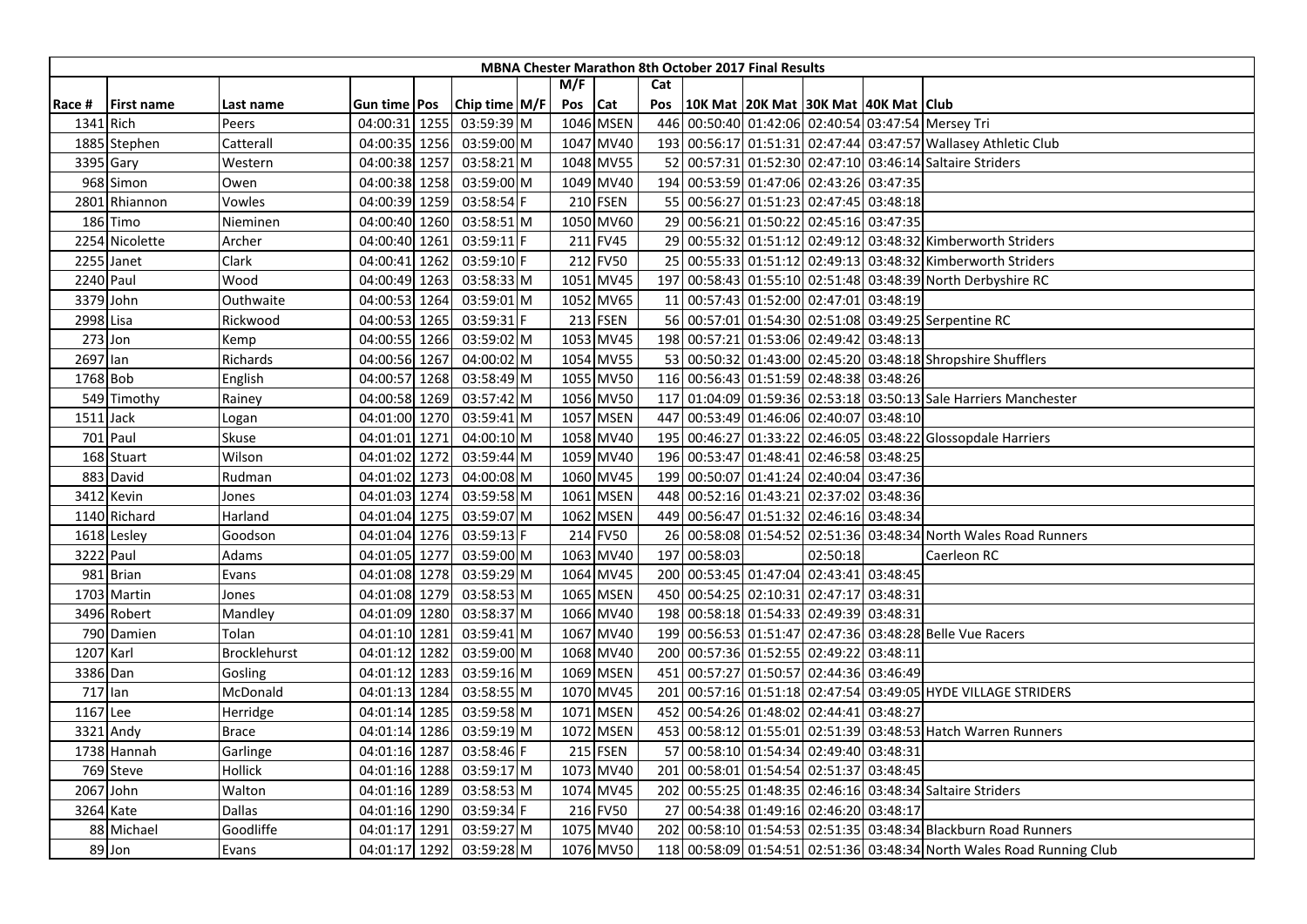| MBNA Chester Marathon 8th October 2017 Final Results | | | | | | | | | | | | | | | |
|---|---|---|---|---|---|---|---|---|---|---|---|---|---|---|---|
| | | | | | | | M/F | | Cat | | | | | | |
| Race # | First name | Last name | Gun time | Pos | Chip time | M/F | Pos | Cat | Pos | 10K Mat | 20K Mat | 30K Mat | 40K Mat | Club |
| 1341 | Rich | Peers | 04:00:31 | 1255 | 03:59:39 | M | 1046 | MSEN | 446 | 00:50:40 | 01:42:06 | 02:40:54 | 03:47:54 | Mersey Tri |
| 1885 | Stephen | Catterall | 04:00:35 | 1256 | 03:59:00 | M | 1047 | MV40 | 193 | 00:56:17 | 01:51:31 | 02:47:44 | 03:47:57 | Wallasey Athletic Club |
| 3395 | Gary | Western | 04:00:38 | 1257 | 03:58:21 | M | 1048 | MV55 | 52 | 00:57:31 | 01:52:30 | 02:47:10 | 03:46:14 | Saltaire Striders |
| 968 | Simon | Owen | 04:00:38 | 1258 | 03:59:00 | M | 1049 | MV40 | 194 | 00:53:59 | 01:47:06 | 02:43:26 | 03:47:35 | |
| 2801 | Rhiannon | Vowles | 04:00:39 | 1259 | 03:58:54 | F | 210 | FSEN | 55 | 00:56:27 | 01:51:23 | 02:47:45 | 03:48:18 | |
| 186 | Timo | Nieminen | 04:00:40 | 1260 | 03:58:51 | M | 1050 | MV60 | 29 | 00:56:21 | 01:50:22 | 02:45:16 | 03:47:35 | |
| 2254 | Nicolette | Archer | 04:00:40 | 1261 | 03:59:11 | F | 211 | FV45 | 29 | 00:55:32 | 01:51:12 | 02:49:12 | 03:48:32 | Kimberworth Striders |
| 2255 | Janet | Clark | 04:00:41 | 1262 | 03:59:10 | F | 212 | FV50 | 25 | 00:55:33 | 01:51:12 | 02:49:13 | 03:48:32 | Kimberworth Striders |
| 2240 | Paul | Wood | 04:00:49 | 1263 | 03:58:33 | M | 1051 | MV45 | 197 | 00:58:43 | 01:55:10 | 02:51:48 | 03:48:39 | North Derbyshire RC |
| 3379 | John | Outhwaite | 04:00:53 | 1264 | 03:59:01 | M | 1052 | MV65 | 11 | 00:57:43 | 01:52:00 | 02:47:01 | 03:48:19 | |
| 2998 | Lisa | Rickwood | 04:00:53 | 1265 | 03:59:31 | F | 213 | FSEN | 56 | 00:57:01 | 01:54:30 | 02:51:08 | 03:49:25 | Serpentine RC |
| 273 | Jon | Kemp | 04:00:55 | 1266 | 03:59:02 | M | 1053 | MV45 | 198 | 00:57:21 | 01:53:06 | 02:49:42 | 03:48:13 | |
| 2697 | Ian | Richards | 04:00:56 | 1267 | 04:00:02 | M | 1054 | MV55 | 53 | 00:50:32 | 01:43:00 | 02:45:20 | 03:48:18 | Shropshire Shufflers |
| 1768 | Bob | English | 04:00:57 | 1268 | 03:58:49 | M | 1055 | MV50 | 116 | 00:56:43 | 01:51:59 | 02:48:38 | 03:48:26 | |
| 549 | Timothy | Rainey | 04:00:58 | 1269 | 03:57:42 | M | 1056 | MV50 | 117 | 01:04:09 | 01:59:36 | 02:53:18 | 03:50:13 | Sale Harriers Manchester |
| 1511 | Jack | Logan | 04:01:00 | 1270 | 03:59:41 | M | 1057 | MSEN | 447 | 00:53:49 | 01:46:06 | 02:40:07 | 03:48:10 | |
| 701 | Paul | Skuse | 04:01:01 | 1271 | 04:00:10 | M | 1058 | MV40 | 195 | 00:46:27 | 01:33:22 | 02:46:05 | 03:48:22 | Glossopdale Harriers |
| 168 | Stuart | Wilson | 04:01:02 | 1272 | 03:59:44 | M | 1059 | MV40 | 196 | 00:53:47 | 01:48:41 | 02:46:58 | 03:48:25 | |
| 883 | David | Rudman | 04:01:02 | 1273 | 04:00:08 | M | 1060 | MV45 | 199 | 00:50:07 | 01:41:24 | 02:40:04 | 03:47:36 | |
| 3412 | Kevin | Jones | 04:01:03 | 1274 | 03:59:58 | M | 1061 | MSEN | 448 | 00:52:16 | 01:43:21 | 02:37:02 | 03:48:36 | |
| 1140 | Richard | Harland | 04:01:04 | 1275 | 03:59:07 | M | 1062 | MSEN | 449 | 00:56:47 | 01:51:32 | 02:46:16 | 03:48:34 | |
| 1618 | Lesley | Goodson | 04:01:04 | 1276 | 03:59:13 | F | 214 | FV50 | 26 | 00:58:08 | 01:54:52 | 02:51:36 | 03:48:34 | North Wales Road Runners |
| 3222 | Paul | Adams | 04:01:05 | 1277 | 03:59:00 | M | 1063 | MV40 | 197 | 00:58:03 | | 02:50:18 | | Caerleon RC |
| 981 | Brian | Evans | 04:01:08 | 1278 | 03:59:29 | M | 1064 | MV45 | 200 | 00:53:45 | 01:47:04 | 02:43:41 | 03:48:45 | |
| 1703 | Martin | Jones | 04:01:08 | 1279 | 03:58:53 | M | 1065 | MSEN | 450 | 00:54:25 | 02:10:31 | 02:47:17 | 03:48:31 | |
| 3496 | Robert | Mandley | 04:01:09 | 1280 | 03:58:37 | M | 1066 | MV40 | 198 | 00:58:18 | 01:54:33 | 02:49:39 | 03:48:31 | |
| 790 | Damien | Tolan | 04:01:10 | 1281 | 03:59:41 | M | 1067 | MV40 | 199 | 00:56:53 | 01:51:47 | 02:47:36 | 03:48:28 | Belle Vue Racers |
| 1207 | Karl | Brocklehurst | 04:01:12 | 1282 | 03:59:00 | M | 1068 | MV40 | 200 | 00:57:36 | 01:52:55 | 02:49:22 | 03:48:11 | |
| 3386 | Dan | Gosling | 04:01:12 | 1283 | 03:59:16 | M | 1069 | MSEN | 451 | 00:57:27 | 01:50:57 | 02:44:36 | 03:46:49 | |
| 717 | Ian | McDonald | 04:01:13 | 1284 | 03:58:55 | M | 1070 | MV45 | 201 | 00:57:16 | 01:51:18 | 02:47:54 | 03:49:05 | HYDE VILLAGE STRIDERS |
| 1167 | Lee | Herridge | 04:01:14 | 1285 | 03:59:58 | M | 1071 | MSEN | 452 | 00:54:26 | 01:48:02 | 02:44:41 | 03:48:27 | |
| 3321 | Andy | Brace | 04:01:14 | 1286 | 03:59:19 | M | 1072 | MSEN | 453 | 00:58:12 | 01:55:01 | 02:51:39 | 03:48:53 | Hatch Warren Runners |
| 1738 | Hannah | Garlinge | 04:01:16 | 1287 | 03:58:46 | F | 215 | FSEN | 57 | 00:58:10 | 01:54:34 | 02:49:40 | 03:48:31 | |
| 769 | Steve | Hollick | 04:01:16 | 1288 | 03:59:17 | M | 1073 | MV40 | 201 | 00:58:01 | 01:54:54 | 02:51:37 | 03:48:45 | |
| 2067 | John | Walton | 04:01:16 | 1289 | 03:58:53 | M | 1074 | MV45 | 202 | 00:55:25 | 01:48:35 | 02:46:16 | 03:48:34 | Saltaire Striders |
| 3264 | Kate | Dallas | 04:01:16 | 1290 | 03:59:34 | F | 216 | FV50 | 27 | 00:54:38 | 01:49:16 | 02:46:20 | 03:48:17 | |
| 88 | Michael | Goodliffe | 04:01:17 | 1291 | 03:59:27 | M | 1075 | MV40 | 202 | 00:58:10 | 01:54:53 | 02:51:35 | 03:48:34 | Blackburn Road Runners |
| 89 | Jon | Evans | 04:01:17 | 1292 | 03:59:28 | M | 1076 | MV50 | 118 | 00:58:09 | 01:54:51 | 02:51:36 | 03:48:34 | North Wales Road Running Club |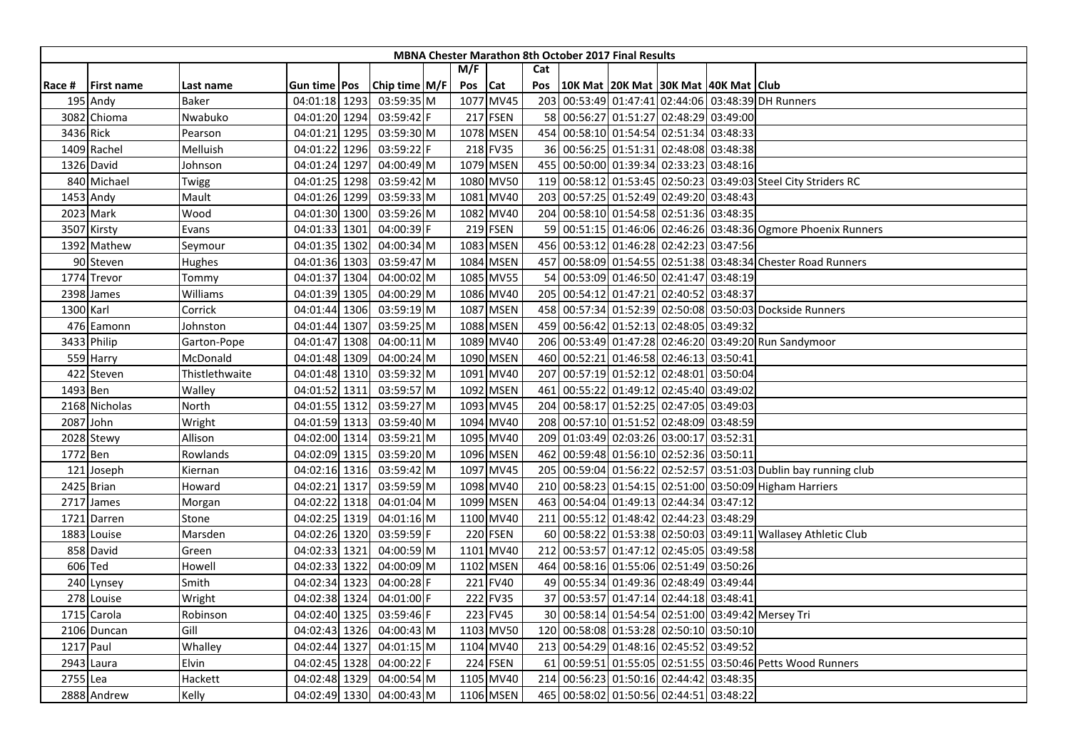| MBNA Chester Marathon 8th October 2017 Final Results | | | | | | | | | | | | | | | |
|---|---|---|---|---|---|---|---|---|---|---|---|---|---|---|---|
| | | | | | | | M/F | | Cat | | | | | | |
| Race # | First name | Last name | Gun time | Pos | Chip time | M/F | Pos | Cat | Pos | 10K Mat | 20K Mat | 30K Mat | 40K Mat | Club |
| 195 | Andy | Baker | 04:01:18 | 1293 | 03:59:35 | M | 1077 | MV45 | 203 | 00:53:49 | 01:47:41 | 02:44:06 | 03:48:39 | DH Runners |
| 3082 | Chioma | Nwabuko | 04:01:20 | 1294 | 03:59:42 | F | 217 | FSEN | 58 | 00:56:27 | 01:51:27 | 02:48:29 | 03:49:00 | |
| 3436 | Rick | Pearson | 04:01:21 | 1295 | 03:59:30 | M | 1078 | MSEN | 454 | 00:58:10 | 01:54:54 | 02:51:34 | 03:48:33 | |
| 1409 | Rachel | Melluish | 04:01:22 | 1296 | 03:59:22 | F | 218 | FV35 | 36 | 00:56:25 | 01:51:31 | 02:48:08 | 03:48:38 | |
| 1326 | David | Johnson | 04:01:24 | 1297 | 04:00:49 | M | 1079 | MSEN | 455 | 00:50:00 | 01:39:34 | 02:33:23 | 03:48:16 | |
| 840 | Michael | Twigg | 04:01:25 | 1298 | 03:59:42 | M | 1080 | MV50 | 119 | 00:58:12 | 01:53:45 | 02:50:23 | 03:49:03 | Steel City Striders RC |
| 1453 | Andy | Mault | 04:01:26 | 1299 | 03:59:33 | M | 1081 | MV40 | 203 | 00:57:25 | 01:52:49 | 02:49:20 | 03:48:43 | |
| 2023 | Mark | Wood | 04:01:30 | 1300 | 03:59:26 | M | 1082 | MV40 | 204 | 00:58:10 | 01:54:58 | 02:51:36 | 03:48:35 | |
| 3507 | Kirsty | Evans | 04:01:33 | 1301 | 04:00:39 | F | 219 | FSEN | 59 | 00:51:15 | 01:46:06 | 02:46:26 | 03:48:36 | Ogmore Phoenix Runners |
| 1392 | Mathew | Seymour | 04:01:35 | 1302 | 04:00:34 | M | 1083 | MSEN | 456 | 00:53:12 | 01:46:28 | 02:42:23 | 03:47:56 | |
| 90 | Steven | Hughes | 04:01:36 | 1303 | 03:59:47 | M | 1084 | MSEN | 457 | 00:58:09 | 01:54:55 | 02:51:38 | 03:48:34 | Chester Road Runners |
| 1774 | Trevor | Tommy | 04:01:37 | 1304 | 04:00:02 | M | 1085 | MV55 | 54 | 00:53:09 | 01:46:50 | 02:41:47 | 03:48:19 | |
| 2398 | James | Williams | 04:01:39 | 1305 | 04:00:29 | M | 1086 | MV40 | 205 | 00:54:12 | 01:47:21 | 02:40:52 | 03:48:37 | |
| 1300 | Karl | Corrick | 04:01:44 | 1306 | 03:59:19 | M | 1087 | MSEN | 458 | 00:57:34 | 01:52:39 | 02:50:08 | 03:50:03 | Dockside Runners |
| 476 | Eamonn | Johnston | 04:01:44 | 1307 | 03:59:25 | M | 1088 | MSEN | 459 | 00:56:42 | 01:52:13 | 02:48:05 | 03:49:32 | |
| 3433 | Philip | Garton-Pope | 04:01:47 | 1308 | 04:00:11 | M | 1089 | MV40 | 206 | 00:53:49 | 01:47:28 | 02:46:20 | 03:49:20 | Run Sandymoor |
| 559 | Harry | McDonald | 04:01:48 | 1309 | 04:00:24 | M | 1090 | MSEN | 460 | 00:52:21 | 01:46:58 | 02:46:13 | 03:50:41 | |
| 422 | Steven | Thistlethwaite | 04:01:48 | 1310 | 03:59:32 | M | 1091 | MV40 | 207 | 00:57:19 | 01:52:12 | 02:48:01 | 03:50:04 | |
| 1493 | Ben | Walley | 04:01:52 | 1311 | 03:59:57 | M | 1092 | MSEN | 461 | 00:55:22 | 01:49:12 | 02:45:40 | 03:49:02 | |
| 2168 | Nicholas | North | 04:01:55 | 1312 | 03:59:27 | M | 1093 | MV45 | 204 | 00:58:17 | 01:52:25 | 02:47:05 | 03:49:03 | |
| 2087 | John | Wright | 04:01:59 | 1313 | 03:59:40 | M | 1094 | MV40 | 208 | 00:57:10 | 01:51:52 | 02:48:09 | 03:48:59 | |
| 2028 | Stewy | Allison | 04:02:00 | 1314 | 03:59:21 | M | 1095 | MV40 | 209 | 01:03:49 | 02:03:26 | 03:00:17 | 03:52:31 | |
| 1772 | Ben | Rowlands | 04:02:09 | 1315 | 03:59:20 | M | 1096 | MSEN | 462 | 00:59:48 | 01:56:10 | 02:52:36 | 03:50:11 | |
| 121 | Joseph | Kiernan | 04:02:16 | 1316 | 03:59:42 | M | 1097 | MV45 | 205 | 00:59:04 | 01:56:22 | 02:52:57 | 03:51:03 | Dublin bay running club |
| 2425 | Brian | Howard | 04:02:21 | 1317 | 03:59:59 | M | 1098 | MV40 | 210 | 00:58:23 | 01:54:15 | 02:51:00 | 03:50:09 | Higham Harriers |
| 2717 | James | Morgan | 04:02:22 | 1318 | 04:01:04 | M | 1099 | MSEN | 463 | 00:54:04 | 01:49:13 | 02:44:34 | 03:47:12 | |
| 1721 | Darren | Stone | 04:02:25 | 1319 | 04:01:16 | M | 1100 | MV40 | 211 | 00:55:12 | 01:48:42 | 02:44:23 | 03:48:29 | |
| 1883 | Louise | Marsden | 04:02:26 | 1320 | 03:59:59 | F | 220 | FSEN | 60 | 00:58:22 | 01:53:38 | 02:50:03 | 03:49:11 | Wallasey Athletic Club |
| 858 | David | Green | 04:02:33 | 1321 | 04:00:59 | M | 1101 | MV40 | 212 | 00:53:57 | 01:47:12 | 02:45:05 | 03:49:58 | |
| 606 | Ted | Howell | 04:02:33 | 1322 | 04:00:09 | M | 1102 | MSEN | 464 | 00:58:16 | 01:55:06 | 02:51:49 | 03:50:26 | |
| 240 | Lynsey | Smith | 04:02:34 | 1323 | 04:00:28 | F | 221 | FV40 | 49 | 00:55:34 | 01:49:36 | 02:48:49 | 03:49:44 | |
| 278 | Louise | Wright | 04:02:38 | 1324 | 04:01:00 | F | 222 | FV35 | 37 | 00:53:57 | 01:47:14 | 02:44:18 | 03:48:41 | |
| 1715 | Carola | Robinson | 04:02:40 | 1325 | 03:59:46 | F | 223 | FV45 | 30 | 00:58:14 | 01:54:54 | 02:51:00 | 03:49:42 | Mersey Tri |
| 2106 | Duncan | Gill | 04:02:43 | 1326 | 04:00:43 | M | 1103 | MV50 | 120 | 00:58:08 | 01:53:28 | 02:50:10 | 03:50:10 | |
| 1217 | Paul | Whalley | 04:02:44 | 1327 | 04:01:15 | M | 1104 | MV40 | 213 | 00:54:29 | 01:48:16 | 02:45:52 | 03:49:52 | |
| 2943 | Laura | Elvin | 04:02:45 | 1328 | 04:00:22 | F | 224 | FSEN | 61 | 00:59:51 | 01:55:05 | 02:51:55 | 03:50:46 | Petts Wood Runners |
| 2755 | Lea | Hackett | 04:02:48 | 1329 | 04:00:54 | M | 1105 | MV40 | 214 | 00:56:23 | 01:50:16 | 02:44:42 | 03:48:35 | |
| 2888 | Andrew | Kelly | 04:02:49 | 1330 | 04:00:43 | M | 1106 | MSEN | 465 | 00:58:02 | 01:50:56 | 02:44:51 | 03:48:22 | |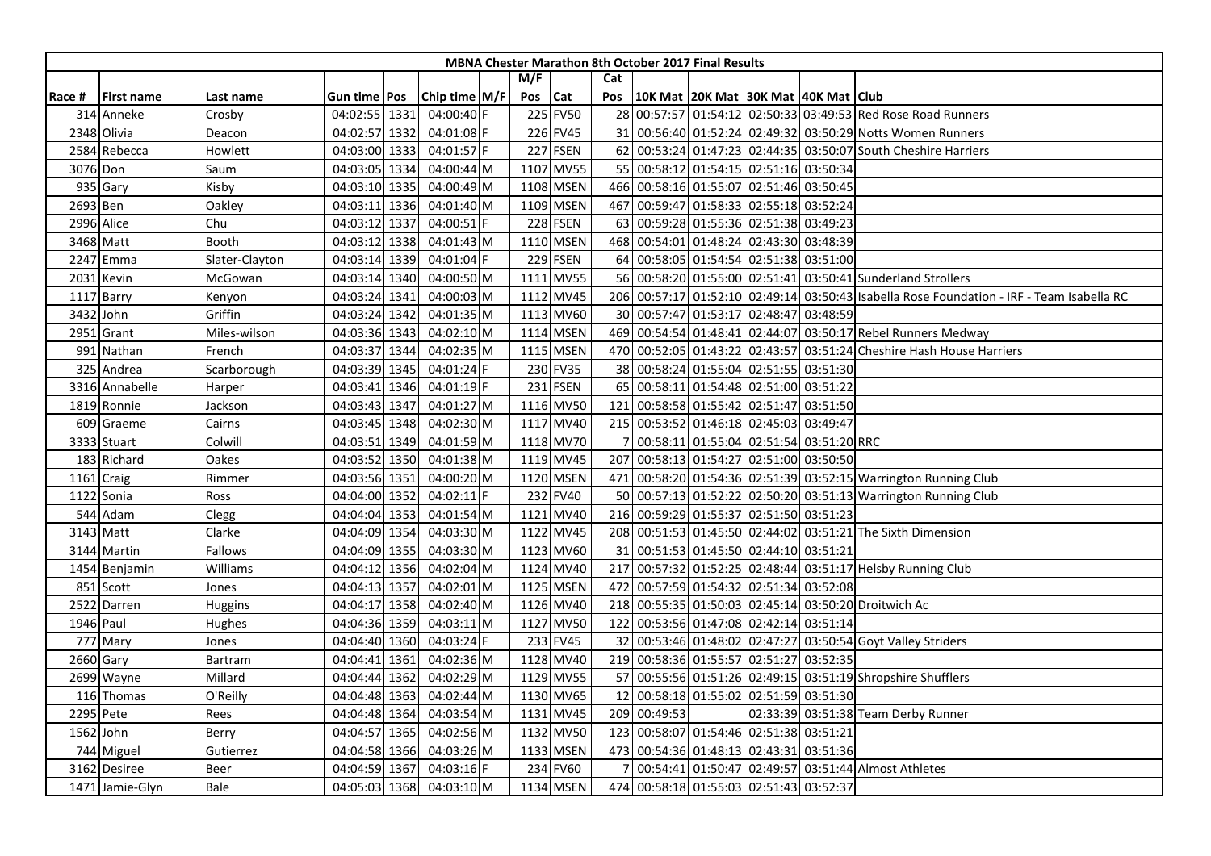| MBNA Chester Marathon 8th October 2017 Final Results | | | | | | | | | | | | | | | | |
|---|---|---|---|---|---|---|---|---|---|---|---|---|---|---|---|---|
| | | | | | | | M/F | | Cat | | | | | | |
| Race # | First name | Last name | Gun time | Pos | Chip time | M/F | Pos | Cat | Pos | 10K Mat | 20K Mat | 30K Mat | 40K Mat | Club |
| 314 | Anneke | Crosby | 04:02:55 | 1331 | 04:00:40 | F | 225 | FV50 | 28 | 00:57:57 | 01:54:12 | 02:50:33 | 03:49:53 | Red Rose Road Runners |
| 2348 | Olivia | Deacon | 04:02:57 | 1332 | 04:01:08 | F | 226 | FV45 | 31 | 00:56:40 | 01:52:24 | 02:49:32 | 03:50:29 | Notts Women Runners |
| 2584 | Rebecca | Howlett | 04:03:00 | 1333 | 04:01:57 | F | 227 | FSEN | 62 | 00:53:24 | 01:47:23 | 02:44:35 | 03:50:07 | South Cheshire Harriers |
| 3076 | Don | Saum | 04:03:05 | 1334 | 04:00:44 | M | 1107 | MV55 | 55 | 00:58:12 | 01:54:15 | 02:51:16 | 03:50:34 | |
| 935 | Gary | Kisby | 04:03:10 | 1335 | 04:00:49 | M | 1108 | MSEN | 466 | 00:58:16 | 01:55:07 | 02:51:46 | 03:50:45 | |
| 2693 | Ben | Oakley | 04:03:11 | 1336 | 04:01:40 | M | 1109 | MSEN | 467 | 00:59:47 | 01:58:33 | 02:55:18 | 03:52:24 | |
| 2996 | Alice | Chu | 04:03:12 | 1337 | 04:00:51 | F | 228 | FSEN | 63 | 00:59:28 | 01:55:36 | 02:51:38 | 03:49:23 | |
| 3468 | Matt | Booth | 04:03:12 | 1338 | 04:01:43 | M | 1110 | MSEN | 468 | 00:54:01 | 01:48:24 | 02:43:30 | 03:48:39 | |
| 2247 | Emma | Slater-Clayton | 04:03:14 | 1339 | 04:01:04 | F | 229 | FSEN | 64 | 00:58:05 | 01:54:54 | 02:51:38 | 03:51:00 | |
| 2031 | Kevin | McGowan | 04:03:14 | 1340 | 04:00:50 | M | 1111 | MV55 | 56 | 00:58:20 | 01:55:00 | 02:51:41 | 03:50:41 | Sunderland Strollers |
| 1117 | Barry | Kenyon | 04:03:24 | 1341 | 04:00:03 | M | 1112 | MV45 | 206 | 00:57:17 | 01:52:10 | 02:49:14 | 03:50:43 | Isabella Rose Foundation - IRF - Team Isabella RC |
| 3432 | John | Griffin | 04:03:24 | 1342 | 04:01:35 | M | 1113 | MV60 | 30 | 00:57:47 | 01:53:17 | 02:48:47 | 03:48:59 | |
| 2951 | Grant | Miles-wilson | 04:03:36 | 1343 | 04:02:10 | M | 1114 | MSEN | 469 | 00:54:54 | 01:48:41 | 02:44:07 | 03:50:17 | Rebel Runners Medway |
| 991 | Nathan | French | 04:03:37 | 1344 | 04:02:35 | M | 1115 | MSEN | 470 | 00:52:05 | 01:43:22 | 02:43:57 | 03:51:24 | Cheshire Hash House Harriers |
| 325 | Andrea | Scarborough | 04:03:39 | 1345 | 04:01:24 | F | 230 | FV35 | 38 | 00:58:24 | 01:55:04 | 02:51:55 | 03:51:30 | |
| 3316 | Annabelle | Harper | 04:03:41 | 1346 | 04:01:19 | F | 231 | FSEN | 65 | 00:58:11 | 01:54:48 | 02:51:00 | 03:51:22 | |
| 1819 | Ronnie | Jackson | 04:03:43 | 1347 | 04:01:27 | M | 1116 | MV50 | 121 | 00:58:58 | 01:55:42 | 02:51:47 | 03:51:50 | |
| 609 | Graeme | Cairns | 04:03:45 | 1348 | 04:02:30 | M | 1117 | MV40 | 215 | 00:53:52 | 01:46:18 | 02:45:03 | 03:49:47 | |
| 3333 | Stuart | Colwill | 04:03:51 | 1349 | 04:01:59 | M | 1118 | MV70 | 7 | 00:58:11 | 01:55:04 | 02:51:54 | 03:51:20 | RRC |
| 183 | Richard | Oakes | 04:03:52 | 1350 | 04:01:38 | M | 1119 | MV45 | 207 | 00:58:13 | 01:54:27 | 02:51:00 | 03:50:50 | |
| 1161 | Craig | Rimmer | 04:03:56 | 1351 | 04:00:20 | M | 1120 | MSEN | 471 | 00:58:20 | 01:54:36 | 02:51:39 | 03:52:15 | Warrington Running Club |
| 1122 | Sonia | Ross | 04:04:00 | 1352 | 04:02:11 | F | 232 | FV40 | 50 | 00:57:13 | 01:52:22 | 02:50:20 | 03:51:13 | Warrington Running Club |
| 544 | Adam | Clegg | 04:04:04 | 1353 | 04:01:54 | M | 1121 | MV40 | 216 | 00:59:29 | 01:55:37 | 02:51:50 | 03:51:23 | |
| 3143 | Matt | Clarke | 04:04:09 | 1354 | 04:03:30 | M | 1122 | MV45 | 208 | 00:51:53 | 01:45:50 | 02:44:02 | 03:51:21 | The Sixth Dimension |
| 3144 | Martin | Fallows | 04:04:09 | 1355 | 04:03:30 | M | 1123 | MV60 | 31 | 00:51:53 | 01:45:50 | 02:44:10 | 03:51:21 | |
| 1454 | Benjamin | Williams | 04:04:12 | 1356 | 04:02:04 | M | 1124 | MV40 | 217 | 00:57:32 | 01:52:25 | 02:48:44 | 03:51:17 | Helsby Running Club |
| 851 | Scott | Jones | 04:04:13 | 1357 | 04:02:01 | M | 1125 | MSEN | 472 | 00:57:59 | 01:54:32 | 02:51:34 | 03:52:08 | |
| 2522 | Darren | Huggins | 04:04:17 | 1358 | 04:02:40 | M | 1126 | MV40 | 218 | 00:55:35 | 01:50:03 | 02:45:14 | 03:50:20 | Droitwich Ac |
| 1946 | Paul | Hughes | 04:04:36 | 1359 | 04:03:11 | M | 1127 | MV50 | 122 | 00:53:56 | 01:47:08 | 02:42:14 | 03:51:14 | |
| 777 | Mary | Jones | 04:04:40 | 1360 | 04:03:24 | F | 233 | FV45 | 32 | 00:53:46 | 01:48:02 | 02:47:27 | 03:50:54 | Goyt Valley Striders |
| 2660 | Gary | Bartram | 04:04:41 | 1361 | 04:02:36 | M | 1128 | MV40 | 219 | 00:58:36 | 01:55:57 | 02:51:27 | 03:52:35 | |
| 2699 | Wayne | Millard | 04:04:44 | 1362 | 04:02:29 | M | 1129 | MV55 | 57 | 00:55:56 | 01:51:26 | 02:49:15 | 03:51:19 | Shropshire Shufflers |
| 116 | Thomas | O'Reilly | 04:04:48 | 1363 | 04:02:44 | M | 1130 | MV65 | 12 | 00:58:18 | 01:55:02 | 02:51:59 | 03:51:30 | |
| 2295 | Pete | Rees | 04:04:48 | 1364 | 04:03:54 | M | 1131 | MV45 | 209 | 00:49:53 | | 02:33:39 | 03:51:38 | Team Derby Runner |
| 1562 | John | Berry | 04:04:57 | 1365 | 04:02:56 | M | 1132 | MV50 | 123 | 00:58:07 | 01:54:46 | 02:51:38 | 03:51:21 | |
| 744 | Miguel | Gutierrez | 04:04:58 | 1366 | 04:03:26 | M | 1133 | MSEN | 473 | 00:54:36 | 01:48:13 | 02:43:31 | 03:51:36 | |
| 3162 | Desiree | Beer | 04:04:59 | 1367 | 04:03:16 | F | 234 | FV60 | 7 | 00:54:41 | 01:50:47 | 02:49:57 | 03:51:44 | Almost Athletes |
| 1471 | Jamie-Glyn | Bale | 04:05:03 | 1368 | 04:03:10 | M | 1134 | MSEN | 474 | 00:58:18 | 01:55:03 | 02:51:43 | 03:52:37 | |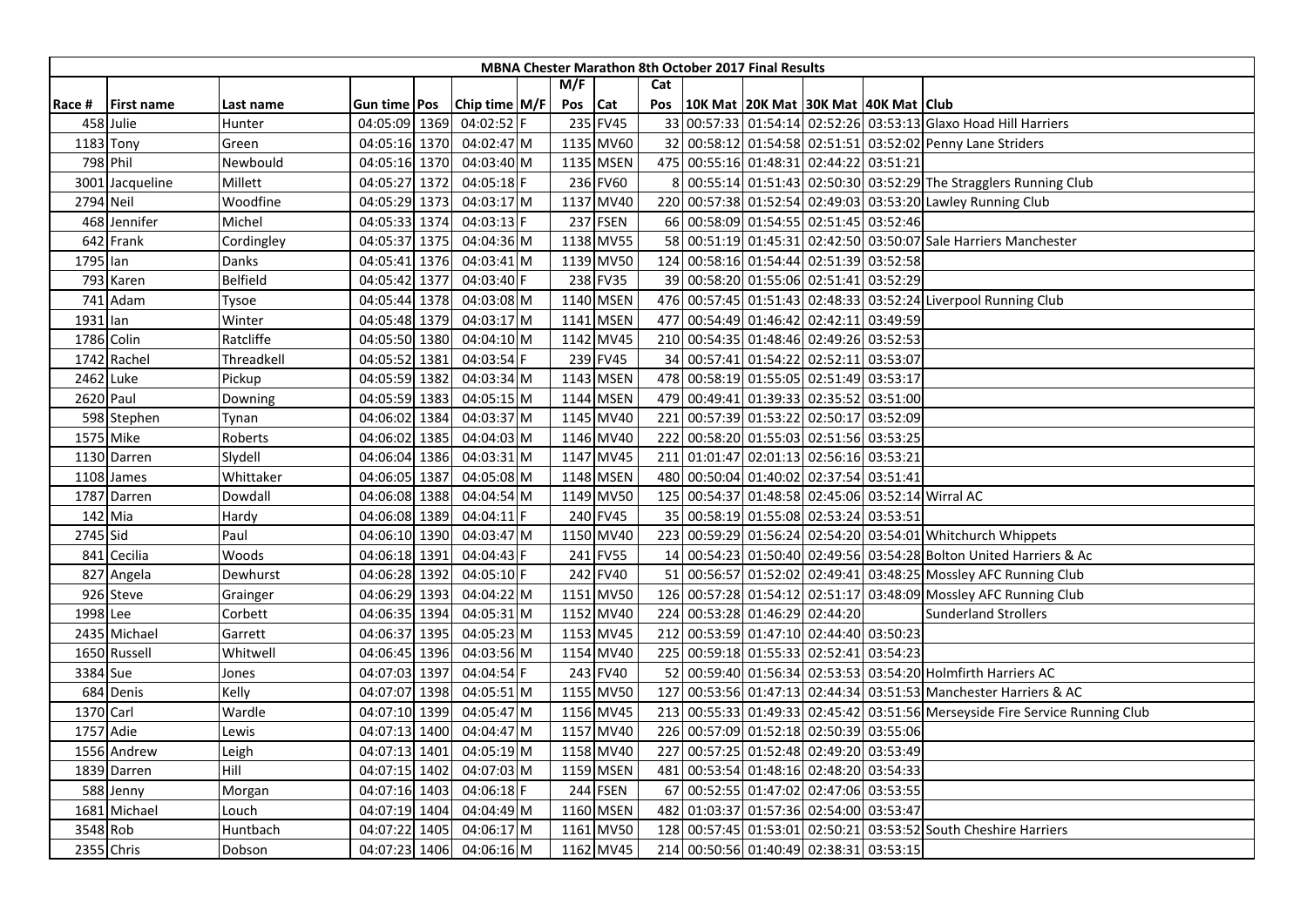**MBNA Chester Marathon 8th October 2017 Final Results**

| Race # | First name | Last name | Gun time | Pos | Chip time | M/F | M/F Pos | Cat | Cat Pos | 10K Mat | 20K Mat | 30K Mat | 40K Mat | Club |
|---|---|---|---|---|---|---|---|---|---|---|---|---|---|---|
| 458 | Julie | Hunter | 04:05:09 | 1369 | 04:02:52 | F | 235 | FV45 | 33 | 00:57:33 | 01:54:14 | 02:52:26 | 03:53:13 | Glaxo Hoad Hill Harriers |
| 1183 | Tony | Green | 04:05:16 | 1370 | 04:02:47 | M | 1135 | MV60 | 32 | 00:58:12 | 01:54:58 | 02:51:51 | 03:52:02 | Penny Lane Striders |
| 798 | Phil | Newbould | 04:05:16 | 1370 | 04:03:40 | M | 1135 | MSEN | 475 | 00:55:16 | 01:48:31 | 02:44:22 | 03:51:21 | |
| 3001 | Jacqueline | Millett | 04:05:27 | 1372 | 04:05:18 | F | 236 | FV60 | 8 | 00:55:14 | 01:51:43 | 02:50:30 | 03:52:29 | The Stragglers Running Club |
| 2794 | Neil | Woodfine | 04:05:29 | 1373 | 04:03:17 | M | 1137 | MV40 | 220 | 00:57:38 | 01:52:54 | 02:49:03 | 03:53:20 | Lawley Running Club |
| 468 | Jennifer | Michel | 04:05:33 | 1374 | 04:03:13 | F | 237 | FSEN | 66 | 00:58:09 | 01:54:55 | 02:51:45 | 03:52:46 | |
| 642 | Frank | Cordingley | 04:05:37 | 1375 | 04:04:36 | M | 1138 | MV55 | 58 | 00:51:19 | 01:45:31 | 02:42:50 | 03:50:07 | Sale Harriers Manchester |
| 1795 | Ian | Danks | 04:05:41 | 1376 | 04:03:41 | M | 1139 | MV50 | 124 | 00:58:16 | 01:54:44 | 02:51:39 | 03:52:58 | |
| 793 | Karen | Belfield | 04:05:42 | 1377 | 04:03:40 | F | 238 | FV35 | 39 | 00:58:20 | 01:55:06 | 02:51:41 | 03:52:29 | |
| 741 | Adam | Tysoe | 04:05:44 | 1378 | 04:03:08 | M | 1140 | MSEN | 476 | 00:57:45 | 01:51:43 | 02:48:33 | 03:52:24 | Liverpool Running Club |
| 1931 | Ian | Winter | 04:05:48 | 1379 | 04:03:17 | M | 1141 | MSEN | 477 | 00:54:49 | 01:46:42 | 02:42:11 | 03:49:59 | |
| 1786 | Colin | Ratcliffe | 04:05:50 | 1380 | 04:04:10 | M | 1142 | MV45 | 210 | 00:54:35 | 01:48:46 | 02:49:26 | 03:52:53 | |
| 1742 | Rachel | Threadkell | 04:05:52 | 1381 | 04:03:54 | F | 239 | FV45 | 34 | 00:57:41 | 01:54:22 | 02:52:11 | 03:53:07 | |
| 2462 | Luke | Pickup | 04:05:59 | 1382 | 04:03:34 | M | 1143 | MSEN | 478 | 00:58:19 | 01:55:05 | 02:51:49 | 03:53:17 | |
| 2620 | Paul | Downing | 04:05:59 | 1383 | 04:05:15 | M | 1144 | MSEN | 479 | 00:49:41 | 01:39:33 | 02:35:52 | 03:51:00 | |
| 598 | Stephen | Tynan | 04:06:02 | 1384 | 04:03:37 | M | 1145 | MV40 | 221 | 00:57:39 | 01:53:22 | 02:50:17 | 03:52:09 | |
| 1575 | Mike | Roberts | 04:06:02 | 1385 | 04:04:03 | M | 1146 | MV40 | 222 | 00:58:20 | 01:55:03 | 02:51:56 | 03:53:25 | |
| 1130 | Darren | Slydell | 04:06:04 | 1386 | 04:03:31 | M | 1147 | MV45 | 211 | 01:01:47 | 02:01:13 | 02:56:16 | 03:53:21 | |
| 1108 | James | Whittaker | 04:06:05 | 1387 | 04:05:08 | M | 1148 | MSEN | 480 | 00:50:04 | 01:40:02 | 02:37:54 | 03:51:41 | |
| 1787 | Darren | Dowdall | 04:06:08 | 1388 | 04:04:54 | M | 1149 | MV50 | 125 | 00:54:37 | 01:48:58 | 02:45:06 | 03:52:14 | Wirral AC |
| 142 | Mia | Hardy | 04:06:08 | 1389 | 04:04:11 | F | 240 | FV45 | 35 | 00:58:19 | 01:55:08 | 02:53:24 | 03:53:51 | |
| 2745 | Sid | Paul | 04:06:10 | 1390 | 04:03:47 | M | 1150 | MV40 | 223 | 00:59:29 | 01:56:24 | 02:54:20 | 03:54:01 | Whitchurch Whippets |
| 841 | Cecilia | Woods | 04:06:18 | 1391 | 04:04:43 | F | 241 | FV55 | 14 | 00:54:23 | 01:50:40 | 02:49:56 | 03:54:28 | Bolton United Harriers & Ac |
| 827 | Angela | Dewhurst | 04:06:28 | 1392 | 04:05:10 | F | 242 | FV40 | 51 | 00:56:57 | 01:52:02 | 02:49:41 | 03:48:25 | Mossley AFC Running Club |
| 926 | Steve | Grainger | 04:06:29 | 1393 | 04:04:22 | M | 1151 | MV50 | 126 | 00:57:28 | 01:54:12 | 02:51:17 | 03:48:09 | Mossley AFC Running Club |
| 1998 | Lee | Corbett | 04:06:35 | 1394 | 04:05:31 | M | 1152 | MV40 | 224 | 00:53:28 | 01:46:29 | 02:44:20 | | Sunderland Strollers |
| 2435 | Michael | Garrett | 04:06:37 | 1395 | 04:05:23 | M | 1153 | MV45 | 212 | 00:53:59 | 01:47:10 | 02:44:40 | 03:50:23 | |
| 1650 | Russell | Whitwell | 04:06:45 | 1396 | 04:03:56 | M | 1154 | MV40 | 225 | 00:59:18 | 01:55:33 | 02:52:41 | 03:54:23 | |
| 3384 | Sue | Jones | 04:07:03 | 1397 | 04:04:54 | F | 243 | FV40 | 52 | 00:59:40 | 01:56:34 | 02:53:53 | 03:54:20 | Holmfirth Harriers AC |
| 684 | Denis | Kelly | 04:07:07 | 1398 | 04:05:51 | M | 1155 | MV50 | 127 | 00:53:56 | 01:47:13 | 02:44:34 | 03:51:53 | Manchester Harriers & AC |
| 1370 | Carl | Wardle | 04:07:10 | 1399 | 04:05:47 | M | 1156 | MV45 | 213 | 00:55:33 | 01:49:33 | 02:45:42 | 03:51:56 | Merseyside Fire Service Running Club |
| 1757 | Adie | Lewis | 04:07:13 | 1400 | 04:04:47 | M | 1157 | MV40 | 226 | 00:57:09 | 01:52:18 | 02:50:39 | 03:55:06 | |
| 1556 | Andrew | Leigh | 04:07:13 | 1401 | 04:05:19 | M | 1158 | MV40 | 227 | 00:57:25 | 01:52:48 | 02:49:20 | 03:53:49 | |
| 1839 | Darren | Hill | 04:07:15 | 1402 | 04:07:03 | M | 1159 | MSEN | 481 | 00:53:54 | 01:48:16 | 02:48:20 | 03:54:33 | |
| 588 | Jenny | Morgan | 04:07:16 | 1403 | 04:06:18 | F | 244 | FSEN | 67 | 00:52:55 | 01:47:02 | 02:47:06 | 03:53:55 | |
| 1681 | Michael | Louch | 04:07:19 | 1404 | 04:04:49 | M | 1160 | MSEN | 482 | 01:03:37 | 01:57:36 | 02:54:00 | 03:53:47 | |
| 3548 | Rob | Huntbach | 04:07:22 | 1405 | 04:06:17 | M | 1161 | MV50 | 128 | 00:57:45 | 01:53:01 | 02:50:21 | 03:53:52 | South Cheshire Harriers |
| 2355 | Chris | Dobson | 04:07:23 | 1406 | 04:06:16 | M | 1162 | MV45 | 214 | 00:50:56 | 01:40:49 | 02:38:31 | 03:53:15 | |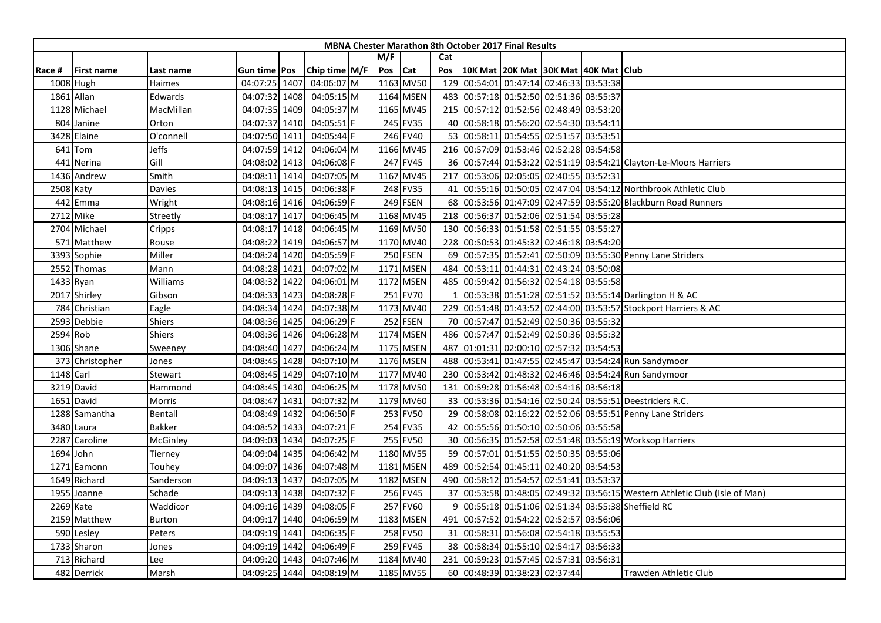| MBNA Chester Marathon 8th October 2017 Final Results | | | | | | | | | | | | | | | |
|---|---|---|---|---|---|---|---|---|---|---|---|---|---|---|---|
| | | | | | | | M/F | | Cat | | | | | | |
| Race # | First name | Last name | Gun time | Pos | Chip time | M/F | Pos | Cat | Pos | 10K Mat | 20K Mat | 30K Mat | 40K Mat | Club |
| 1008 | Hugh | Haimes | 04:07:25 | 1407 | 04:06:07 | M | 1163 | MV50 | 129 | 00:54:01 | 01:47:14 | 02:46:33 | 03:53:38 | |
| 1861 | Allan | Edwards | 04:07:32 | 1408 | 04:05:15 | M | 1164 | MSEN | 483 | 00:57:18 | 01:52:50 | 02:51:36 | 03:55:37 | |
| 1128 | Michael | MacMillan | 04:07:35 | 1409 | 04:05:37 | M | 1165 | MV45 | 215 | 00:57:12 | 01:52:56 | 02:48:49 | 03:53:20 | |
| 804 | Janine | Orton | 04:07:37 | 1410 | 04:05:51 | F | 245 | FV35 | 40 | 00:58:18 | 01:56:20 | 02:54:30 | 03:54:11 | |
| 3428 | Elaine | O'connell | 04:07:50 | 1411 | 04:05:44 | F | 246 | FV40 | 53 | 00:58:11 | 01:54:55 | 02:51:57 | 03:53:51 | |
| 641 | Tom | Jeffs | 04:07:59 | 1412 | 04:06:04 | M | 1166 | MV45 | 216 | 00:57:09 | 01:53:46 | 02:52:28 | 03:54:58 | |
| 441 | Nerina | Gill | 04:08:02 | 1413 | 04:06:08 | F | 247 | FV45 | 36 | 00:57:44 | 01:53:22 | 02:51:19 | 03:54:21 | Clayton-Le-Moors Harriers |
| 1436 | Andrew | Smith | 04:08:11 | 1414 | 04:07:05 | M | 1167 | MV45 | 217 | 00:53:06 | 02:05:05 | 02:40:55 | 03:52:31 | |
| 2508 | Katy | Davies | 04:08:13 | 1415 | 04:06:38 | F | 248 | FV35 | 41 | 00:55:16 | 01:50:05 | 02:47:04 | 03:54:12 | Northbrook Athletic Club |
| 442 | Emma | Wright | 04:08:16 | 1416 | 04:06:59 | F | 249 | FSEN | 68 | 00:53:56 | 01:47:09 | 02:47:59 | 03:55:20 | Blackburn Road Runners |
| 2712 | Mike | Streetly | 04:08:17 | 1417 | 04:06:45 | M | 1168 | MV45 | 218 | 00:56:37 | 01:52:06 | 02:51:54 | 03:55:28 | |
| 2704 | Michael | Cripps | 04:08:17 | 1418 | 04:06:45 | M | 1169 | MV50 | 130 | 00:56:33 | 01:51:58 | 02:51:55 | 03:55:27 | |
| 571 | Matthew | Rouse | 04:08:22 | 1419 | 04:06:57 | M | 1170 | MV40 | 228 | 00:50:53 | 01:45:32 | 02:46:18 | 03:54:20 | |
| 3393 | Sophie | Miller | 04:08:24 | 1420 | 04:05:59 | F | 250 | FSEN | 69 | 00:57:35 | 01:52:41 | 02:50:09 | 03:55:30 | Penny Lane Striders |
| 2552 | Thomas | Mann | 04:08:28 | 1421 | 04:07:02 | M | 1171 | MSEN | 484 | 00:53:11 | 01:44:31 | 02:43:24 | 03:50:08 | |
| 1433 | Ryan | Williams | 04:08:32 | 1422 | 04:06:01 | M | 1172 | MSEN | 485 | 00:59:42 | 01:56:32 | 02:54:18 | 03:55:58 | |
| 2017 | Shirley | Gibson | 04:08:33 | 1423 | 04:08:28 | F | 251 | FV70 | 1 | 00:53:38 | 01:51:28 | 02:51:52 | 03:55:14 | Darlington H & AC |
| 784 | Christian | Eagle | 04:08:34 | 1424 | 04:07:38 | M | 1173 | MV40 | 229 | 00:51:48 | 01:43:52 | 02:44:00 | 03:53:57 | Stockport Harriers & AC |
| 2593 | Debbie | Shiers | 04:08:36 | 1425 | 04:06:29 | F | 252 | FSEN | 70 | 00:57:47 | 01:52:49 | 02:50:36 | 03:55:32 | |
| 2594 | Rob | Shiers | 04:08:36 | 1426 | 04:06:28 | M | 1174 | MSEN | 486 | 00:57:47 | 01:52:49 | 02:50:36 | 03:55:32 | |
| 1306 | Shane | Sweeney | 04:08:40 | 1427 | 04:06:24 | M | 1175 | MSEN | 487 | 01:01:31 | 02:00:10 | 02:57:32 | 03:54:53 | |
| 373 | Christopher | Jones | 04:08:45 | 1428 | 04:07:10 | M | 1176 | MSEN | 488 | 00:53:41 | 01:47:55 | 02:45:47 | 03:54:24 | Run Sandymoor |
| 1148 | Carl | Stewart | 04:08:45 | 1429 | 04:07:10 | M | 1177 | MV40 | 230 | 00:53:42 | 01:48:32 | 02:46:46 | 03:54:24 | Run Sandymoor |
| 3219 | David | Hammond | 04:08:45 | 1430 | 04:06:25 | M | 1178 | MV50 | 131 | 00:59:28 | 01:56:48 | 02:54:16 | 03:56:18 | |
| 1651 | David | Morris | 04:08:47 | 1431 | 04:07:32 | M | 1179 | MV60 | 33 | 00:53:36 | 01:54:16 | 02:50:24 | 03:55:51 | Deestriders R.C. |
| 1288 | Samantha | Bentall | 04:08:49 | 1432 | 04:06:50 | F | 253 | FV50 | 29 | 00:58:08 | 02:16:22 | 02:52:06 | 03:55:51 | Penny Lane Striders |
| 3480 | Laura | Bakker | 04:08:52 | 1433 | 04:07:21 | F | 254 | FV35 | 42 | 00:55:56 | 01:50:10 | 02:50:06 | 03:55:58 | |
| 2287 | Caroline | McGinley | 04:09:03 | 1434 | 04:07:25 | F | 255 | FV50 | 30 | 00:56:35 | 01:52:58 | 02:51:48 | 03:55:19 | Worksop Harriers |
| 1694 | John | Tierney | 04:09:04 | 1435 | 04:06:42 | M | 1180 | MV55 | 59 | 00:57:01 | 01:51:55 | 02:50:35 | 03:55:06 | |
| 1271 | Eamonn | Touhey | 04:09:07 | 1436 | 04:07:48 | M | 1181 | MSEN | 489 | 00:52:54 | 01:45:11 | 02:40:20 | 03:54:53 | |
| 1649 | Richard | Sanderson | 04:09:13 | 1437 | 04:07:05 | M | 1182 | MSEN | 490 | 00:58:12 | 01:54:57 | 02:51:41 | 03:53:37 | |
| 1955 | Joanne | Schade | 04:09:13 | 1438 | 04:07:32 | F | 256 | FV45 | 37 | 00:53:58 | 01:48:05 | 02:49:32 | 03:56:15 | Western Athletic Club (Isle of Man) |
| 2269 | Kate | Waddicor | 04:09:16 | 1439 | 04:08:05 | F | 257 | FV60 | 9 | 00:55:18 | 01:51:06 | 02:51:34 | 03:55:38 | Sheffield RC |
| 2159 | Matthew | Burton | 04:09:17 | 1440 | 04:06:59 | M | 1183 | MSEN | 491 | 00:57:52 | 01:54:22 | 02:52:57 | 03:56:06 | |
| 590 | Lesley | Peters | 04:09:19 | 1441 | 04:06:35 | F | 258 | FV50 | 31 | 00:58:31 | 01:56:08 | 02:54:18 | 03:55:53 | |
| 1733 | Sharon | Jones | 04:09:19 | 1442 | 04:06:49 | F | 259 | FV45 | 38 | 00:58:34 | 01:55:10 | 02:54:17 | 03:56:33 | |
| 713 | Richard | Lee | 04:09:20 | 1443 | 04:07:46 | M | 1184 | MV40 | 231 | 00:59:23 | 01:57:45 | 02:57:31 | 03:56:31 | |
| 482 | Derrick | Marsh | 04:09:25 | 1444 | 04:08:19 | M | 1185 | MV55 | 60 | 00:48:39 | 01:38:23 | 02:37:44 | | Trawden Athletic Club |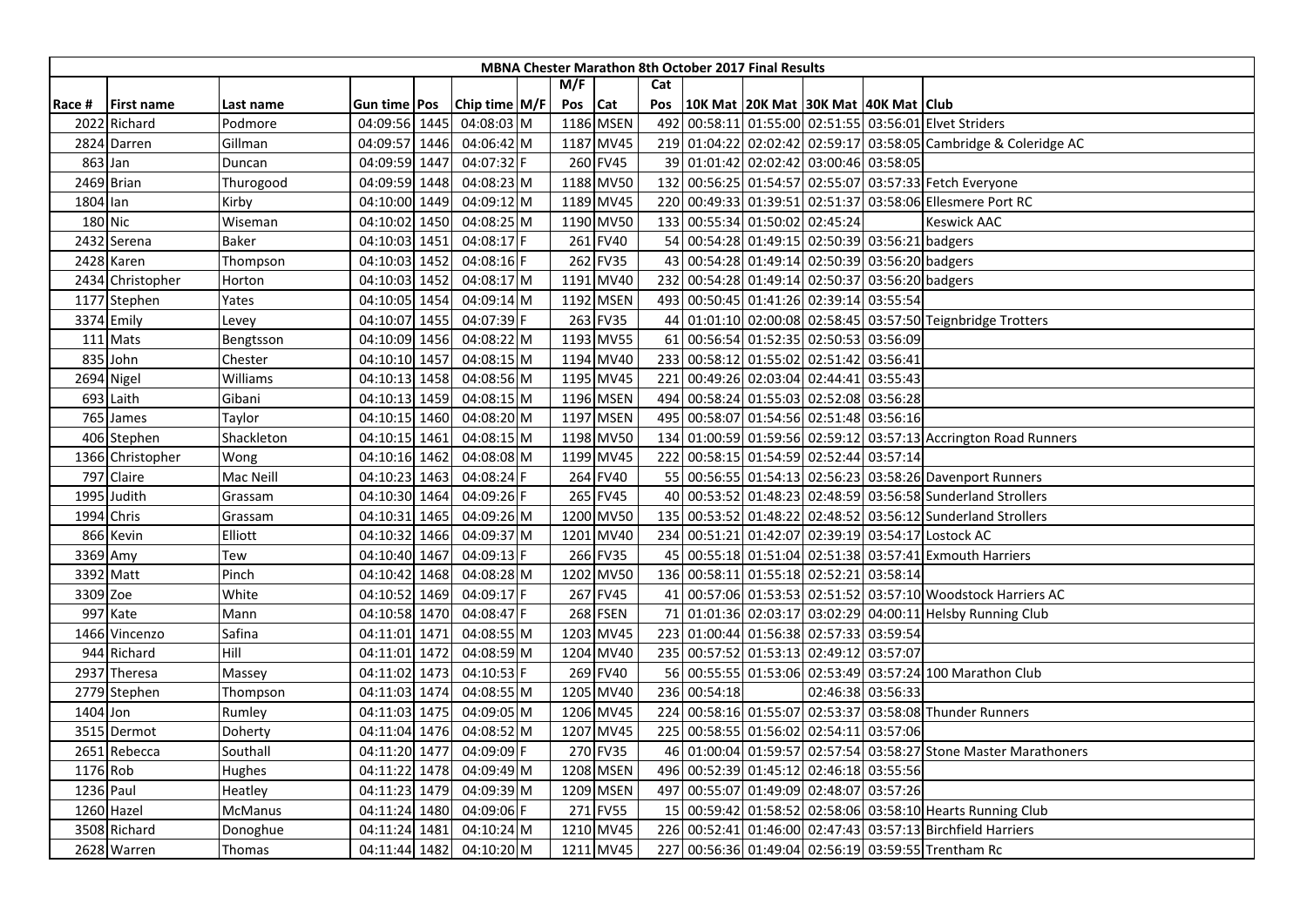| MBNA Chester Marathon 8th October 2017 Final Results | | | | | | | | | | | | | | | | |
|---|---|---|---|---|---|---|---|---|---|---|---|---|---|---|---|---|
| | | | | | | | | M/F | | Cat | | | | | | |
| Race # | First name | Last name | Gun time | Pos | Chip time | M/F | Pos | Cat | Pos | 10K Mat | 20K Mat | 30K Mat | 40K Mat | Club | | |
| 2022 | Richard | Podmore | 04:09:56 | 1445 | 04:08:03 | M | 1186 | MSEN | 492 | 00:58:11 | 01:55:00 | 02:51:55 | 03:56:01 | Elvet Striders | | |
| 2824 | Darren | Gillman | 04:09:57 | 1446 | 04:06:42 | M | 1187 | MV45 | 219 | 01:04:22 | 02:02:42 | 02:59:17 | 03:58:05 | Cambridge & Coleridge AC | | |
| 863 | Jan | Duncan | 04:09:59 | 1447 | 04:07:32 | F | 260 | FV45 | 39 | 01:01:42 | 02:02:42 | 03:00:46 | 03:58:05 | | | |
| 2469 | Brian | Thurogood | 04:09:59 | 1448 | 04:08:23 | M | 1188 | MV50 | 132 | 00:56:25 | 01:54:57 | 02:55:07 | 03:57:33 | Fetch Everyone | | |
| 1804 | Ian | Kirby | 04:10:00 | 1449 | 04:09:12 | M | 1189 | MV45 | 220 | 00:49:33 | 01:39:51 | 02:51:37 | 03:58:06 | Ellesmere Port RC | | |
| 180 | Nic | Wiseman | 04:10:02 | 1450 | 04:08:25 | M | 1190 | MV50 | 133 | 00:55:34 | 01:50:02 | 02:45:24 | | Keswick AAC | | |
| 2432 | Serena | Baker | 04:10:03 | 1451 | 04:08:17 | F | 261 | FV40 | 54 | 00:54:28 | 01:49:15 | 02:50:39 | 03:56:21 | badgers | | |
| 2428 | Karen | Thompson | 04:10:03 | 1452 | 04:08:16 | F | 262 | FV35 | 43 | 00:54:28 | 01:49:14 | 02:50:39 | 03:56:20 | badgers | | |
| 2434 | Christopher | Horton | 04:10:03 | 1452 | 04:08:17 | M | 1191 | MV40 | 232 | 00:54:28 | 01:49:14 | 02:50:37 | 03:56:20 | badgers | | |
| 1177 | Stephen | Yates | 04:10:05 | 1454 | 04:09:14 | M | 1192 | MSEN | 493 | 00:50:45 | 01:41:26 | 02:39:14 | 03:55:54 | | | |
| 3374 | Emily | Levey | 04:10:07 | 1455 | 04:07:39 | F | 263 | FV35 | 44 | 01:01:10 | 02:00:08 | 02:58:45 | 03:57:50 | Teignbridge Trotters | | |
| 111 | Mats | Bengtsson | 04:10:09 | 1456 | 04:08:22 | M | 1193 | MV55 | 61 | 00:56:54 | 01:52:35 | 02:50:53 | 03:56:09 | | | |
| 835 | John | Chester | 04:10:10 | 1457 | 04:08:15 | M | 1194 | MV40 | 233 | 00:58:12 | 01:55:02 | 02:51:42 | 03:56:41 | | | |
| 2694 | Nigel | Williams | 04:10:13 | 1458 | 04:08:56 | M | 1195 | MV45 | 221 | 00:49:26 | 02:03:04 | 02:44:41 | 03:55:43 | | | |
| 693 | Laith | Gibani | 04:10:13 | 1459 | 04:08:15 | M | 1196 | MSEN | 494 | 00:58:24 | 01:55:03 | 02:52:08 | 03:56:28 | | | |
| 765 | James | Taylor | 04:10:15 | 1460 | 04:08:20 | M | 1197 | MSEN | 495 | 00:58:07 | 01:54:56 | 02:51:48 | 03:56:16 | | | |
| 406 | Stephen | Shackleton | 04:10:15 | 1461 | 04:08:15 | M | 1198 | MV50 | 134 | 01:00:59 | 01:59:56 | 02:59:12 | 03:57:13 | Accrington Road Runners | | |
| 1366 | Christopher | Wong | 04:10:16 | 1462 | 04:08:08 | M | 1199 | MV45 | 222 | 00:58:15 | 01:54:59 | 02:52:44 | 03:57:14 | | | |
| 797 | Claire | Mac Neill | 04:10:23 | 1463 | 04:08:24 | F | 264 | FV40 | 55 | 00:56:55 | 01:54:13 | 02:56:23 | 03:58:26 | Davenport Runners | | |
| 1995 | Judith | Grassam | 04:10:30 | 1464 | 04:09:26 | F | 265 | FV45 | 40 | 00:53:52 | 01:48:23 | 02:48:59 | 03:56:58 | Sunderland Strollers | | |
| 1994 | Chris | Grassam | 04:10:31 | 1465 | 04:09:26 | M | 1200 | MV50 | 135 | 00:53:52 | 01:48:22 | 02:48:52 | 03:56:12 | Sunderland Strollers | | |
| 866 | Kevin | Elliott | 04:10:32 | 1466 | 04:09:37 | M | 1201 | MV40 | 234 | 00:51:21 | 01:42:07 | 02:39:19 | 03:54:17 | Lostock AC | | |
| 3369 | Amy | Tew | 04:10:40 | 1467 | 04:09:13 | F | 266 | FV35 | 45 | 00:55:18 | 01:51:04 | 02:51:38 | 03:57:41 | Exmouth Harriers | | |
| 3392 | Matt | Pinch | 04:10:42 | 1468 | 04:08:28 | M | 1202 | MV50 | 136 | 00:58:11 | 01:55:18 | 02:52:21 | 03:58:14 | | | |
| 3309 | Zoe | White | 04:10:52 | 1469 | 04:09:17 | F | 267 | FV45 | 41 | 00:57:06 | 01:53:53 | 02:51:52 | 03:57:10 | Woodstock Harriers AC | | |
| 997 | Kate | Mann | 04:10:58 | 1470 | 04:08:47 | F | 268 | FSEN | 71 | 01:01:36 | 02:03:17 | 03:02:29 | 04:00:11 | Helsby Running Club | | |
| 1466 | Vincenzo | Safina | 04:11:01 | 1471 | 04:08:55 | M | 1203 | MV45 | 223 | 01:00:44 | 01:56:38 | 02:57:33 | 03:59:54 | | | |
| 944 | Richard | Hill | 04:11:01 | 1472 | 04:08:59 | M | 1204 | MV40 | 235 | 00:57:52 | 01:53:13 | 02:49:12 | 03:57:07 | | | |
| 2937 | Theresa | Massey | 04:11:02 | 1473 | 04:10:53 | F | 269 | FV40 | 56 | 00:55:55 | 01:53:06 | 02:53:49 | 03:57:24 | 100 Marathon Club | | |
| 2779 | Stephen | Thompson | 04:11:03 | 1474 | 04:08:55 | M | 1205 | MV40 | 236 | 00:54:18 | | 02:46:38 | 03:56:33 | | | |
| 1404 | Jon | Rumley | 04:11:03 | 1475 | 04:09:05 | M | 1206 | MV45 | 224 | 00:58:16 | 01:55:07 | 02:53:37 | 03:58:08 | Thunder Runners | | |
| 3515 | Dermot | Doherty | 04:11:04 | 1476 | 04:08:52 | M | 1207 | MV45 | 225 | 00:58:55 | 01:56:02 | 02:54:11 | 03:57:06 | | | |
| 2651 | Rebecca | Southall | 04:11:20 | 1477 | 04:09:09 | F | 270 | FV35 | 46 | 01:00:04 | 01:59:57 | 02:57:54 | 03:58:27 | Stone Master Marathoners | | |
| 1176 | Rob | Hughes | 04:11:22 | 1478 | 04:09:49 | M | 1208 | MSEN | 496 | 00:52:39 | 01:45:12 | 02:46:18 | 03:55:56 | | | |
| 1236 | Paul | Heatley | 04:11:23 | 1479 | 04:09:39 | M | 1209 | MSEN | 497 | 00:55:07 | 01:49:09 | 02:48:07 | 03:57:26 | | | |
| 1260 | Hazel | McManus | 04:11:24 | 1480 | 04:09:06 | F | 271 | FV55 | 15 | 00:59:42 | 01:58:52 | 02:58:06 | 03:58:10 | Hearts Running Club | | |
| 3508 | Richard | Donoghue | 04:11:24 | 1481 | 04:10:24 | M | 1210 | MV45 | 226 | 00:52:41 | 01:46:00 | 02:47:43 | 03:57:13 | Birchfield Harriers | | |
| 2628 | Warren | Thomas | 04:11:44 | 1482 | 04:10:20 | M | 1211 | MV45 | 227 | 00:56:36 | 01:49:04 | 02:56:19 | 03:59:55 | Trentham Rc | | |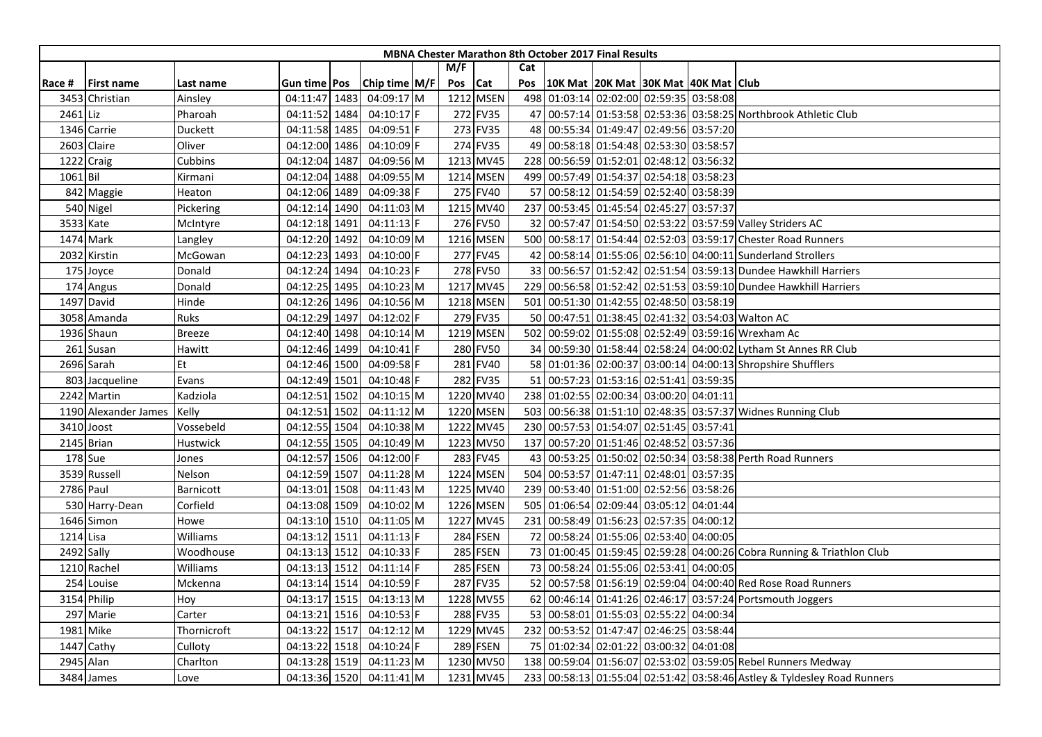| MBNA Chester Marathon 8th October 2017 Final Results | | | | | | | | | | | | | | | | |
|---|---|---|---|---|---|---|---|---|---|---|---|---|---|---|---|---|
| | | | | | | | M/F | | Cat | | | | | | |
| Race # | First name | Last name | Gun time | Pos | Chip time | M/F | Pos | Cat | Pos | 10K Mat | 20K Mat | 30K Mat | 40K Mat | Club |
| 3453 | Christian | Ainsley | 04:11:47 | 1483 | 04:09:17 | M | 1212 | MSEN | 498 | 01:03:14 | 02:02:00 | 02:59:35 | 03:58:08 | |
| 2461 | Liz | Pharoah | 04:11:52 | 1484 | 04:10:17 | F | 272 | FV35 | 47 | 00:57:14 | 01:53:58 | 02:53:36 | 03:58:25 | Northbrook Athletic Club |
| 1346 | Carrie | Duckett | 04:11:58 | 1485 | 04:09:51 | F | 273 | FV35 | 48 | 00:55:34 | 01:49:47 | 02:49:56 | 03:57:20 | |
| 2603 | Claire | Oliver | 04:12:00 | 1486 | 04:10:09 | F | 274 | FV35 | 49 | 00:58:18 | 01:54:48 | 02:53:30 | 03:58:57 | |
| 1222 | Craig | Cubbins | 04:12:04 | 1487 | 04:09:56 | M | 1213 | MV45 | 228 | 00:56:59 | 01:52:01 | 02:48:12 | 03:56:32 | |
| 1061 | Bil | Kirmani | 04:12:04 | 1488 | 04:09:55 | M | 1214 | MSEN | 499 | 00:57:49 | 01:54:37 | 02:54:18 | 03:58:23 | |
| 842 | Maggie | Heaton | 04:12:06 | 1489 | 04:09:38 | F | 275 | FV40 | 57 | 00:58:12 | 01:54:59 | 02:52:40 | 03:58:39 | |
| 540 | Nigel | Pickering | 04:12:14 | 1490 | 04:11:03 | M | 1215 | MV40 | 237 | 00:53:45 | 01:45:54 | 02:45:27 | 03:57:37 | |
| 3533 | Kate | McIntyre | 04:12:18 | 1491 | 04:11:13 | F | 276 | FV50 | 32 | 00:57:47 | 01:54:50 | 02:53:22 | 03:57:59 | Valley Striders AC |
| 1474 | Mark | Langley | 04:12:20 | 1492 | 04:10:09 | M | 1216 | MSEN | 500 | 00:58:17 | 01:54:44 | 02:52:03 | 03:59:17 | Chester Road Runners |
| 2032 | Kirstin | McGowan | 04:12:23 | 1493 | 04:10:00 | F | 277 | FV45 | 42 | 00:58:14 | 01:55:06 | 02:56:10 | 04:00:11 | Sunderland Strollers |
| 175 | Joyce | Donald | 04:12:24 | 1494 | 04:10:23 | F | 278 | FV50 | 33 | 00:56:57 | 01:52:42 | 02:51:54 | 03:59:13 | Dundee Hawkhill Harriers |
| 174 | Angus | Donald | 04:12:25 | 1495 | 04:10:23 | M | 1217 | MV45 | 229 | 00:56:58 | 01:52:42 | 02:51:53 | 03:59:10 | Dundee Hawkhill Harriers |
| 1497 | David | Hinde | 04:12:26 | 1496 | 04:10:56 | M | 1218 | MSEN | 501 | 00:51:30 | 01:42:55 | 02:48:50 | 03:58:19 | |
| 3058 | Amanda | Ruks | 04:12:29 | 1497 | 04:12:02 | F | 279 | FV35 | 50 | 00:47:51 | 01:38:45 | 02:41:32 | 03:54:03 | Walton AC |
| 1936 | Shaun | Breeze | 04:12:40 | 1498 | 04:10:14 | M | 1219 | MSEN | 502 | 00:59:02 | 01:55:08 | 02:52:49 | 03:59:16 | Wrexham Ac |
| 261 | Susan | Hawitt | 04:12:46 | 1499 | 04:10:41 | F | 280 | FV50 | 34 | 00:59:30 | 01:58:44 | 02:58:24 | 04:00:02 | Lytham St Annes RR Club |
| 2696 | Sarah | Et | 04:12:46 | 1500 | 04:09:58 | F | 281 | FV40 | 58 | 01:01:36 | 02:00:37 | 03:00:14 | 04:00:13 | Shropshire Shufflers |
| 803 | Jacqueline | Evans | 04:12:49 | 1501 | 04:10:48 | F | 282 | FV35 | 51 | 00:57:23 | 01:53:16 | 02:51:41 | 03:59:35 | |
| 2242 | Martin | Kadziola | 04:12:51 | 1502 | 04:10:15 | M | 1220 | MV40 | 238 | 01:02:55 | 02:00:34 | 03:00:20 | 04:01:11 | |
| 1190 | Alexander James | Kelly | 04:12:51 | 1502 | 04:11:12 | M | 1220 | MSEN | 503 | 00:56:38 | 01:51:10 | 02:48:35 | 03:57:37 | Widnes Running Club |
| 3410 | Joost | Vossebeld | 04:12:55 | 1504 | 04:10:38 | M | 1222 | MV45 | 230 | 00:57:53 | 01:54:07 | 02:51:45 | 03:57:41 | |
| 2145 | Brian | Hustwick | 04:12:55 | 1505 | 04:10:49 | M | 1223 | MV50 | 137 | 00:57:20 | 01:51:46 | 02:48:52 | 03:57:36 | |
| 178 | Sue | Jones | 04:12:57 | 1506 | 04:12:00 | F | 283 | FV45 | 43 | 00:53:25 | 01:50:02 | 02:50:34 | 03:58:38 | Perth Road Runners |
| 3539 | Russell | Nelson | 04:12:59 | 1507 | 04:11:28 | M | 1224 | MSEN | 504 | 00:53:57 | 01:47:11 | 02:48:01 | 03:57:35 | |
| 2786 | Paul | Barnicott | 04:13:01 | 1508 | 04:11:43 | M | 1225 | MV40 | 239 | 00:53:40 | 01:51:00 | 02:52:56 | 03:58:26 | |
| 530 | Harry-Dean | Corfield | 04:13:08 | 1509 | 04:10:02 | M | 1226 | MSEN | 505 | 01:06:54 | 02:09:44 | 03:05:12 | 04:01:44 | |
| 1646 | Simon | Howe | 04:13:10 | 1510 | 04:11:05 | M | 1227 | MV45 | 231 | 00:58:49 | 01:56:23 | 02:57:35 | 04:00:12 | |
| 1214 | Lisa | Williams | 04:13:12 | 1511 | 04:11:13 | F | 284 | FSEN | 72 | 00:58:24 | 01:55:06 | 02:53:40 | 04:00:05 | |
| 2492 | Sally | Woodhouse | 04:13:13 | 1512 | 04:10:33 | F | 285 | FSEN | 73 | 01:00:45 | 01:59:45 | 02:59:28 | 04:00:26 | Cobra Running & Triathlon Club |
| 1210 | Rachel | Williams | 04:13:13 | 1512 | 04:11:14 | F | 285 | FSEN | 73 | 00:58:24 | 01:55:06 | 02:53:41 | 04:00:05 | |
| 254 | Louise | Mckenna | 04:13:14 | 1514 | 04:10:59 | F | 287 | FV35 | 52 | 00:57:58 | 01:56:19 | 02:59:04 | 04:00:40 | Red Rose Road Runners |
| 3154 | Philip | Hoy | 04:13:17 | 1515 | 04:13:13 | M | 1228 | MV55 | 62 | 00:46:14 | 01:41:26 | 02:46:17 | 03:57:24 | Portsmouth Joggers |
| 297 | Marie | Carter | 04:13:21 | 1516 | 04:10:53 | F | 288 | FV35 | 53 | 00:58:01 | 01:55:03 | 02:55:22 | 04:00:34 | |
| 1981 | Mike | Thornicroft | 04:13:22 | 1517 | 04:12:12 | M | 1229 | MV45 | 232 | 00:53:52 | 01:47:47 | 02:46:25 | 03:58:44 | |
| 1447 | Cathy | Culloty | 04:13:22 | 1518 | 04:10:24 | F | 289 | FSEN | 75 | 01:02:34 | 02:01:22 | 03:00:32 | 04:01:08 | |
| 2945 | Alan | Charlton | 04:13:28 | 1519 | 04:11:23 | M | 1230 | MV50 | 138 | 00:59:04 | 01:56:07 | 02:53:02 | 03:59:05 | Rebel Runners Medway |
| 3484 | James | Love | 04:13:36 | 1520 | 04:11:41 | M | 1231 | MV45 | 233 | 00:58:13 | 01:55:04 | 02:51:42 | 03:58:46 | Astley & Tyldesley Road Runners |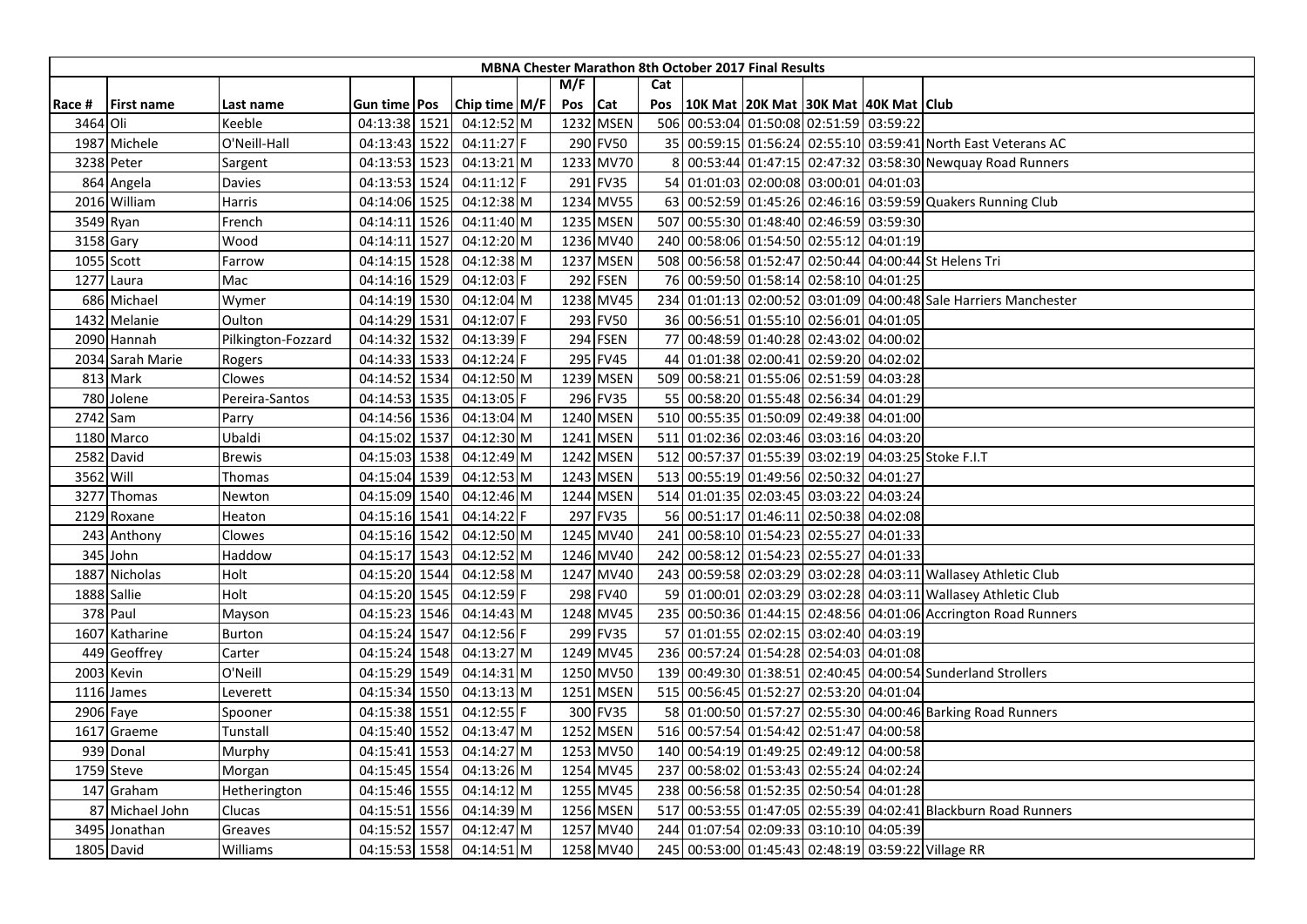| MBNA Chester Marathon 8th October 2017 Final Results | | | | | | | | | | | | | | | |
|---|---|---|---|---|---|---|---|---|---|---|---|---|---|---|---|
| | | | | | | | M/F | | Cat | | | | | | |
| Race # | First name | Last name | Gun time | Pos | Chip time | M/F | Pos | Cat | Pos | 10K Mat | 20K Mat | 30K Mat | 40K Mat | Club |
| 3464 | Oli | Keeble | 04:13:38 | 1521 | 04:12:52 | M | 1232 | MSEN | 506 | 00:53:04 | 01:50:08 | 02:51:59 | 03:59:22 | |
| 1987 | Michele | O'Neill-Hall | 04:13:43 | 1522 | 04:11:27 | F | 290 | FV50 | 35 | 00:59:15 | 01:56:24 | 02:55:10 | 03:59:41 | North East Veterans AC |
| 3238 | Peter | Sargent | 04:13:53 | 1523 | 04:13:21 | M | 1233 | MV70 | 8 | 00:53:44 | 01:47:15 | 02:47:32 | 03:58:30 | Newquay Road Runners |
| 864 | Angela | Davies | 04:13:53 | 1524 | 04:11:12 | F | 291 | FV35 | 54 | 01:01:03 | 02:00:08 | 03:00:01 | 04:01:03 | |
| 2016 | William | Harris | 04:14:06 | 1525 | 04:12:38 | M | 1234 | MV55 | 63 | 00:52:59 | 01:45:26 | 02:46:16 | 03:59:59 | Quakers Running Club |
| 3549 | Ryan | French | 04:14:11 | 1526 | 04:11:40 | M | 1235 | MSEN | 507 | 00:55:30 | 01:48:40 | 02:46:59 | 03:59:30 | |
| 3158 | Gary | Wood | 04:14:11 | 1527 | 04:12:20 | M | 1236 | MV40 | 240 | 00:58:06 | 01:54:50 | 02:55:12 | 04:01:19 | |
| 1055 | Scott | Farrow | 04:14:15 | 1528 | 04:12:38 | M | 1237 | MSEN | 508 | 00:56:58 | 01:52:47 | 02:50:44 | 04:00:44 | St Helens Tri |
| 1277 | Laura | Mac | 04:14:16 | 1529 | 04:12:03 | F | 292 | FSEN | 76 | 00:59:50 | 01:58:14 | 02:58:10 | 04:01:25 | |
| 686 | Michael | Wymer | 04:14:19 | 1530 | 04:12:04 | M | 1238 | MV45 | 234 | 01:01:13 | 02:00:52 | 03:01:09 | 04:00:48 | Sale Harriers Manchester |
| 1432 | Melanie | Oulton | 04:14:29 | 1531 | 04:12:07 | F | 293 | FV50 | 36 | 00:56:51 | 01:55:10 | 02:56:01 | 04:01:05 | |
| 2090 | Hannah | Pilkington-Fozzard | 04:14:32 | 1532 | 04:13:39 | F | 294 | FSEN | 77 | 00:48:59 | 01:40:28 | 02:43:02 | 04:00:02 | |
| 2034 | Sarah Marie | Rogers | 04:14:33 | 1533 | 04:12:24 | F | 295 | FV45 | 44 | 01:01:38 | 02:00:41 | 02:59:20 | 04:02:02 | |
| 813 | Mark | Clowes | 04:14:52 | 1534 | 04:12:50 | M | 1239 | MSEN | 509 | 00:58:21 | 01:55:06 | 02:51:59 | 04:03:28 | |
| 780 | Jolene | Pereira-Santos | 04:14:53 | 1535 | 04:13:05 | F | 296 | FV35 | 55 | 00:58:20 | 01:55:48 | 02:56:34 | 04:01:29 | |
| 2742 | Sam | Parry | 04:14:56 | 1536 | 04:13:04 | M | 1240 | MSEN | 510 | 00:55:35 | 01:50:09 | 02:49:38 | 04:01:00 | |
| 1180 | Marco | Ubaldi | 04:15:02 | 1537 | 04:12:30 | M | 1241 | MSEN | 511 | 01:02:36 | 02:03:46 | 03:03:16 | 04:03:20 | |
| 2582 | David | Brewis | 04:15:03 | 1538 | 04:12:49 | M | 1242 | MSEN | 512 | 00:57:37 | 01:55:39 | 03:02:19 | 04:03:25 | Stoke F.I.T |
| 3562 | Will | Thomas | 04:15:04 | 1539 | 04:12:53 | M | 1243 | MSEN | 513 | 00:55:19 | 01:49:56 | 02:50:32 | 04:01:27 | |
| 3277 | Thomas | Newton | 04:15:09 | 1540 | 04:12:46 | M | 1244 | MSEN | 514 | 01:01:35 | 02:03:45 | 03:03:22 | 04:03:24 | |
| 2129 | Roxane | Heaton | 04:15:16 | 1541 | 04:14:22 | F | 297 | FV35 | 56 | 00:51:17 | 01:46:11 | 02:50:38 | 04:02:08 | |
| 243 | Anthony | Clowes | 04:15:16 | 1542 | 04:12:50 | M | 1245 | MV40 | 241 | 00:58:10 | 01:54:23 | 02:55:27 | 04:01:33 | |
| 345 | John | Haddow | 04:15:17 | 1543 | 04:12:52 | M | 1246 | MV40 | 242 | 00:58:12 | 01:54:23 | 02:55:27 | 04:01:33 | |
| 1887 | Nicholas | Holt | 04:15:20 | 1544 | 04:12:58 | M | 1247 | MV40 | 243 | 00:59:58 | 02:03:29 | 03:02:28 | 04:03:11 | Wallasey Athletic Club |
| 1888 | Sallie | Holt | 04:15:20 | 1545 | 04:12:59 | F | 298 | FV40 | 59 | 01:00:01 | 02:03:29 | 03:02:28 | 04:03:11 | Wallasey Athletic Club |
| 378 | Paul | Mayson | 04:15:23 | 1546 | 04:14:43 | M | 1248 | MV45 | 235 | 00:50:36 | 01:44:15 | 02:48:56 | 04:01:06 | Accrington Road Runners |
| 1607 | Katharine | Burton | 04:15:24 | 1547 | 04:12:56 | F | 299 | FV35 | 57 | 01:01:55 | 02:02:15 | 03:02:40 | 04:03:19 | |
| 449 | Geoffrey | Carter | 04:15:24 | 1548 | 04:13:27 | M | 1249 | MV45 | 236 | 00:57:24 | 01:54:28 | 02:54:03 | 04:01:08 | |
| 2003 | Kevin | O'Neill | 04:15:29 | 1549 | 04:14:31 | M | 1250 | MV50 | 139 | 00:49:30 | 01:38:51 | 02:40:45 | 04:00:54 | Sunderland Strollers |
| 1116 | James | Leverett | 04:15:34 | 1550 | 04:13:13 | M | 1251 | MSEN | 515 | 00:56:45 | 01:52:27 | 02:53:20 | 04:01:04 | |
| 2906 | Faye | Spooner | 04:15:38 | 1551 | 04:12:55 | F | 300 | FV35 | 58 | 01:00:50 | 01:57:27 | 02:55:30 | 04:00:46 | Barking Road Runners |
| 1617 | Graeme | Tunstall | 04:15:40 | 1552 | 04:13:47 | M | 1252 | MSEN | 516 | 00:57:54 | 01:54:42 | 02:51:47 | 04:00:58 | |
| 939 | Donal | Murphy | 04:15:41 | 1553 | 04:14:27 | M | 1253 | MV50 | 140 | 00:54:19 | 01:49:25 | 02:49:12 | 04:00:58 | |
| 1759 | Steve | Morgan | 04:15:45 | 1554 | 04:13:26 | M | 1254 | MV45 | 237 | 00:58:02 | 01:53:43 | 02:55:24 | 04:02:24 | |
| 147 | Graham | Hetherington | 04:15:46 | 1555 | 04:14:12 | M | 1255 | MV45 | 238 | 00:56:58 | 01:52:35 | 02:50:54 | 04:01:28 | |
| 87 | Michael John | Clucas | 04:15:51 | 1556 | 04:14:39 | M | 1256 | MSEN | 517 | 00:53:55 | 01:47:05 | 02:55:39 | 04:02:41 | Blackburn Road Runners |
| 3495 | Jonathan | Greaves | 04:15:52 | 1557 | 04:12:47 | M | 1257 | MV40 | 244 | 01:07:54 | 02:09:33 | 03:10:10 | 04:05:39 | |
| 1805 | David | Williams | 04:15:53 | 1558 | 04:14:51 | M | 1258 | MV40 | 245 | 00:53:00 | 01:45:43 | 02:48:19 | 03:59:22 | Village RR |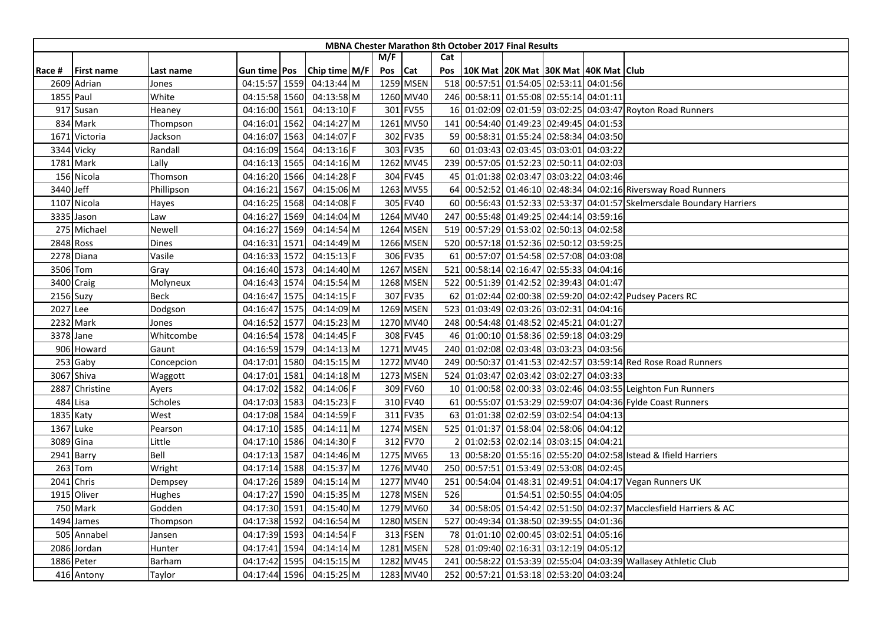| MBNA Chester Marathon 8th October 2017 Final Results | | | | | | | | | | | | | | | | |
|---|---|---|---|---|---|---|---|---|---|---|---|---|---|---|---|---|
| | | | | | | | M/F | | Cat | | | | | | |
| Race # | First name | Last name | Gun time | Pos | Chip time | M/F | Pos | Cat | Pos | 10K Mat | 20K Mat | 30K Mat | 40K Mat | Club |
| 2609 | Adrian | Jones | 04:15:57 | 1559 | 04:13:44 | M | 1259 | MSEN | 518 | 00:57:51 | 01:54:05 | 02:53:11 | 04:01:56 | |
| 1855 | Paul | White | 04:15:58 | 1560 | 04:13:58 | M | 1260 | MV40 | 246 | 00:58:11 | 01:55:08 | 02:55:14 | 04:01:11 | |
| 917 | Susan | Heaney | 04:16:00 | 1561 | 04:13:10 | F | 301 | FV55 | 16 | 01:02:09 | 02:01:59 | 03:02:25 | 04:03:47 | Royton Road Runners |
| 834 | Mark | Thompson | 04:16:01 | 1562 | 04:14:27 | M | 1261 | MV50 | 141 | 00:54:40 | 01:49:23 | 02:49:45 | 04:01:53 | |
| 1671 | Victoria | Jackson | 04:16:07 | 1563 | 04:14:07 | F | 302 | FV35 | 59 | 00:58:31 | 01:55:24 | 02:58:34 | 04:03:50 | |
| 3344 | Vicky | Randall | 04:16:09 | 1564 | 04:13:16 | F | 303 | FV35 | 60 | 01:03:43 | 02:03:45 | 03:03:01 | 04:03:22 | |
| 1781 | Mark | Lally | 04:16:13 | 1565 | 04:14:16 | M | 1262 | MV45 | 239 | 00:57:05 | 01:52:23 | 02:50:11 | 04:02:03 | |
| 156 | Nicola | Thomson | 04:16:20 | 1566 | 04:14:28 | F | 304 | FV45 | 45 | 01:01:38 | 02:03:47 | 03:03:22 | 04:03:46 | |
| 3440 | Jeff | Phillipson | 04:16:21 | 1567 | 04:15:06 | M | 1263 | MV55 | 64 | 00:52:52 | 01:46:10 | 02:48:34 | 04:02:16 | Riversway Road Runners |
| 1107 | Nicola | Hayes | 04:16:25 | 1568 | 04:14:08 | F | 305 | FV40 | 60 | 00:56:43 | 01:52:33 | 02:53:37 | 04:01:57 | Skelmersdale Boundary Harriers |
| 3335 | Jason | Law | 04:16:27 | 1569 | 04:14:04 | M | 1264 | MV40 | 247 | 00:55:48 | 01:49:25 | 02:44:14 | 03:59:16 | |
| 275 | Michael | Newell | 04:16:27 | 1569 | 04:14:54 | M | 1264 | MSEN | 519 | 00:57:29 | 01:53:02 | 02:50:13 | 04:02:58 | |
| 2848 | Ross | Dines | 04:16:31 | 1571 | 04:14:49 | M | 1266 | MSEN | 520 | 00:57:18 | 01:52:36 | 02:50:12 | 03:59:25 | |
| 2278 | Diana | Vasile | 04:16:33 | 1572 | 04:15:13 | F | 306 | FV35 | 61 | 00:57:07 | 01:54:58 | 02:57:08 | 04:03:08 | |
| 3506 | Tom | Gray | 04:16:40 | 1573 | 04:14:40 | M | 1267 | MSEN | 521 | 00:58:14 | 02:16:47 | 02:55:33 | 04:04:16 | |
| 3400 | Craig | Molyneux | 04:16:43 | 1574 | 04:15:54 | M | 1268 | MSEN | 522 | 00:51:39 | 01:42:52 | 02:39:43 | 04:01:47 | |
| 2156 | Suzy | Beck | 04:16:47 | 1575 | 04:14:15 | F | 307 | FV35 | 62 | 01:02:44 | 02:00:38 | 02:59:20 | 04:02:42 | Pudsey Pacers RC |
| 2027 | Lee | Dodgson | 04:16:47 | 1575 | 04:14:09 | M | 1269 | MSEN | 523 | 01:03:49 | 02:03:26 | 03:02:31 | 04:04:16 | |
| 2232 | Mark | Jones | 04:16:52 | 1577 | 04:15:23 | M | 1270 | MV40 | 248 | 00:54:48 | 01:48:52 | 02:45:21 | 04:01:27 | |
| 3378 | Jane | Whitcombe | 04:16:54 | 1578 | 04:14:45 | F | 308 | FV45 | 46 | 01:00:10 | 01:58:36 | 02:59:18 | 04:03:29 | |
| 906 | Howard | Gaunt | 04:16:59 | 1579 | 04:14:13 | M | 1271 | MV45 | 240 | 01:02:08 | 02:03:48 | 03:03:23 | 04:03:56 | |
| 253 | Gaby | Concepcion | 04:17:01 | 1580 | 04:15:15 | M | 1272 | MV40 | 249 | 00:50:37 | 01:41:53 | 02:42:57 | 03:59:14 | Red Rose Road Runners |
| 3067 | Shiva | Waggott | 04:17:01 | 1581 | 04:14:18 | M | 1273 | MSEN | 524 | 01:03:47 | 02:03:42 | 03:02:27 | 04:03:33 | |
| 2887 | Christine | Ayers | 04:17:02 | 1582 | 04:14:06 | F | 309 | FV60 | 10 | 01:00:58 | 02:00:33 | 03:02:46 | 04:03:55 | Leighton Fun Runners |
| 484 | Lisa | Scholes | 04:17:03 | 1583 | 04:15:23 | F | 310 | FV40 | 61 | 00:55:07 | 01:53:29 | 02:59:07 | 04:04:36 | Fylde Coast Runners |
| 1835 | Katy | West | 04:17:08 | 1584 | 04:14:59 | F | 311 | FV35 | 63 | 01:01:38 | 02:02:59 | 03:02:54 | 04:04:13 | |
| 1367 | Luke | Pearson | 04:17:10 | 1585 | 04:14:11 | M | 1274 | MSEN | 525 | 01:01:37 | 01:58:04 | 02:58:06 | 04:04:12 | |
| 3089 | Gina | Little | 04:17:10 | 1586 | 04:14:30 | F | 312 | FV70 | 2 | 01:02:53 | 02:02:14 | 03:03:15 | 04:04:21 | |
| 2941 | Barry | Bell | 04:17:13 | 1587 | 04:14:46 | M | 1275 | MV65 | 13 | 00:58:20 | 01:55:16 | 02:55:20 | 04:02:58 | Istead & Ifield Harriers |
| 263 | Tom | Wright | 04:17:14 | 1588 | 04:15:37 | M | 1276 | MV40 | 250 | 00:57:51 | 01:53:49 | 02:53:08 | 04:02:45 | |
| 2041 | Chris | Dempsey | 04:17:26 | 1589 | 04:15:14 | M | 1277 | MV40 | 251 | 00:54:04 | 01:48:31 | 02:49:51 | 04:04:17 | Vegan Runners UK |
| 1915 | Oliver | Hughes | 04:17:27 | 1590 | 04:15:35 | M | 1278 | MSEN | 526 | | 01:54:51 | 02:50:55 | 04:04:05 | |
| 750 | Mark | Godden | 04:17:30 | 1591 | 04:15:40 | M | 1279 | MV60 | 34 | 00:58:05 | 01:54:42 | 02:51:50 | 04:02:37 | Macclesfield Harriers & AC |
| 1494 | James | Thompson | 04:17:38 | 1592 | 04:16:54 | M | 1280 | MSEN | 527 | 00:49:34 | 01:38:50 | 02:39:55 | 04:01:36 | |
| 505 | Annabel | Jansen | 04:17:39 | 1593 | 04:14:54 | F | 313 | FSEN | 78 | 01:01:10 | 02:00:45 | 03:02:51 | 04:05:16 | |
| 2086 | Jordan | Hunter | 04:17:41 | 1594 | 04:14:14 | M | 1281 | MSEN | 528 | 01:09:40 | 02:16:31 | 03:12:19 | 04:05:12 | |
| 1886 | Peter | Barham | 04:17:42 | 1595 | 04:15:15 | M | 1282 | MV45 | 241 | 00:58:22 | 01:53:39 | 02:55:04 | 04:03:39 | Wallasey Athletic Club |
| 416 | Antony | Taylor | 04:17:44 | 1596 | 04:15:25 | M | 1283 | MV40 | 252 | 00:57:21 | 01:53:18 | 02:53:20 | 04:03:24 | |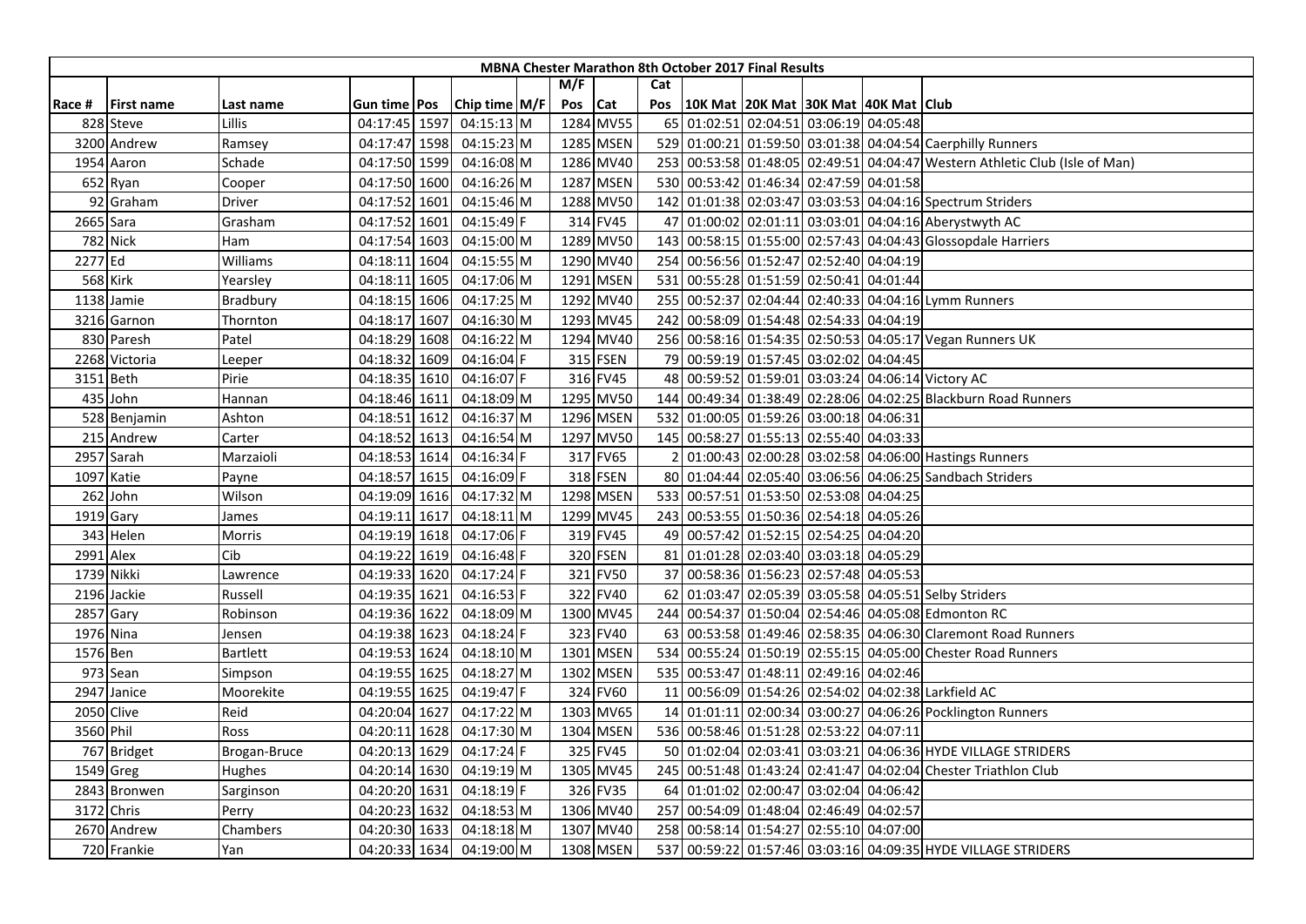**MBNA Chester Marathon 8th October 2017 Final Results**

| Race # | First name | Last name | Gun time | Pos | Chip time | M/F | M/F Pos | Cat | Cat Pos | 10K Mat | 20K Mat | 30K Mat | 40K Mat | Club |
|---|---|---|---|---|---|---|---|---|---|---|---|---|---|---|
| 828 | Steve | Lillis | 04:17:45 | 1597 | 04:15:13 | M | 1284 | MV55 | 65 | 01:02:51 | 02:04:51 | 03:06:19 | 04:05:48 | |
| 3200 | Andrew | Ramsey | 04:17:47 | 1598 | 04:15:23 | M | 1285 | MSEN | 529 | 01:00:21 | 01:59:50 | 03:01:38 | 04:04:54 | Caerphilly Runners |
| 1954 | Aaron | Schade | 04:17:50 | 1599 | 04:16:08 | M | 1286 | MV40 | 253 | 00:53:58 | 01:48:05 | 02:49:51 | 04:04:47 | Western Athletic Club (Isle of Man) |
| 652 | Ryan | Cooper | 04:17:50 | 1600 | 04:16:26 | M | 1287 | MSEN | 530 | 00:53:42 | 01:46:34 | 02:47:59 | 04:01:58 | |
| 92 | Graham | Driver | 04:17:52 | 1601 | 04:15:46 | M | 1288 | MV50 | 142 | 01:01:38 | 02:03:47 | 03:03:53 | 04:04:16 | Spectrum Striders |
| 2665 | Sara | Grasham | 04:17:52 | 1601 | 04:15:49 | F | 314 | FV45 | 47 | 01:00:02 | 02:01:11 | 03:03:01 | 04:04:16 | Aberystwyth AC |
| 782 | Nick | Ham | 04:17:54 | 1603 | 04:15:00 | M | 1289 | MV50 | 143 | 00:58:15 | 01:55:00 | 02:57:43 | 04:04:43 | Glossopdale Harriers |
| 2277 | Ed | Williams | 04:18:11 | 1604 | 04:15:55 | M | 1290 | MV40 | 254 | 00:56:56 | 01:52:47 | 02:52:40 | 04:04:19 | |
| 568 | Kirk | Yearsley | 04:18:11 | 1605 | 04:17:06 | M | 1291 | MSEN | 531 | 00:55:28 | 01:51:59 | 02:50:41 | 04:01:44 | |
| 1138 | Jamie | Bradbury | 04:18:15 | 1606 | 04:17:25 | M | 1292 | MV40 | 255 | 00:52:37 | 02:04:44 | 02:40:33 | 04:04:16 | Lymm Runners |
| 3216 | Garnon | Thornton | 04:18:17 | 1607 | 04:16:30 | M | 1293 | MV45 | 242 | 00:58:09 | 01:54:48 | 02:54:33 | 04:04:19 | |
| 830 | Paresh | Patel | 04:18:29 | 1608 | 04:16:22 | M | 1294 | MV40 | 256 | 00:58:16 | 01:54:35 | 02:50:53 | 04:05:17 | Vegan Runners UK |
| 2268 | Victoria | Leeper | 04:18:32 | 1609 | 04:16:04 | F | 315 | FSEN | 79 | 00:59:19 | 01:57:45 | 03:02:02 | 04:04:45 | |
| 3151 | Beth | Pirie | 04:18:35 | 1610 | 04:16:07 | F | 316 | FV45 | 48 | 00:59:52 | 01:59:01 | 03:03:24 | 04:06:14 | Victory AC |
| 435 | John | Hannan | 04:18:46 | 1611 | 04:18:09 | M | 1295 | MV50 | 144 | 00:49:34 | 01:38:49 | 02:28:06 | 04:02:25 | Blackburn Road Runners |
| 528 | Benjamin | Ashton | 04:18:51 | 1612 | 04:16:37 | M | 1296 | MSEN | 532 | 01:00:05 | 01:59:26 | 03:00:18 | 04:06:31 | |
| 215 | Andrew | Carter | 04:18:52 | 1613 | 04:16:54 | M | 1297 | MV50 | 145 | 00:58:27 | 01:55:13 | 02:55:40 | 04:03:33 | |
| 2957 | Sarah | Marzaioli | 04:18:53 | 1614 | 04:16:34 | F | 317 | FV65 | 2 | 01:00:43 | 02:00:28 | 03:02:58 | 04:06:00 | Hastings Runners |
| 1097 | Katie | Payne | 04:18:57 | 1615 | 04:16:09 | F | 318 | FSEN | 80 | 01:04:44 | 02:05:40 | 03:06:56 | 04:06:25 | Sandbach Striders |
| 262 | John | Wilson | 04:19:09 | 1616 | 04:17:32 | M | 1298 | MSEN | 533 | 00:57:51 | 01:53:50 | 02:53:08 | 04:04:25 | |
| 1919 | Gary | James | 04:19:11 | 1617 | 04:18:11 | M | 1299 | MV45 | 243 | 00:53:55 | 01:50:36 | 02:54:18 | 04:05:26 | |
| 343 | Helen | Morris | 04:19:19 | 1618 | 04:17:06 | F | 319 | FV45 | 49 | 00:57:42 | 01:52:15 | 02:54:25 | 04:04:20 | |
| 2991 | Alex | Cib | 04:19:22 | 1619 | 04:16:48 | F | 320 | FSEN | 81 | 01:01:28 | 02:03:40 | 03:03:18 | 04:05:29 | |
| 1739 | Nikki | Lawrence | 04:19:33 | 1620 | 04:17:24 | F | 321 | FV50 | 37 | 00:58:36 | 01:56:23 | 02:57:48 | 04:05:53 | |
| 2196 | Jackie | Russell | 04:19:35 | 1621 | 04:16:53 | F | 322 | FV40 | 62 | 01:03:47 | 02:05:39 | 03:05:58 | 04:05:51 | Selby Striders |
| 2857 | Gary | Robinson | 04:19:36 | 1622 | 04:18:09 | M | 1300 | MV45 | 244 | 00:54:37 | 01:50:04 | 02:54:46 | 04:05:08 | Edmonton RC |
| 1976 | Nina | Jensen | 04:19:38 | 1623 | 04:18:24 | F | 323 | FV40 | 63 | 00:53:58 | 01:49:46 | 02:58:35 | 04:06:30 | Claremont Road Runners |
| 1576 | Ben | Bartlett | 04:19:53 | 1624 | 04:18:10 | M | 1301 | MSEN | 534 | 00:55:24 | 01:50:19 | 02:55:15 | 04:05:00 | Chester Road Runners |
| 973 | Sean | Simpson | 04:19:55 | 1625 | 04:18:27 | M | 1302 | MSEN | 535 | 00:53:47 | 01:48:11 | 02:49:16 | 04:02:46 | |
| 2947 | Janice | Moorekite | 04:19:55 | 1625 | 04:19:47 | F | 324 | FV60 | 11 | 00:56:09 | 01:54:26 | 02:54:02 | 04:02:38 | Larkfield AC |
| 2050 | Clive | Reid | 04:20:04 | 1627 | 04:17:22 | M | 1303 | MV65 | 14 | 01:01:11 | 02:00:34 | 03:00:27 | 04:06:26 | Pocklington Runners |
| 3560 | Phil | Ross | 04:20:11 | 1628 | 04:17:30 | M | 1304 | MSEN | 536 | 00:58:46 | 01:51:28 | 02:53:22 | 04:07:11 | |
| 767 | Bridget | Brogan-Bruce | 04:20:13 | 1629 | 04:17:24 | F | 325 | FV45 | 50 | 01:02:04 | 02:03:41 | 03:03:21 | 04:06:36 | HYDE VILLAGE STRIDERS |
| 1549 | Greg | Hughes | 04:20:14 | 1630 | 04:19:19 | M | 1305 | MV45 | 245 | 00:51:48 | 01:43:24 | 02:41:47 | 04:02:04 | Chester Triathlon Club |
| 2843 | Bronwen | Sarginson | 04:20:20 | 1631 | 04:18:19 | F | 326 | FV35 | 64 | 01:01:02 | 02:00:47 | 03:02:04 | 04:06:42 | |
| 3172 | Chris | Perry | 04:20:23 | 1632 | 04:18:53 | M | 1306 | MV40 | 257 | 00:54:09 | 01:48:04 | 02:46:49 | 04:02:57 | |
| 2670 | Andrew | Chambers | 04:20:30 | 1633 | 04:18:18 | M | 1307 | MV40 | 258 | 00:58:14 | 01:54:27 | 02:55:10 | 04:07:00 | |
| 720 | Frankie | Yan | 04:20:33 | 1634 | 04:19:00 | M | 1308 | MSEN | 537 | 00:59:22 | 01:57:46 | 03:03:16 | 04:09:35 | HYDE VILLAGE STRIDERS |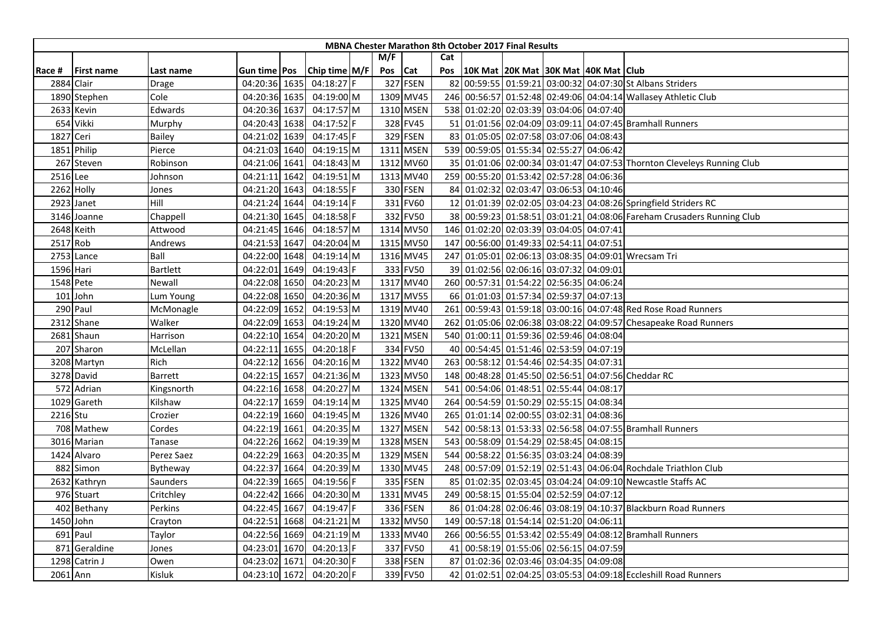**MBNA Chester Marathon 8th October 2017 Final Results**

| Race # | First name | Last name | Gun time | Pos | Chip time | M/F | M/F Pos | Cat | Cat Pos | 10K Mat | 20K Mat | 30K Mat | 40K Mat | Club |
|---|---|---|---|---|---|---|---|---|---|---|---|---|---|---|
| 2884 | Clair | Drage | 04:20:36 | 1635 | 04:18:27 | F | 327 | FSEN | 82 | 00:59:55 | 01:59:21 | 03:00:32 | 04:07:30 | St Albans Striders |
| 1890 | Stephen | Cole | 04:20:36 | 1635 | 04:19:00 | M | 1309 | MV45 | 246 | 00:56:57 | 01:52:48 | 02:49:06 | 04:04:14 | Wallasey Athletic Club |
| 2633 | Kevin | Edwards | 04:20:36 | 1637 | 04:17:57 | M | 1310 | MSEN | 538 | 01:02:20 | 02:03:39 | 03:04:06 | 04:07:40 | |
| 654 | Vikki | Murphy | 04:20:43 | 1638 | 04:17:52 | F | 328 | FV45 | 51 | 01:01:56 | 02:04:09 | 03:09:11 | 04:07:45 | Bramhall Runners |
| 1827 | Ceri | Bailey | 04:21:02 | 1639 | 04:17:45 | F | 329 | FSEN | 83 | 01:05:05 | 02:07:58 | 03:07:06 | 04:08:43 | |
| 1851 | Philip | Pierce | 04:21:03 | 1640 | 04:19:15 | M | 1311 | MSEN | 539 | 00:59:05 | 01:55:34 | 02:55:27 | 04:06:42 | |
| 267 | Steven | Robinson | 04:21:06 | 1641 | 04:18:43 | M | 1312 | MV60 | 35 | 01:01:06 | 02:00:34 | 03:01:47 | 04:07:53 | Thornton Cleveleys Running Club |
| 2516 | Lee | Johnson | 04:21:11 | 1642 | 04:19:51 | M | 1313 | MV40 | 259 | 00:55:20 | 01:53:42 | 02:57:28 | 04:06:36 | |
| 2262 | Holly | Jones | 04:21:20 | 1643 | 04:18:55 | F | 330 | FSEN | 84 | 01:02:32 | 02:03:47 | 03:06:53 | 04:10:46 | |
| 2923 | Janet | Hill | 04:21:24 | 1644 | 04:19:14 | F | 331 | FV60 | 12 | 01:01:39 | 02:02:05 | 03:04:23 | 04:08:26 | Springfield Striders RC |
| 3146 | Joanne | Chappell | 04:21:30 | 1645 | 04:18:58 | F | 332 | FV50 | 38 | 00:59:23 | 01:58:51 | 03:01:21 | 04:08:06 | Fareham Crusaders Running Club |
| 2648 | Keith | Attwood | 04:21:45 | 1646 | 04:18:57 | M | 1314 | MV50 | 146 | 01:02:20 | 02:03:39 | 03:04:05 | 04:07:41 | |
| 2517 | Rob | Andrews | 04:21:53 | 1647 | 04:20:04 | M | 1315 | MV50 | 147 | 00:56:00 | 01:49:33 | 02:54:11 | 04:07:51 | |
| 2753 | Lance | Ball | 04:22:00 | 1648 | 04:19:14 | M | 1316 | MV45 | 247 | 01:05:01 | 02:06:13 | 03:08:35 | 04:09:01 | Wrecsam Tri |
| 1596 | Hari | Bartlett | 04:22:01 | 1649 | 04:19:43 | F | 333 | FV50 | 39 | 01:02:56 | 02:06:16 | 03:07:32 | 04:09:01 | |
| 1548 | Pete | Newall | 04:22:08 | 1650 | 04:20:23 | M | 1317 | MV40 | 260 | 00:57:31 | 01:54:22 | 02:56:35 | 04:06:24 | |
| 101 | John | Lum Young | 04:22:08 | 1650 | 04:20:36 | M | 1317 | MV55 | 66 | 01:01:03 | 01:57:34 | 02:59:37 | 04:07:13 | |
| 290 | Paul | McMonagle | 04:22:09 | 1652 | 04:19:53 | M | 1319 | MV40 | 261 | 00:59:43 | 01:59:18 | 03:00:16 | 04:07:48 | Red Rose Road Runners |
| 2312 | Shane | Walker | 04:22:09 | 1653 | 04:19:24 | M | 1320 | MV40 | 262 | 01:05:06 | 02:06:38 | 03:08:22 | 04:09:57 | Chesapeake Road Runners |
| 2681 | Shaun | Harrison | 04:22:10 | 1654 | 04:20:20 | M | 1321 | MSEN | 540 | 01:00:11 | 01:59:36 | 02:59:46 | 04:08:04 | |
| 207 | Sharon | McLellan | 04:22:11 | 1655 | 04:20:18 | F | 334 | FV50 | 40 | 00:54:45 | 01:51:46 | 02:53:59 | 04:07:19 | |
| 3208 | Martyn | Rich | 04:22:12 | 1656 | 04:20:16 | M | 1322 | MV40 | 263 | 00:58:12 | 01:54:46 | 02:54:35 | 04:07:31 | |
| 3278 | David | Barrett | 04:22:15 | 1657 | 04:21:36 | M | 1323 | MV50 | 148 | 00:48:28 | 01:45:50 | 02:56:51 | 04:07:56 | Cheddar RC |
| 572 | Adrian | Kingsnorth | 04:22:16 | 1658 | 04:20:27 | M | 1324 | MSEN | 541 | 00:54:06 | 01:48:51 | 02:55:44 | 04:08:17 | |
| 1029 | Gareth | Kilshaw | 04:22:17 | 1659 | 04:19:14 | M | 1325 | MV40 | 264 | 00:54:59 | 01:50:29 | 02:55:15 | 04:08:34 | |
| 2216 | Stu | Crozier | 04:22:19 | 1660 | 04:19:45 | M | 1326 | MV40 | 265 | 01:01:14 | 02:00:55 | 03:02:31 | 04:08:36 | |
| 708 | Mathew | Cordes | 04:22:19 | 1661 | 04:20:35 | M | 1327 | MSEN | 542 | 00:58:13 | 01:53:33 | 02:56:58 | 04:07:55 | Bramhall Runners |
| 3016 | Marian | Tanase | 04:22:26 | 1662 | 04:19:39 | M | 1328 | MSEN | 543 | 00:58:09 | 01:54:29 | 02:58:45 | 04:08:15 | |
| 1424 | Alvaro | Perez Saez | 04:22:29 | 1663 | 04:20:35 | M | 1329 | MSEN | 544 | 00:58:22 | 01:56:35 | 03:03:24 | 04:08:39 | |
| 882 | Simon | Bytheway | 04:22:37 | 1664 | 04:20:39 | M | 1330 | MV45 | 248 | 00:57:09 | 01:52:19 | 02:51:43 | 04:06:04 | Rochdale Triathlon Club |
| 2632 | Kathryn | Saunders | 04:22:39 | 1665 | 04:19:56 | F | 335 | FSEN | 85 | 01:02:35 | 02:03:45 | 03:04:24 | 04:09:10 | Newcastle Staffs AC |
| 976 | Stuart | Critchley | 04:22:42 | 1666 | 04:20:30 | M | 1331 | MV45 | 249 | 00:58:15 | 01:55:04 | 02:52:59 | 04:07:12 | |
| 402 | Bethany | Perkins | 04:22:45 | 1667 | 04:19:47 | F | 336 | FSEN | 86 | 01:04:28 | 02:06:46 | 03:08:19 | 04:10:37 | Blackburn Road Runners |
| 1450 | John | Crayton | 04:22:51 | 1668 | 04:21:21 | M | 1332 | MV50 | 149 | 00:57:18 | 01:54:14 | 02:51:20 | 04:06:11 | |
| 691 | Paul | Taylor | 04:22:56 | 1669 | 04:21:19 | M | 1333 | MV40 | 266 | 00:56:55 | 01:53:42 | 02:55:49 | 04:08:12 | Bramhall Runners |
| 871 | Geraldine | Jones | 04:23:01 | 1670 | 04:20:13 | F | 337 | FV50 | 41 | 00:58:19 | 01:55:06 | 02:56:15 | 04:07:59 | |
| 1298 | Catrin J | Owen | 04:23:02 | 1671 | 04:20:30 | F | 338 | FSEN | 87 | 01:02:36 | 02:03:46 | 03:04:35 | 04:09:08 | |
| 2061 | Ann | Kisluk | 04:23:10 | 1672 | 04:20:20 | F | 339 | FV50 | 42 | 01:02:51 | 02:04:25 | 03:05:53 | 04:09:18 | Eccleshill Road Runners |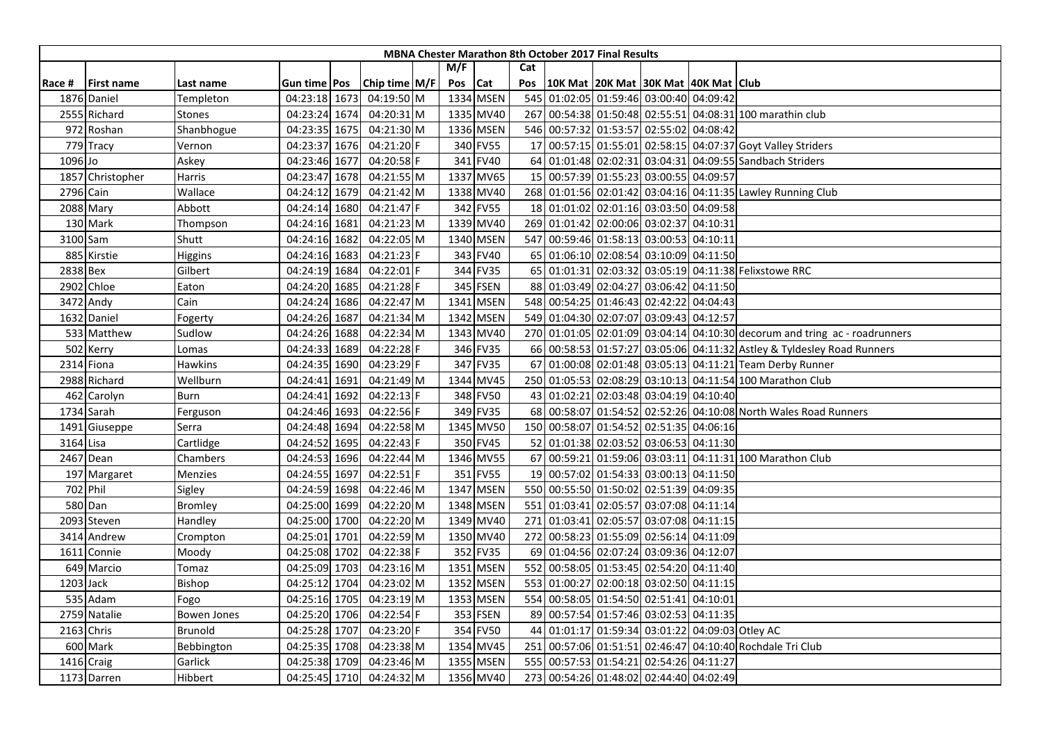| MBNA Chester Marathon 8th October 2017 Final Results | | | | | | | | | | | | | | | |
|---|---|---|---|---|---|---|---|---|---|---|---|---|---|---|---|
| | | | | | | | M/F | | Cat | | | | | | |
| Race # | First name | Last name | Gun time | Pos | Chip time | M/F | Pos | Cat | Pos | 10K Mat | 20K Mat | 30K Mat | 40K Mat | Club |
| 1876 | Daniel | Templeton | 04:23:18 | 1673 | 04:19:50 | M | 1334 | MSEN | 545 | 01:02:05 | 01:59:46 | 03:00:40 | 04:09:42 | |
| 2555 | Richard | Stones | 04:23:24 | 1674 | 04:20:31 | M | 1335 | MV40 | 267 | 00:54:38 | 01:50:48 | 02:55:51 | 04:08:31 | 100 marathin club |
| 972 | Roshan | Shanbhogue | 04:23:35 | 1675 | 04:21:30 | M | 1336 | MSEN | 546 | 00:57:32 | 01:53:57 | 02:55:02 | 04:08:42 | |
| 779 | Tracy | Vernon | 04:23:37 | 1676 | 04:21:20 | F | 340 | FV55 | 17 | 00:57:15 | 01:55:01 | 02:58:15 | 04:07:37 | Goyt Valley Striders |
| 1096 | Jo | Askey | 04:23:46 | 1677 | 04:20:58 | F | 341 | FV40 | 64 | 01:01:48 | 02:02:31 | 03:04:31 | 04:09:55 | Sandbach Striders |
| 1857 | Christopher | Harris | 04:23:47 | 1678 | 04:21:55 | M | 1337 | MV65 | 15 | 00:57:39 | 01:55:23 | 03:00:55 | 04:09:57 | |
| 2796 | Cain | Wallace | 04:24:12 | 1679 | 04:21:42 | M | 1338 | MV40 | 268 | 01:01:56 | 02:01:42 | 03:04:16 | 04:11:35 | Lawley Running Club |
| 2088 | Mary | Abbott | 04:24:14 | 1680 | 04:21:47 | F | 342 | FV55 | 18 | 01:01:02 | 02:01:16 | 03:03:50 | 04:09:58 | |
| 130 | Mark | Thompson | 04:24:16 | 1681 | 04:21:23 | M | 1339 | MV40 | 269 | 01:01:42 | 02:00:06 | 03:02:37 | 04:10:31 | |
| 3100 | Sam | Shutt | 04:24:16 | 1682 | 04:22:05 | M | 1340 | MSEN | 547 | 00:59:46 | 01:58:13 | 03:00:53 | 04:10:11 | |
| 885 | Kirstie | Higgins | 04:24:16 | 1683 | 04:21:23 | F | 343 | FV40 | 65 | 01:06:10 | 02:08:54 | 03:10:09 | 04:11:50 | |
| 2838 | Bex | Gilbert | 04:24:19 | 1684 | 04:22:01 | F | 344 | FV35 | 65 | 01:01:31 | 02:03:32 | 03:05:19 | 04:11:38 | Felixstowe RRC |
| 2902 | Chloe | Eaton | 04:24:20 | 1685 | 04:21:28 | F | 345 | FSEN | 88 | 01:03:49 | 02:04:27 | 03:06:42 | 04:11:50 | |
| 3472 | Andy | Cain | 04:24:24 | 1686 | 04:22:47 | M | 1341 | MSEN | 548 | 00:54:25 | 01:46:43 | 02:42:22 | 04:04:43 | |
| 1632 | Daniel | Fogerty | 04:24:26 | 1687 | 04:21:34 | M | 1342 | MSEN | 549 | 01:04:30 | 02:07:07 | 03:09:43 | 04:12:57 | |
| 533 | Matthew | Sudlow | 04:24:26 | 1688 | 04:22:34 | M | 1343 | MV40 | 270 | 01:01:05 | 02:01:09 | 03:04:14 | 04:10:30 | decorum and tring ac - roadrunners |
| 502 | Kerry | Lomas | 04:24:33 | 1689 | 04:22:28 | F | 346 | FV35 | 66 | 00:58:53 | 01:57:27 | 03:05:06 | 04:11:32 | Astley & Tyldesley Road Runners |
| 2314 | Fiona | Hawkins | 04:24:35 | 1690 | 04:23:29 | F | 347 | FV35 | 67 | 01:00:08 | 02:01:48 | 03:05:13 | 04:11:21 | Team Derby Runner |
| 2988 | Richard | Wellburn | 04:24:41 | 1691 | 04:21:49 | M | 1344 | MV45 | 250 | 01:05:53 | 02:08:29 | 03:10:13 | 04:11:54 | 100 Marathon Club |
| 462 | Carolyn | Burn | 04:24:41 | 1692 | 04:22:13 | F | 348 | FV50 | 43 | 01:02:21 | 02:03:48 | 03:04:19 | 04:10:40 | |
| 1734 | Sarah | Ferguson | 04:24:46 | 1693 | 04:22:56 | F | 349 | FV35 | 68 | 00:58:07 | 01:54:52 | 02:52:26 | 04:10:08 | North Wales Road Runners |
| 1491 | Giuseppe | Serra | 04:24:48 | 1694 | 04:22:58 | M | 1345 | MV50 | 150 | 00:58:07 | 01:54:52 | 02:51:35 | 04:06:16 | |
| 3164 | Lisa | Cartlidge | 04:24:52 | 1695 | 04:22:43 | F | 350 | FV45 | 52 | 01:01:38 | 02:03:52 | 03:06:53 | 04:11:30 | |
| 2467 | Dean | Chambers | 04:24:53 | 1696 | 04:22:44 | M | 1346 | MV55 | 67 | 00:59:21 | 01:59:06 | 03:03:11 | 04:11:31 | 100 Marathon Club |
| 197 | Margaret | Menzies | 04:24:55 | 1697 | 04:22:51 | F | 351 | FV55 | 19 | 00:57:02 | 01:54:33 | 03:00:13 | 04:11:50 | |
| 702 | Phil | Sigley | 04:24:59 | 1698 | 04:22:46 | M | 1347 | MSEN | 550 | 00:55:50 | 01:50:02 | 02:51:39 | 04:09:35 | |
| 580 | Dan | Bromley | 04:25:00 | 1699 | 04:22:20 | M | 1348 | MSEN | 551 | 01:03:41 | 02:05:57 | 03:07:08 | 04:11:14 | |
| 2093 | Steven | Handley | 04:25:00 | 1700 | 04:22:20 | M | 1349 | MV40 | 271 | 01:03:41 | 02:05:57 | 03:07:08 | 04:11:15 | |
| 3414 | Andrew | Crompton | 04:25:01 | 1701 | 04:22:59 | M | 1350 | MV40 | 272 | 00:58:23 | 01:55:09 | 02:56:14 | 04:11:09 | |
| 1611 | Connie | Moody | 04:25:08 | 1702 | 04:22:38 | F | 352 | FV35 | 69 | 01:04:56 | 02:07:24 | 03:09:36 | 04:12:07 | |
| 649 | Marcio | Tomaz | 04:25:09 | 1703 | 04:23:16 | M | 1351 | MSEN | 552 | 00:58:05 | 01:53:45 | 02:54:20 | 04:11:40 | |
| 1203 | Jack | Bishop | 04:25:12 | 1704 | 04:23:02 | M | 1352 | MSEN | 553 | 01:00:27 | 02:00:18 | 03:02:50 | 04:11:15 | |
| 535 | Adam | Fogo | 04:25:16 | 1705 | 04:23:19 | M | 1353 | MSEN | 554 | 00:58:05 | 01:54:50 | 02:51:41 | 04:10:01 | |
| 2759 | Natalie | Bowen Jones | 04:25:20 | 1706 | 04:22:54 | F | 353 | FSEN | 89 | 00:57:54 | 01:57:46 | 03:02:53 | 04:11:35 | |
| 2163 | Chris | Brunold | 04:25:28 | 1707 | 04:23:20 | F | 354 | FV50 | 44 | 01:01:17 | 01:59:34 | 03:01:22 | 04:09:03 | Otley AC |
| 600 | Mark | Bebbington | 04:25:35 | 1708 | 04:23:38 | M | 1354 | MV45 | 251 | 00:57:06 | 01:51:51 | 02:46:47 | 04:10:40 | Rochdale Tri Club |
| 1416 | Craig | Garlick | 04:25:38 | 1709 | 04:23:46 | M | 1355 | MSEN | 555 | 00:57:53 | 01:54:21 | 02:54:26 | 04:11:27 | |
| 1173 | Darren | Hibbert | 04:25:45 | 1710 | 04:24:32 | M | 1356 | MV40 | 273 | 00:54:26 | 01:48:02 | 02:44:40 | 04:02:49 | |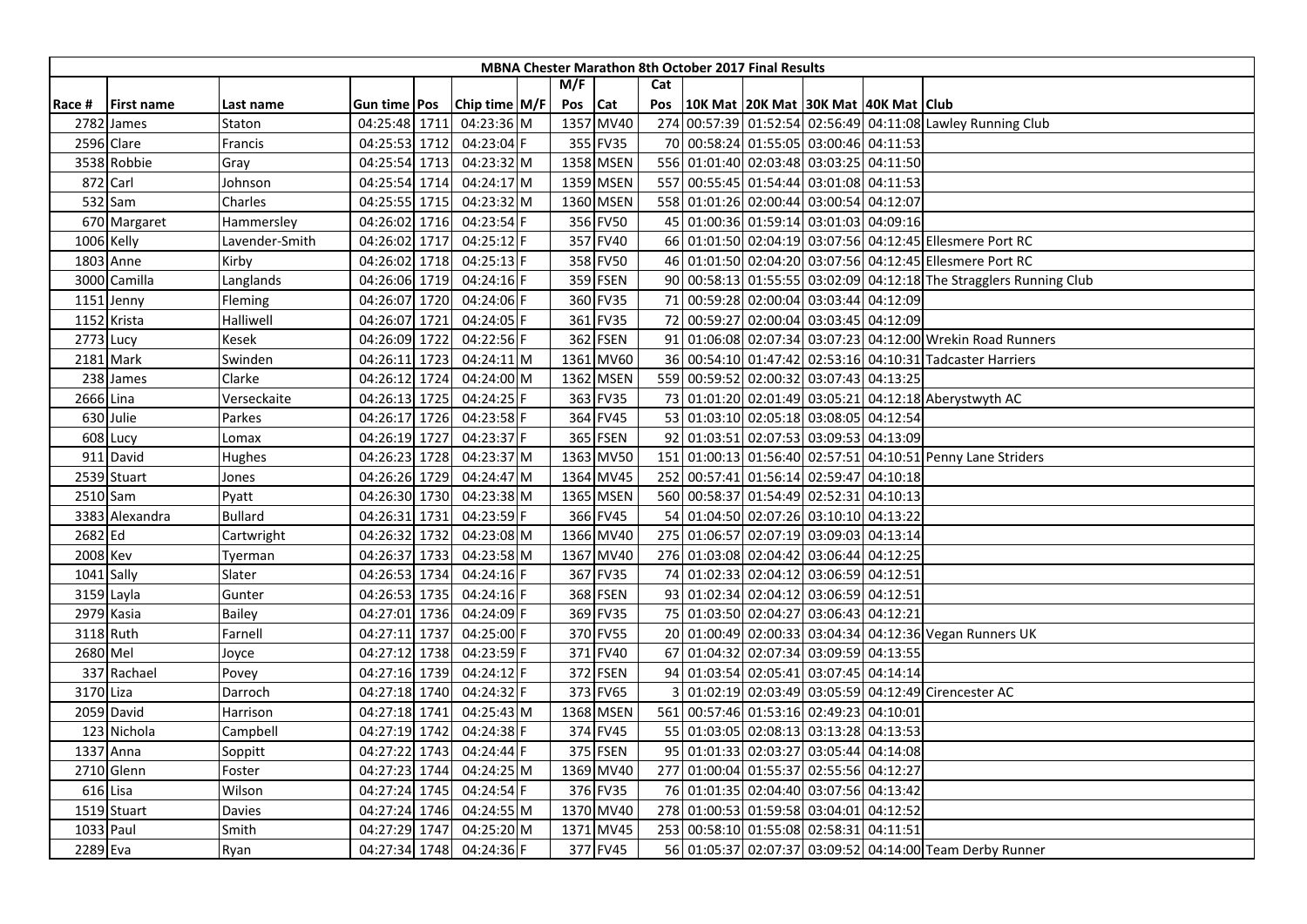| MBNA Chester Marathon 8th October 2017 Final Results | | | | | | | | | | | | | | | | |
|---|---|---|---|---|---|---|---|---|---|---|---|---|---|---|---|---|
| | | | | | | | M/F | | Cat | | | | | | |
| Race # | First name | Last name | Gun time | Pos | Chip time | M/F | Pos | Cat | Pos | 10K Mat | 20K Mat | 30K Mat | 40K Mat | Club |
| 2782 | James | Staton | 04:25:48 | 1711 | 04:23:36 | M | 1357 | MV40 | 274 | 00:57:39 | 01:52:54 | 02:56:49 | 04:11:08 | Lawley Running Club |
| 2596 | Clare | Francis | 04:25:53 | 1712 | 04:23:04 | F | 355 | FV35 | 70 | 00:58:24 | 01:55:05 | 03:00:46 | 04:11:53 | |
| 3538 | Robbie | Gray | 04:25:54 | 1713 | 04:23:32 | M | 1358 | MSEN | 556 | 01:01:40 | 02:03:48 | 03:03:25 | 04:11:50 | |
| 872 | Carl | Johnson | 04:25:54 | 1714 | 04:24:17 | M | 1359 | MSEN | 557 | 00:55:45 | 01:54:44 | 03:01:08 | 04:11:53 | |
| 532 | Sam | Charles | 04:25:55 | 1715 | 04:23:32 | M | 1360 | MSEN | 558 | 01:01:26 | 02:00:44 | 03:00:54 | 04:12:07 | |
| 670 | Margaret | Hammersley | 04:26:02 | 1716 | 04:23:54 | F | 356 | FV50 | 45 | 01:00:36 | 01:59:14 | 03:01:03 | 04:09:16 | |
| 1006 | Kelly | Lavender-Smith | 04:26:02 | 1717 | 04:25:12 | F | 357 | FV40 | 66 | 01:01:50 | 02:04:19 | 03:07:56 | 04:12:45 | Ellesmere Port RC |
| 1803 | Anne | Kirby | 04:26:02 | 1718 | 04:25:13 | F | 358 | FV50 | 46 | 01:01:50 | 02:04:20 | 03:07:56 | 04:12:45 | Ellesmere Port RC |
| 3000 | Camilla | Langlands | 04:26:06 | 1719 | 04:24:16 | F | 359 | FSEN | 90 | 00:58:13 | 01:55:55 | 03:02:09 | 04:12:18 | The Stragglers Running Club |
| 1151 | Jenny | Fleming | 04:26:07 | 1720 | 04:24:06 | F | 360 | FV35 | 71 | 00:59:28 | 02:00:04 | 03:03:44 | 04:12:09 | |
| 1152 | Krista | Halliwell | 04:26:07 | 1721 | 04:24:05 | F | 361 | FV35 | 72 | 00:59:27 | 02:00:04 | 03:03:45 | 04:12:09 | |
| 2773 | Lucy | Kesek | 04:26:09 | 1722 | 04:22:56 | F | 362 | FSEN | 91 | 01:06:08 | 02:07:34 | 03:07:23 | 04:12:00 | Wrekin Road Runners |
| 2181 | Mark | Swinden | 04:26:11 | 1723 | 04:24:11 | M | 1361 | MV60 | 36 | 00:54:10 | 01:47:42 | 02:53:16 | 04:10:31 | Tadcaster Harriers |
| 238 | James | Clarke | 04:26:12 | 1724 | 04:24:00 | M | 1362 | MSEN | 559 | 00:59:52 | 02:00:32 | 03:07:43 | 04:13:25 | |
| 2666 | Lina | Verseckaite | 04:26:13 | 1725 | 04:24:25 | F | 363 | FV35 | 73 | 01:01:20 | 02:01:49 | 03:05:21 | 04:12:18 | Aberystwyth AC |
| 630 | Julie | Parkes | 04:26:17 | 1726 | 04:23:58 | F | 364 | FV45 | 53 | 01:03:10 | 02:05:18 | 03:08:05 | 04:12:54 | |
| 608 | Lucy | Lomax | 04:26:19 | 1727 | 04:23:37 | F | 365 | FSEN | 92 | 01:03:51 | 02:07:53 | 03:09:53 | 04:13:09 | |
| 911 | David | Hughes | 04:26:23 | 1728 | 04:23:37 | M | 1363 | MV50 | 151 | 01:00:13 | 01:56:40 | 02:57:51 | 04:10:51 | Penny Lane Striders |
| 2539 | Stuart | Jones | 04:26:26 | 1729 | 04:24:47 | M | 1364 | MV45 | 252 | 00:57:41 | 01:56:14 | 02:59:47 | 04:10:18 | |
| 2510 | Sam | Pyatt | 04:26:30 | 1730 | 04:23:38 | M | 1365 | MSEN | 560 | 00:58:37 | 01:54:49 | 02:52:31 | 04:10:13 | |
| 3383 | Alexandra | Bullard | 04:26:31 | 1731 | 04:23:59 | F | 366 | FV45 | 54 | 01:04:50 | 02:07:26 | 03:10:10 | 04:13:22 | |
| 2682 | Ed | Cartwright | 04:26:32 | 1732 | 04:23:08 | M | 1366 | MV40 | 275 | 01:06:57 | 02:07:19 | 03:09:03 | 04:13:14 | |
| 2008 | Kev | Tyerman | 04:26:37 | 1733 | 04:23:58 | M | 1367 | MV40 | 276 | 01:03:08 | 02:04:42 | 03:06:44 | 04:12:25 | |
| 1041 | Sally | Slater | 04:26:53 | 1734 | 04:24:16 | F | 367 | FV35 | 74 | 01:02:33 | 02:04:12 | 03:06:59 | 04:12:51 | |
| 3159 | Layla | Gunter | 04:26:53 | 1735 | 04:24:16 | F | 368 | FSEN | 93 | 01:02:34 | 02:04:12 | 03:06:59 | 04:12:51 | |
| 2979 | Kasia | Bailey | 04:27:01 | 1736 | 04:24:09 | F | 369 | FV35 | 75 | 01:03:50 | 02:04:27 | 03:06:43 | 04:12:21 | |
| 3118 | Ruth | Farnell | 04:27:11 | 1737 | 04:25:00 | F | 370 | FV55 | 20 | 01:00:49 | 02:00:33 | 03:04:34 | 04:12:36 | Vegan Runners UK |
| 2680 | Mel | Joyce | 04:27:12 | 1738 | 04:23:59 | F | 371 | FV40 | 67 | 01:04:32 | 02:07:34 | 03:09:59 | 04:13:55 | |
| 337 | Rachael | Povey | 04:27:16 | 1739 | 04:24:12 | F | 372 | FSEN | 94 | 01:03:54 | 02:05:41 | 03:07:45 | 04:14:14 | |
| 3170 | Liza | Darroch | 04:27:18 | 1740 | 04:24:32 | F | 373 | FV65 | 3 | 01:02:19 | 02:03:49 | 03:05:59 | 04:12:49 | Cirencester AC |
| 2059 | David | Harrison | 04:27:18 | 1741 | 04:25:43 | M | 1368 | MSEN | 561 | 00:57:46 | 01:53:16 | 02:49:23 | 04:10:01 | |
| 123 | Nichola | Campbell | 04:27:19 | 1742 | 04:24:38 | F | 374 | FV45 | 55 | 01:03:05 | 02:08:13 | 03:13:28 | 04:13:53 | |
| 1337 | Anna | Soppitt | 04:27:22 | 1743 | 04:24:44 | F | 375 | FSEN | 95 | 01:01:33 | 02:03:27 | 03:05:44 | 04:14:08 | |
| 2710 | Glenn | Foster | 04:27:23 | 1744 | 04:24:25 | M | 1369 | MV40 | 277 | 01:00:04 | 01:55:37 | 02:55:56 | 04:12:27 | |
| 616 | Lisa | Wilson | 04:27:24 | 1745 | 04:24:54 | F | 376 | FV35 | 76 | 01:01:35 | 02:04:40 | 03:07:56 | 04:13:42 | |
| 1519 | Stuart | Davies | 04:27:24 | 1746 | 04:24:55 | M | 1370 | MV40 | 278 | 01:00:53 | 01:59:58 | 03:04:01 | 04:12:52 | |
| 1033 | Paul | Smith | 04:27:29 | 1747 | 04:25:20 | M | 1371 | MV45 | 253 | 00:58:10 | 01:55:08 | 02:58:31 | 04:11:51 | |
| 2289 | Eva | Ryan | 04:27:34 | 1748 | 04:24:36 | F | 377 | FV45 | 56 | 01:05:37 | 02:07:37 | 03:09:52 | 04:14:00 | Team Derby Runner |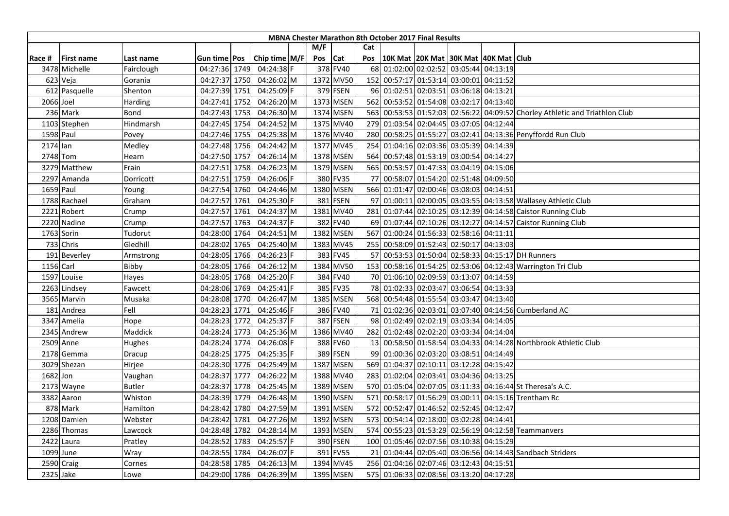| MBNA Chester Marathon 8th October 2017 Final Results | | | | | | | | | | | | | | | |
|---|---|---|---|---|---|---|---|---|---|---|---|---|---|---|---|
| | | | | | | | M/F | | Cat | | | | | | |
| Race # | First name | Last name | Gun time | Pos | Chip time | M/F | Pos | Cat | Pos | 10K Mat | 20K Mat | 30K Mat | 40K Mat | Club |
| 3478 | Michelle | Fairclough | 04:27:36 | 1749 | 04:24:38 | F | 378 | FV40 | 68 | 01:02:00 | 02:02:52 | 03:05:44 | 04:13:19 | |
| 623 | Veja | Gorania | 04:27:37 | 1750 | 04:26:02 | M | 1372 | MV50 | 152 | 00:57:17 | 01:53:14 | 03:00:01 | 04:11:52 | |
| 612 | Pasquelle | Shenton | 04:27:39 | 1751 | 04:25:09 | F | 379 | FSEN | 96 | 01:02:51 | 02:03:51 | 03:06:18 | 04:13:21 | |
| 2066 | Joel | Harding | 04:27:41 | 1752 | 04:26:20 | M | 1373 | MSEN | 562 | 00:53:52 | 01:54:08 | 03:02:17 | 04:13:40 | |
| 236 | Mark | Bond | 04:27:43 | 1753 | 04:26:30 | M | 1374 | MSEN | 563 | 00:53:53 | 01:52:03 | 02:56:22 | 04:09:52 | Chorley Athletic and Triathlon Club |
| 1103 | Stephen | Hindmarsh | 04:27:45 | 1754 | 04:24:52 | M | 1375 | MV40 | 279 | 01:03:54 | 02:04:45 | 03:07:05 | 04:12:44 | |
| 1598 | Paul | Povey | 04:27:46 | 1755 | 04:25:38 | M | 1376 | MV40 | 280 | 00:58:25 | 01:55:27 | 03:02:41 | 04:13:36 | Penyffordd Run Club |
| 2174 | Ian | Medley | 04:27:48 | 1756 | 04:24:42 | M | 1377 | MV45 | 254 | 01:04:16 | 02:03:36 | 03:05:39 | 04:14:39 | |
| 2748 | Tom | Hearn | 04:27:50 | 1757 | 04:26:14 | M | 1378 | MSEN | 564 | 00:57:48 | 01:53:19 | 03:00:54 | 04:14:27 | |
| 3279 | Matthew | Frain | 04:27:51 | 1758 | 04:26:23 | M | 1379 | MSEN | 565 | 00:53:57 | 01:47:33 | 03:04:19 | 04:15:06 | |
| 2297 | Amanda | Dorricott | 04:27:51 | 1759 | 04:26:06 | F | 380 | FV35 | 77 | 00:58:07 | 01:54:20 | 02:51:48 | 04:09:50 | |
| 1659 | Paul | Young | 04:27:54 | 1760 | 04:24:46 | M | 1380 | MSEN | 566 | 01:01:47 | 02:00:46 | 03:08:03 | 04:14:51 | |
| 1788 | Rachael | Graham | 04:27:57 | 1761 | 04:25:30 | F | 381 | FSEN | 97 | 01:00:11 | 02:00:05 | 03:03:55 | 04:13:58 | Wallasey Athletic Club |
| 2221 | Robert | Crump | 04:27:57 | 1761 | 04:24:37 | M | 1381 | MV40 | 281 | 01:07:44 | 02:10:25 | 03:12:39 | 04:14:58 | Caistor Running Club |
| 2220 | Nadine | Crump | 04:27:57 | 1763 | 04:24:37 | F | 382 | FV40 | 69 | 01:07:44 | 02:10:26 | 03:12:27 | 04:14:57 | Caistor Running Club |
| 1763 | Sorin | Tudorut | 04:28:00 | 1764 | 04:24:51 | M | 1382 | MSEN | 567 | 01:00:24 | 01:56:33 | 02:58:16 | 04:11:11 | |
| 733 | Chris | Gledhill | 04:28:02 | 1765 | 04:25:40 | M | 1383 | MV45 | 255 | 00:58:09 | 01:52:43 | 02:50:17 | 04:13:03 | |
| 191 | Beverley | Armstrong | 04:28:05 | 1766 | 04:26:23 | F | 383 | FV45 | 57 | 00:53:53 | 01:50:04 | 02:58:33 | 04:15:17 | DH Runners |
| 1156 | Carl | Bibby | 04:28:05 | 1766 | 04:26:12 | M | 1384 | MV50 | 153 | 00:58:16 | 01:54:25 | 02:53:06 | 04:12:43 | Warrington Tri Club |
| 1597 | Louise | Hayes | 04:28:05 | 1768 | 04:25:20 | F | 384 | FV40 | 70 | 01:06:10 | 02:09:59 | 03:13:07 | 04:14:59 | |
| 2263 | Lindsey | Fawcett | 04:28:06 | 1769 | 04:25:41 | F | 385 | FV35 | 78 | 01:02:33 | 02:03:47 | 03:06:54 | 04:13:33 | |
| 3565 | Marvin | Musaka | 04:28:08 | 1770 | 04:26:47 | M | 1385 | MSEN | 568 | 00:54:48 | 01:55:54 | 03:03:47 | 04:13:40 | |
| 181 | Andrea | Fell | 04:28:23 | 1771 | 04:25:46 | F | 386 | FV40 | 71 | 01:02:36 | 02:03:01 | 03:07:40 | 04:14:56 | Cumberland AC |
| 3347 | Amelia | Hope | 04:28:23 | 1772 | 04:25:37 | F | 387 | FSEN | 98 | 01:02:49 | 02:02:19 | 03:03:34 | 04:14:05 | |
| 2345 | Andrew | Maddick | 04:28:24 | 1773 | 04:25:36 | M | 1386 | MV40 | 282 | 01:02:48 | 02:02:20 | 03:03:34 | 04:14:04 | |
| 2509 | Anne | Hughes | 04:28:24 | 1774 | 04:26:08 | F | 388 | FV60 | 13 | 00:58:50 | 01:58:54 | 03:04:33 | 04:14:28 | Northbrook Athletic Club |
| 2178 | Gemma | Dracup | 04:28:25 | 1775 | 04:25:35 | F | 389 | FSEN | 99 | 01:00:36 | 02:03:20 | 03:08:51 | 04:14:49 | |
| 3029 | Shezan | Hirjee | 04:28:30 | 1776 | 04:25:49 | M | 1387 | MSEN | 569 | 01:04:37 | 02:10:11 | 03:12:28 | 04:15:42 | |
| 1682 | Jon | Vaughan | 04:28:37 | 1777 | 04:26:22 | M | 1388 | MV40 | 283 | 01:02:04 | 02:03:41 | 03:04:36 | 04:13:25 | |
| 2173 | Wayne | Butler | 04:28:37 | 1778 | 04:25:45 | M | 1389 | MSEN | 570 | 01:05:04 | 02:07:05 | 03:11:33 | 04:16:44 | St Theresa's A.C. |
| 3382 | Aaron | Whiston | 04:28:39 | 1779 | 04:26:48 | M | 1390 | MSEN | 571 | 00:58:17 | 01:56:29 | 03:00:11 | 04:15:16 | Trentham Rc |
| 878 | Mark | Hamilton | 04:28:42 | 1780 | 04:27:59 | M | 1391 | MSEN | 572 | 00:52:47 | 01:46:52 | 02:52:45 | 04:12:47 | |
| 1208 | Damien | Webster | 04:28:42 | 1781 | 04:27:26 | M | 1392 | MSEN | 573 | 00:54:14 | 02:18:00 | 03:02:28 | 04:14:41 | |
| 2286 | Thomas | Lawcock | 04:28:48 | 1782 | 04:28:14 | M | 1393 | MSEN | 574 | 00:55:23 | 01:53:29 | 02:56:19 | 04:12:58 | Teammanvers |
| 2422 | Laura | Pratley | 04:28:52 | 1783 | 04:25:57 | F | 390 | FSEN | 100 | 01:05:46 | 02:07:56 | 03:10:38 | 04:15:29 | |
| 1099 | June | Wray | 04:28:55 | 1784 | 04:26:07 | F | 391 | FV55 | 21 | 01:04:44 | 02:05:40 | 03:06:56 | 04:14:43 | Sandbach Striders |
| 2590 | Craig | Cornes | 04:28:58 | 1785 | 04:26:13 | M | 1394 | MV45 | 256 | 01:04:16 | 02:07:46 | 03:12:43 | 04:15:51 | |
| 2325 | Jake | Lowe | 04:29:00 | 1786 | 04:26:39 | M | 1395 | MSEN | 575 | 01:06:33 | 02:08:56 | 03:13:20 | 04:17:28 | |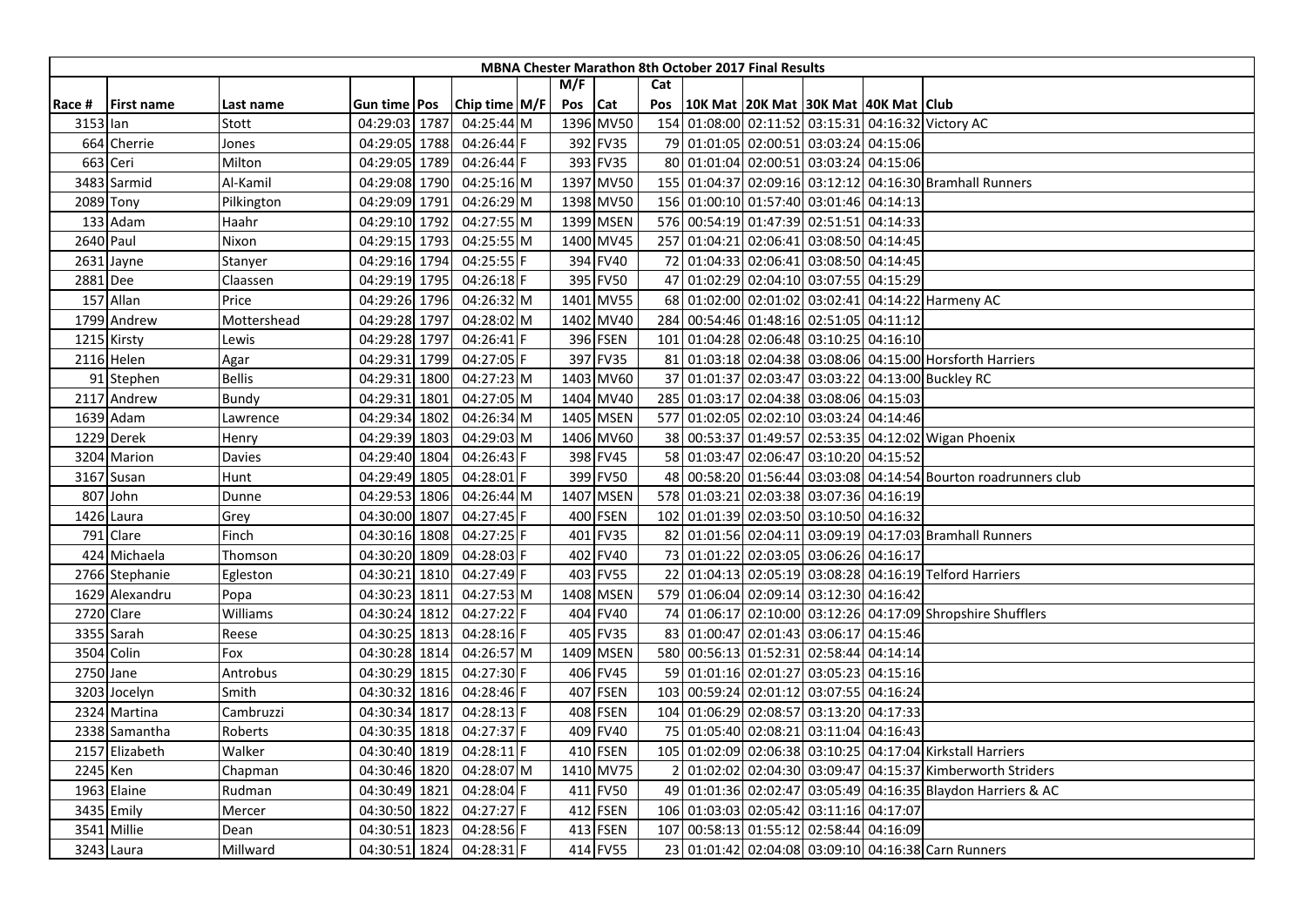| MBNA Chester Marathon 8th October 2017 Final Results | | | | | | | | | | | | | | | |
|---|---|---|---|---|---|---|---|---|---|---|---|---|---|---|---|
| | | | | | | | M/F | | Cat | | | | | | |
| Race # | First name | Last name | Gun time | Pos | Chip time | M/F | Pos | Cat | Pos | 10K Mat | 20K Mat | 30K Mat | 40K Mat | Club |
| 3153 | Ian | Stott | 04:29:03 | 1787 | 04:25:44 | M | 1396 | MV50 | 154 | 01:08:00 | 02:11:52 | 03:15:31 | 04:16:32 | Victory AC |
| 664 | Cherrie | Jones | 04:29:05 | 1788 | 04:26:44 | F | 392 | FV35 | 79 | 01:01:05 | 02:00:51 | 03:03:24 | 04:15:06 | |
| 663 | Ceri | Milton | 04:29:05 | 1789 | 04:26:44 | F | 393 | FV35 | 80 | 01:01:04 | 02:00:51 | 03:03:24 | 04:15:06 | |
| 3483 | Sarmid | Al-Kamil | 04:29:08 | 1790 | 04:25:16 | M | 1397 | MV50 | 155 | 01:04:37 | 02:09:16 | 03:12:12 | 04:16:30 | Bramhall Runners |
| 2089 | Tony | Pilkington | 04:29:09 | 1791 | 04:26:29 | M | 1398 | MV50 | 156 | 01:00:10 | 01:57:40 | 03:01:46 | 04:14:13 | |
| 133 | Adam | Haahr | 04:29:10 | 1792 | 04:27:55 | M | 1399 | MSEN | 576 | 00:54:19 | 01:47:39 | 02:51:51 | 04:14:33 | |
| 2640 | Paul | Nixon | 04:29:15 | 1793 | 04:25:55 | M | 1400 | MV45 | 257 | 01:04:21 | 02:06:41 | 03:08:50 | 04:14:45 | |
| 2631 | Jayne | Stanyer | 04:29:16 | 1794 | 04:25:55 | F | 394 | FV40 | 72 | 01:04:33 | 02:06:41 | 03:08:50 | 04:14:45 | |
| 2881 | Dee | Claassen | 04:29:19 | 1795 | 04:26:18 | F | 395 | FV50 | 47 | 01:02:29 | 02:04:10 | 03:07:55 | 04:15:29 | |
| 157 | Allan | Price | 04:29:26 | 1796 | 04:26:32 | M | 1401 | MV55 | 68 | 01:02:00 | 02:01:02 | 03:02:41 | 04:14:22 | Harmeny AC |
| 1799 | Andrew | Mottershead | 04:29:28 | 1797 | 04:28:02 | M | 1402 | MV40 | 284 | 00:54:46 | 01:48:16 | 02:51:05 | 04:11:12 | |
| 1215 | Kirsty | Lewis | 04:29:28 | 1797 | 04:26:41 | F | 396 | FSEN | 101 | 01:04:28 | 02:06:48 | 03:10:25 | 04:16:10 | |
| 2116 | Helen | Agar | 04:29:31 | 1799 | 04:27:05 | F | 397 | FV35 | 81 | 01:03:18 | 02:04:38 | 03:08:06 | 04:15:00 | Horsforth Harriers |
| 91 | Stephen | Bellis | 04:29:31 | 1800 | 04:27:23 | M | 1403 | MV60 | 37 | 01:01:37 | 02:03:47 | 03:03:22 | 04:13:00 | Buckley RC |
| 2117 | Andrew | Bundy | 04:29:31 | 1801 | 04:27:05 | M | 1404 | MV40 | 285 | 01:03:17 | 02:04:38 | 03:08:06 | 04:15:03 | |
| 1639 | Adam | Lawrence | 04:29:34 | 1802 | 04:26:34 | M | 1405 | MSEN | 577 | 01:02:05 | 02:02:10 | 03:03:24 | 04:14:46 | |
| 1229 | Derek | Henry | 04:29:39 | 1803 | 04:29:03 | M | 1406 | MV60 | 38 | 00:53:37 | 01:49:57 | 02:53:35 | 04:12:02 | Wigan Phoenix |
| 3204 | Marion | Davies | 04:29:40 | 1804 | 04:26:43 | F | 398 | FV45 | 58 | 01:03:47 | 02:06:47 | 03:10:20 | 04:15:52 | |
| 3167 | Susan | Hunt | 04:29:49 | 1805 | 04:28:01 | F | 399 | FV50 | 48 | 00:58:20 | 01:56:44 | 03:03:08 | 04:14:54 | Bourton roadrunners club |
| 807 | John | Dunne | 04:29:53 | 1806 | 04:26:44 | M | 1407 | MSEN | 578 | 01:03:21 | 02:03:38 | 03:07:36 | 04:16:19 | |
| 1426 | Laura | Grey | 04:30:00 | 1807 | 04:27:45 | F | 400 | FSEN | 102 | 01:01:39 | 02:03:50 | 03:10:50 | 04:16:32 | |
| 791 | Clare | Finch | 04:30:16 | 1808 | 04:27:25 | F | 401 | FV35 | 82 | 01:01:56 | 02:04:11 | 03:09:19 | 04:17:03 | Bramhall Runners |
| 424 | Michaela | Thomson | 04:30:20 | 1809 | 04:28:03 | F | 402 | FV40 | 73 | 01:01:22 | 02:03:05 | 03:06:26 | 04:16:17 | |
| 2766 | Stephanie | Egleston | 04:30:21 | 1810 | 04:27:49 | F | 403 | FV55 | 22 | 01:04:13 | 02:05:19 | 03:08:28 | 04:16:19 | Telford Harriers |
| 1629 | Alexandru | Popa | 04:30:23 | 1811 | 04:27:53 | M | 1408 | MSEN | 579 | 01:06:04 | 02:09:14 | 03:12:30 | 04:16:42 | |
| 2720 | Clare | Williams | 04:30:24 | 1812 | 04:27:22 | F | 404 | FV40 | 74 | 01:06:17 | 02:10:00 | 03:12:26 | 04:17:09 | Shropshire Shufflers |
| 3355 | Sarah | Reese | 04:30:25 | 1813 | 04:28:16 | F | 405 | FV35 | 83 | 01:00:47 | 02:01:43 | 03:06:17 | 04:15:46 | |
| 3504 | Colin | Fox | 04:30:28 | 1814 | 04:26:57 | M | 1409 | MSEN | 580 | 00:56:13 | 01:52:31 | 02:58:44 | 04:14:14 | |
| 2750 | Jane | Antrobus | 04:30:29 | 1815 | 04:27:30 | F | 406 | FV45 | 59 | 01:01:16 | 02:01:27 | 03:05:23 | 04:15:16 | |
| 3203 | Jocelyn | Smith | 04:30:32 | 1816 | 04:28:46 | F | 407 | FSEN | 103 | 00:59:24 | 02:01:12 | 03:07:55 | 04:16:24 | |
| 2324 | Martina | Cambruzzi | 04:30:34 | 1817 | 04:28:13 | F | 408 | FSEN | 104 | 01:06:29 | 02:08:57 | 03:13:20 | 04:17:33 | |
| 2338 | Samantha | Roberts | 04:30:35 | 1818 | 04:27:37 | F | 409 | FV40 | 75 | 01:05:40 | 02:08:21 | 03:11:04 | 04:16:43 | |
| 2157 | Elizabeth | Walker | 04:30:40 | 1819 | 04:28:11 | F | 410 | FSEN | 105 | 01:02:09 | 02:06:38 | 03:10:25 | 04:17:04 | Kirkstall Harriers |
| 2245 | Ken | Chapman | 04:30:46 | 1820 | 04:28:07 | M | 1410 | MV75 | 2 | 01:02:02 | 02:04:30 | 03:09:47 | 04:15:37 | Kimberworth Striders |
| 1963 | Elaine | Rudman | 04:30:49 | 1821 | 04:28:04 | F | 411 | FV50 | 49 | 01:01:36 | 02:02:47 | 03:05:49 | 04:16:35 | Blaydon Harriers & AC |
| 3435 | Emily | Mercer | 04:30:50 | 1822 | 04:27:27 | F | 412 | FSEN | 106 | 01:03:03 | 02:05:42 | 03:11:16 | 04:17:07 | |
| 3541 | Millie | Dean | 04:30:51 | 1823 | 04:28:56 | F | 413 | FSEN | 107 | 00:58:13 | 01:55:12 | 02:58:44 | 04:16:09 | |
| 3243 | Laura | Millward | 04:30:51 | 1824 | 04:28:31 | F | 414 | FV55 | 23 | 01:01:42 | 02:04:08 | 03:09:10 | 04:16:38 | Carn Runners |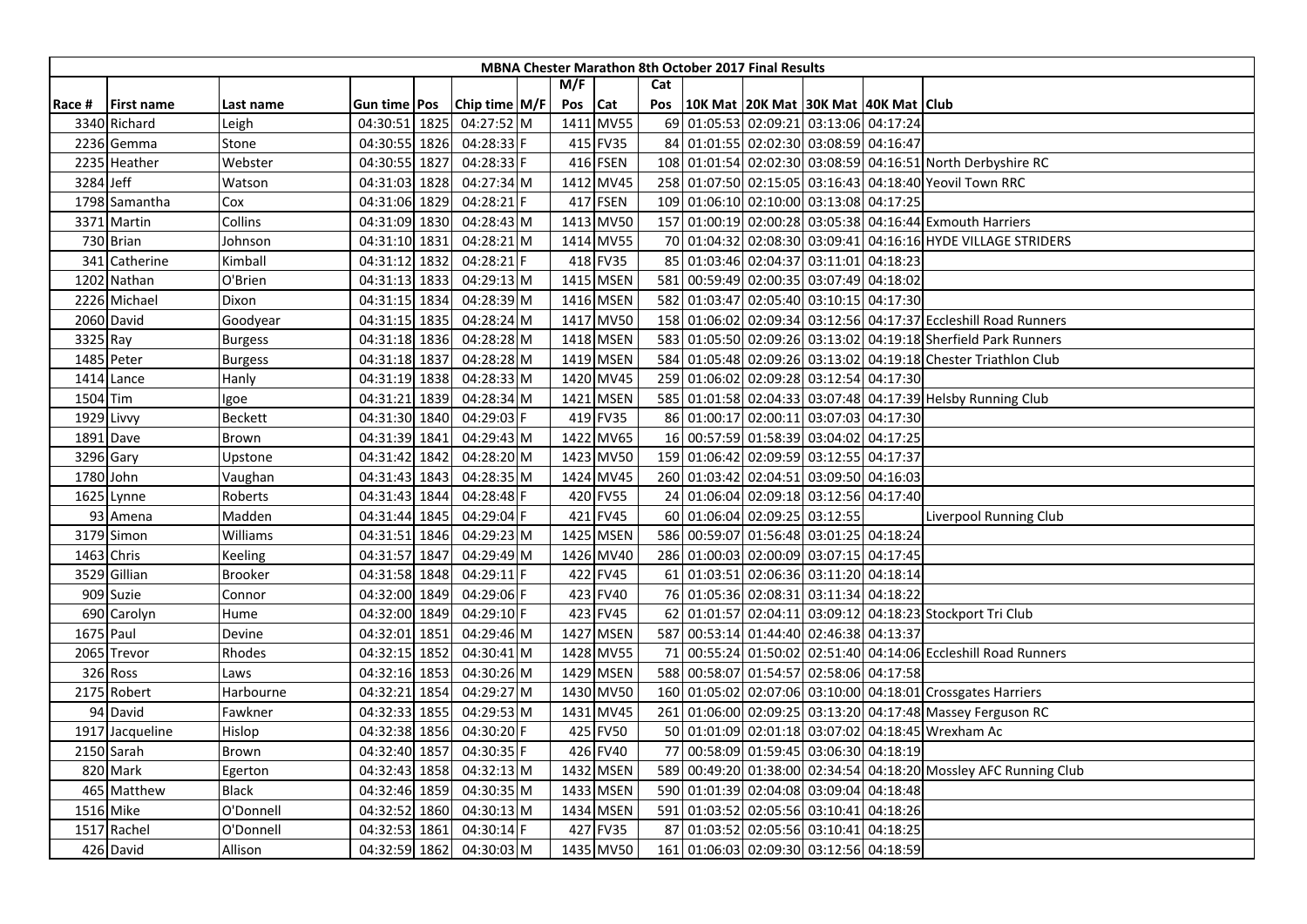**MBNA Chester Marathon 8th October 2017 Final Results**

| Race # | First name | Last name | Gun time | Pos | Chip time | M/F | M/F Pos | Cat | Cat Pos | 10K Mat | 20K Mat | 30K Mat | 40K Mat | Club |
|---|---|---|---|---|---|---|---|---|---|---|---|---|---|---|
| 3340 | Richard | Leigh | 04:30:51 | 1825 | 04:27:52 | M | 1411 | MV55 | 69 | 01:05:53 | 02:09:21 | 03:13:06 | 04:17:24 | |
| 2236 | Gemma | Stone | 04:30:55 | 1826 | 04:28:33 | F | 415 | FV35 | 84 | 01:01:55 | 02:02:30 | 03:08:59 | 04:16:47 | |
| 2235 | Heather | Webster | 04:30:55 | 1827 | 04:28:33 | F | 416 | FSEN | 108 | 01:01:54 | 02:02:30 | 03:08:59 | 04:16:51 | North Derbyshire RC |
| 3284 | Jeff | Watson | 04:31:03 | 1828 | 04:27:34 | M | 1412 | MV45 | 258 | 01:07:50 | 02:15:05 | 03:16:43 | 04:18:40 | Yeovil Town RRC |
| 1798 | Samantha | Cox | 04:31:06 | 1829 | 04:28:21 | F | 417 | FSEN | 109 | 01:06:10 | 02:10:00 | 03:13:08 | 04:17:25 | |
| 3371 | Martin | Collins | 04:31:09 | 1830 | 04:28:43 | M | 1413 | MV50 | 157 | 01:00:19 | 02:00:28 | 03:05:38 | 04:16:44 | Exmouth Harriers |
| 730 | Brian | Johnson | 04:31:10 | 1831 | 04:28:21 | M | 1414 | MV55 | 70 | 01:04:32 | 02:08:30 | 03:09:41 | 04:16:16 | HYDE VILLAGE STRIDERS |
| 341 | Catherine | Kimball | 04:31:12 | 1832 | 04:28:21 | F | 418 | FV35 | 85 | 01:03:46 | 02:04:37 | 03:11:01 | 04:18:23 | |
| 1202 | Nathan | O'Brien | 04:31:13 | 1833 | 04:29:13 | M | 1415 | MSEN | 581 | 00:59:49 | 02:00:35 | 03:07:49 | 04:18:02 | |
| 2226 | Michael | Dixon | 04:31:15 | 1834 | 04:28:39 | M | 1416 | MSEN | 582 | 01:03:47 | 02:05:40 | 03:10:15 | 04:17:30 | |
| 2060 | David | Goodyear | 04:31:15 | 1835 | 04:28:24 | M | 1417 | MV50 | 158 | 01:06:02 | 02:09:34 | 03:12:56 | 04:17:37 | Eccleshill Road Runners |
| 3325 | Ray | Burgess | 04:31:18 | 1836 | 04:28:28 | M | 1418 | MSEN | 583 | 01:05:50 | 02:09:26 | 03:13:02 | 04:19:18 | Sherfield Park Runners |
| 1485 | Peter | Burgess | 04:31:18 | 1837 | 04:28:28 | M | 1419 | MSEN | 584 | 01:05:48 | 02:09:26 | 03:13:02 | 04:19:18 | Chester Triathlon Club |
| 1414 | Lance | Hanly | 04:31:19 | 1838 | 04:28:33 | M | 1420 | MV45 | 259 | 01:06:02 | 02:09:28 | 03:12:54 | 04:17:30 | |
| 1504 | Tim | Igoe | 04:31:21 | 1839 | 04:28:34 | M | 1421 | MSEN | 585 | 01:01:58 | 02:04:33 | 03:07:48 | 04:17:39 | Helsby Running Club |
| 1929 | Livvy | Beckett | 04:31:30 | 1840 | 04:29:03 | F | 419 | FV35 | 86 | 01:00:17 | 02:00:11 | 03:07:03 | 04:17:30 | |
| 1891 | Dave | Brown | 04:31:39 | 1841 | 04:29:43 | M | 1422 | MV65 | 16 | 00:57:59 | 01:58:39 | 03:04:02 | 04:17:25 | |
| 3296 | Gary | Upstone | 04:31:42 | 1842 | 04:28:20 | M | 1423 | MV50 | 159 | 01:06:42 | 02:09:59 | 03:12:55 | 04:17:37 | |
| 1780 | John | Vaughan | 04:31:43 | 1843 | 04:28:35 | M | 1424 | MV45 | 260 | 01:03:42 | 02:04:51 | 03:09:50 | 04:16:03 | |
| 1625 | Lynne | Roberts | 04:31:43 | 1844 | 04:28:48 | F | 420 | FV55 | 24 | 01:06:04 | 02:09:18 | 03:12:56 | 04:17:40 | |
| 93 | Amena | Madden | 04:31:44 | 1845 | 04:29:04 | F | 421 | FV45 | 60 | 01:06:04 | 02:09:25 | 03:12:55 | | Liverpool Running Club |
| 3179 | Simon | Williams | 04:31:51 | 1846 | 04:29:23 | M | 1425 | MSEN | 586 | 00:59:07 | 01:56:48 | 03:01:25 | 04:18:24 | |
| 1463 | Chris | Keeling | 04:31:57 | 1847 | 04:29:49 | M | 1426 | MV40 | 286 | 01:00:03 | 02:00:09 | 03:07:15 | 04:17:45 | |
| 3529 | Gillian | Brooker | 04:31:58 | 1848 | 04:29:11 | F | 422 | FV45 | 61 | 01:03:51 | 02:06:36 | 03:11:20 | 04:18:14 | |
| 909 | Suzie | Connor | 04:32:00 | 1849 | 04:29:06 | F | 423 | FV40 | 76 | 01:05:36 | 02:08:31 | 03:11:34 | 04:18:22 | |
| 690 | Carolyn | Hume | 04:32:00 | 1849 | 04:29:10 | F | 423 | FV45 | 62 | 01:01:57 | 02:04:11 | 03:09:12 | 04:18:23 | Stockport Tri Club |
| 1675 | Paul | Devine | 04:32:01 | 1851 | 04:29:46 | M | 1427 | MSEN | 587 | 00:53:14 | 01:44:40 | 02:46:38 | 04:13:37 | |
| 2065 | Trevor | Rhodes | 04:32:15 | 1852 | 04:30:41 | M | 1428 | MV55 | 71 | 00:55:24 | 01:50:02 | 02:51:40 | 04:14:06 | Eccleshill Road Runners |
| 326 | Ross | Laws | 04:32:16 | 1853 | 04:30:26 | M | 1429 | MSEN | 588 | 00:58:07 | 01:54:57 | 02:58:06 | 04:17:58 | |
| 2175 | Robert | Harbourne | 04:32:21 | 1854 | 04:29:27 | M | 1430 | MV50 | 160 | 01:05:02 | 02:07:06 | 03:10:00 | 04:18:01 | Crossgates Harriers |
| 94 | David | Fawkner | 04:32:33 | 1855 | 04:29:53 | M | 1431 | MV45 | 261 | 01:06:00 | 02:09:25 | 03:13:20 | 04:17:48 | Massey Ferguson RC |
| 1917 | Jacqueline | Hislop | 04:32:38 | 1856 | 04:30:20 | F | 425 | FV50 | 50 | 01:01:09 | 02:01:18 | 03:07:02 | 04:18:45 | Wrexham Ac |
| 2150 | Sarah | Brown | 04:32:40 | 1857 | 04:30:35 | F | 426 | FV40 | 77 | 00:58:09 | 01:59:45 | 03:06:30 | 04:18:19 | |
| 820 | Mark | Egerton | 04:32:43 | 1858 | 04:32:13 | M | 1432 | MSEN | 589 | 00:49:20 | 01:38:00 | 02:34:54 | 04:18:20 | Mossley AFC Running Club |
| 465 | Matthew | Black | 04:32:46 | 1859 | 04:30:35 | M | 1433 | MSEN | 590 | 01:01:39 | 02:04:08 | 03:09:04 | 04:18:48 | |
| 1516 | Mike | O'Donnell | 04:32:52 | 1860 | 04:30:13 | M | 1434 | MSEN | 591 | 01:03:52 | 02:05:56 | 03:10:41 | 04:18:26 | |
| 1517 | Rachel | O'Donnell | 04:32:53 | 1861 | 04:30:14 | F | 427 | FV35 | 87 | 01:03:52 | 02:05:56 | 03:10:41 | 04:18:25 | |
| 426 | David | Allison | 04:32:59 | 1862 | 04:30:03 | M | 1435 | MV50 | 161 | 01:06:03 | 02:09:30 | 03:12:56 | 04:18:59 | |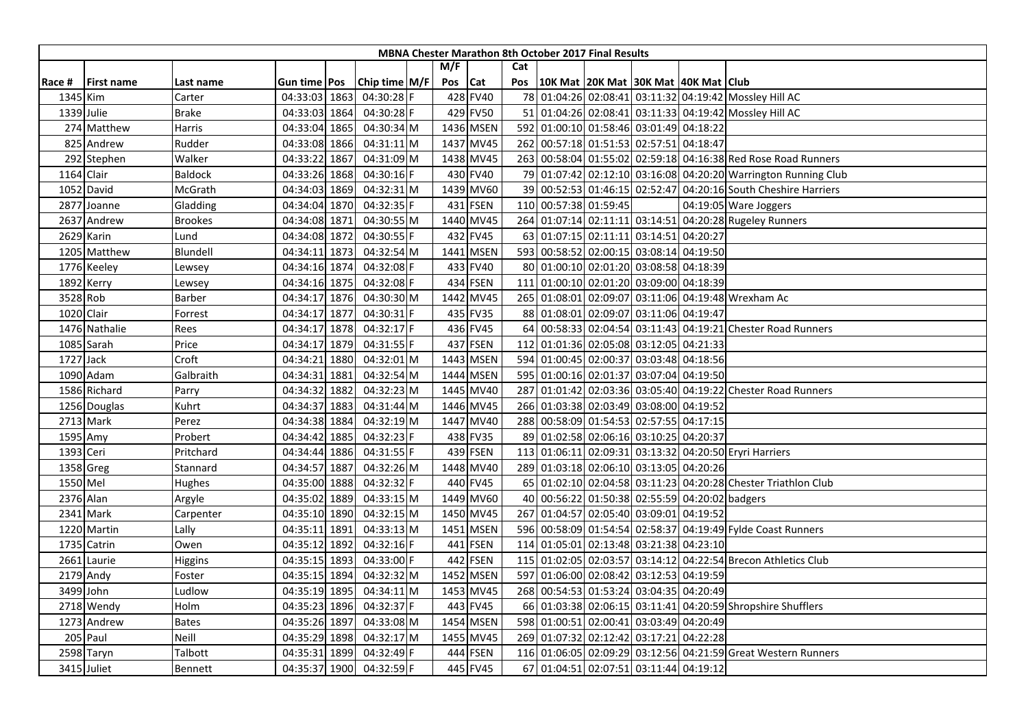| MBNA Chester Marathon 8th October 2017 Final Results | | | | | | | | | | | | | | | |
|---|---|---|---|---|---|---|---|---|---|---|---|---|---|---|---|
| | | | | | | | M/F | | Cat | | | | | | |
| Race # | First name | Last name | Gun time | Pos | Chip time | M/F | Pos | Cat | Pos | 10K Mat | 20K Mat | 30K Mat | 40K Mat | Club |
| 1345 | Kim | Carter | 04:33:03 | 1863 | 04:30:28 | F | 428 | FV40 | 78 | 01:04:26 | 02:08:41 | 03:11:32 | 04:19:42 | Mossley Hill AC |
| 1339 | Julie | Brake | 04:33:03 | 1864 | 04:30:28 | F | 429 | FV50 | 51 | 01:04:26 | 02:08:41 | 03:11:33 | 04:19:42 | Mossley Hill AC |
| 274 | Matthew | Harris | 04:33:04 | 1865 | 04:30:34 | M | 1436 | MSEN | 592 | 01:00:10 | 01:58:46 | 03:01:49 | 04:18:22 | |
| 825 | Andrew | Rudder | 04:33:08 | 1866 | 04:31:11 | M | 1437 | MV45 | 262 | 00:57:18 | 01:51:53 | 02:57:51 | 04:18:47 | |
| 292 | Stephen | Walker | 04:33:22 | 1867 | 04:31:09 | M | 1438 | MV45 | 263 | 00:58:04 | 01:55:02 | 02:59:18 | 04:16:38 | Red Rose Road Runners |
| 1164 | Clair | Baldock | 04:33:26 | 1868 | 04:30:16 | F | 430 | FV40 | 79 | 01:07:42 | 02:12:10 | 03:16:08 | 04:20:20 | Warrington Running Club |
| 1052 | David | McGrath | 04:34:03 | 1869 | 04:32:31 | M | 1439 | MV60 | 39 | 00:52:53 | 01:46:15 | 02:52:47 | 04:20:16 | South Cheshire Harriers |
| 2877 | Joanne | Gladding | 04:34:04 | 1870 | 04:32:35 | F | 431 | FSEN | 110 | 00:57:38 | 01:59:45 | | 04:19:05 | Ware Joggers |
| 2637 | Andrew | Brookes | 04:34:08 | 1871 | 04:30:55 | M | 1440 | MV45 | 264 | 01:07:14 | 02:11:11 | 03:14:51 | 04:20:28 | Rugeley Runners |
| 2629 | Karin | Lund | 04:34:08 | 1872 | 04:30:55 | F | 432 | FV45 | 63 | 01:07:15 | 02:11:11 | 03:14:51 | 04:20:27 | |
| 1205 | Matthew | Blundell | 04:34:11 | 1873 | 04:32:54 | M | 1441 | MSEN | 593 | 00:58:52 | 02:00:15 | 03:08:14 | 04:19:50 | |
| 1776 | Keeley | Lewsey | 04:34:16 | 1874 | 04:32:08 | F | 433 | FV40 | 80 | 01:00:10 | 02:01:20 | 03:08:58 | 04:18:39 | |
| 1892 | Kerry | Lewsey | 04:34:16 | 1875 | 04:32:08 | F | 434 | FSEN | 111 | 01:00:10 | 02:01:20 | 03:09:00 | 04:18:39 | |
| 3528 | Rob | Barber | 04:34:17 | 1876 | 04:30:30 | M | 1442 | MV45 | 265 | 01:08:01 | 02:09:07 | 03:11:06 | 04:19:48 | Wrexham Ac |
| 1020 | Clair | Forrest | 04:34:17 | 1877 | 04:30:31 | F | 435 | FV35 | 88 | 01:08:01 | 02:09:07 | 03:11:06 | 04:19:47 | |
| 1476 | Nathalie | Rees | 04:34:17 | 1878 | 04:32:17 | F | 436 | FV45 | 64 | 00:58:33 | 02:04:54 | 03:11:43 | 04:19:21 | Chester Road Runners |
| 1085 | Sarah | Price | 04:34:17 | 1879 | 04:31:55 | F | 437 | FSEN | 112 | 01:01:36 | 02:05:08 | 03:12:05 | 04:21:33 | |
| 1727 | Jack | Croft | 04:34:21 | 1880 | 04:32:01 | M | 1443 | MSEN | 594 | 01:00:45 | 02:00:37 | 03:03:48 | 04:18:56 | |
| 1090 | Adam | Galbraith | 04:34:31 | 1881 | 04:32:54 | M | 1444 | MSEN | 595 | 01:00:16 | 02:01:37 | 03:07:04 | 04:19:50 | |
| 1586 | Richard | Parry | 04:34:32 | 1882 | 04:32:23 | M | 1445 | MV40 | 287 | 01:01:42 | 02:03:36 | 03:05:40 | 04:19:22 | Chester Road Runners |
| 1256 | Douglas | Kuhrt | 04:34:37 | 1883 | 04:31:44 | M | 1446 | MV45 | 266 | 01:03:38 | 02:03:49 | 03:08:00 | 04:19:52 | |
| 2713 | Mark | Perez | 04:34:38 | 1884 | 04:32:19 | M | 1447 | MV40 | 288 | 00:58:09 | 01:54:53 | 02:57:55 | 04:17:15 | |
| 1595 | Amy | Probert | 04:34:42 | 1885 | 04:32:23 | F | 438 | FV35 | 89 | 01:02:58 | 02:06:16 | 03:10:25 | 04:20:37 | |
| 1393 | Ceri | Pritchard | 04:34:44 | 1886 | 04:31:55 | F | 439 | FSEN | 113 | 01:06:11 | 02:09:31 | 03:13:32 | 04:20:50 | Eryri Harriers |
| 1358 | Greg | Stannard | 04:34:57 | 1887 | 04:32:26 | M | 1448 | MV40 | 289 | 01:03:18 | 02:06:10 | 03:13:05 | 04:20:26 | |
| 1550 | Mel | Hughes | 04:35:00 | 1888 | 04:32:32 | F | 440 | FV45 | 65 | 01:02:10 | 02:04:58 | 03:11:23 | 04:20:28 | Chester Triathlon Club |
| 2376 | Alan | Argyle | 04:35:02 | 1889 | 04:33:15 | M | 1449 | MV60 | 40 | 00:56:22 | 01:50:38 | 02:55:59 | 04:20:02 | badgers |
| 2341 | Mark | Carpenter | 04:35:10 | 1890 | 04:32:15 | M | 1450 | MV45 | 267 | 01:04:57 | 02:05:40 | 03:09:01 | 04:19:52 | |
| 1220 | Martin | Lally | 04:35:11 | 1891 | 04:33:13 | M | 1451 | MSEN | 596 | 00:58:09 | 01:54:54 | 02:58:37 | 04:19:49 | Fylde Coast Runners |
| 1735 | Catrin | Owen | 04:35:12 | 1892 | 04:32:16 | F | 441 | FSEN | 114 | 01:05:01 | 02:13:48 | 03:21:38 | 04:23:10 | |
| 2661 | Laurie | Higgins | 04:35:15 | 1893 | 04:33:00 | F | 442 | FSEN | 115 | 01:02:05 | 02:03:57 | 03:14:12 | 04:22:54 | Brecon Athletics Club |
| 2179 | Andy | Foster | 04:35:15 | 1894 | 04:32:32 | M | 1452 | MSEN | 597 | 01:06:00 | 02:08:42 | 03:12:53 | 04:19:59 | |
| 3499 | John | Ludlow | 04:35:19 | 1895 | 04:34:11 | M | 1453 | MV45 | 268 | 00:54:53 | 01:53:24 | 03:04:35 | 04:20:49 | |
| 2718 | Wendy | Holm | 04:35:23 | 1896 | 04:32:37 | F | 443 | FV45 | 66 | 01:03:38 | 02:06:15 | 03:11:41 | 04:20:59 | Shropshire Shufflers |
| 1273 | Andrew | Bates | 04:35:26 | 1897 | 04:33:08 | M | 1454 | MSEN | 598 | 01:00:51 | 02:00:41 | 03:03:49 | 04:20:49 | |
| 205 | Paul | Neill | 04:35:29 | 1898 | 04:32:17 | M | 1455 | MV45 | 269 | 01:07:32 | 02:12:42 | 03:17:21 | 04:22:28 | |
| 2598 | Taryn | Talbott | 04:35:31 | 1899 | 04:32:49 | F | 444 | FSEN | 116 | 01:06:05 | 02:09:29 | 03:12:56 | 04:21:59 | Great Western Runners |
| 3415 | Juliet | Bennett | 04:35:37 | 1900 | 04:32:59 | F | 445 | FV45 | 67 | 01:04:51 | 02:07:51 | 03:11:44 | 04:19:12 | |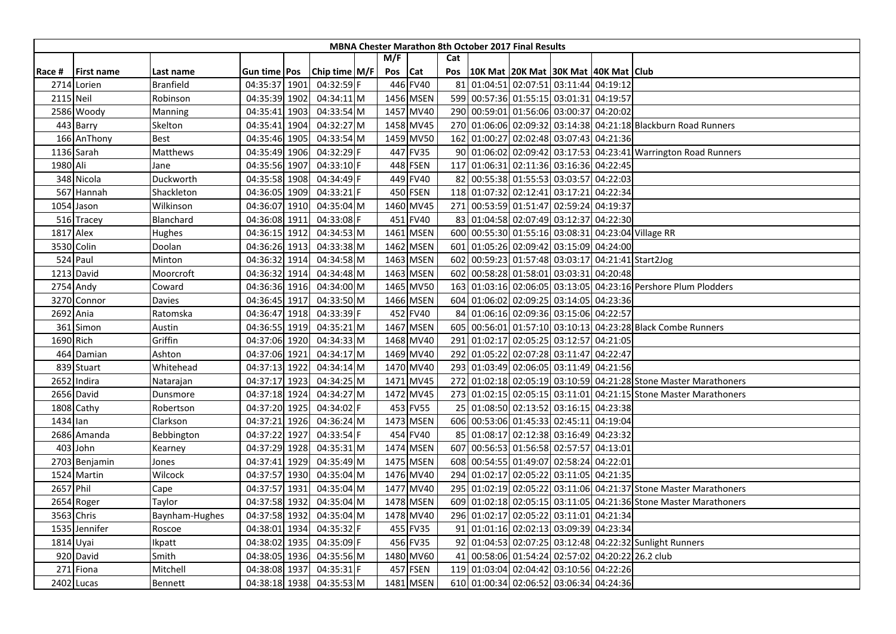| MBNA Chester Marathon 8th October 2017 Final Results | | | | | | | | | | | | | | | |
|---|---|---|---|---|---|---|---|---|---|---|---|---|---|---|---|
| | | | | | | | M/F | | Cat | | | | | | |
| Race # | First name | Last name | Gun time | Pos | Chip time | M/F | Pos | Cat | Pos | 10K Mat | 20K Mat | 30K Mat | 40K Mat | Club |
| 2714 | Lorien | Branfield | 04:35:37 | 1901 | 04:32:59 | F | 446 | FV40 | 81 | 01:04:51 | 02:07:51 | 03:11:44 | 04:19:12 | |
| 2115 | Neil | Robinson | 04:35:39 | 1902 | 04:34:11 | M | 1456 | MSEN | 599 | 00:57:36 | 01:55:15 | 03:01:31 | 04:19:57 | |
| 2586 | Woody | Manning | 04:35:41 | 1903 | 04:33:54 | M | 1457 | MV40 | 290 | 00:59:01 | 01:56:06 | 03:00:37 | 04:20:02 | |
| 443 | Barry | Skelton | 04:35:41 | 1904 | 04:32:27 | M | 1458 | MV45 | 270 | 01:06:06 | 02:09:32 | 03:14:38 | 04:21:18 | Blackburn Road Runners |
| 166 | AnThony | Best | 04:35:46 | 1905 | 04:33:54 | M | 1459 | MV50 | 162 | 01:00:27 | 02:02:48 | 03:07:43 | 04:21:36 | |
| 1136 | Sarah | Matthews | 04:35:49 | 1906 | 04:32:29 | F | 447 | FV35 | 90 | 01:06:02 | 02:09:42 | 03:17:53 | 04:23:41 | Warrington Road Runners |
| 1980 | Ali | Jane | 04:35:56 | 1907 | 04:33:10 | F | 448 | FSEN | 117 | 01:06:31 | 02:11:36 | 03:16:36 | 04:22:45 | |
| 348 | Nicola | Duckworth | 04:35:58 | 1908 | 04:34:49 | F | 449 | FV40 | 82 | 00:55:38 | 01:55:53 | 03:03:57 | 04:22:03 | |
| 567 | Hannah | Shackleton | 04:36:05 | 1909 | 04:33:21 | F | 450 | FSEN | 118 | 01:07:32 | 02:12:41 | 03:17:21 | 04:22:34 | |
| 1054 | Jason | Wilkinson | 04:36:07 | 1910 | 04:35:04 | M | 1460 | MV45 | 271 | 00:53:59 | 01:51:47 | 02:59:24 | 04:19:37 | |
| 516 | Tracey | Blanchard | 04:36:08 | 1911 | 04:33:08 | F | 451 | FV40 | 83 | 01:04:58 | 02:07:49 | 03:12:37 | 04:22:30 | |
| 1817 | Alex | Hughes | 04:36:15 | 1912 | 04:34:53 | M | 1461 | MSEN | 600 | 00:55:30 | 01:55:16 | 03:08:31 | 04:23:04 | Village RR |
| 3530 | Colin | Doolan | 04:36:26 | 1913 | 04:33:38 | M | 1462 | MSEN | 601 | 01:05:26 | 02:09:42 | 03:15:09 | 04:24:00 | |
| 524 | Paul | Minton | 04:36:32 | 1914 | 04:34:58 | M | 1463 | MSEN | 602 | 00:59:23 | 01:57:48 | 03:03:17 | 04:21:41 | Start2Jog |
| 1213 | David | Moorcroft | 04:36:32 | 1914 | 04:34:48 | M | 1463 | MSEN | 602 | 00:58:28 | 01:58:01 | 03:03:31 | 04:20:48 | |
| 2754 | Andy | Coward | 04:36:36 | 1916 | 04:34:00 | M | 1465 | MV50 | 163 | 01:03:16 | 02:06:05 | 03:13:05 | 04:23:16 | Pershore Plum Plodders |
| 3270 | Connor | Davies | 04:36:45 | 1917 | 04:33:50 | M | 1466 | MSEN | 604 | 01:06:02 | 02:09:25 | 03:14:05 | 04:23:36 | |
| 2692 | Ania | Ratomska | 04:36:47 | 1918 | 04:33:39 | F | 452 | FV40 | 84 | 01:06:16 | 02:09:36 | 03:15:06 | 04:22:57 | |
| 361 | Simon | Austin | 04:36:55 | 1919 | 04:35:21 | M | 1467 | MSEN | 605 | 00:56:01 | 01:57:10 | 03:10:13 | 04:23:28 | Black Combe Runners |
| 1690 | Rich | Griffin | 04:37:06 | 1920 | 04:34:33 | M | 1468 | MV40 | 291 | 01:02:17 | 02:05:25 | 03:12:57 | 04:21:05 | |
| 464 | Damian | Ashton | 04:37:06 | 1921 | 04:34:17 | M | 1469 | MV40 | 292 | 01:05:22 | 02:07:28 | 03:11:47 | 04:22:47 | |
| 839 | Stuart | Whitehead | 04:37:13 | 1922 | 04:34:14 | M | 1470 | MV40 | 293 | 01:03:49 | 02:06:05 | 03:11:49 | 04:21:56 | |
| 2652 | Indira | Natarajan | 04:37:17 | 1923 | 04:34:25 | M | 1471 | MV45 | 272 | 01:02:18 | 02:05:19 | 03:10:59 | 04:21:28 | Stone Master Marathoners |
| 2656 | David | Dunsmore | 04:37:18 | 1924 | 04:34:27 | M | 1472 | MV45 | 273 | 01:02:15 | 02:05:15 | 03:11:01 | 04:21:15 | Stone Master Marathoners |
| 1808 | Cathy | Robertson | 04:37:20 | 1925 | 04:34:02 | F | 453 | FV55 | 25 | 01:08:50 | 02:13:52 | 03:16:15 | 04:23:38 | |
| 1434 | Ian | Clarkson | 04:37:21 | 1926 | 04:36:24 | M | 1473 | MSEN | 606 | 00:53:06 | 01:45:33 | 02:45:11 | 04:19:04 | |
| 2686 | Amanda | Bebbington | 04:37:22 | 1927 | 04:33:54 | F | 454 | FV40 | 85 | 01:08:17 | 02:12:38 | 03:16:49 | 04:23:32 | |
| 403 | John | Kearney | 04:37:29 | 1928 | 04:35:31 | M | 1474 | MSEN | 607 | 00:56:53 | 01:56:58 | 02:57:57 | 04:13:01 | |
| 2703 | Benjamin | Jones | 04:37:41 | 1929 | 04:35:49 | M | 1475 | MSEN | 608 | 00:54:55 | 01:49:07 | 02:58:24 | 04:22:01 | |
| 1524 | Martin | Wilcock | 04:37:57 | 1930 | 04:35:04 | M | 1476 | MV40 | 294 | 01:02:17 | 02:05:22 | 03:11:05 | 04:21:35 | |
| 2657 | Phil | Cape | 04:37:57 | 1931 | 04:35:04 | M | 1477 | MV40 | 295 | 01:02:19 | 02:05:22 | 03:11:06 | 04:21:37 | Stone Master Marathoners |
| 2654 | Roger | Taylor | 04:37:58 | 1932 | 04:35:04 | M | 1478 | MSEN | 609 | 01:02:18 | 02:05:15 | 03:11:05 | 04:21:36 | Stone Master Marathoners |
| 3563 | Chris | Baynham-Hughes | 04:37:58 | 1932 | 04:35:04 | M | 1478 | MV40 | 296 | 01:02:17 | 02:05:22 | 03:11:01 | 04:21:34 | |
| 1535 | Jennifer | Roscoe | 04:38:01 | 1934 | 04:35:32 | F | 455 | FV35 | 91 | 01:01:16 | 02:02:13 | 03:09:39 | 04:23:34 | |
| 1814 | Uyai | Ikpatt | 04:38:02 | 1935 | 04:35:09 | F | 456 | FV35 | 92 | 01:04:53 | 02:07:25 | 03:12:48 | 04:22:32 | Sunlight Runners |
| 920 | David | Smith | 04:38:05 | 1936 | 04:35:56 | M | 1480 | MV60 | 41 | 00:58:06 | 01:54:24 | 02:57:02 | 04:20:22 | 26.2 club |
| 271 | Fiona | Mitchell | 04:38:08 | 1937 | 04:35:31 | F | 457 | FSEN | 119 | 01:03:04 | 02:04:42 | 03:10:56 | 04:22:26 | |
| 2402 | Lucas | Bennett | 04:38:18 | 1938 | 04:35:53 | M | 1481 | MSEN | 610 | 01:00:34 | 02:06:52 | 03:06:34 | 04:24:36 | |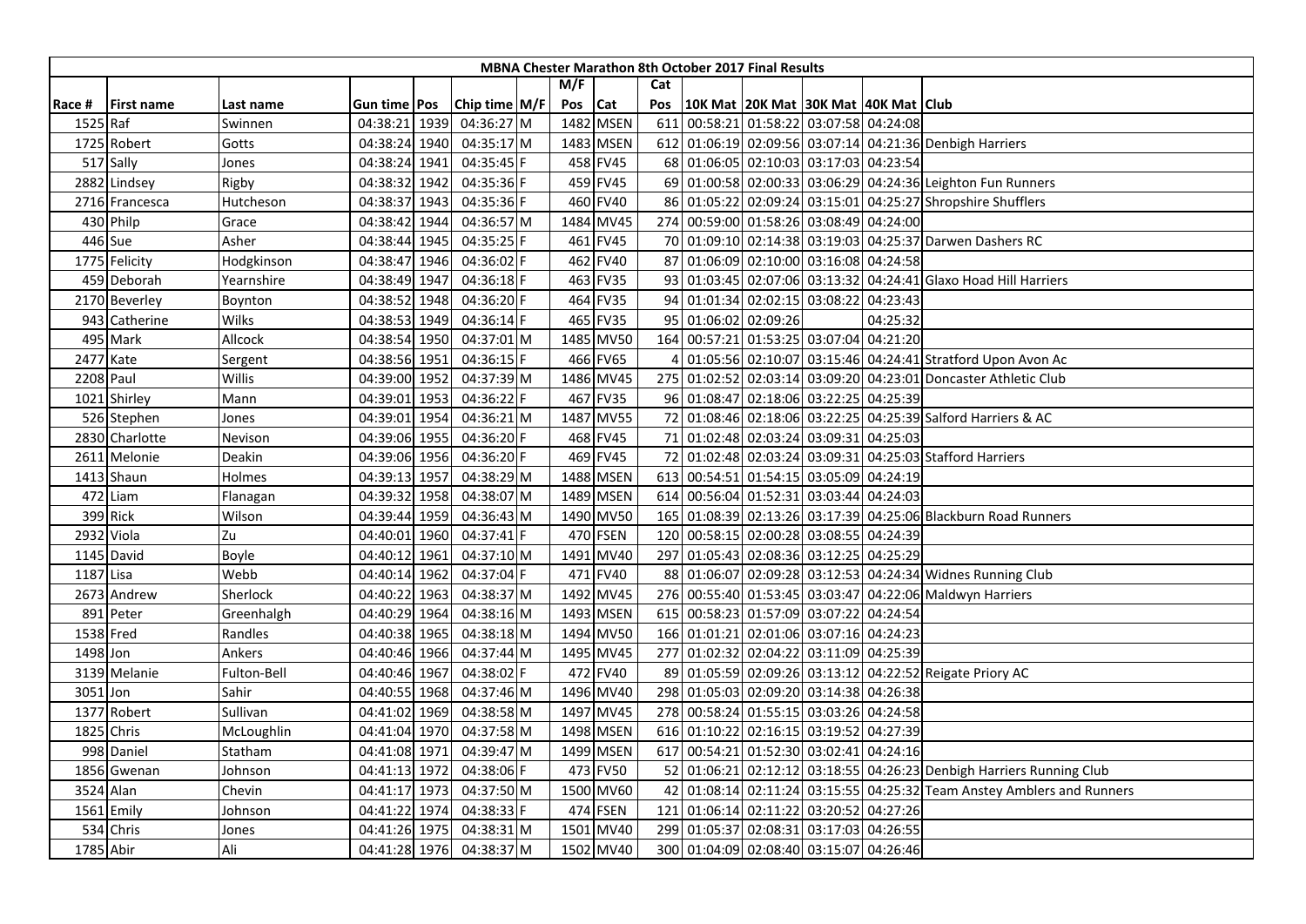| MBNA Chester Marathon 8th October 2017 Final Results | | | | | | | | | | | | | | | | |
|---|---|---|---|---|---|---|---|---|---|---|---|---|---|---|---|---|
| | | | | | | | M/F | | Cat | | | | | | |
| Race # | First name | Last name | Gun time | Pos | Chip time | M/F | Pos | Cat | Pos | 10K Mat | 20K Mat | 30K Mat | 40K Mat | Club |
| 1525 | Raf | Swinnen | 04:38:21 | 1939 | 04:36:27 | M | 1482 | MSEN | 611 | 00:58:21 | 01:58:22 | 03:07:58 | 04:24:08 | |
| 1725 | Robert | Gotts | 04:38:24 | 1940 | 04:35:17 | M | 1483 | MSEN | 612 | 01:06:19 | 02:09:56 | 03:07:14 | 04:21:36 | Denbigh Harriers |
| 517 | Sally | Jones | 04:38:24 | 1941 | 04:35:45 | F | 458 | FV45 | 68 | 01:06:05 | 02:10:03 | 03:17:03 | 04:23:54 | |
| 2882 | Lindsey | Rigby | 04:38:32 | 1942 | 04:35:36 | F | 459 | FV45 | 69 | 01:00:58 | 02:00:33 | 03:06:29 | 04:24:36 | Leighton Fun Runners |
| 2716 | Francesca | Hutcheson | 04:38:37 | 1943 | 04:35:36 | F | 460 | FV40 | 86 | 01:05:22 | 02:09:24 | 03:15:01 | 04:25:27 | Shropshire Shufflers |
| 430 | Philp | Grace | 04:38:42 | 1944 | 04:36:57 | M | 1484 | MV45 | 274 | 00:59:00 | 01:58:26 | 03:08:49 | 04:24:00 | |
| 446 | Sue | Asher | 04:38:44 | 1945 | 04:35:25 | F | 461 | FV45 | 70 | 01:09:10 | 02:14:38 | 03:19:03 | 04:25:37 | Darwen Dashers RC |
| 1775 | Felicity | Hodgkinson | 04:38:47 | 1946 | 04:36:02 | F | 462 | FV40 | 87 | 01:06:09 | 02:10:00 | 03:16:08 | 04:24:58 | |
| 459 | Deborah | Yearnshire | 04:38:49 | 1947 | 04:36:18 | F | 463 | FV35 | 93 | 01:03:45 | 02:07:06 | 03:13:32 | 04:24:41 | Glaxo Hoad Hill Harriers |
| 2170 | Beverley | Boynton | 04:38:52 | 1948 | 04:36:20 | F | 464 | FV35 | 94 | 01:01:34 | 02:02:15 | 03:08:22 | 04:23:43 | |
| 943 | Catherine | Wilks | 04:38:53 | 1949 | 04:36:14 | F | 465 | FV35 | 95 | 01:06:02 | 02:09:26 | | 04:25:32 | |
| 495 | Mark | Allcock | 04:38:54 | 1950 | 04:37:01 | M | 1485 | MV50 | 164 | 00:57:21 | 01:53:25 | 03:07:04 | 04:21:20 | |
| 2477 | Kate | Sergent | 04:38:56 | 1951 | 04:36:15 | F | 466 | FV65 | 4 | 01:05:56 | 02:10:07 | 03:15:46 | 04:24:41 | Stratford Upon Avon Ac |
| 2208 | Paul | Willis | 04:39:00 | 1952 | 04:37:39 | M | 1486 | MV45 | 275 | 01:02:52 | 02:03:14 | 03:09:20 | 04:23:01 | Doncaster Athletic Club |
| 1021 | Shirley | Mann | 04:39:01 | 1953 | 04:36:22 | F | 467 | FV35 | 96 | 01:08:47 | 02:18:06 | 03:22:25 | 04:25:39 | |
| 526 | Stephen | Jones | 04:39:01 | 1954 | 04:36:21 | M | 1487 | MV55 | 72 | 01:08:46 | 02:18:06 | 03:22:25 | 04:25:39 | Salford Harriers & AC |
| 2830 | Charlotte | Nevison | 04:39:06 | 1955 | 04:36:20 | F | 468 | FV45 | 71 | 01:02:48 | 02:03:24 | 03:09:31 | 04:25:03 | |
| 2611 | Melonie | Deakin | 04:39:06 | 1956 | 04:36:20 | F | 469 | FV45 | 72 | 01:02:48 | 02:03:24 | 03:09:31 | 04:25:03 | Stafford Harriers |
| 1413 | Shaun | Holmes | 04:39:13 | 1957 | 04:38:29 | M | 1488 | MSEN | 613 | 00:54:51 | 01:54:15 | 03:05:09 | 04:24:19 | |
| 472 | Liam | Flanagan | 04:39:32 | 1958 | 04:38:07 | M | 1489 | MSEN | 614 | 00:56:04 | 01:52:31 | 03:03:44 | 04:24:03 | |
| 399 | Rick | Wilson | 04:39:44 | 1959 | 04:36:43 | M | 1490 | MV50 | 165 | 01:08:39 | 02:13:26 | 03:17:39 | 04:25:06 | Blackburn Road Runners |
| 2932 | Viola | Zu | 04:40:01 | 1960 | 04:37:41 | F | 470 | FSEN | 120 | 00:58:15 | 02:00:28 | 03:08:55 | 04:24:39 | |
| 1145 | David | Boyle | 04:40:12 | 1961 | 04:37:10 | M | 1491 | MV40 | 297 | 01:05:43 | 02:08:36 | 03:12:25 | 04:25:29 | |
| 1187 | Lisa | Webb | 04:40:14 | 1962 | 04:37:04 | F | 471 | FV40 | 88 | 01:06:07 | 02:09:28 | 03:12:53 | 04:24:34 | Widnes Running Club |
| 2673 | Andrew | Sherlock | 04:40:22 | 1963 | 04:38:37 | M | 1492 | MV45 | 276 | 00:55:40 | 01:53:45 | 03:03:47 | 04:22:06 | Maldwyn Harriers |
| 891 | Peter | Greenhalgh | 04:40:29 | 1964 | 04:38:16 | M | 1493 | MSEN | 615 | 00:58:23 | 01:57:09 | 03:07:22 | 04:24:54 | |
| 1538 | Fred | Randles | 04:40:38 | 1965 | 04:38:18 | M | 1494 | MV50 | 166 | 01:01:21 | 02:01:06 | 03:07:16 | 04:24:23 | |
| 1498 | Jon | Ankers | 04:40:46 | 1966 | 04:37:44 | M | 1495 | MV45 | 277 | 01:02:32 | 02:04:22 | 03:11:09 | 04:25:39 | |
| 3139 | Melanie | Fulton-Bell | 04:40:46 | 1967 | 04:38:02 | F | 472 | FV40 | 89 | 01:05:59 | 02:09:26 | 03:13:12 | 04:22:52 | Reigate Priory AC |
| 3051 | Jon | Sahir | 04:40:55 | 1968 | 04:37:46 | M | 1496 | MV40 | 298 | 01:05:03 | 02:09:20 | 03:14:38 | 04:26:38 | |
| 1377 | Robert | Sullivan | 04:41:02 | 1969 | 04:38:58 | M | 1497 | MV45 | 278 | 00:58:24 | 01:55:15 | 03:03:26 | 04:24:58 | |
| 1825 | Chris | McLoughlin | 04:41:04 | 1970 | 04:37:58 | M | 1498 | MSEN | 616 | 01:10:22 | 02:16:15 | 03:19:52 | 04:27:39 | |
| 998 | Daniel | Statham | 04:41:08 | 1971 | 04:39:47 | M | 1499 | MSEN | 617 | 00:54:21 | 01:52:30 | 03:02:41 | 04:24:16 | |
| 1856 | Gwenan | Johnson | 04:41:13 | 1972 | 04:38:06 | F | 473 | FV50 | 52 | 01:06:21 | 02:12:12 | 03:18:55 | 04:26:23 | Denbigh Harriers Running Club |
| 3524 | Alan | Chevin | 04:41:17 | 1973 | 04:37:50 | M | 1500 | MV60 | 42 | 01:08:14 | 02:11:24 | 03:15:55 | 04:25:32 | Team Anstey Amblers and Runners |
| 1561 | Emily | Johnson | 04:41:22 | 1974 | 04:38:33 | F | 474 | FSEN | 121 | 01:06:14 | 02:11:22 | 03:20:52 | 04:27:26 | |
| 534 | Chris | Jones | 04:41:26 | 1975 | 04:38:31 | M | 1501 | MV40 | 299 | 01:05:37 | 02:08:31 | 03:17:03 | 04:26:55 | |
| 1785 | Abir | Ali | 04:41:28 | 1976 | 04:38:37 | M | 1502 | MV40 | 300 | 01:04:09 | 02:08:40 | 03:15:07 | 04:26:46 | |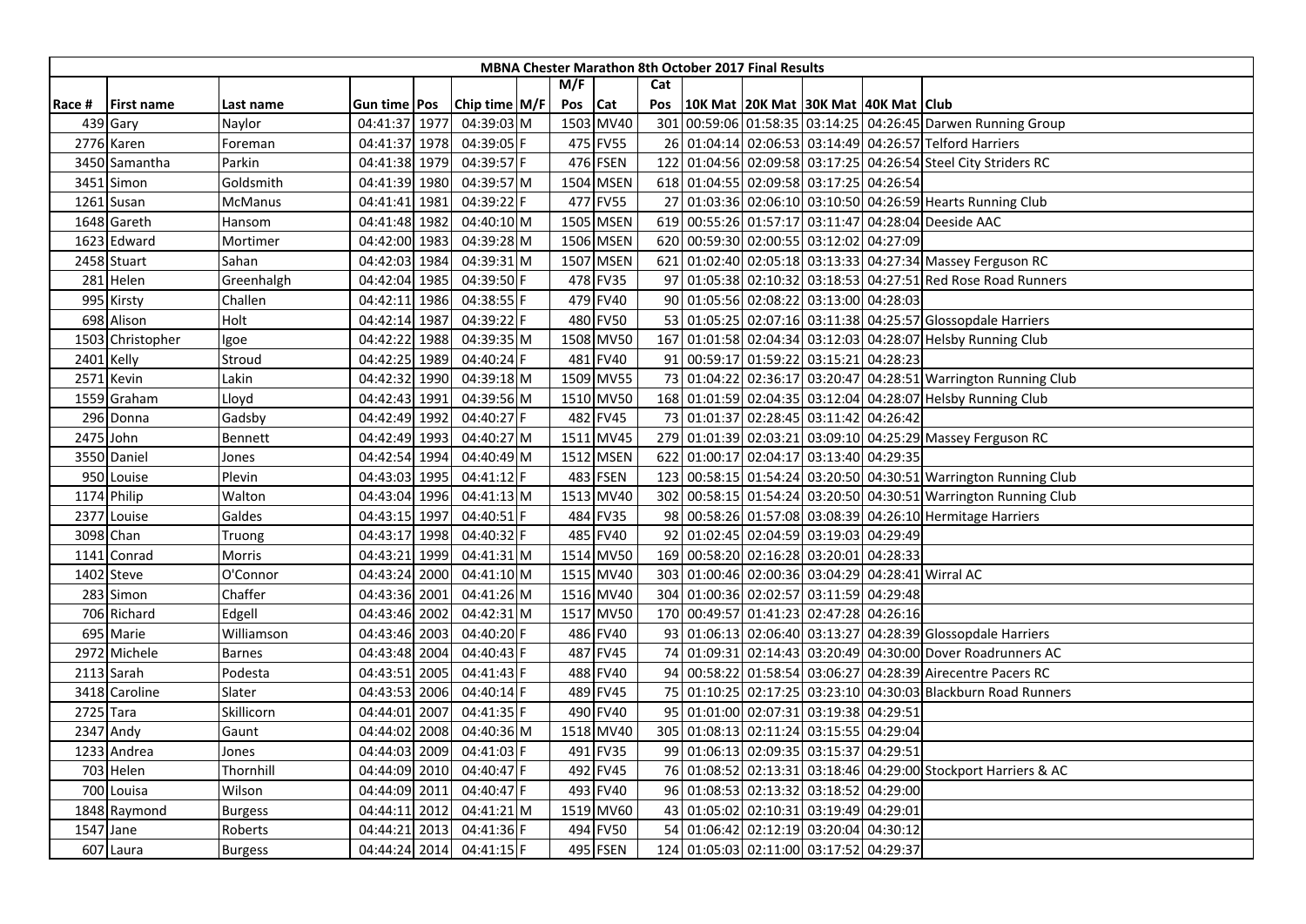| MBNA Chester Marathon 8th October 2017 Final Results | | | | | | | | | | | | | | | |
|---|---|---|---|---|---|---|---|---|---|---|---|---|---|---|---|
| | | | | | | | M/F | | Cat | | | | | | |
| Race # | First name | Last name | Gun time | Pos | Chip time | M/F | Pos | Cat | Pos | 10K Mat | 20K Mat | 30K Mat | 40K Mat | Club |
| 439 | Gary | Naylor | 04:41:37 | 1977 | 04:39:03 | M | 1503 | MV40 | 301 | 00:59:06 | 01:58:35 | 03:14:25 | 04:26:45 | Darwen Running Group |
| 2776 | Karen | Foreman | 04:41:37 | 1978 | 04:39:05 | F | 475 | FV55 | 26 | 01:04:14 | 02:06:53 | 03:14:49 | 04:26:57 | Telford Harriers |
| 3450 | Samantha | Parkin | 04:41:38 | 1979 | 04:39:57 | F | 476 | FSEN | 122 | 01:04:56 | 02:09:58 | 03:17:25 | 04:26:54 | Steel City Striders RC |
| 3451 | Simon | Goldsmith | 04:41:39 | 1980 | 04:39:57 | M | 1504 | MSEN | 618 | 01:04:55 | 02:09:58 | 03:17:25 | 04:26:54 | |
| 1261 | Susan | McManus | 04:41:41 | 1981 | 04:39:22 | F | 477 | FV55 | 27 | 01:03:36 | 02:06:10 | 03:10:50 | 04:26:59 | Hearts Running Club |
| 1648 | Gareth | Hansom | 04:41:48 | 1982 | 04:40:10 | M | 1505 | MSEN | 619 | 00:55:26 | 01:57:17 | 03:11:47 | 04:28:04 | Deeside AAC |
| 1623 | Edward | Mortimer | 04:42:00 | 1983 | 04:39:28 | M | 1506 | MSEN | 620 | 00:59:30 | 02:00:55 | 03:12:02 | 04:27:09 | |
| 2458 | Stuart | Sahan | 04:42:03 | 1984 | 04:39:31 | M | 1507 | MSEN | 621 | 01:02:40 | 02:05:18 | 03:13:33 | 04:27:34 | Massey Ferguson RC |
| 281 | Helen | Greenhalgh | 04:42:04 | 1985 | 04:39:50 | F | 478 | FV35 | 97 | 01:05:38 | 02:10:32 | 03:18:53 | 04:27:51 | Red Rose Road Runners |
| 995 | Kirsty | Challen | 04:42:11 | 1986 | 04:38:55 | F | 479 | FV40 | 90 | 01:05:56 | 02:08:22 | 03:13:00 | 04:28:03 | |
| 698 | Alison | Holt | 04:42:14 | 1987 | 04:39:22 | F | 480 | FV50 | 53 | 01:05:25 | 02:07:16 | 03:11:38 | 04:25:57 | Glossopdale Harriers |
| 1503 | Christopher | Igoe | 04:42:22 | 1988 | 04:39:35 | M | 1508 | MV50 | 167 | 01:01:58 | 02:04:34 | 03:12:03 | 04:28:07 | Helsby Running Club |
| 2401 | Kelly | Stroud | 04:42:25 | 1989 | 04:40:24 | F | 481 | FV40 | 91 | 00:59:17 | 01:59:22 | 03:15:21 | 04:28:23 | |
| 2571 | Kevin | Lakin | 04:42:32 | 1990 | 04:39:18 | M | 1509 | MV55 | 73 | 01:04:22 | 02:36:17 | 03:20:47 | 04:28:51 | Warrington Running Club |
| 1559 | Graham | Lloyd | 04:42:43 | 1991 | 04:39:56 | M | 1510 | MV50 | 168 | 01:01:59 | 02:04:35 | 03:12:04 | 04:28:07 | Helsby Running Club |
| 296 | Donna | Gadsby | 04:42:49 | 1992 | 04:40:27 | F | 482 | FV45 | 73 | 01:01:37 | 02:28:45 | 03:11:42 | 04:26:42 | |
| 2475 | John | Bennett | 04:42:49 | 1993 | 04:40:27 | M | 1511 | MV45 | 279 | 01:01:39 | 02:03:21 | 03:09:10 | 04:25:29 | Massey Ferguson RC |
| 3550 | Daniel | Jones | 04:42:54 | 1994 | 04:40:49 | M | 1512 | MSEN | 622 | 01:00:17 | 02:04:17 | 03:13:40 | 04:29:35 | |
| 950 | Louise | Plevin | 04:43:03 | 1995 | 04:41:12 | F | 483 | FSEN | 123 | 00:58:15 | 01:54:24 | 03:20:50 | 04:30:51 | Warrington Running Club |
| 1174 | Philip | Walton | 04:43:04 | 1996 | 04:41:13 | M | 1513 | MV40 | 302 | 00:58:15 | 01:54:24 | 03:20:50 | 04:30:51 | Warrington Running Club |
| 2377 | Louise | Galdes | 04:43:15 | 1997 | 04:40:51 | F | 484 | FV35 | 98 | 00:58:26 | 01:57:08 | 03:08:39 | 04:26:10 | Hermitage Harriers |
| 3098 | Chan | Truong | 04:43:17 | 1998 | 04:40:32 | F | 485 | FV40 | 92 | 01:02:45 | 02:04:59 | 03:19:03 | 04:29:49 | |
| 1141 | Conrad | Morris | 04:43:21 | 1999 | 04:41:31 | M | 1514 | MV50 | 169 | 00:58:20 | 02:16:28 | 03:20:01 | 04:28:33 | |
| 1402 | Steve | O'Connor | 04:43:24 | 2000 | 04:41:10 | M | 1515 | MV40 | 303 | 01:00:46 | 02:00:36 | 03:04:29 | 04:28:41 | Wirral AC |
| 283 | Simon | Chaffer | 04:43:36 | 2001 | 04:41:26 | M | 1516 | MV40 | 304 | 01:00:36 | 02:02:57 | 03:11:59 | 04:29:48 | |
| 706 | Richard | Edgell | 04:43:46 | 2002 | 04:42:31 | M | 1517 | MV50 | 170 | 00:49:57 | 01:41:23 | 02:47:28 | 04:26:16 | |
| 695 | Marie | Williamson | 04:43:46 | 2003 | 04:40:20 | F | 486 | FV40 | 93 | 01:06:13 | 02:06:40 | 03:13:27 | 04:28:39 | Glossopdale Harriers |
| 2972 | Michele | Barnes | 04:43:48 | 2004 | 04:40:43 | F | 487 | FV45 | 74 | 01:09:31 | 02:14:43 | 03:20:49 | 04:30:00 | Dover Roadrunners AC |
| 2113 | Sarah | Podesta | 04:43:51 | 2005 | 04:41:43 | F | 488 | FV40 | 94 | 00:58:22 | 01:58:54 | 03:06:27 | 04:28:39 | Airecentre Pacers RC |
| 3418 | Caroline | Slater | 04:43:53 | 2006 | 04:40:14 | F | 489 | FV45 | 75 | 01:10:25 | 02:17:25 | 03:23:10 | 04:30:03 | Blackburn Road Runners |
| 2725 | Tara | Skillicorn | 04:44:01 | 2007 | 04:41:35 | F | 490 | FV40 | 95 | 01:01:00 | 02:07:31 | 03:19:38 | 04:29:51 | |
| 2347 | Andy | Gaunt | 04:44:02 | 2008 | 04:40:36 | M | 1518 | MV40 | 305 | 01:08:13 | 02:11:24 | 03:15:55 | 04:29:04 | |
| 1233 | Andrea | Jones | 04:44:03 | 2009 | 04:41:03 | F | 491 | FV35 | 99 | 01:06:13 | 02:09:35 | 03:15:37 | 04:29:51 | |
| 703 | Helen | Thornhill | 04:44:09 | 2010 | 04:40:47 | F | 492 | FV45 | 76 | 01:08:52 | 02:13:31 | 03:18:46 | 04:29:00 | Stockport Harriers & AC |
| 700 | Louisa | Wilson | 04:44:09 | 2011 | 04:40:47 | F | 493 | FV40 | 96 | 01:08:53 | 02:13:32 | 03:18:52 | 04:29:00 | |
| 1848 | Raymond | Burgess | 04:44:11 | 2012 | 04:41:21 | M | 1519 | MV60 | 43 | 01:05:02 | 02:10:31 | 03:19:49 | 04:29:01 | |
| 1547 | Jane | Roberts | 04:44:21 | 2013 | 04:41:36 | F | 494 | FV50 | 54 | 01:06:42 | 02:12:19 | 03:20:04 | 04:30:12 | |
| 607 | Laura | Burgess | 04:44:24 | 2014 | 04:41:15 | F | 495 | FSEN | 124 | 01:05:03 | 02:11:00 | 03:17:52 | 04:29:37 | |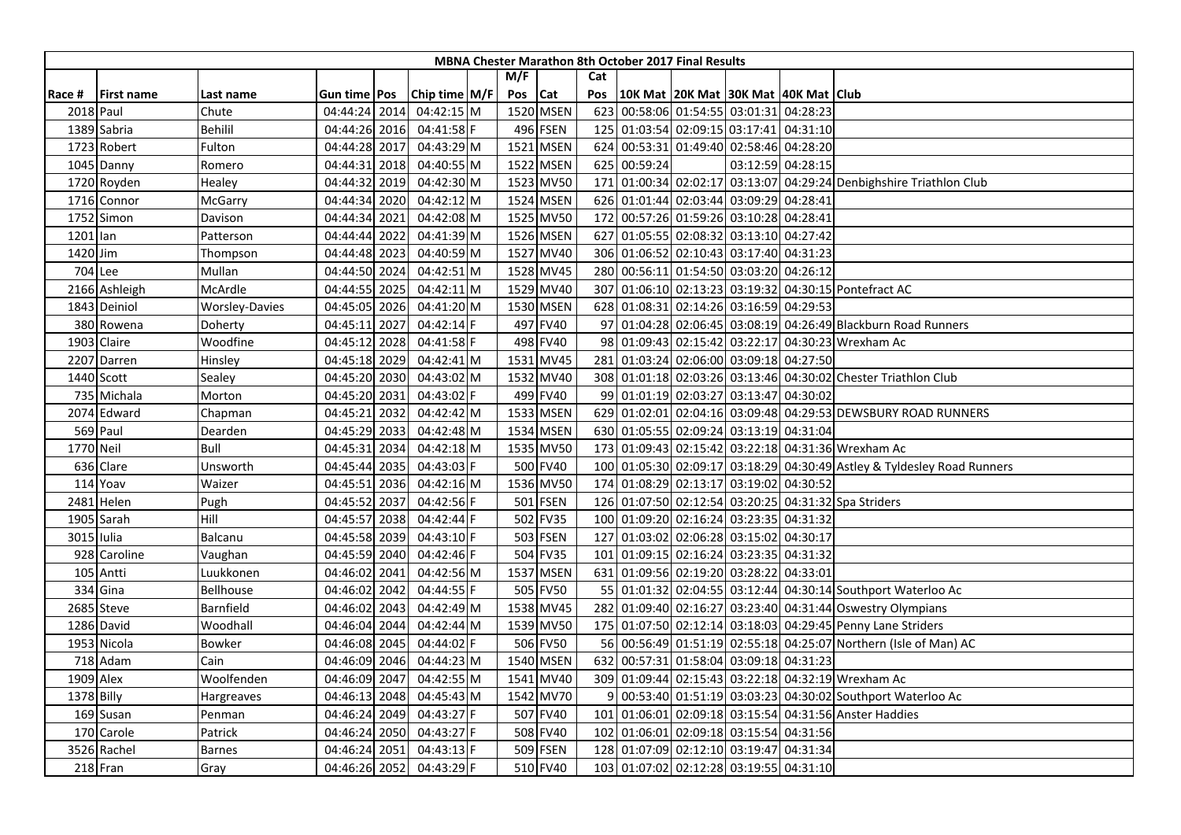# MBNA Chester Marathon 8th October 2017 Final Results

| Race # | First name | Last name | Gun time | Pos | Chip time | M/F | M/F Pos | Cat | Cat Pos | 10K Mat | 20K Mat | 30K Mat | 40K Mat | Club |
|---|---|---|---|---|---|---|---|---|---|---|---|---|---|---|
| 2018 | Paul | Chute | 04:44:24 | 2014 | 04:42:15 | M | 1520 | MSEN | 623 | 00:58:06 | 01:54:55 | 03:01:31 | 04:28:23 | |
| 1389 | Sabria | Behilil | 04:44:26 | 2016 | 04:41:58 | F | 496 | FSEN | 125 | 01:03:54 | 02:09:15 | 03:17:41 | 04:31:10 | |
| 1723 | Robert | Fulton | 04:44:28 | 2017 | 04:43:29 | M | 1521 | MSEN | 624 | 00:53:31 | 01:49:40 | 02:58:46 | 04:28:20 | |
| 1045 | Danny | Romero | 04:44:31 | 2018 | 04:40:55 | M | 1522 | MSEN | 625 | 00:59:24 | | 03:12:59 | 04:28:15 | |
| 1720 | Royden | Healey | 04:44:32 | 2019 | 04:42:30 | M | 1523 | MV50 | 171 | 01:00:34 | 02:02:17 | 03:13:07 | 04:29:24 | Denbighshire Triathlon Club |
| 1716 | Connor | McGarry | 04:44:34 | 2020 | 04:42:12 | M | 1524 | MSEN | 626 | 01:01:44 | 02:03:44 | 03:09:29 | 04:28:41 | |
| 1752 | Simon | Davison | 04:44:34 | 2021 | 04:42:08 | M | 1525 | MV50 | 172 | 00:57:26 | 01:59:26 | 03:10:28 | 04:28:41 | |
| 1201 | Ian | Patterson | 04:44:44 | 2022 | 04:41:39 | M | 1526 | MSEN | 627 | 01:05:55 | 02:08:32 | 03:13:10 | 04:27:42 | |
| 1420 | Jim | Thompson | 04:44:48 | 2023 | 04:40:59 | M | 1527 | MV40 | 306 | 01:06:52 | 02:10:43 | 03:17:40 | 04:31:23 | |
| 704 | Lee | Mullan | 04:44:50 | 2024 | 04:42:51 | M | 1528 | MV45 | 280 | 00:56:11 | 01:54:50 | 03:03:20 | 04:26:12 | |
| 2166 | Ashleigh | McArdle | 04:44:55 | 2025 | 04:42:11 | M | 1529 | MV40 | 307 | 01:06:10 | 02:13:23 | 03:19:32 | 04:30:15 | Pontefract AC |
| 1843 | Deiniol | Worsley-Davies | 04:45:05 | 2026 | 04:41:20 | M | 1530 | MSEN | 628 | 01:08:31 | 02:14:26 | 03:16:59 | 04:29:53 | |
| 380 | Rowena | Doherty | 04:45:11 | 2027 | 04:42:14 | F | 497 | FV40 | 97 | 01:04:28 | 02:06:45 | 03:08:19 | 04:26:49 | Blackburn Road Runners |
| 1903 | Claire | Woodfine | 04:45:12 | 2028 | 04:41:58 | F | 498 | FV40 | 98 | 01:09:43 | 02:15:42 | 03:22:17 | 04:30:23 | Wrexham Ac |
| 2207 | Darren | Hinsley | 04:45:18 | 2029 | 04:42:41 | M | 1531 | MV45 | 281 | 01:03:24 | 02:06:00 | 03:09:18 | 04:27:50 | |
| 1440 | Scott | Sealey | 04:45:20 | 2030 | 04:43:02 | M | 1532 | MV40 | 308 | 01:01:18 | 02:03:26 | 03:13:46 | 04:30:02 | Chester Triathlon Club |
| 735 | Michala | Morton | 04:45:20 | 2031 | 04:43:02 | F | 499 | FV40 | 99 | 01:01:19 | 02:03:27 | 03:13:47 | 04:30:02 | |
| 2074 | Edward | Chapman | 04:45:21 | 2032 | 04:42:42 | M | 1533 | MSEN | 629 | 01:02:01 | 02:04:16 | 03:09:48 | 04:29:53 | DEWSBURY ROAD RUNNERS |
| 569 | Paul | Dearden | 04:45:29 | 2033 | 04:42:48 | M | 1534 | MSEN | 630 | 01:05:55 | 02:09:24 | 03:13:19 | 04:31:04 | |
| 1770 | Neil | Bull | 04:45:31 | 2034 | 04:42:18 | M | 1535 | MV50 | 173 | 01:09:43 | 02:15:42 | 03:22:18 | 04:31:36 | Wrexham Ac |
| 636 | Clare | Unsworth | 04:45:44 | 2035 | 04:43:03 | F | 500 | FV40 | 100 | 01:05:30 | 02:09:17 | 03:18:29 | 04:30:49 | Astley & Tyldesley Road Runners |
| 114 | Yoav | Waizer | 04:45:51 | 2036 | 04:42:16 | M | 1536 | MV50 | 174 | 01:08:29 | 02:13:17 | 03:19:02 | 04:30:52 | |
| 2481 | Helen | Pugh | 04:45:52 | 2037 | 04:42:56 | F | 501 | FSEN | 126 | 01:07:50 | 02:12:54 | 03:20:25 | 04:31:32 | Spa Striders |
| 1905 | Sarah | Hill | 04:45:57 | 2038 | 04:42:44 | F | 502 | FV35 | 100 | 01:09:20 | 02:16:24 | 03:23:35 | 04:31:32 | |
| 3015 | Iulia | Balcanu | 04:45:58 | 2039 | 04:43:10 | F | 503 | FSEN | 127 | 01:03:02 | 02:06:28 | 03:15:02 | 04:30:17 | |
| 928 | Caroline | Vaughan | 04:45:59 | 2040 | 04:42:46 | F | 504 | FV35 | 101 | 01:09:15 | 02:16:24 | 03:23:35 | 04:31:32 | |
| 105 | Antti | Luukkonen | 04:46:02 | 2041 | 04:42:56 | M | 1537 | MSEN | 631 | 01:09:56 | 02:19:20 | 03:28:22 | 04:33:01 | |
| 334 | Gina | Bellhouse | 04:46:02 | 2042 | 04:44:55 | F | 505 | FV50 | 55 | 01:01:32 | 02:04:55 | 03:12:44 | 04:30:14 | Southport Waterloo Ac |
| 2685 | Steve | Barnfield | 04:46:02 | 2043 | 04:42:49 | M | 1538 | MV45 | 282 | 01:09:40 | 02:16:27 | 03:23:40 | 04:31:44 | Oswestry Olympians |
| 1286 | David | Woodhall | 04:46:04 | 2044 | 04:42:44 | M | 1539 | MV50 | 175 | 01:07:50 | 02:12:14 | 03:18:03 | 04:29:45 | Penny Lane Striders |
| 1953 | Nicola | Bowker | 04:46:08 | 2045 | 04:44:02 | F | 506 | FV50 | 56 | 00:56:49 | 01:51:19 | 02:55:18 | 04:25:07 | Northern (Isle of Man) AC |
| 718 | Adam | Cain | 04:46:09 | 2046 | 04:44:23 | M | 1540 | MSEN | 632 | 00:57:31 | 01:58:04 | 03:09:18 | 04:31:23 | |
| 1909 | Alex | Woolfenden | 04:46:09 | 2047 | 04:42:55 | M | 1541 | MV40 | 309 | 01:09:44 | 02:15:43 | 03:22:18 | 04:32:19 | Wrexham Ac |
| 1378 | Billy | Hargreaves | 04:46:13 | 2048 | 04:45:43 | M | 1542 | MV70 | 9 | 00:53:40 | 01:51:19 | 03:03:23 | 04:30:02 | Southport Waterloo Ac |
| 169 | Susan | Penman | 04:46:24 | 2049 | 04:43:27 | F | 507 | FV40 | 101 | 01:06:01 | 02:09:18 | 03:15:54 | 04:31:56 | Anster Haddies |
| 170 | Carole | Patrick | 04:46:24 | 2050 | 04:43:27 | F | 508 | FV40 | 102 | 01:06:01 | 02:09:18 | 03:15:54 | 04:31:56 | |
| 3526 | Rachel | Barnes | 04:46:24 | 2051 | 04:43:13 | F | 509 | FSEN | 128 | 01:07:09 | 02:12:10 | 03:19:47 | 04:31:34 | |
| 218 | Fran | Gray | 04:46:26 | 2052 | 04:43:29 | F | 510 | FV40 | 103 | 01:07:02 | 02:12:28 | 03:19:55 | 04:31:10 | |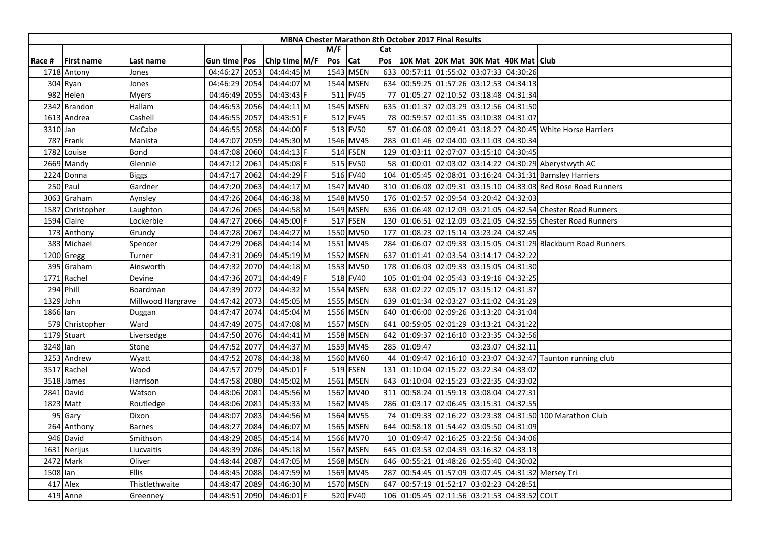| MBNA Chester Marathon 8th October 2017 Final Results | | | | | | | | | | | | | | | | |
|---|---|---|---|---|---|---|---|---|---|---|---|---|---|---|---|---|
| | | | | | | | M/F | | Cat | | | | | | |
| Race # | First name | Last name | Gun time | Pos | Chip time | M/F | Pos | Cat | Pos | 10K Mat | 20K Mat | 30K Mat | 40K Mat | Club |
| 1718 | Antony | Jones | 04:46:27 | 2053 | 04:44:45 | M | 1543 | MSEN | 633 | 00:57:11 | 01:55:02 | 03:07:33 | 04:30:26 | |
| 304 | Ryan | Jones | 04:46:29 | 2054 | 04:44:07 | M | 1544 | MSEN | 634 | 00:59:25 | 01:57:26 | 03:12:53 | 04:34:13 | |
| 982 | Helen | Myers | 04:46:49 | 2055 | 04:43:43 | F | 511 | FV45 | 77 | 01:05:27 | 02:10:52 | 03:18:48 | 04:31:34 | |
| 2342 | Brandon | Hallam | 04:46:53 | 2056 | 04:44:11 | M | 1545 | MSEN | 635 | 01:01:37 | 02:03:29 | 03:12:56 | 04:31:50 | |
| 1613 | Andrea | Cashell | 04:46:55 | 2057 | 04:43:51 | F | 512 | FV45 | 78 | 00:59:57 | 02:01:35 | 03:10:38 | 04:31:07 | |
| 3310 | Jan | McCabe | 04:46:55 | 2058 | 04:44:00 | F | 513 | FV50 | 57 | 01:06:08 | 02:09:41 | 03:18:27 | 04:30:45 | White Horse Harriers |
| 787 | Frank | Manista | 04:47:07 | 2059 | 04:45:30 | M | 1546 | MV45 | 283 | 01:01:46 | 02:04:00 | 03:11:03 | 04:30:34 | |
| 1782 | Louise | Bond | 04:47:08 | 2060 | 04:44:13 | F | 514 | FSEN | 129 | 01:03:11 | 02:07:07 | 03:15:10 | 04:30:45 | |
| 2669 | Mandy | Glennie | 04:47:12 | 2061 | 04:45:08 | F | 515 | FV50 | 58 | 01:00:01 | 02:03:02 | 03:14:22 | 04:30:29 | Aberystwyth AC |
| 2224 | Donna | Biggs | 04:47:17 | 2062 | 04:44:29 | F | 516 | FV40 | 104 | 01:05:45 | 02:08:01 | 03:16:24 | 04:31:31 | Barnsley Harriers |
| 250 | Paul | Gardner | 04:47:20 | 2063 | 04:44:17 | M | 1547 | MV40 | 310 | 01:06:08 | 02:09:31 | 03:15:10 | 04:33:03 | Red Rose Road Runners |
| 3063 | Graham | Aynsley | 04:47:26 | 2064 | 04:46:38 | M | 1548 | MV50 | 176 | 01:02:57 | 02:09:54 | 03:20:42 | 04:32:03 | |
| 1587 | Christopher | Laughton | 04:47:26 | 2065 | 04:44:58 | M | 1549 | MSEN | 636 | 01:06:48 | 02:12:09 | 03:21:05 | 04:32:54 | Chester Road Runners |
| 1594 | Claire | Lockerbie | 04:47:27 | 2066 | 04:45:00 | F | 517 | FSEN | 130 | 01:06:51 | 02:12:09 | 03:21:05 | 04:32:55 | Chester Road Runners |
| 173 | Anthony | Grundy | 04:47:28 | 2067 | 04:44:27 | M | 1550 | MV50 | 177 | 01:08:23 | 02:15:14 | 03:23:24 | 04:32:45 | |
| 383 | Michael | Spencer | 04:47:29 | 2068 | 04:44:14 | M | 1551 | MV45 | 284 | 01:06:07 | 02:09:33 | 03:15:05 | 04:31:29 | Blackburn Road Runners |
| 1200 | Gregg | Turner | 04:47:31 | 2069 | 04:45:19 | M | 1552 | MSEN | 637 | 01:01:41 | 02:03:54 | 03:14:17 | 04:32:22 | |
| 395 | Graham | Ainsworth | 04:47:32 | 2070 | 04:44:18 | M | 1553 | MV50 | 178 | 01:06:03 | 02:09:33 | 03:15:05 | 04:31:30 | |
| 1771 | Rachel | Devine | 04:47:36 | 2071 | 04:44:49 | F | 518 | FV40 | 105 | 01:01:04 | 02:05:43 | 03:19:16 | 04:32:25 | |
| 294 | Phill | Boardman | 04:47:39 | 2072 | 04:44:32 | M | 1554 | MSEN | 638 | 01:02:22 | 02:05:17 | 03:15:12 | 04:31:37 | |
| 1329 | John | Millwood Hargrave | 04:47:42 | 2073 | 04:45:05 | M | 1555 | MSEN | 639 | 01:01:34 | 02:03:27 | 03:11:02 | 04:31:29 | |
| 1866 | Ian | Duggan | 04:47:47 | 2074 | 04:45:04 | M | 1556 | MSEN | 640 | 01:06:00 | 02:09:26 | 03:13:20 | 04:31:04 | |
| 579 | Christopher | Ward | 04:47:49 | 2075 | 04:47:08 | M | 1557 | MSEN | 641 | 00:59:05 | 02:01:29 | 03:13:21 | 04:31:22 | |
| 1179 | Stuart | Liversedge | 04:47:50 | 2076 | 04:44:41 | M | 1558 | MSEN | 642 | 01:09:37 | 02:16:10 | 03:23:35 | 04:32:56 | |
| 3248 | Ian | Stone | 04:47:52 | 2077 | 04:44:37 | M | 1559 | MV45 | 285 | 01:09:47 | | 03:23:07 | 04:32:11 | |
| 3253 | Andrew | Wyatt | 04:47:52 | 2078 | 04:44:38 | M | 1560 | MV60 | 44 | 01:09:47 | 02:16:10 | 03:23:07 | 04:32:47 | Taunton running club |
| 3517 | Rachel | Wood | 04:47:57 | 2079 | 04:45:01 | F | 519 | FSEN | 131 | 01:10:04 | 02:15:22 | 03:22:34 | 04:33:02 | |
| 3518 | James | Harrison | 04:47:58 | 2080 | 04:45:02 | M | 1561 | MSEN | 643 | 01:10:04 | 02:15:23 | 03:22:35 | 04:33:02 | |
| 2841 | David | Watson | 04:48:06 | 2081 | 04:45:56 | M | 1562 | MV40 | 311 | 00:58:24 | 01:59:13 | 03:08:04 | 04:27:31 | |
| 1823 | Matt | Routledge | 04:48:06 | 2081 | 04:45:33 | M | 1562 | MV45 | 286 | 01:03:17 | 02:06:45 | 03:15:31 | 04:32:55 | |
| 95 | Gary | Dixon | 04:48:07 | 2083 | 04:44:56 | M | 1564 | MV55 | 74 | 01:09:33 | 02:16:22 | 03:23:38 | 04:31:50 | 100 Marathon Club |
| 264 | Anthony | Barnes | 04:48:27 | 2084 | 04:46:07 | M | 1565 | MSEN | 644 | 00:58:18 | 01:54:42 | 03:05:50 | 04:31:09 | |
| 946 | David | Smithson | 04:48:29 | 2085 | 04:45:14 | M | 1566 | MV70 | 10 | 01:09:47 | 02:16:25 | 03:22:56 | 04:34:06 | |
| 1631 | Nerijus | Liucvaitis | 04:48:39 | 2086 | 04:45:18 | M | 1567 | MSEN | 645 | 01:03:53 | 02:04:39 | 03:16:32 | 04:33:13 | |
| 2472 | Mark | Oliver | 04:48:44 | 2087 | 04:47:05 | M | 1568 | MSEN | 646 | 00:55:21 | 01:48:26 | 02:55:40 | 04:30:02 | |
| 1508 | Ian | Ellis | 04:48:45 | 2088 | 04:47:59 | M | 1569 | MV45 | 287 | 00:54:45 | 01:57:09 | 03:07:45 | 04:31:32 | Mersey Tri |
| 417 | Alex | Thistlethwaite | 04:48:47 | 2089 | 04:46:30 | M | 1570 | MSEN | 647 | 00:57:19 | 01:52:17 | 03:02:23 | 04:28:51 | |
| 419 | Anne | Greenney | 04:48:51 | 2090 | 04:46:01 | F | 520 | FV40 | 106 | 01:05:45 | 02:11:56 | 03:21:53 | 04:33:52 | COLT |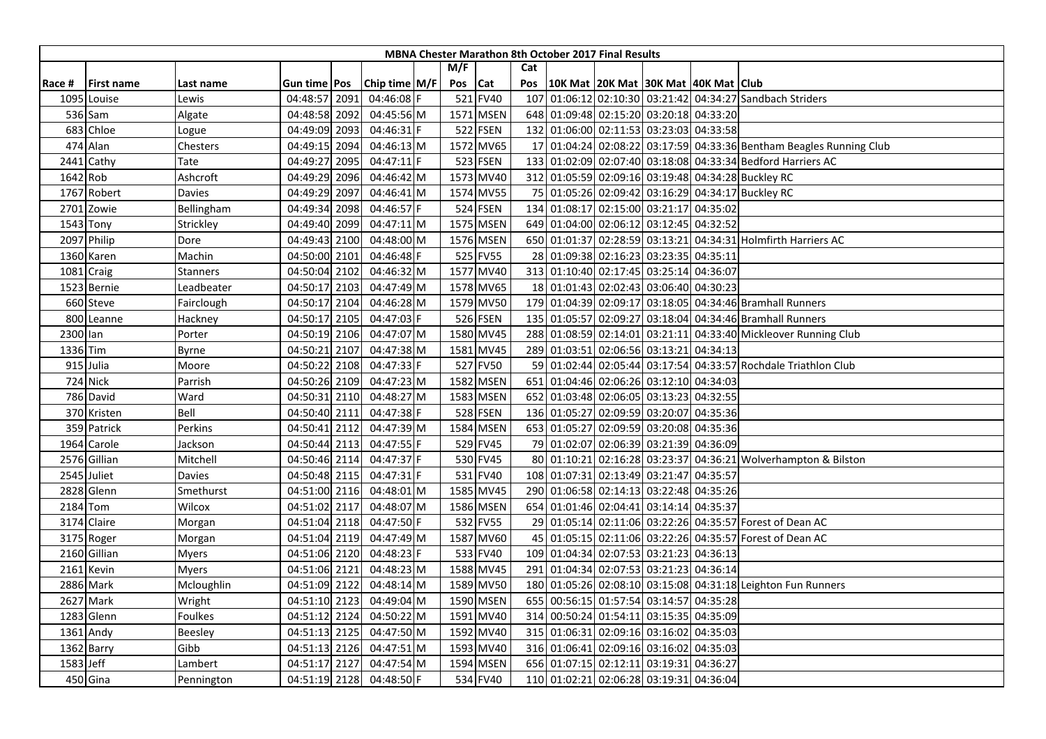# MBNA Chester Marathon 8th October 2017 Final Results

| Race # | First name | Last name | Gun time | Pos | Chip time | M/F | M/F Pos | Cat | Cat Pos | 10K Mat | 20K Mat | 30K Mat | 40K Mat | Club |
|---|---|---|---|---|---|---|---|---|---|---|---|---|---|---|
| 1095 | Louise | Lewis | 04:48:57 | 2091 | 04:46:08 | F | 521 | FV40 | 107 | 01:06:12 | 02:10:30 | 03:21:42 | 04:34:27 | Sandbach Striders |
| 536 | Sam | Algate | 04:48:58 | 2092 | 04:45:56 | M | 1571 | MSEN | 648 | 01:09:48 | 02:15:20 | 03:20:18 | 04:33:20 | |
| 683 | Chloe | Logue | 04:49:09 | 2093 | 04:46:31 | F | 522 | FSEN | 132 | 01:06:00 | 02:11:53 | 03:23:03 | 04:33:58 | |
| 474 | Alan | Chesters | 04:49:15 | 2094 | 04:46:13 | M | 1572 | MV65 | 17 | 01:04:24 | 02:08:22 | 03:17:59 | 04:33:36 | Bentham Beagles Running Club |
| 2441 | Cathy | Tate | 04:49:27 | 2095 | 04:47:11 | F | 523 | FSEN | 133 | 01:02:09 | 02:07:40 | 03:18:08 | 04:33:34 | Bedford Harriers AC |
| 1642 | Rob | Ashcroft | 04:49:29 | 2096 | 04:46:42 | M | 1573 | MV40 | 312 | 01:05:59 | 02:09:16 | 03:19:48 | 04:34:28 | Buckley RC |
| 1767 | Robert | Davies | 04:49:29 | 2097 | 04:46:41 | M | 1574 | MV55 | 75 | 01:05:26 | 02:09:42 | 03:16:29 | 04:34:17 | Buckley RC |
| 2701 | Zowie | Bellingham | 04:49:34 | 2098 | 04:46:57 | F | 524 | FSEN | 134 | 01:08:17 | 02:15:00 | 03:21:17 | 04:35:02 | |
| 1543 | Tony | Strickley | 04:49:40 | 2099 | 04:47:11 | M | 1575 | MSEN | 649 | 01:04:00 | 02:06:12 | 03:12:45 | 04:32:52 | |
| 2097 | Philip | Dore | 04:49:43 | 2100 | 04:48:00 | M | 1576 | MSEN | 650 | 01:01:37 | 02:28:59 | 03:13:21 | 04:34:31 | Holmfirth Harriers AC |
| 1360 | Karen | Machin | 04:50:00 | 2101 | 04:46:48 | F | 525 | FV55 | 28 | 01:09:38 | 02:16:23 | 03:23:35 | 04:35:11 | |
| 1081 | Craig | Stanners | 04:50:04 | 2102 | 04:46:32 | M | 1577 | MV40 | 313 | 01:10:40 | 02:17:45 | 03:25:14 | 04:36:07 | |
| 1523 | Bernie | Leadbeater | 04:50:17 | 2103 | 04:47:49 | M | 1578 | MV65 | 18 | 01:01:43 | 02:02:43 | 03:06:40 | 04:30:23 | |
| 660 | Steve | Fairclough | 04:50:17 | 2104 | 04:46:28 | M | 1579 | MV50 | 179 | 01:04:39 | 02:09:17 | 03:18:05 | 04:34:46 | Bramhall Runners |
| 800 | Leanne | Hackney | 04:50:17 | 2105 | 04:47:03 | F | 526 | FSEN | 135 | 01:05:57 | 02:09:27 | 03:18:04 | 04:34:46 | Bramhall Runners |
| 2300 | Ian | Porter | 04:50:19 | 2106 | 04:47:07 | M | 1580 | MV45 | 288 | 01:08:59 | 02:14:01 | 03:21:11 | 04:33:40 | Mickleover Running Club |
| 1336 | Tim | Byrne | 04:50:21 | 2107 | 04:47:38 | M | 1581 | MV45 | 289 | 01:03:51 | 02:06:56 | 03:13:21 | 04:34:13 | |
| 915 | Julia | Moore | 04:50:22 | 2108 | 04:47:33 | F | 527 | FV50 | 59 | 01:02:44 | 02:05:44 | 03:17:54 | 04:33:57 | Rochdale Triathlon Club |
| 724 | Nick | Parrish | 04:50:26 | 2109 | 04:47:23 | M | 1582 | MSEN | 651 | 01:04:46 | 02:06:26 | 03:12:10 | 04:34:03 | |
| 786 | David | Ward | 04:50:31 | 2110 | 04:48:27 | M | 1583 | MSEN | 652 | 01:03:48 | 02:06:05 | 03:13:23 | 04:32:55 | |
| 370 | Kristen | Bell | 04:50:40 | 2111 | 04:47:38 | F | 528 | FSEN | 136 | 01:05:27 | 02:09:59 | 03:20:07 | 04:35:36 | |
| 359 | Patrick | Perkins | 04:50:41 | 2112 | 04:47:39 | M | 1584 | MSEN | 653 | 01:05:27 | 02:09:59 | 03:20:08 | 04:35:36 | |
| 1964 | Carole | Jackson | 04:50:44 | 2113 | 04:47:55 | F | 529 | FV45 | 79 | 01:02:07 | 02:06:39 | 03:21:39 | 04:36:09 | |
| 2576 | Gillian | Mitchell | 04:50:46 | 2114 | 04:47:37 | F | 530 | FV45 | 80 | 01:10:21 | 02:16:28 | 03:23:37 | 04:36:21 | Wolverhampton & Bilston |
| 2545 | Juliet | Davies | 04:50:48 | 2115 | 04:47:31 | F | 531 | FV40 | 108 | 01:07:31 | 02:13:49 | 03:21:47 | 04:35:57 | |
| 2828 | Glenn | Smethurst | 04:51:00 | 2116 | 04:48:01 | M | 1585 | MV45 | 290 | 01:06:58 | 02:14:13 | 03:22:48 | 04:35:26 | |
| 2184 | Tom | Wilcox | 04:51:02 | 2117 | 04:48:07 | M | 1586 | MSEN | 654 | 01:01:46 | 02:04:41 | 03:14:14 | 04:35:37 | |
| 3174 | Claire | Morgan | 04:51:04 | 2118 | 04:47:50 | F | 532 | FV55 | 29 | 01:05:14 | 02:11:06 | 03:22:26 | 04:35:57 | Forest of Dean AC |
| 3175 | Roger | Morgan | 04:51:04 | 2119 | 04:47:49 | M | 1587 | MV60 | 45 | 01:05:15 | 02:11:06 | 03:22:26 | 04:35:57 | Forest of Dean AC |
| 2160 | Gillian | Myers | 04:51:06 | 2120 | 04:48:23 | F | 533 | FV40 | 109 | 01:04:34 | 02:07:53 | 03:21:23 | 04:36:13 | |
| 2161 | Kevin | Myers | 04:51:06 | 2121 | 04:48:23 | M | 1588 | MV45 | 291 | 01:04:34 | 02:07:53 | 03:21:23 | 04:36:14 | |
| 2886 | Mark | Mcloughlin | 04:51:09 | 2122 | 04:48:14 | M | 1589 | MV50 | 180 | 01:05:26 | 02:08:10 | 03:15:08 | 04:31:18 | Leighton Fun Runners |
| 2627 | Mark | Wright | 04:51:10 | 2123 | 04:49:04 | M | 1590 | MSEN | 655 | 00:56:15 | 01:57:54 | 03:14:57 | 04:35:28 | |
| 1283 | Glenn | Foulkes | 04:51:12 | 2124 | 04:50:22 | M | 1591 | MV40 | 314 | 00:50:24 | 01:54:11 | 03:15:35 | 04:35:09 | |
| 1361 | Andy | Beesley | 04:51:13 | 2125 | 04:47:50 | M | 1592 | MV40 | 315 | 01:06:31 | 02:09:16 | 03:16:02 | 04:35:03 | |
| 1362 | Barry | Gibb | 04:51:13 | 2126 | 04:47:51 | M | 1593 | MV40 | 316 | 01:06:41 | 02:09:16 | 03:16:02 | 04:35:03 | |
| 1583 | Jeff | Lambert | 04:51:17 | 2127 | 04:47:54 | M | 1594 | MSEN | 656 | 01:07:15 | 02:12:11 | 03:19:31 | 04:36:27 | |
| 450 | Gina | Pennington | 04:51:19 | 2128 | 04:48:50 | F | 534 | FV40 | 110 | 01:02:21 | 02:06:28 | 03:19:31 | 04:36:04 | |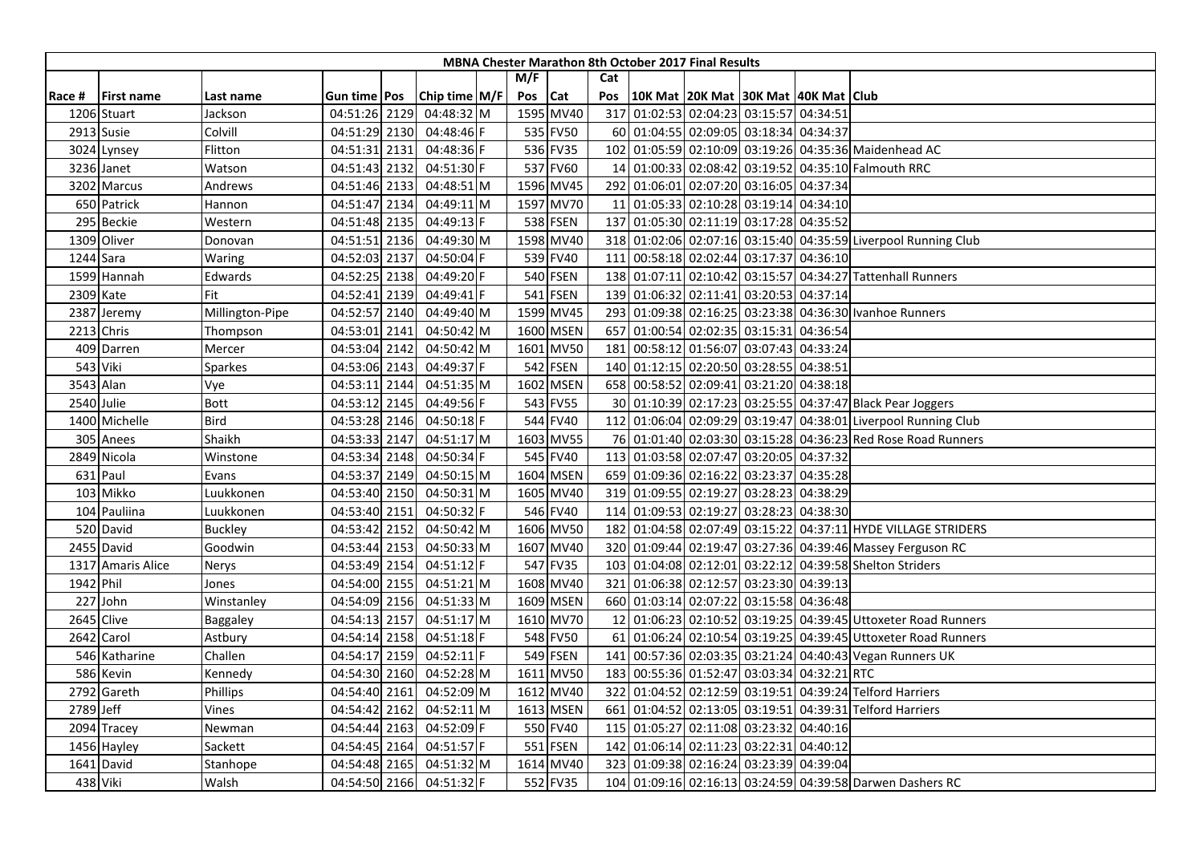| MBNA Chester Marathon 8th October 2017 Final Results | | | | | | | | | | | | | | | |
|---|---|---|---|---|---|---|---|---|---|---|---|---|---|---|---|
| | | | | | | | M/F | | Cat | | | | | | |
| Race # | First name | Last name | Gun time | Pos | Chip time | M/F | Pos | Cat | Pos | 10K Mat | 20K Mat | 30K Mat | 40K Mat | Club |
| 1206 | Stuart | Jackson | 04:51:26 | 2129 | 04:48:32 | M | 1595 | MV40 | 317 | 01:02:53 | 02:04:23 | 03:15:57 | 04:34:51 | |
| 2913 | Susie | Colvill | 04:51:29 | 2130 | 04:48:46 | F | 535 | FV50 | 60 | 01:04:55 | 02:09:05 | 03:18:34 | 04:34:37 | |
| 3024 | Lynsey | Flitton | 04:51:31 | 2131 | 04:48:36 | F | 536 | FV35 | 102 | 01:05:59 | 02:10:09 | 03:19:26 | 04:35:36 | Maidenhead AC |
| 3236 | Janet | Watson | 04:51:43 | 2132 | 04:51:30 | F | 537 | FV60 | 14 | 01:00:33 | 02:08:42 | 03:19:52 | 04:35:10 | Falmouth RRC |
| 3202 | Marcus | Andrews | 04:51:46 | 2133 | 04:48:51 | M | 1596 | MV45 | 292 | 01:06:01 | 02:07:20 | 03:16:05 | 04:37:34 | |
| 650 | Patrick | Hannon | 04:51:47 | 2134 | 04:49:11 | M | 1597 | MV70 | 11 | 01:05:33 | 02:10:28 | 03:19:14 | 04:34:10 | |
| 295 | Beckie | Western | 04:51:48 | 2135 | 04:49:13 | F | 538 | FSEN | 137 | 01:05:30 | 02:11:19 | 03:17:28 | 04:35:52 | |
| 1309 | Oliver | Donovan | 04:51:51 | 2136 | 04:49:30 | M | 1598 | MV40 | 318 | 01:02:06 | 02:07:16 | 03:15:40 | 04:35:59 | Liverpool Running Club |
| 1244 | Sara | Waring | 04:52:03 | 2137 | 04:50:04 | F | 539 | FV40 | 111 | 00:58:18 | 02:02:44 | 03:17:37 | 04:36:10 | |
| 1599 | Hannah | Edwards | 04:52:25 | 2138 | 04:49:20 | F | 540 | FSEN | 138 | 01:07:11 | 02:10:42 | 03:15:57 | 04:34:27 | Tattenhall Runners |
| 2309 | Kate | Fit | 04:52:41 | 2139 | 04:49:41 | F | 541 | FSEN | 139 | 01:06:32 | 02:11:41 | 03:20:53 | 04:37:14 | |
| 2387 | Jeremy | Millington-Pipe | 04:52:57 | 2140 | 04:49:40 | M | 1599 | MV45 | 293 | 01:09:38 | 02:16:25 | 03:23:38 | 04:36:30 | Ivanhoe Runners |
| 2213 | Chris | Thompson | 04:53:01 | 2141 | 04:50:42 | M | 1600 | MSEN | 657 | 01:00:54 | 02:02:35 | 03:15:31 | 04:36:54 | |
| 409 | Darren | Mercer | 04:53:04 | 2142 | 04:50:42 | M | 1601 | MV50 | 181 | 00:58:12 | 01:56:07 | 03:07:43 | 04:33:24 | |
| 543 | Viki | Sparkes | 04:53:06 | 2143 | 04:49:37 | F | 542 | FSEN | 140 | 01:12:15 | 02:20:50 | 03:28:55 | 04:38:51 | |
| 3543 | Alan | Vye | 04:53:11 | 2144 | 04:51:35 | M | 1602 | MSEN | 658 | 00:58:52 | 02:09:41 | 03:21:20 | 04:38:18 | |
| 2540 | Julie | Bott | 04:53:12 | 2145 | 04:49:56 | F | 543 | FV55 | 30 | 01:10:39 | 02:17:23 | 03:25:55 | 04:37:47 | Black Pear Joggers |
| 1400 | Michelle | Bird | 04:53:28 | 2146 | 04:50:18 | F | 544 | FV40 | 112 | 01:06:04 | 02:09:29 | 03:19:47 | 04:38:01 | Liverpool Running Club |
| 305 | Anees | Shaikh | 04:53:33 | 2147 | 04:51:17 | M | 1603 | MV55 | 76 | 01:01:40 | 02:03:30 | 03:15:28 | 04:36:23 | Red Rose Road Runners |
| 2849 | Nicola | Winstone | 04:53:34 | 2148 | 04:50:34 | F | 545 | FV40 | 113 | 01:03:58 | 02:07:47 | 03:20:05 | 04:37:32 | |
| 631 | Paul | Evans | 04:53:37 | 2149 | 04:50:15 | M | 1604 | MSEN | 659 | 01:09:36 | 02:16:22 | 03:23:37 | 04:35:28 | |
| 103 | Mikko | Luukkonen | 04:53:40 | 2150 | 04:50:31 | M | 1605 | MV40 | 319 | 01:09:55 | 02:19:27 | 03:28:23 | 04:38:29 | |
| 104 | Pauliina | Luukkonen | 04:53:40 | 2151 | 04:50:32 | F | 546 | FV40 | 114 | 01:09:53 | 02:19:27 | 03:28:23 | 04:38:30 | |
| 520 | David | Buckley | 04:53:42 | 2152 | 04:50:42 | M | 1606 | MV50 | 182 | 01:04:58 | 02:07:49 | 03:15:22 | 04:37:11 | HYDE VILLAGE STRIDERS |
| 2455 | David | Goodwin | 04:53:44 | 2153 | 04:50:33 | M | 1607 | MV40 | 320 | 01:09:44 | 02:19:47 | 03:27:36 | 04:39:46 | Massey Ferguson RC |
| 1317 | Amaris Alice | Nerys | 04:53:49 | 2154 | 04:51:12 | F | 547 | FV35 | 103 | 01:04:08 | 02:12:01 | 03:22:12 | 04:39:58 | Shelton Striders |
| 1942 | Phil | Jones | 04:54:00 | 2155 | 04:51:21 | M | 1608 | MV40 | 321 | 01:06:38 | 02:12:57 | 03:23:30 | 04:39:13 | |
| 227 | John | Winstanley | 04:54:09 | 2156 | 04:51:33 | M | 1609 | MSEN | 660 | 01:03:14 | 02:07:22 | 03:15:58 | 04:36:48 | |
| 2645 | Clive | Baggaley | 04:54:13 | 2157 | 04:51:17 | M | 1610 | MV70 | 12 | 01:06:23 | 02:10:52 | 03:19:25 | 04:39:45 | Uttoxeter Road Runners |
| 2642 | Carol | Astbury | 04:54:14 | 2158 | 04:51:18 | F | 548 | FV50 | 61 | 01:06:24 | 02:10:54 | 03:19:25 | 04:39:45 | Uttoxeter Road Runners |
| 546 | Katharine | Challen | 04:54:17 | 2159 | 04:52:11 | F | 549 | FSEN | 141 | 00:57:36 | 02:03:35 | 03:21:24 | 04:40:43 | Vegan Runners UK |
| 586 | Kevin | Kennedy | 04:54:30 | 2160 | 04:52:28 | M | 1611 | MV50 | 183 | 00:55:36 | 01:52:47 | 03:03:34 | 04:32:21 | RTC |
| 2792 | Gareth | Phillips | 04:54:40 | 2161 | 04:52:09 | M | 1612 | MV40 | 322 | 01:04:52 | 02:12:59 | 03:19:51 | 04:39:24 | Telford Harriers |
| 2789 | Jeff | Vines | 04:54:42 | 2162 | 04:52:11 | M | 1613 | MSEN | 661 | 01:04:52 | 02:13:05 | 03:19:51 | 04:39:31 | Telford Harriers |
| 2094 | Tracey | Newman | 04:54:44 | 2163 | 04:52:09 | F | 550 | FV40 | 115 | 01:05:27 | 02:11:08 | 03:23:32 | 04:40:16 | |
| 1456 | Hayley | Sackett | 04:54:45 | 2164 | 04:51:57 | F | 551 | FSEN | 142 | 01:06:14 | 02:11:23 | 03:22:31 | 04:40:12 | |
| 1641 | David | Stanhope | 04:54:48 | 2165 | 04:51:32 | M | 1614 | MV40 | 323 | 01:09:38 | 02:16:24 | 03:23:39 | 04:39:04 | |
| 438 | Viki | Walsh | 04:54:50 | 2166 | 04:51:32 | F | 552 | FV35 | 104 | 01:09:16 | 02:16:13 | 03:24:59 | 04:39:58 | Darwen Dashers RC |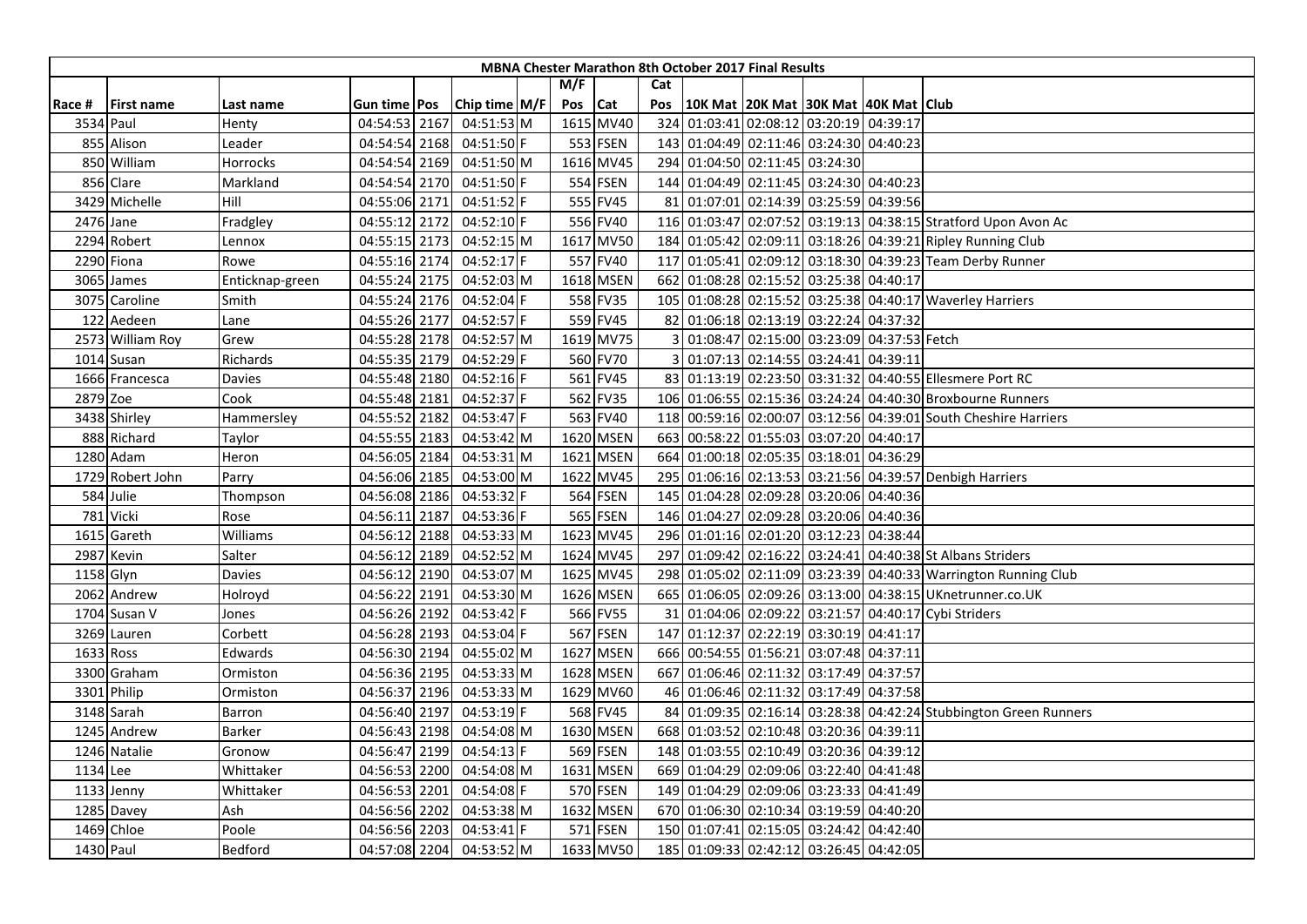| MBNA Chester Marathon 8th October 2017 Final Results | | | | | | | | | | | | | | | | |
|---|---|---|---|---|---|---|---|---|---|---|---|---|---|---|---|---|
| | | | | | | | M/F | | Cat | | | | | | |
| Race # | First name | Last name | Gun time | Pos | Chip time | M/F | Pos | Cat | Pos | 10K Mat | 20K Mat | 30K Mat | 40K Mat | Club |
| 3534 | Paul | Henty | 04:54:53 | 2167 | 04:51:53 | M | 1615 | MV40 | 324 | 01:03:41 | 02:08:12 | 03:20:19 | 04:39:17 | |
| 855 | Alison | Leader | 04:54:54 | 2168 | 04:51:50 | F | 553 | FSEN | 143 | 01:04:49 | 02:11:46 | 03:24:30 | 04:40:23 | |
| 850 | William | Horrocks | 04:54:54 | 2169 | 04:51:50 | M | 1616 | MV45 | 294 | 01:04:50 | 02:11:45 | 03:24:30 | | |
| 856 | Clare | Markland | 04:54:54 | 2170 | 04:51:50 | F | 554 | FSEN | 144 | 01:04:49 | 02:11:45 | 03:24:30 | 04:40:23 | |
| 3429 | Michelle | Hill | 04:55:06 | 2171 | 04:51:52 | F | 555 | FV45 | 81 | 01:07:01 | 02:14:39 | 03:25:59 | 04:39:56 | |
| 2476 | Jane | Fradgley | 04:55:12 | 2172 | 04:52:10 | F | 556 | FV40 | 116 | 01:03:47 | 02:07:52 | 03:19:13 | 04:38:15 | Stratford Upon Avon Ac |
| 2294 | Robert | Lennox | 04:55:15 | 2173 | 04:52:15 | M | 1617 | MV50 | 184 | 01:05:42 | 02:09:11 | 03:18:26 | 04:39:21 | Ripley Running Club |
| 2290 | Fiona | Rowe | 04:55:16 | 2174 | 04:52:17 | F | 557 | FV40 | 117 | 01:05:41 | 02:09:12 | 03:18:30 | 04:39:23 | Team Derby Runner |
| 3065 | James | Enticknap-green | 04:55:24 | 2175 | 04:52:03 | M | 1618 | MSEN | 662 | 01:08:28 | 02:15:52 | 03:25:38 | 04:40:17 | |
| 3075 | Caroline | Smith | 04:55:24 | 2176 | 04:52:04 | F | 558 | FV35 | 105 | 01:08:28 | 02:15:52 | 03:25:38 | 04:40:17 | Waverley Harriers |
| 122 | Aedeen | Lane | 04:55:26 | 2177 | 04:52:57 | F | 559 | FV45 | 82 | 01:06:18 | 02:13:19 | 03:22:24 | 04:37:32 | |
| 2573 | William Roy | Grew | 04:55:28 | 2178 | 04:52:57 | M | 1619 | MV75 | 3 | 01:08:47 | 02:15:00 | 03:23:09 | 04:37:53 | Fetch |
| 1014 | Susan | Richards | 04:55:35 | 2179 | 04:52:29 | F | 560 | FV70 | 3 | 01:07:13 | 02:14:55 | 03:24:41 | 04:39:11 | |
| 1666 | Francesca | Davies | 04:55:48 | 2180 | 04:52:16 | F | 561 | FV45 | 83 | 01:13:19 | 02:23:50 | 03:31:32 | 04:40:55 | Ellesmere Port RC |
| 2879 | Zoe | Cook | 04:55:48 | 2181 | 04:52:37 | F | 562 | FV35 | 106 | 01:06:55 | 02:15:36 | 03:24:24 | 04:40:30 | Broxbourne Runners |
| 3438 | Shirley | Hammersley | 04:55:52 | 2182 | 04:53:47 | F | 563 | FV40 | 118 | 00:59:16 | 02:00:07 | 03:12:56 | 04:39:01 | South Cheshire Harriers |
| 888 | Richard | Taylor | 04:55:55 | 2183 | 04:53:42 | M | 1620 | MSEN | 663 | 00:58:22 | 01:55:03 | 03:07:20 | 04:40:17 | |
| 1280 | Adam | Heron | 04:56:05 | 2184 | 04:53:31 | M | 1621 | MSEN | 664 | 01:00:18 | 02:05:35 | 03:18:01 | 04:36:29 | |
| 1729 | Robert John | Parry | 04:56:06 | 2185 | 04:53:00 | M | 1622 | MV45 | 295 | 01:06:16 | 02:13:53 | 03:21:56 | 04:39:57 | Denbigh Harriers |
| 584 | Julie | Thompson | 04:56:08 | 2186 | 04:53:32 | F | 564 | FSEN | 145 | 01:04:28 | 02:09:28 | 03:20:06 | 04:40:36 | |
| 781 | Vicki | Rose | 04:56:11 | 2187 | 04:53:36 | F | 565 | FSEN | 146 | 01:04:27 | 02:09:28 | 03:20:06 | 04:40:36 | |
| 1615 | Gareth | Williams | 04:56:12 | 2188 | 04:53:33 | M | 1623 | MV45 | 296 | 01:01:16 | 02:01:20 | 03:12:23 | 04:38:44 | |
| 2987 | Kevin | Salter | 04:56:12 | 2189 | 04:52:52 | M | 1624 | MV45 | 297 | 01:09:42 | 02:16:22 | 03:24:41 | 04:40:38 | St Albans Striders |
| 1158 | Glyn | Davies | 04:56:12 | 2190 | 04:53:07 | M | 1625 | MV45 | 298 | 01:05:02 | 02:11:09 | 03:23:39 | 04:40:33 | Warrington Running Club |
| 2062 | Andrew | Holroyd | 04:56:22 | 2191 | 04:53:30 | M | 1626 | MSEN | 665 | 01:06:05 | 02:09:26 | 03:13:00 | 04:38:15 | UKnetrunner.co.UK |
| 1704 | Susan V | Jones | 04:56:26 | 2192 | 04:53:42 | F | 566 | FV55 | 31 | 01:04:06 | 02:09:22 | 03:21:57 | 04:40:17 | Cybi Striders |
| 3269 | Lauren | Corbett | 04:56:28 | 2193 | 04:53:04 | F | 567 | FSEN | 147 | 01:12:37 | 02:22:19 | 03:30:19 | 04:41:17 | |
| 1633 | Ross | Edwards | 04:56:30 | 2194 | 04:55:02 | M | 1627 | MSEN | 666 | 00:54:55 | 01:56:21 | 03:07:48 | 04:37:11 | |
| 3300 | Graham | Ormiston | 04:56:36 | 2195 | 04:53:33 | M | 1628 | MSEN | 667 | 01:06:46 | 02:11:32 | 03:17:49 | 04:37:57 | |
| 3301 | Philip | Ormiston | 04:56:37 | 2196 | 04:53:33 | M | 1629 | MV60 | 46 | 01:06:46 | 02:11:32 | 03:17:49 | 04:37:58 | |
| 3148 | Sarah | Barron | 04:56:40 | 2197 | 04:53:19 | F | 568 | FV45 | 84 | 01:09:35 | 02:16:14 | 03:28:38 | 04:42:24 | Stubbington Green Runners |
| 1245 | Andrew | Barker | 04:56:43 | 2198 | 04:54:08 | M | 1630 | MSEN | 668 | 01:03:52 | 02:10:48 | 03:20:36 | 04:39:11 | |
| 1246 | Natalie | Gronow | 04:56:47 | 2199 | 04:54:13 | F | 569 | FSEN | 148 | 01:03:55 | 02:10:49 | 03:20:36 | 04:39:12 | |
| 1134 | Lee | Whittaker | 04:56:53 | 2200 | 04:54:08 | M | 1631 | MSEN | 669 | 01:04:29 | 02:09:06 | 03:22:40 | 04:41:48 | |
| 1133 | Jenny | Whittaker | 04:56:53 | 2201 | 04:54:08 | F | 570 | FSEN | 149 | 01:04:29 | 02:09:06 | 03:23:33 | 04:41:49 | |
| 1285 | Davey | Ash | 04:56:56 | 2202 | 04:53:38 | M | 1632 | MSEN | 670 | 01:06:30 | 02:10:34 | 03:19:59 | 04:40:20 | |
| 1469 | Chloe | Poole | 04:56:56 | 2203 | 04:53:41 | F | 571 | FSEN | 150 | 01:07:41 | 02:15:05 | 03:24:42 | 04:42:40 | |
| 1430 | Paul | Bedford | 04:57:08 | 2204 | 04:53:52 | M | 1633 | MV50 | 185 | 01:09:33 | 02:42:12 | 03:26:45 | 04:42:05 | |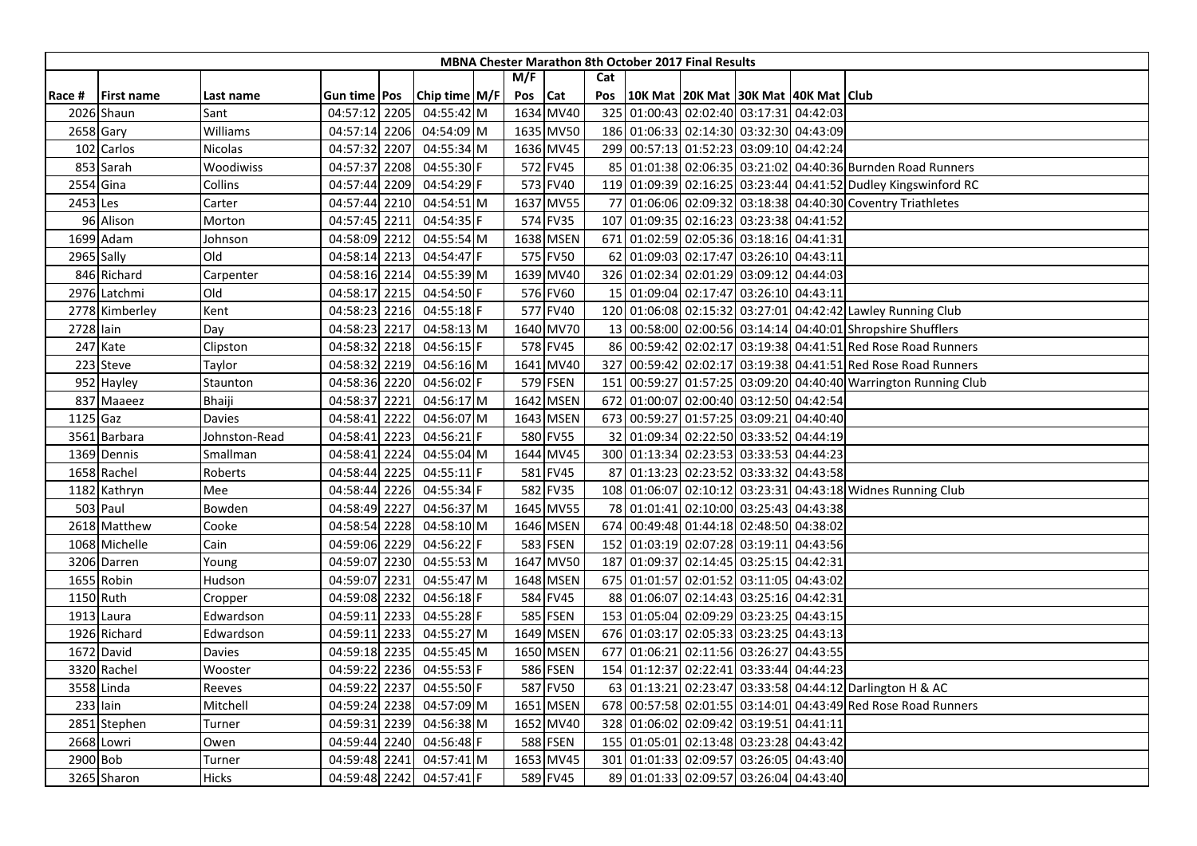| MBNA Chester Marathon 8th October 2017 Final Results | | | | | | | | | | | | | | | |
|---|---|---|---|---|---|---|---|---|---|---|---|---|---|---|---|
| | | | | | | | M/F | | Cat | | | | | | |
| Race # | First name | Last name | Gun time | Pos | Chip time | M/F | Pos | Cat | Pos | 10K Mat | 20K Mat | 30K Mat | 40K Mat | Club |
| 2026 | Shaun | Sant | 04:57:12 | 2205 | 04:55:42 | M | 1634 | MV40 | 325 | 01:00:43 | 02:02:40 | 03:17:31 | 04:42:03 | |
| 2658 | Gary | Williams | 04:57:14 | 2206 | 04:54:09 | M | 1635 | MV50 | 186 | 01:06:33 | 02:14:30 | 03:32:30 | 04:43:09 | |
| 102 | Carlos | Nicolas | 04:57:32 | 2207 | 04:55:34 | M | 1636 | MV45 | 299 | 00:57:13 | 01:52:23 | 03:09:10 | 04:42:24 | |
| 853 | Sarah | Woodiwiss | 04:57:37 | 2208 | 04:55:30 | F | 572 | FV45 | 85 | 01:01:38 | 02:06:35 | 03:21:02 | 04:40:36 | Burnden Road Runners |
| 2554 | Gina | Collins | 04:57:44 | 2209 | 04:54:29 | F | 573 | FV40 | 119 | 01:09:39 | 02:16:25 | 03:23:44 | 04:41:52 | Dudley Kingswinford RC |
| 2453 | Les | Carter | 04:57:44 | 2210 | 04:54:51 | M | 1637 | MV55 | 77 | 01:06:06 | 02:09:32 | 03:18:38 | 04:40:30 | Coventry Triathletes |
| 96 | Alison | Morton | 04:57:45 | 2211 | 04:54:35 | F | 574 | FV35 | 107 | 01:09:35 | 02:16:23 | 03:23:38 | 04:41:52 | |
| 1699 | Adam | Johnson | 04:58:09 | 2212 | 04:55:54 | M | 1638 | MSEN | 671 | 01:02:59 | 02:05:36 | 03:18:16 | 04:41:31 | |
| 2965 | Sally | Old | 04:58:14 | 2213 | 04:54:47 | F | 575 | FV50 | 62 | 01:09:03 | 02:17:47 | 03:26:10 | 04:43:11 | |
| 846 | Richard | Carpenter | 04:58:16 | 2214 | 04:55:39 | M | 1639 | MV40 | 326 | 01:02:34 | 02:01:29 | 03:09:12 | 04:44:03 | |
| 2976 | Latchmi | Old | 04:58:17 | 2215 | 04:54:50 | F | 576 | FV60 | 15 | 01:09:04 | 02:17:47 | 03:26:10 | 04:43:11 | |
| 2778 | Kimberley | Kent | 04:58:23 | 2216 | 04:55:18 | F | 577 | FV40 | 120 | 01:06:08 | 02:15:32 | 03:27:01 | 04:42:42 | Lawley Running Club |
| 2728 | Iain | Day | 04:58:23 | 2217 | 04:58:13 | M | 1640 | MV70 | 13 | 00:58:00 | 02:00:56 | 03:14:14 | 04:40:01 | Shropshire Shufflers |
| 247 | Kate | Clipston | 04:58:32 | 2218 | 04:56:15 | F | 578 | FV45 | 86 | 00:59:42 | 02:02:17 | 03:19:38 | 04:41:51 | Red Rose Road Runners |
| 223 | Steve | Taylor | 04:58:32 | 2219 | 04:56:16 | M | 1641 | MV40 | 327 | 00:59:42 | 02:02:17 | 03:19:38 | 04:41:51 | Red Rose Road Runners |
| 952 | Hayley | Staunton | 04:58:36 | 2220 | 04:56:02 | F | 579 | FSEN | 151 | 00:59:27 | 01:57:25 | 03:09:20 | 04:40:40 | Warrington Running Club |
| 837 | Maaeez | Bhaiji | 04:58:37 | 2221 | 04:56:17 | M | 1642 | MSEN | 672 | 01:00:07 | 02:00:40 | 03:12:50 | 04:42:54 | |
| 1125 | Gaz | Davies | 04:58:41 | 2222 | 04:56:07 | M | 1643 | MSEN | 673 | 00:59:27 | 01:57:25 | 03:09:21 | 04:40:40 | |
| 3561 | Barbara | Johnston-Read | 04:58:41 | 2223 | 04:56:21 | F | 580 | FV55 | 32 | 01:09:34 | 02:22:50 | 03:33:52 | 04:44:19 | |
| 1369 | Dennis | Smallman | 04:58:41 | 2224 | 04:55:04 | M | 1644 | MV45 | 300 | 01:13:34 | 02:23:53 | 03:33:53 | 04:44:23 | |
| 1658 | Rachel | Roberts | 04:58:44 | 2225 | 04:55:11 | F | 581 | FV45 | 87 | 01:13:23 | 02:23:52 | 03:33:32 | 04:43:58 | |
| 1182 | Kathryn | Mee | 04:58:44 | 2226 | 04:55:34 | F | 582 | FV35 | 108 | 01:06:07 | 02:10:12 | 03:23:31 | 04:43:18 | Widnes Running Club |
| 503 | Paul | Bowden | 04:58:49 | 2227 | 04:56:37 | M | 1645 | MV55 | 78 | 01:01:41 | 02:10:00 | 03:25:43 | 04:43:38 | |
| 2618 | Matthew | Cooke | 04:58:54 | 2228 | 04:58:10 | M | 1646 | MSEN | 674 | 00:49:48 | 01:44:18 | 02:48:50 | 04:38:02 | |
| 1068 | Michelle | Cain | 04:59:06 | 2229 | 04:56:22 | F | 583 | FSEN | 152 | 01:03:19 | 02:07:28 | 03:19:11 | 04:43:56 | |
| 3206 | Darren | Young | 04:59:07 | 2230 | 04:55:53 | M | 1647 | MV50 | 187 | 01:09:37 | 02:14:45 | 03:25:15 | 04:42:31 | |
| 1655 | Robin | Hudson | 04:59:07 | 2231 | 04:55:47 | M | 1648 | MSEN | 675 | 01:01:57 | 02:01:52 | 03:11:05 | 04:43:02 | |
| 1150 | Ruth | Cropper | 04:59:08 | 2232 | 04:56:18 | F | 584 | FV45 | 88 | 01:06:07 | 02:14:43 | 03:25:16 | 04:42:31 | |
| 1913 | Laura | Edwardson | 04:59:11 | 2233 | 04:55:28 | F | 585 | FSEN | 153 | 01:05:04 | 02:09:29 | 03:23:25 | 04:43:15 | |
| 1926 | Richard | Edwardson | 04:59:11 | 2233 | 04:55:27 | M | 1649 | MSEN | 676 | 01:03:17 | 02:05:33 | 03:23:25 | 04:43:13 | |
| 1672 | David | Davies | 04:59:18 | 2235 | 04:55:45 | M | 1650 | MSEN | 677 | 01:06:21 | 02:11:56 | 03:26:27 | 04:43:55 | |
| 3320 | Rachel | Wooster | 04:59:22 | 2236 | 04:55:53 | F | 586 | FSEN | 154 | 01:12:37 | 02:22:41 | 03:33:44 | 04:44:23 | |
| 3558 | Linda | Reeves | 04:59:22 | 2237 | 04:55:50 | F | 587 | FV50 | 63 | 01:13:21 | 02:23:47 | 03:33:58 | 04:44:12 | Darlington H & AC |
| 233 | Iain | Mitchell | 04:59:24 | 2238 | 04:57:09 | M | 1651 | MSEN | 678 | 00:57:58 | 02:01:55 | 03:14:01 | 04:43:49 | Red Rose Road Runners |
| 2851 | Stephen | Turner | 04:59:31 | 2239 | 04:56:38 | M | 1652 | MV40 | 328 | 01:06:02 | 02:09:42 | 03:19:51 | 04:41:11 | |
| 2668 | Lowri | Owen | 04:59:44 | 2240 | 04:56:48 | F | 588 | FSEN | 155 | 01:05:01 | 02:13:48 | 03:23:28 | 04:43:42 | |
| 2900 | Bob | Turner | 04:59:48 | 2241 | 04:57:41 | M | 1653 | MV45 | 301 | 01:01:33 | 02:09:57 | 03:26:05 | 04:43:40 | |
| 3265 | Sharon | Hicks | 04:59:48 | 2242 | 04:57:41 | F | 589 | FV45 | 89 | 01:01:33 | 02:09:57 | 03:26:04 | 04:43:40 | |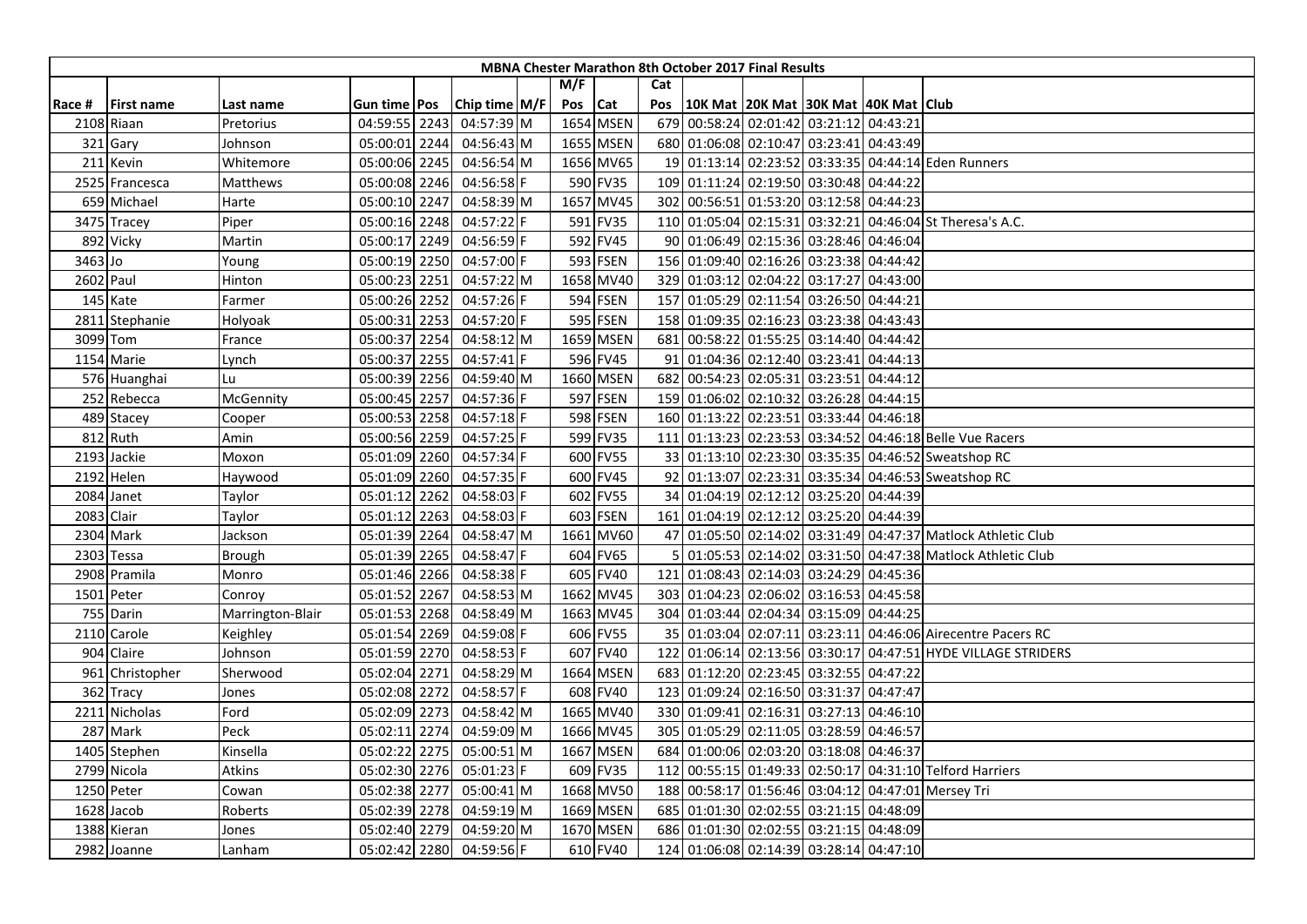| MBNA Chester Marathon 8th October 2017 Final Results | | | | | | | | | | | | | | | |
|---|---|---|---|---|---|---|---|---|---|---|---|---|---|---|---|
| | | | | | | | M/F | | Cat | | | | | | |
| Race # | First name | Last name | Gun time | Pos | Chip time | M/F | Pos | Cat | Pos | 10K Mat | 20K Mat | 30K Mat | 40K Mat | Club |
| 2108 | Riaan | Pretorius | 04:59:55 | 2243 | 04:57:39 | M | 1654 | MSEN | 679 | 00:58:24 | 02:01:42 | 03:21:12 | 04:43:21 | |
| 321 | Gary | Johnson | 05:00:01 | 2244 | 04:56:43 | M | 1655 | MSEN | 680 | 01:06:08 | 02:10:47 | 03:23:41 | 04:43:49 | |
| 211 | Kevin | Whitemore | 05:00:06 | 2245 | 04:56:54 | M | 1656 | MV65 | 19 | 01:13:14 | 02:23:52 | 03:33:35 | 04:44:14 | Eden Runners |
| 2525 | Francesca | Matthews | 05:00:08 | 2246 | 04:56:58 | F | 590 | FV35 | 109 | 01:11:24 | 02:19:50 | 03:30:48 | 04:44:22 | |
| 659 | Michael | Harte | 05:00:10 | 2247 | 04:58:39 | M | 1657 | MV45 | 302 | 00:56:51 | 01:53:20 | 03:12:58 | 04:44:23 | |
| 3475 | Tracey | Piper | 05:00:16 | 2248 | 04:57:22 | F | 591 | FV35 | 110 | 01:05:04 | 02:15:31 | 03:32:21 | 04:46:04 | St Theresa's A.C. |
| 892 | Vicky | Martin | 05:00:17 | 2249 | 04:56:59 | F | 592 | FV45 | 90 | 01:06:49 | 02:15:36 | 03:28:46 | 04:46:04 | |
| 3463 | Jo | Young | 05:00:19 | 2250 | 04:57:00 | F | 593 | FSEN | 156 | 01:09:40 | 02:16:26 | 03:23:38 | 04:44:42 | |
| 2602 | Paul | Hinton | 05:00:23 | 2251 | 04:57:22 | M | 1658 | MV40 | 329 | 01:03:12 | 02:04:22 | 03:17:27 | 04:43:00 | |
| 145 | Kate | Farmer | 05:00:26 | 2252 | 04:57:26 | F | 594 | FSEN | 157 | 01:05:29 | 02:11:54 | 03:26:50 | 04:44:21 | |
| 2811 | Stephanie | Holyoak | 05:00:31 | 2253 | 04:57:20 | F | 595 | FSEN | 158 | 01:09:35 | 02:16:23 | 03:23:38 | 04:43:43 | |
| 3099 | Tom | France | 05:00:37 | 2254 | 04:58:12 | M | 1659 | MSEN | 681 | 00:58:22 | 01:55:25 | 03:14:40 | 04:44:42 | |
| 1154 | Marie | Lynch | 05:00:37 | 2255 | 04:57:41 | F | 596 | FV45 | 91 | 01:04:36 | 02:12:40 | 03:23:41 | 04:44:13 | |
| 576 | Huanghai | Lu | 05:00:39 | 2256 | 04:59:40 | M | 1660 | MSEN | 682 | 00:54:23 | 02:05:31 | 03:23:51 | 04:44:12 | |
| 252 | Rebecca | McGennity | 05:00:45 | 2257 | 04:57:36 | F | 597 | FSEN | 159 | 01:06:02 | 02:10:32 | 03:26:28 | 04:44:15 | |
| 489 | Stacey | Cooper | 05:00:53 | 2258 | 04:57:18 | F | 598 | FSEN | 160 | 01:13:22 | 02:23:51 | 03:33:44 | 04:46:18 | |
| 812 | Ruth | Amin | 05:00:56 | 2259 | 04:57:25 | F | 599 | FV35 | 111 | 01:13:23 | 02:23:53 | 03:34:52 | 04:46:18 | Belle Vue Racers |
| 2193 | Jackie | Moxon | 05:01:09 | 2260 | 04:57:34 | F | 600 | FV55 | 33 | 01:13:10 | 02:23:30 | 03:35:35 | 04:46:52 | Sweatshop RC |
| 2192 | Helen | Haywood | 05:01:09 | 2260 | 04:57:35 | F | 600 | FV45 | 92 | 01:13:07 | 02:23:31 | 03:35:34 | 04:46:53 | Sweatshop RC |
| 2084 | Janet | Taylor | 05:01:12 | 2262 | 04:58:03 | F | 602 | FV55 | 34 | 01:04:19 | 02:12:12 | 03:25:20 | 04:44:39 | |
| 2083 | Clair | Taylor | 05:01:12 | 2263 | 04:58:03 | F | 603 | FSEN | 161 | 01:04:19 | 02:12:12 | 03:25:20 | 04:44:39 | |
| 2304 | Mark | Jackson | 05:01:39 | 2264 | 04:58:47 | M | 1661 | MV60 | 47 | 01:05:50 | 02:14:02 | 03:31:49 | 04:47:37 | Matlock Athletic Club |
| 2303 | Tessa | Brough | 05:01:39 | 2265 | 04:58:47 | F | 604 | FV65 | 5 | 01:05:53 | 02:14:02 | 03:31:50 | 04:47:38 | Matlock Athletic Club |
| 2908 | Pramila | Monro | 05:01:46 | 2266 | 04:58:38 | F | 605 | FV40 | 121 | 01:08:43 | 02:14:03 | 03:24:29 | 04:45:36 | |
| 1501 | Peter | Conroy | 05:01:52 | 2267 | 04:58:53 | M | 1662 | MV45 | 303 | 01:04:23 | 02:06:02 | 03:16:53 | 04:45:58 | |
| 755 | Darin | Marrington-Blair | 05:01:53 | 2268 | 04:58:49 | M | 1663 | MV45 | 304 | 01:03:44 | 02:04:34 | 03:15:09 | 04:44:25 | |
| 2110 | Carole | Keighley | 05:01:54 | 2269 | 04:59:08 | F | 606 | FV55 | 35 | 01:03:04 | 02:07:11 | 03:23:11 | 04:46:06 | Airecentre Pacers RC |
| 904 | Claire | Johnson | 05:01:59 | 2270 | 04:58:53 | F | 607 | FV40 | 122 | 01:06:14 | 02:13:56 | 03:30:17 | 04:47:51 | HYDE VILLAGE STRIDERS |
| 961 | Christopher | Sherwood | 05:02:04 | 2271 | 04:58:29 | M | 1664 | MSEN | 683 | 01:12:20 | 02:23:45 | 03:32:55 | 04:47:22 | |
| 362 | Tracy | Jones | 05:02:08 | 2272 | 04:58:57 | F | 608 | FV40 | 123 | 01:09:24 | 02:16:50 | 03:31:37 | 04:47:47 | |
| 2211 | Nicholas | Ford | 05:02:09 | 2273 | 04:58:42 | M | 1665 | MV40 | 330 | 01:09:41 | 02:16:31 | 03:27:13 | 04:46:10 | |
| 287 | Mark | Peck | 05:02:11 | 2274 | 04:59:09 | M | 1666 | MV45 | 305 | 01:05:29 | 02:11:05 | 03:28:59 | 04:46:57 | |
| 1405 | Stephen | Kinsella | 05:02:22 | 2275 | 05:00:51 | M | 1667 | MSEN | 684 | 01:00:06 | 02:03:20 | 03:18:08 | 04:46:37 | |
| 2799 | Nicola | Atkins | 05:02:30 | 2276 | 05:01:23 | F | 609 | FV35 | 112 | 00:55:15 | 01:49:33 | 02:50:17 | 04:31:10 | Telford Harriers |
| 1250 | Peter | Cowan | 05:02:38 | 2277 | 05:00:41 | M | 1668 | MV50 | 188 | 00:58:17 | 01:56:46 | 03:04:12 | 04:47:01 | Mersey Tri |
| 1628 | Jacob | Roberts | 05:02:39 | 2278 | 04:59:19 | M | 1669 | MSEN | 685 | 01:01:30 | 02:02:55 | 03:21:15 | 04:48:09 | |
| 1388 | Kieran | Jones | 05:02:40 | 2279 | 04:59:20 | M | 1670 | MSEN | 686 | 01:01:30 | 02:02:55 | 03:21:15 | 04:48:09 | |
| 2982 | Joanne | Lanham | 05:02:42 | 2280 | 04:59:56 | F | 610 | FV40 | 124 | 01:06:08 | 02:14:39 | 03:28:14 | 04:47:10 | |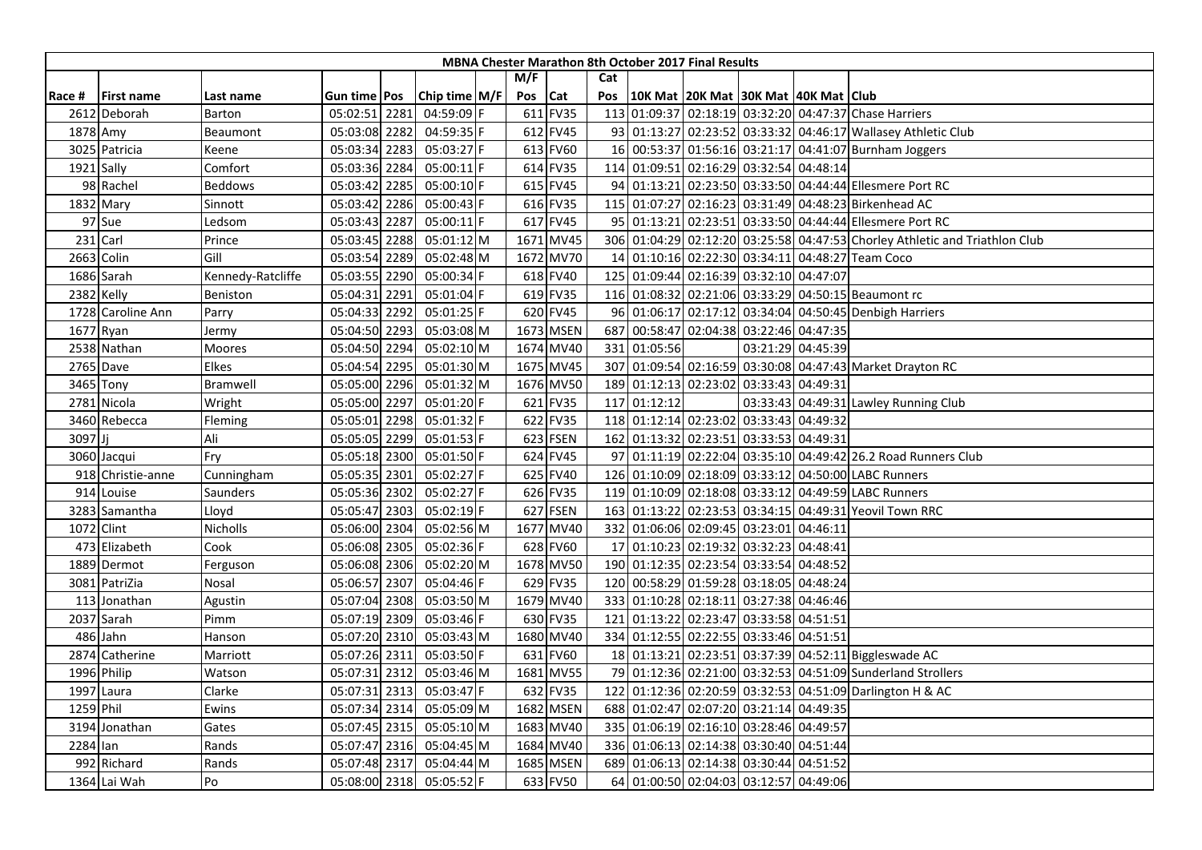**MBNA Chester Marathon 8th October 2017 Final Results**

| Race # | First name | Last name | Gun time | Pos | Chip time | M/F | M/F Pos | Cat | Cat Pos | 10K Mat | 20K Mat | 30K Mat | 40K Mat | Club |
|---|---|---|---|---|---|---|---|---|---|---|---|---|---|---|
| 2612 | Deborah | Barton | 05:02:51 | 2281 | 04:59:09 | F | 611 | FV35 | 113 | 01:09:37 | 02:18:19 | 03:32:20 | 04:47:37 | Chase Harriers |
| 1878 | Amy | Beaumont | 05:03:08 | 2282 | 04:59:35 | F | 612 | FV45 | 93 | 01:13:27 | 02:23:52 | 03:33:32 | 04:46:17 | Wallasey Athletic Club |
| 3025 | Patricia | Keene | 05:03:34 | 2283 | 05:03:27 | F | 613 | FV60 | 16 | 00:53:37 | 01:56:16 | 03:21:17 | 04:41:07 | Burnham Joggers |
| 1921 | Sally | Comfort | 05:03:36 | 2284 | 05:00:11 | F | 614 | FV35 | 114 | 01:09:51 | 02:16:29 | 03:32:54 | 04:48:14 | |
| 98 | Rachel | Beddows | 05:03:42 | 2285 | 05:00:10 | F | 615 | FV45 | 94 | 01:13:21 | 02:23:50 | 03:33:50 | 04:44:44 | Ellesmere Port RC |
| 1832 | Mary | Sinnott | 05:03:42 | 2286 | 05:00:43 | F | 616 | FV35 | 115 | 01:07:27 | 02:16:23 | 03:31:49 | 04:48:23 | Birkenhead AC |
| 97 | Sue | Ledsom | 05:03:43 | 2287 | 05:00:11 | F | 617 | FV45 | 95 | 01:13:21 | 02:23:51 | 03:33:50 | 04:44:44 | Ellesmere Port RC |
| 231 | Carl | Prince | 05:03:45 | 2288 | 05:01:12 | M | 1671 | MV45 | 306 | 01:04:29 | 02:12:20 | 03:25:58 | 04:47:53 | Chorley Athletic and Triathlon Club |
| 2663 | Colin | Gill | 05:03:54 | 2289 | 05:02:48 | M | 1672 | MV70 | 14 | 01:10:16 | 02:22:30 | 03:34:11 | 04:48:27 | Team Coco |
| 1686 | Sarah | Kennedy-Ratcliffe | 05:03:55 | 2290 | 05:00:34 | F | 618 | FV40 | 125 | 01:09:44 | 02:16:39 | 03:32:10 | 04:47:07 | |
| 2382 | Kelly | Beniston | 05:04:31 | 2291 | 05:01:04 | F | 619 | FV35 | 116 | 01:08:32 | 02:21:06 | 03:33:29 | 04:50:15 | Beaumont rc |
| 1728 | Caroline Ann | Parry | 05:04:33 | 2292 | 05:01:25 | F | 620 | FV45 | 96 | 01:06:17 | 02:17:12 | 03:34:04 | 04:50:45 | Denbigh Harriers |
| 1677 | Ryan | Jermy | 05:04:50 | 2293 | 05:03:08 | M | 1673 | MSEN | 687 | 00:58:47 | 02:04:38 | 03:22:46 | 04:47:35 | |
| 2538 | Nathan | Moores | 05:04:50 | 2294 | 05:02:10 | M | 1674 | MV40 | 331 | 01:05:56 | | 03:21:29 | 04:45:39 | |
| 2765 | Dave | Elkes | 05:04:54 | 2295 | 05:01:30 | M | 1675 | MV45 | 307 | 01:09:54 | 02:16:59 | 03:30:08 | 04:47:43 | Market Drayton RC |
| 3465 | Tony | Bramwell | 05:05:00 | 2296 | 05:01:32 | M | 1676 | MV50 | 189 | 01:12:13 | 02:23:02 | 03:33:43 | 04:49:31 | |
| 2781 | Nicola | Wright | 05:05:00 | 2297 | 05:01:20 | F | 621 | FV35 | 117 | 01:12:12 | | 03:33:43 | 04:49:31 | Lawley Running Club |
| 3460 | Rebecca | Fleming | 05:05:01 | 2298 | 05:01:32 | F | 622 | FV35 | 118 | 01:12:14 | 02:23:02 | 03:33:43 | 04:49:32 | |
| 3097 | Jj | Ali | 05:05:05 | 2299 | 05:01:53 | F | 623 | FSEN | 162 | 01:13:32 | 02:23:51 | 03:33:53 | 04:49:31 | |
| 3060 | Jacqui | Fry | 05:05:18 | 2300 | 05:01:50 | F | 624 | FV45 | 97 | 01:11:19 | 02:22:04 | 03:35:10 | 04:49:42 | 26.2 Road Runners Club |
| 918 | Christie-anne | Cunningham | 05:05:35 | 2301 | 05:02:27 | F | 625 | FV40 | 126 | 01:10:09 | 02:18:09 | 03:33:12 | 04:50:00 | LABC Runners |
| 914 | Louise | Saunders | 05:05:36 | 2302 | 05:02:27 | F | 626 | FV35 | 119 | 01:10:09 | 02:18:08 | 03:33:12 | 04:49:59 | LABC Runners |
| 3283 | Samantha | Lloyd | 05:05:47 | 2303 | 05:02:19 | F | 627 | FSEN | 163 | 01:13:22 | 02:23:53 | 03:34:15 | 04:49:31 | Yeovil Town RRC |
| 1072 | Clint | Nicholls | 05:06:00 | 2304 | 05:02:56 | M | 1677 | MV40 | 332 | 01:06:06 | 02:09:45 | 03:23:01 | 04:46:11 | |
| 473 | Elizabeth | Cook | 05:06:08 | 2305 | 05:02:36 | F | 628 | FV60 | 17 | 01:10:23 | 02:19:32 | 03:32:23 | 04:48:41 | |
| 1889 | Dermot | Ferguson | 05:06:08 | 2306 | 05:02:20 | M | 1678 | MV50 | 190 | 01:12:35 | 02:23:54 | 03:33:54 | 04:48:52 | |
| 3081 | PatriZia | Nosal | 05:06:57 | 2307 | 05:04:46 | F | 629 | FV35 | 120 | 00:58:29 | 01:59:28 | 03:18:05 | 04:48:24 | |
| 113 | Jonathan | Agustin | 05:07:04 | 2308 | 05:03:50 | M | 1679 | MV40 | 333 | 01:10:28 | 02:18:11 | 03:27:38 | 04:46:46 | |
| 2037 | Sarah | Pimm | 05:07:19 | 2309 | 05:03:46 | F | 630 | FV35 | 121 | 01:13:22 | 02:23:47 | 03:33:58 | 04:51:51 | |
| 486 | Jahn | Hanson | 05:07:20 | 2310 | 05:03:43 | M | 1680 | MV40 | 334 | 01:12:55 | 02:22:55 | 03:33:46 | 04:51:51 | |
| 2874 | Catherine | Marriott | 05:07:26 | 2311 | 05:03:50 | F | 631 | FV60 | 18 | 01:13:21 | 02:23:51 | 03:37:39 | 04:52:11 | Biggleswade AC |
| 1996 | Philip | Watson | 05:07:31 | 2312 | 05:03:46 | M | 1681 | MV55 | 79 | 01:12:36 | 02:21:00 | 03:32:53 | 04:51:09 | Sunderland Strollers |
| 1997 | Laura | Clarke | 05:07:31 | 2313 | 05:03:47 | F | 632 | FV35 | 122 | 01:12:36 | 02:20:59 | 03:32:53 | 04:51:09 | Darlington H & AC |
| 1259 | Phil | Ewins | 05:07:34 | 2314 | 05:05:09 | M | 1682 | MSEN | 688 | 01:02:47 | 02:07:20 | 03:21:14 | 04:49:35 | |
| 3194 | Jonathan | Gates | 05:07:45 | 2315 | 05:05:10 | M | 1683 | MV40 | 335 | 01:06:19 | 02:16:10 | 03:28:46 | 04:49:57 | |
| 2284 | Ian | Rands | 05:07:47 | 2316 | 05:04:45 | M | 1684 | MV40 | 336 | 01:06:13 | 02:14:38 | 03:30:40 | 04:51:44 | |
| 992 | Richard | Rands | 05:07:48 | 2317 | 05:04:44 | M | 1685 | MSEN | 689 | 01:06:13 | 02:14:38 | 03:30:44 | 04:51:52 | |
| 1364 | Lai Wah | Po | 05:08:00 | 2318 | 05:05:52 | F | 633 | FV50 | 64 | 01:00:50 | 02:04:03 | 03:12:57 | 04:49:06 | |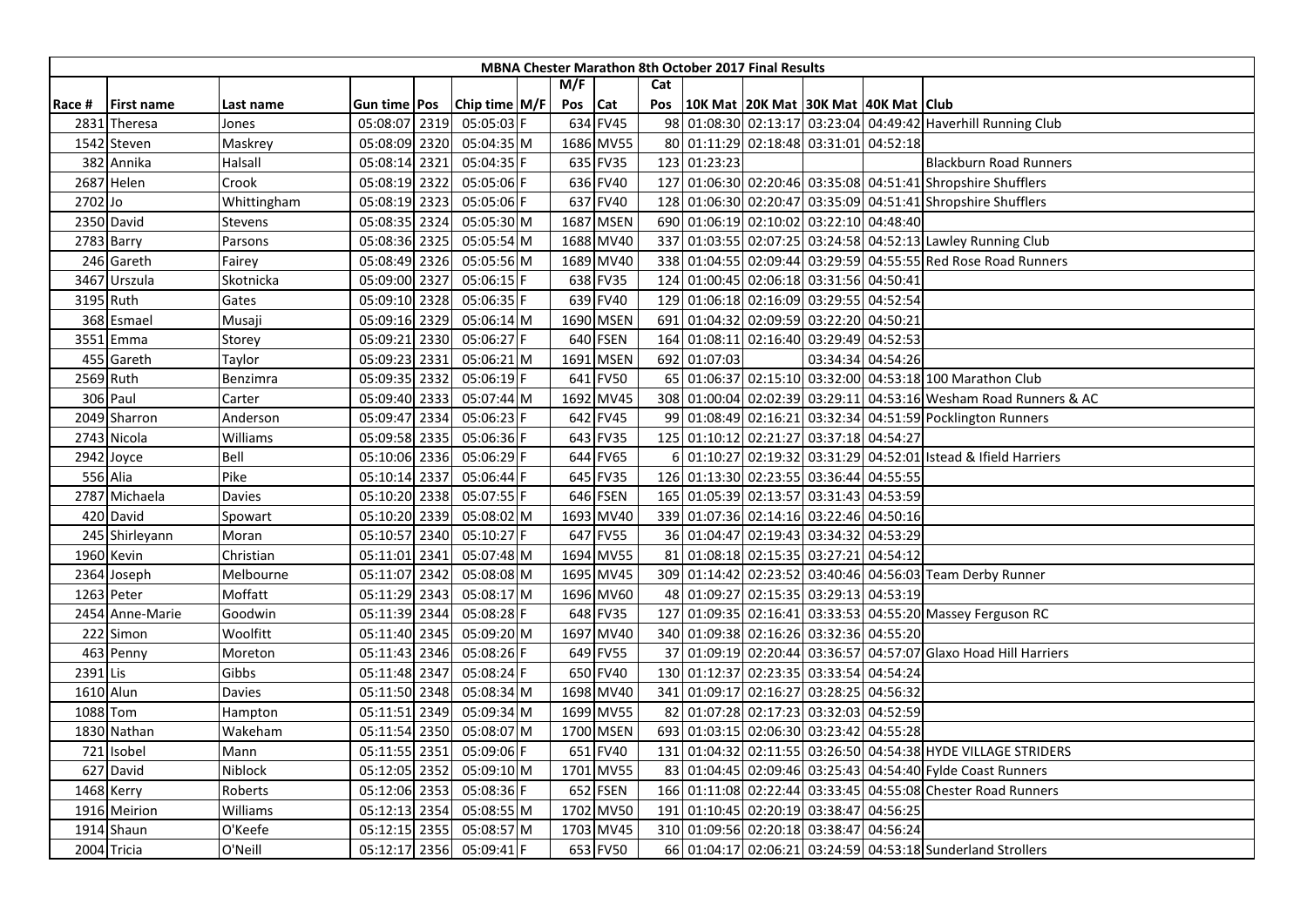| MBNA Chester Marathon 8th October 2017 Final Results | | | | | | | | | | | | | | | | |
|---|---|---|---|---|---|---|---|---|---|---|---|---|---|---|---|---|
| | | | | | | | M/F | | Cat | | | | | | |
| Race # | First name | Last name | Gun time | Pos | Chip time | M/F | Pos | Cat | Pos | 10K Mat | 20K Mat | 30K Mat | 40K Mat | Club |
| 2831 | Theresa | Jones | 05:08:07 | 2319 | 05:05:03 | F | 634 | FV45 | 98 | 01:08:30 | 02:13:17 | 03:23:04 | 04:49:42 | Haverhill Running Club |
| 1542 | Steven | Maskrey | 05:08:09 | 2320 | 05:04:35 | M | 1686 | MV55 | 80 | 01:11:29 | 02:18:48 | 03:31:01 | 04:52:18 | |
| 382 | Annika | Halsall | 05:08:14 | 2321 | 05:04:35 | F | 635 | FV35 | 123 | 01:23:23 | | | | Blackburn Road Runners |
| 2687 | Helen | Crook | 05:08:19 | 2322 | 05:05:06 | F | 636 | FV40 | 127 | 01:06:30 | 02:20:46 | 03:35:08 | 04:51:41 | Shropshire Shufflers |
| 2702 | Jo | Whittingham | 05:08:19 | 2323 | 05:05:06 | F | 637 | FV40 | 128 | 01:06:30 | 02:20:47 | 03:35:09 | 04:51:41 | Shropshire Shufflers |
| 2350 | David | Stevens | 05:08:35 | 2324 | 05:05:30 | M | 1687 | MSEN | 690 | 01:06:19 | 02:10:02 | 03:22:10 | 04:48:40 | |
| 2783 | Barry | Parsons | 05:08:36 | 2325 | 05:05:54 | M | 1688 | MV40 | 337 | 01:03:55 | 02:07:25 | 03:24:58 | 04:52:13 | Lawley Running Club |
| 246 | Gareth | Fairey | 05:08:49 | 2326 | 05:05:56 | M | 1689 | MV40 | 338 | 01:04:55 | 02:09:44 | 03:29:59 | 04:55:55 | Red Rose Road Runners |
| 3467 | Urszula | Skotnicka | 05:09:00 | 2327 | 05:06:15 | F | 638 | FV35 | 124 | 01:00:45 | 02:06:18 | 03:31:56 | 04:50:41 | |
| 3195 | Ruth | Gates | 05:09:10 | 2328 | 05:06:35 | F | 639 | FV40 | 129 | 01:06:18 | 02:16:09 | 03:29:55 | 04:52:54 | |
| 368 | Esmael | Musaji | 05:09:16 | 2329 | 05:06:14 | M | 1690 | MSEN | 691 | 01:04:32 | 02:09:59 | 03:22:20 | 04:50:21 | |
| 3551 | Emma | Storey | 05:09:21 | 2330 | 05:06:27 | F | 640 | FSEN | 164 | 01:08:11 | 02:16:40 | 03:29:49 | 04:52:53 | |
| 455 | Gareth | Taylor | 05:09:23 | 2331 | 05:06:21 | M | 1691 | MSEN | 692 | 01:07:03 | | 03:34:34 | 04:54:26 | |
| 2569 | Ruth | Benzimra | 05:09:35 | 2332 | 05:06:19 | F | 641 | FV50 | 65 | 01:06:37 | 02:15:10 | 03:32:00 | 04:53:18 | 100 Marathon Club |
| 306 | Paul | Carter | 05:09:40 | 2333 | 05:07:44 | M | 1692 | MV45 | 308 | 01:00:04 | 02:02:39 | 03:29:11 | 04:53:16 | Wesham Road Runners & AC |
| 2049 | Sharron | Anderson | 05:09:47 | 2334 | 05:06:23 | F | 642 | FV45 | 99 | 01:08:49 | 02:16:21 | 03:32:34 | 04:51:59 | Pocklington Runners |
| 2743 | Nicola | Williams | 05:09:58 | 2335 | 05:06:36 | F | 643 | FV35 | 125 | 01:10:12 | 02:21:27 | 03:37:18 | 04:54:27 | |
| 2942 | Joyce | Bell | 05:10:06 | 2336 | 05:06:29 | F | 644 | FV65 | 6 | 01:10:27 | 02:19:32 | 03:31:29 | 04:52:01 | Istead & Ifield Harriers |
| 556 | Alia | Pike | 05:10:14 | 2337 | 05:06:44 | F | 645 | FV35 | 126 | 01:13:30 | 02:23:55 | 03:36:44 | 04:55:55 | |
| 2787 | Michaela | Davies | 05:10:20 | 2338 | 05:07:55 | F | 646 | FSEN | 165 | 01:05:39 | 02:13:57 | 03:31:43 | 04:53:59 | |
| 420 | David | Spowart | 05:10:20 | 2339 | 05:08:02 | M | 1693 | MV40 | 339 | 01:07:36 | 02:14:16 | 03:22:46 | 04:50:16 | |
| 245 | Shirleyann | Moran | 05:10:57 | 2340 | 05:10:27 | F | 647 | FV55 | 36 | 01:04:47 | 02:19:43 | 03:34:32 | 04:53:29 | |
| 1960 | Kevin | Christian | 05:11:01 | 2341 | 05:07:48 | M | 1694 | MV55 | 81 | 01:08:18 | 02:15:35 | 03:27:21 | 04:54:12 | |
| 2364 | Joseph | Melbourne | 05:11:07 | 2342 | 05:08:08 | M | 1695 | MV45 | 309 | 01:14:42 | 02:23:52 | 03:40:46 | 04:56:03 | Team Derby Runner |
| 1263 | Peter | Moffatt | 05:11:29 | 2343 | 05:08:17 | M | 1696 | MV60 | 48 | 01:09:27 | 02:15:35 | 03:29:13 | 04:53:19 | |
| 2454 | Anne-Marie | Goodwin | 05:11:39 | 2344 | 05:08:28 | F | 648 | FV35 | 127 | 01:09:35 | 02:16:41 | 03:33:53 | 04:55:20 | Massey Ferguson RC |
| 222 | Simon | Woolfitt | 05:11:40 | 2345 | 05:09:20 | M | 1697 | MV40 | 340 | 01:09:38 | 02:16:26 | 03:32:36 | 04:55:20 | |
| 463 | Penny | Moreton | 05:11:43 | 2346 | 05:08:26 | F | 649 | FV55 | 37 | 01:09:19 | 02:20:44 | 03:36:57 | 04:57:07 | Glaxo Hoad Hill Harriers |
| 2391 | Lis | Gibbs | 05:11:48 | 2347 | 05:08:24 | F | 650 | FV40 | 130 | 01:12:37 | 02:23:35 | 03:33:54 | 04:54:24 | |
| 1610 | Alun | Davies | 05:11:50 | 2348 | 05:08:34 | M | 1698 | MV40 | 341 | 01:09:17 | 02:16:27 | 03:28:25 | 04:56:32 | |
| 1088 | Tom | Hampton | 05:11:51 | 2349 | 05:09:34 | M | 1699 | MV55 | 82 | 01:07:28 | 02:17:23 | 03:32:03 | 04:52:59 | |
| 1830 | Nathan | Wakeham | 05:11:54 | 2350 | 05:08:07 | M | 1700 | MSEN | 693 | 01:03:15 | 02:06:30 | 03:23:42 | 04:55:28 | |
| 721 | Isobel | Mann | 05:11:55 | 2351 | 05:09:06 | F | 651 | FV40 | 131 | 01:04:32 | 02:11:55 | 03:26:50 | 04:54:38 | HYDE VILLAGE STRIDERS |
| 627 | David | Niblock | 05:12:05 | 2352 | 05:09:10 | M | 1701 | MV55 | 83 | 01:04:45 | 02:09:46 | 03:25:43 | 04:54:40 | Fylde Coast Runners |
| 1468 | Kerry | Roberts | 05:12:06 | 2353 | 05:08:36 | F | 652 | FSEN | 166 | 01:11:08 | 02:22:44 | 03:33:45 | 04:55:08 | Chester Road Runners |
| 1916 | Meirion | Williams | 05:12:13 | 2354 | 05:08:55 | M | 1702 | MV50 | 191 | 01:10:45 | 02:20:19 | 03:38:47 | 04:56:25 | |
| 1914 | Shaun | O'Keefe | 05:12:15 | 2355 | 05:08:57 | M | 1703 | MV45 | 310 | 01:09:56 | 02:20:18 | 03:38:47 | 04:56:24 | |
| 2004 | Tricia | O'Neill | 05:12:17 | 2356 | 05:09:41 | F | 653 | FV50 | 66 | 01:04:17 | 02:06:21 | 03:24:59 | 04:53:18 | Sunderland Strollers |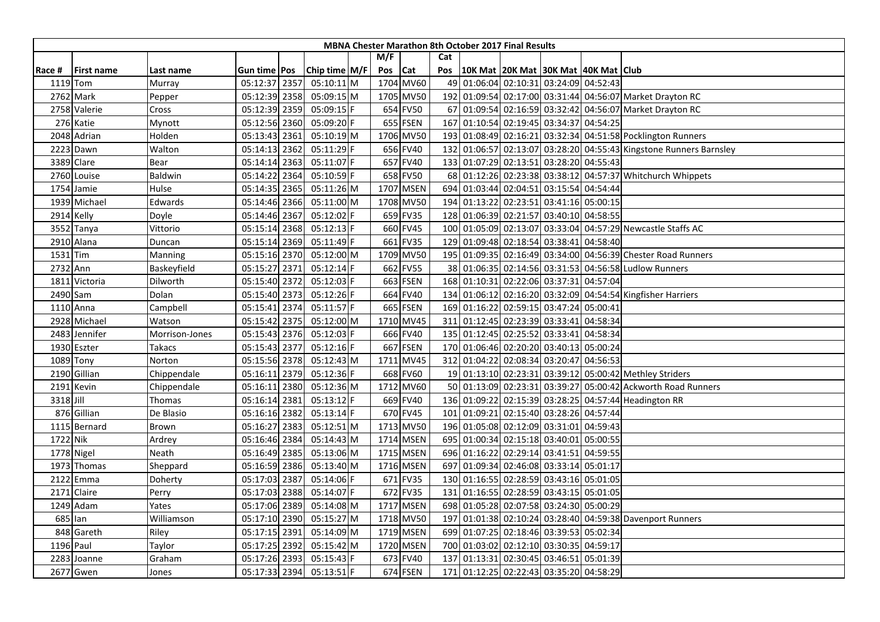| MBNA Chester Marathon 8th October 2017 Final Results | | | | | | | | | | | | | | | |
|---|---|---|---|---|---|---|---|---|---|---|---|---|---|---|---|
| | | | | | | | M/F | | Cat | | | | | | |
| Race # | First name | Last name | Gun time | Pos | Chip time | M/F | Pos | Cat | Pos | 10K Mat | 20K Mat | 30K Mat | 40K Mat | Club |
| 1119 | Tom | Murray | 05:12:37 | 2357 | 05:10:11 | M | 1704 | MV60 | 49 | 01:06:04 | 02:10:31 | 03:24:09 | 04:52:43 | |
| 2762 | Mark | Pepper | 05:12:39 | 2358 | 05:09:15 | M | 1705 | MV50 | 192 | 01:09:54 | 02:17:00 | 03:31:44 | 04:56:07 | Market Drayton RC |
| 2758 | Valerie | Cross | 05:12:39 | 2359 | 05:09:15 | F | 654 | FV50 | 67 | 01:09:54 | 02:16:59 | 03:32:42 | 04:56:07 | Market Drayton RC |
| 276 | Katie | Mynott | 05:12:56 | 2360 | 05:09:20 | F | 655 | FSEN | 167 | 01:10:54 | 02:19:45 | 03:34:37 | 04:54:25 | |
| 2048 | Adrian | Holden | 05:13:43 | 2361 | 05:10:19 | M | 1706 | MV50 | 193 | 01:08:49 | 02:16:21 | 03:32:34 | 04:51:58 | Pocklington Runners |
| 2223 | Dawn | Walton | 05:14:13 | 2362 | 05:11:29 | F | 656 | FV40 | 132 | 01:06:57 | 02:13:07 | 03:28:20 | 04:55:43 | Kingstone Runners Barnsley |
| 3389 | Clare | Bear | 05:14:14 | 2363 | 05:11:07 | F | 657 | FV40 | 133 | 01:07:29 | 02:13:51 | 03:28:20 | 04:55:43 | |
| 2760 | Louise | Baldwin | 05:14:22 | 2364 | 05:10:59 | F | 658 | FV50 | 68 | 01:12:26 | 02:23:38 | 03:38:12 | 04:57:37 | Whitchurch Whippets |
| 1754 | Jamie | Hulse | 05:14:35 | 2365 | 05:11:26 | M | 1707 | MSEN | 694 | 01:03:44 | 02:04:51 | 03:15:54 | 04:54:44 | |
| 1939 | Michael | Edwards | 05:14:46 | 2366 | 05:11:00 | M | 1708 | MV50 | 194 | 01:13:22 | 02:23:51 | 03:41:16 | 05:00:15 | |
| 2914 | Kelly | Doyle | 05:14:46 | 2367 | 05:12:02 | F | 659 | FV35 | 128 | 01:06:39 | 02:21:57 | 03:40:10 | 04:58:55 | |
| 3552 | Tanya | Vittorio | 05:15:14 | 2368 | 05:12:13 | F | 660 | FV45 | 100 | 01:05:09 | 02:13:07 | 03:33:04 | 04:57:29 | Newcastle Staffs AC |
| 2910 | Alana | Duncan | 05:15:14 | 2369 | 05:11:49 | F | 661 | FV35 | 129 | 01:09:48 | 02:18:54 | 03:38:41 | 04:58:40 | |
| 1531 | Tim | Manning | 05:15:16 | 2370 | 05:12:00 | M | 1709 | MV50 | 195 | 01:09:35 | 02:16:49 | 03:34:00 | 04:56:39 | Chester Road Runners |
| 2732 | Ann | Baskeyfield | 05:15:27 | 2371 | 05:12:14 | F | 662 | FV55 | 38 | 01:06:35 | 02:14:56 | 03:31:53 | 04:56:58 | Ludlow Runners |
| 1811 | Victoria | Dilworth | 05:15:40 | 2372 | 05:12:03 | F | 663 | FSEN | 168 | 01:10:31 | 02:22:06 | 03:37:31 | 04:57:04 | |
| 2490 | Sam | Dolan | 05:15:40 | 2373 | 05:12:26 | F | 664 | FV40 | 134 | 01:06:12 | 02:16:20 | 03:32:09 | 04:54:54 | Kingfisher Harriers |
| 1110 | Anna | Campbell | 05:15:41 | 2374 | 05:11:57 | F | 665 | FSEN | 169 | 01:16:22 | 02:59:15 | 03:47:24 | 05:00:41 | |
| 2928 | Michael | Watson | 05:15:42 | 2375 | 05:12:00 | M | 1710 | MV45 | 311 | 01:12:45 | 02:23:39 | 03:33:41 | 04:58:34 | |
| 2483 | Jennifer | Morrison-Jones | 05:15:43 | 2376 | 05:12:03 | F | 666 | FV40 | 135 | 01:12:45 | 02:25:52 | 03:33:41 | 04:58:34 | |
| 1930 | Eszter | Takacs | 05:15:43 | 2377 | 05:12:16 | F | 667 | FSEN | 170 | 01:06:46 | 02:20:20 | 03:40:13 | 05:00:24 | |
| 1089 | Tony | Norton | 05:15:56 | 2378 | 05:12:43 | M | 1711 | MV45 | 312 | 01:04:22 | 02:08:34 | 03:20:47 | 04:56:53 | |
| 2190 | Gillian | Chippendale | 05:16:11 | 2379 | 05:12:36 | F | 668 | FV60 | 19 | 01:13:10 | 02:23:31 | 03:39:12 | 05:00:42 | Methley Striders |
| 2191 | Kevin | Chippendale | 05:16:11 | 2380 | 05:12:36 | M | 1712 | MV60 | 50 | 01:13:09 | 02:23:31 | 03:39:27 | 05:00:42 | Ackworth Road Runners |
| 3318 | Jill | Thomas | 05:16:14 | 2381 | 05:13:12 | F | 669 | FV40 | 136 | 01:09:22 | 02:15:39 | 03:28:25 | 04:57:44 | Headington RR |
| 876 | Gillian | De Blasio | 05:16:16 | 2382 | 05:13:14 | F | 670 | FV45 | 101 | 01:09:21 | 02:15:40 | 03:28:26 | 04:57:44 | |
| 1115 | Bernard | Brown | 05:16:27 | 2383 | 05:12:51 | M | 1713 | MV50 | 196 | 01:05:08 | 02:12:09 | 03:31:01 | 04:59:43 | |
| 1722 | Nik | Ardrey | 05:16:46 | 2384 | 05:14:43 | M | 1714 | MSEN | 695 | 01:00:34 | 02:15:18 | 03:40:01 | 05:00:55 | |
| 1778 | Nigel | Neath | 05:16:49 | 2385 | 05:13:06 | M | 1715 | MSEN | 696 | 01:16:22 | 02:29:14 | 03:41:51 | 04:59:55 | |
| 1973 | Thomas | Sheppard | 05:16:59 | 2386 | 05:13:40 | M | 1716 | MSEN | 697 | 01:09:34 | 02:46:08 | 03:33:14 | 05:01:17 | |
| 2122 | Emma | Doherty | 05:17:03 | 2387 | 05:14:06 | F | 671 | FV35 | 130 | 01:16:55 | 02:28:59 | 03:43:16 | 05:01:05 | |
| 2171 | Claire | Perry | 05:17:03 | 2388 | 05:14:07 | F | 672 | FV35 | 131 | 01:16:55 | 02:28:59 | 03:43:15 | 05:01:05 | |
| 1249 | Adam | Yates | 05:17:06 | 2389 | 05:14:08 | M | 1717 | MSEN | 698 | 01:05:28 | 02:07:58 | 03:24:30 | 05:00:29 | |
| 685 | Ian | Williamson | 05:17:10 | 2390 | 05:15:27 | M | 1718 | MV50 | 197 | 01:01:38 | 02:10:24 | 03:28:40 | 04:59:38 | Davenport Runners |
| 848 | Gareth | Riley | 05:17:15 | 2391 | 05:14:09 | M | 1719 | MSEN | 699 | 01:07:25 | 02:18:46 | 03:39:53 | 05:02:34 | |
| 1196 | Paul | Taylor | 05:17:25 | 2392 | 05:15:42 | M | 1720 | MSEN | 700 | 01:03:02 | 02:12:10 | 03:30:35 | 04:59:17 | |
| 2283 | Joanne | Graham | 05:17:26 | 2393 | 05:15:43 | F | 673 | FV40 | 137 | 01:13:31 | 02:30:45 | 03:46:51 | 05:01:39 | |
| 2677 | Gwen | Jones | 05:17:33 | 2394 | 05:13:51 | F | 674 | FSEN | 171 | 01:12:25 | 02:22:43 | 03:35:20 | 04:58:29 | |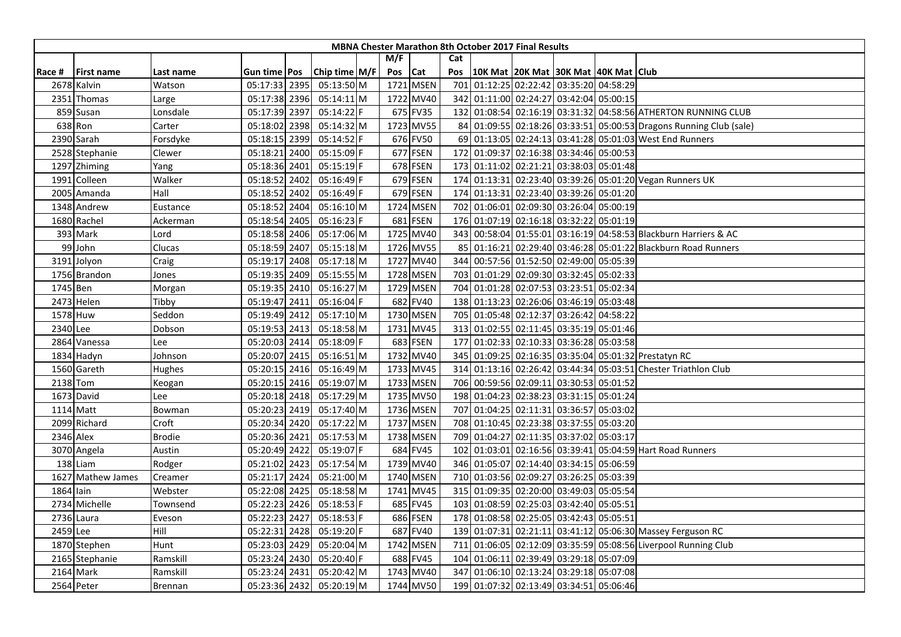| MBNA Chester Marathon 8th October 2017 Final Results | | | | | | | | | | | | | | | |
|---|---|---|---|---|---|---|---|---|---|---|---|---|---|---|---|
| | | | | | | | M/F | | Cat | | | | | | |
| Race # | First name | Last name | Gun time | Pos | Chip time | M/F | Pos | Cat | Pos | 10K Mat | 20K Mat | 30K Mat | 40K Mat | Club |
| 2678 | Kalvin | Watson | 05:17:33 | 2395 | 05:13:50 | M | 1721 | MSEN | 701 | 01:12:25 | 02:22:42 | 03:35:20 | 04:58:29 | |
| 2351 | Thomas | Large | 05:17:38 | 2396 | 05:14:11 | M | 1722 | MV40 | 342 | 01:11:00 | 02:24:27 | 03:42:04 | 05:00:15 | |
| 859 | Susan | Lonsdale | 05:17:39 | 2397 | 05:14:22 | F | 675 | FV35 | 132 | 01:08:54 | 02:16:19 | 03:31:32 | 04:58:56 | ATHERTON RUNNING CLUB |
| 638 | Ron | Carter | 05:18:02 | 2398 | 05:14:32 | M | 1723 | MV55 | 84 | 01:09:55 | 02:18:26 | 03:33:51 | 05:00:53 | Dragons Running Club (sale) |
| 2390 | Sarah | Forsdyke | 05:18:15 | 2399 | 05:14:52 | F | 676 | FV50 | 69 | 01:13:05 | 02:24:13 | 03:41:28 | 05:01:03 | West End Runners |
| 2528 | Stephanie | Clewer | 05:18:21 | 2400 | 05:15:09 | F | 677 | FSEN | 172 | 01:09:37 | 02:16:38 | 03:34:46 | 05:00:53 | |
| 1297 | Zhiming | Yang | 05:18:36 | 2401 | 05:15:19 | F | 678 | FSEN | 173 | 01:11:02 | 02:21:21 | 03:38:03 | 05:01:48 | |
| 1991 | Colleen | Walker | 05:18:52 | 2402 | 05:16:49 | F | 679 | FSEN | 174 | 01:13:31 | 02:23:40 | 03:39:26 | 05:01:20 | Vegan Runners UK |
| 2005 | Amanda | Hall | 05:18:52 | 2402 | 05:16:49 | F | 679 | FSEN | 174 | 01:13:31 | 02:23:40 | 03:39:26 | 05:01:20 | |
| 1348 | Andrew | Eustance | 05:18:52 | 2404 | 05:16:10 | M | 1724 | MSEN | 702 | 01:06:01 | 02:09:30 | 03:26:04 | 05:00:19 | |
| 1680 | Rachel | Ackerman | 05:18:54 | 2405 | 05:16:23 | F | 681 | FSEN | 176 | 01:07:19 | 02:16:18 | 03:32:22 | 05:01:19 | |
| 393 | Mark | Lord | 05:18:58 | 2406 | 05:17:06 | M | 1725 | MV40 | 343 | 00:58:04 | 01:55:01 | 03:16:19 | 04:58:53 | Blackburn Harriers & AC |
| 99 | John | Clucas | 05:18:59 | 2407 | 05:15:18 | M | 1726 | MV55 | 85 | 01:16:21 | 02:29:40 | 03:46:28 | 05:01:22 | Blackburn Road Runners |
| 3191 | Jolyon | Craig | 05:19:17 | 2408 | 05:17:18 | M | 1727 | MV40 | 344 | 00:57:56 | 01:52:50 | 02:49:00 | 05:05:39 | |
| 1756 | Brandon | Jones | 05:19:35 | 2409 | 05:15:55 | M | 1728 | MSEN | 703 | 01:01:29 | 02:09:30 | 03:32:45 | 05:02:33 | |
| 1745 | Ben | Morgan | 05:19:35 | 2410 | 05:16:27 | M | 1729 | MSEN | 704 | 01:01:28 | 02:07:53 | 03:23:51 | 05:02:34 | |
| 2473 | Helen | Tibby | 05:19:47 | 2411 | 05:16:04 | F | 682 | FV40 | 138 | 01:13:23 | 02:26:06 | 03:46:19 | 05:03:48 | |
| 1578 | Huw | Seddon | 05:19:49 | 2412 | 05:17:10 | M | 1730 | MSEN | 705 | 01:05:48 | 02:12:37 | 03:26:42 | 04:58:22 | |
| 2340 | Lee | Dobson | 05:19:53 | 2413 | 05:18:58 | M | 1731 | MV45 | 313 | 01:02:55 | 02:11:45 | 03:35:19 | 05:01:46 | |
| 2864 | Vanessa | Lee | 05:20:03 | 2414 | 05:18:09 | F | 683 | FSEN | 177 | 01:02:33 | 02:10:33 | 03:36:28 | 05:03:58 | |
| 1834 | Hadyn | Johnson | 05:20:07 | 2415 | 05:16:51 | M | 1732 | MV40 | 345 | 01:09:25 | 02:16:35 | 03:35:04 | 05:01:32 | Prestatyn RC |
| 1560 | Gareth | Hughes | 05:20:15 | 2416 | 05:16:49 | M | 1733 | MV45 | 314 | 01:13:16 | 02:26:42 | 03:44:34 | 05:03:51 | Chester Triathlon Club |
| 2138 | Tom | Keogan | 05:20:15 | 2416 | 05:19:07 | M | 1733 | MSEN | 706 | 00:59:56 | 02:09:11 | 03:30:53 | 05:01:52 | |
| 1673 | David | Lee | 05:20:18 | 2418 | 05:17:29 | M | 1735 | MV50 | 198 | 01:04:23 | 02:38:23 | 03:31:15 | 05:01:24 | |
| 1114 | Matt | Bowman | 05:20:23 | 2419 | 05:17:40 | M | 1736 | MSEN | 707 | 01:04:25 | 02:11:31 | 03:36:57 | 05:03:02 | |
| 2099 | Richard | Croft | 05:20:34 | 2420 | 05:17:22 | M | 1737 | MSEN | 708 | 01:10:45 | 02:23:38 | 03:37:55 | 05:03:20 | |
| 2346 | Alex | Brodie | 05:20:36 | 2421 | 05:17:53 | M | 1738 | MSEN | 709 | 01:04:27 | 02:11:35 | 03:37:02 | 05:03:17 | |
| 3070 | Angela | Austin | 05:20:49 | 2422 | 05:19:07 | F | 684 | FV45 | 102 | 01:03:01 | 02:16:56 | 03:39:41 | 05:04:59 | Hart Road Runners |
| 138 | Liam | Rodger | 05:21:02 | 2423 | 05:17:54 | M | 1739 | MV40 | 346 | 01:05:07 | 02:14:40 | 03:34:15 | 05:06:59 | |
| 1627 | Mathew James | Creamer | 05:21:17 | 2424 | 05:21:00 | M | 1740 | MSEN | 710 | 01:03:56 | 02:09:27 | 03:26:25 | 05:03:39 | |
| 1864 | Iain | Webster | 05:22:08 | 2425 | 05:18:58 | M | 1741 | MV45 | 315 | 01:09:35 | 02:20:00 | 03:49:03 | 05:05:54 | |
| 2734 | Michelle | Townsend | 05:22:23 | 2426 | 05:18:53 | F | 685 | FV45 | 103 | 01:08:59 | 02:25:03 | 03:42:40 | 05:05:51 | |
| 2736 | Laura | Eveson | 05:22:23 | 2427 | 05:18:53 | F | 686 | FSEN | 178 | 01:08:58 | 02:25:05 | 03:42:43 | 05:05:51 | |
| 2459 | Lee | Hill | 05:22:31 | 2428 | 05:19:20 | F | 687 | FV40 | 139 | 01:07:31 | 02:21:11 | 03:41:12 | 05:06:30 | Massey Ferguson RC |
| 1870 | Stephen | Hunt | 05:23:03 | 2429 | 05:20:04 | M | 1742 | MSEN | 711 | 01:06:05 | 02:12:09 | 03:35:59 | 05:08:56 | Liverpool Running Club |
| 2165 | Stephanie | Ramskill | 05:23:24 | 2430 | 05:20:40 | F | 688 | FV45 | 104 | 01:06:11 | 02:39:49 | 03:29:18 | 05:07:09 | |
| 2164 | Mark | Ramskill | 05:23:24 | 2431 | 05:20:42 | M | 1743 | MV40 | 347 | 01:06:10 | 02:13:24 | 03:29:18 | 05:07:08 | |
| 2564 | Peter | Brennan | 05:23:36 | 2432 | 05:20:19 | M | 1744 | MV50 | 199 | 01:07:32 | 02:13:49 | 03:34:51 | 05:06:46 | |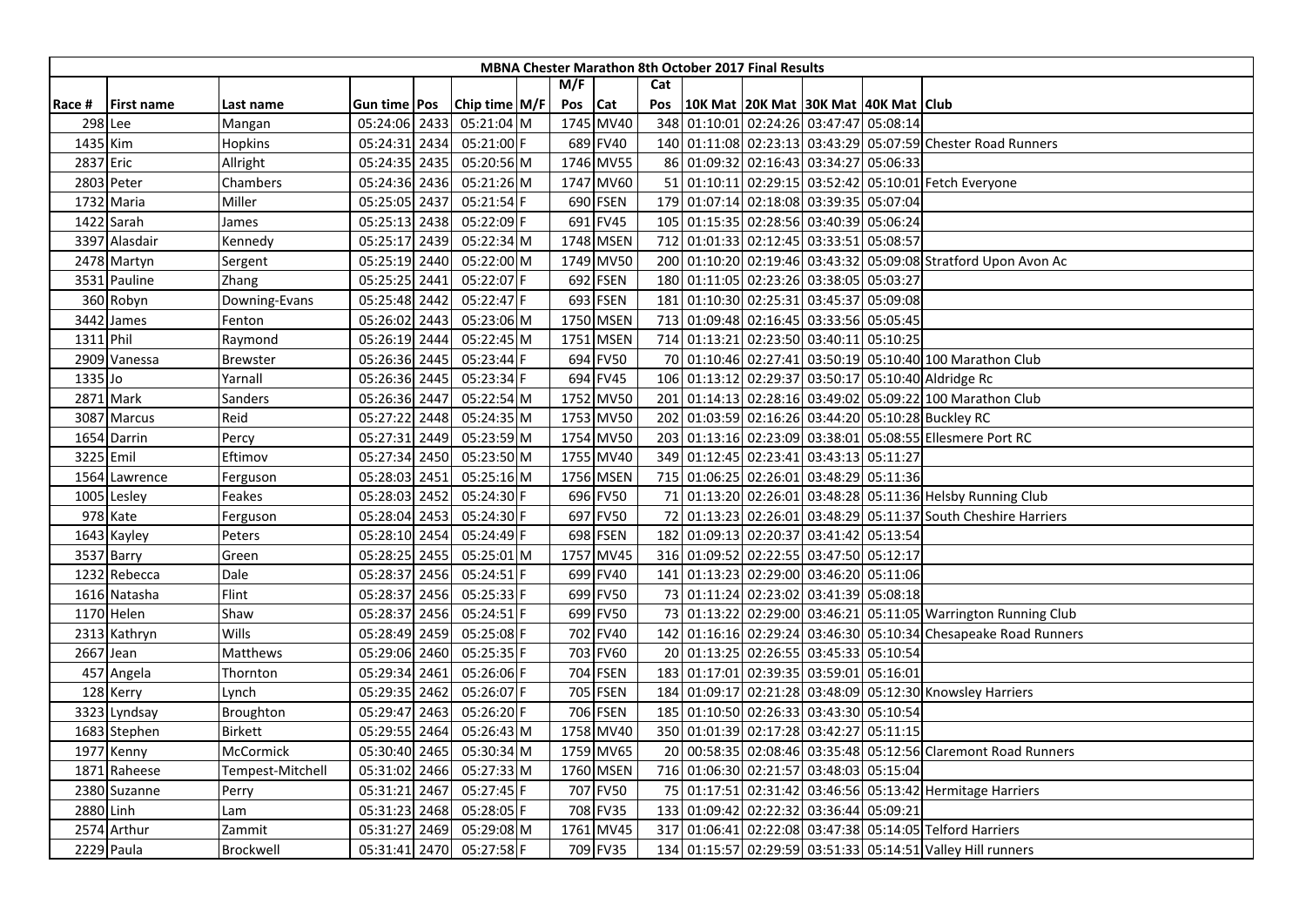# MBNA Chester Marathon 8th October 2017 Final Results

| Race # | First name | Last name | Gun time | Pos | Chip time | M/F | M/F Pos | Cat | Cat Pos | 10K Mat | 20K Mat | 30K Mat | 40K Mat | Club |
|---|---|---|---|---|---|---|---|---|---|---|---|---|---|---|
| 298 | Lee | Mangan | 05:24:06 | 2433 | 05:21:04 | M | 1745 | MV40 | 348 | 01:10:01 | 02:24:26 | 03:47:47 | 05:08:14 | |
| 1435 | Kim | Hopkins | 05:24:31 | 2434 | 05:21:00 | F | 689 | FV40 | 140 | 01:11:08 | 02:23:13 | 03:43:29 | 05:07:59 | Chester Road Runners |
| 2837 | Eric | Allright | 05:24:35 | 2435 | 05:20:56 | M | 1746 | MV55 | 86 | 01:09:32 | 02:16:43 | 03:34:27 | 05:06:33 | |
| 2803 | Peter | Chambers | 05:24:36 | 2436 | 05:21:26 | M | 1747 | MV60 | 51 | 01:10:11 | 02:29:15 | 03:52:42 | 05:10:01 | Fetch Everyone |
| 1732 | Maria | Miller | 05:25:05 | 2437 | 05:21:54 | F | 690 | FSEN | 179 | 01:07:14 | 02:18:08 | 03:39:35 | 05:07:04 | |
| 1422 | Sarah | James | 05:25:13 | 2438 | 05:22:09 | F | 691 | FV45 | 105 | 01:15:35 | 02:28:56 | 03:40:39 | 05:06:24 | |
| 3397 | Alasdair | Kennedy | 05:25:17 | 2439 | 05:22:34 | M | 1748 | MSEN | 712 | 01:01:33 | 02:12:45 | 03:33:51 | 05:08:57 | |
| 2478 | Martyn | Sergent | 05:25:19 | 2440 | 05:22:00 | M | 1749 | MV50 | 200 | 01:10:20 | 02:19:46 | 03:43:32 | 05:09:08 | Stratford Upon Avon Ac |
| 3531 | Pauline | Zhang | 05:25:25 | 2441 | 05:22:07 | F | 692 | FSEN | 180 | 01:11:05 | 02:23:26 | 03:38:05 | 05:03:27 | |
| 360 | Robyn | Downing-Evans | 05:25:48 | 2442 | 05:22:47 | F | 693 | FSEN | 181 | 01:10:30 | 02:25:31 | 03:45:37 | 05:09:08 | |
| 3442 | James | Fenton | 05:26:02 | 2443 | 05:23:06 | M | 1750 | MSEN | 713 | 01:09:48 | 02:16:45 | 03:33:56 | 05:05:45 | |
| 1311 | Phil | Raymond | 05:26:19 | 2444 | 05:22:45 | M | 1751 | MSEN | 714 | 01:13:21 | 02:23:50 | 03:40:11 | 05:10:25 | |
| 2909 | Vanessa | Brewster | 05:26:36 | 2445 | 05:23:44 | F | 694 | FV50 | 70 | 01:10:46 | 02:27:41 | 03:50:19 | 05:10:40 | 100 Marathon Club |
| 1335 | Jo | Yarnall | 05:26:36 | 2445 | 05:23:34 | F | 694 | FV45 | 106 | 01:13:12 | 02:29:37 | 03:50:17 | 05:10:40 | Aldridge Rc |
| 2871 | Mark | Sanders | 05:26:36 | 2447 | 05:22:54 | M | 1752 | MV50 | 201 | 01:14:13 | 02:28:16 | 03:49:02 | 05:09:22 | 100 Marathon Club |
| 3087 | Marcus | Reid | 05:27:22 | 2448 | 05:24:35 | M | 1753 | MV50 | 202 | 01:03:59 | 02:16:26 | 03:44:20 | 05:10:28 | Buckley RC |
| 1654 | Darrin | Percy | 05:27:31 | 2449 | 05:23:59 | M | 1754 | MV50 | 203 | 01:13:16 | 02:23:09 | 03:38:01 | 05:08:55 | Ellesmere Port RC |
| 3225 | Emil | Eftimov | 05:27:34 | 2450 | 05:23:50 | M | 1755 | MV40 | 349 | 01:12:45 | 02:23:41 | 03:43:13 | 05:11:27 | |
| 1564 | Lawrence | Ferguson | 05:28:03 | 2451 | 05:25:16 | M | 1756 | MSEN | 715 | 01:06:25 | 02:26:01 | 03:48:29 | 05:11:36 | |
| 1005 | Lesley | Feakes | 05:28:03 | 2452 | 05:24:30 | F | 696 | FV50 | 71 | 01:13:20 | 02:26:01 | 03:48:28 | 05:11:36 | Helsby Running Club |
| 978 | Kate | Ferguson | 05:28:04 | 2453 | 05:24:30 | F | 697 | FV50 | 72 | 01:13:23 | 02:26:01 | 03:48:29 | 05:11:37 | South Cheshire Harriers |
| 1643 | Kayley | Peters | 05:28:10 | 2454 | 05:24:49 | F | 698 | FSEN | 182 | 01:09:13 | 02:20:37 | 03:41:42 | 05:13:54 | |
| 3537 | Barry | Green | 05:28:25 | 2455 | 05:25:01 | M | 1757 | MV45 | 316 | 01:09:52 | 02:22:55 | 03:47:50 | 05:12:17 | |
| 1232 | Rebecca | Dale | 05:28:37 | 2456 | 05:24:51 | F | 699 | FV40 | 141 | 01:13:23 | 02:29:00 | 03:46:20 | 05:11:06 | |
| 1616 | Natasha | Flint | 05:28:37 | 2456 | 05:25:33 | F | 699 | FV50 | 73 | 01:11:24 | 02:23:02 | 03:41:39 | 05:08:18 | |
| 1170 | Helen | Shaw | 05:28:37 | 2456 | 05:24:51 | F | 699 | FV50 | 73 | 01:13:22 | 02:29:00 | 03:46:21 | 05:11:05 | Warrington Running Club |
| 2313 | Kathryn | Wills | 05:28:49 | 2459 | 05:25:08 | F | 702 | FV40 | 142 | 01:16:16 | 02:29:24 | 03:46:30 | 05:10:34 | Chesapeake Road Runners |
| 2667 | Jean | Matthews | 05:29:06 | 2460 | 05:25:35 | F | 703 | FV60 | 20 | 01:13:25 | 02:26:55 | 03:45:33 | 05:10:54 | |
| 457 | Angela | Thornton | 05:29:34 | 2461 | 05:26:06 | F | 704 | FSEN | 183 | 01:17:01 | 02:39:35 | 03:59:01 | 05:16:01 | |
| 128 | Kerry | Lynch | 05:29:35 | 2462 | 05:26:07 | F | 705 | FSEN | 184 | 01:09:17 | 02:21:28 | 03:48:09 | 05:12:30 | Knowsley Harriers |
| 3323 | Lyndsay | Broughton | 05:29:47 | 2463 | 05:26:20 | F | 706 | FSEN | 185 | 01:10:50 | 02:26:33 | 03:43:30 | 05:10:54 | |
| 1683 | Stephen | Birkett | 05:29:55 | 2464 | 05:26:43 | M | 1758 | MV40 | 350 | 01:01:39 | 02:17:28 | 03:42:27 | 05:11:15 | |
| 1977 | Kenny | McCormick | 05:30:40 | 2465 | 05:30:34 | M | 1759 | MV65 | 20 | 00:58:35 | 02:08:46 | 03:35:48 | 05:12:56 | Claremont Road Runners |
| 1871 | Raheese | Tempest-Mitchell | 05:31:02 | 2466 | 05:27:33 | M | 1760 | MSEN | 716 | 01:06:30 | 02:21:57 | 03:48:03 | 05:15:04 | |
| 2380 | Suzanne | Perry | 05:31:21 | 2467 | 05:27:45 | F | 707 | FV50 | 75 | 01:17:51 | 02:31:42 | 03:46:56 | 05:13:42 | Hermitage Harriers |
| 2880 | Linh | Lam | 05:31:23 | 2468 | 05:28:05 | F | 708 | FV35 | 133 | 01:09:42 | 02:22:32 | 03:36:44 | 05:09:21 | |
| 2574 | Arthur | Zammit | 05:31:27 | 2469 | 05:29:08 | M | 1761 | MV45 | 317 | 01:06:41 | 02:22:08 | 03:47:38 | 05:14:05 | Telford Harriers |
| 2229 | Paula | Brockwell | 05:31:41 | 2470 | 05:27:58 | F | 709 | FV35 | 134 | 01:15:57 | 02:29:59 | 03:51:33 | 05:14:51 | Valley Hill runners |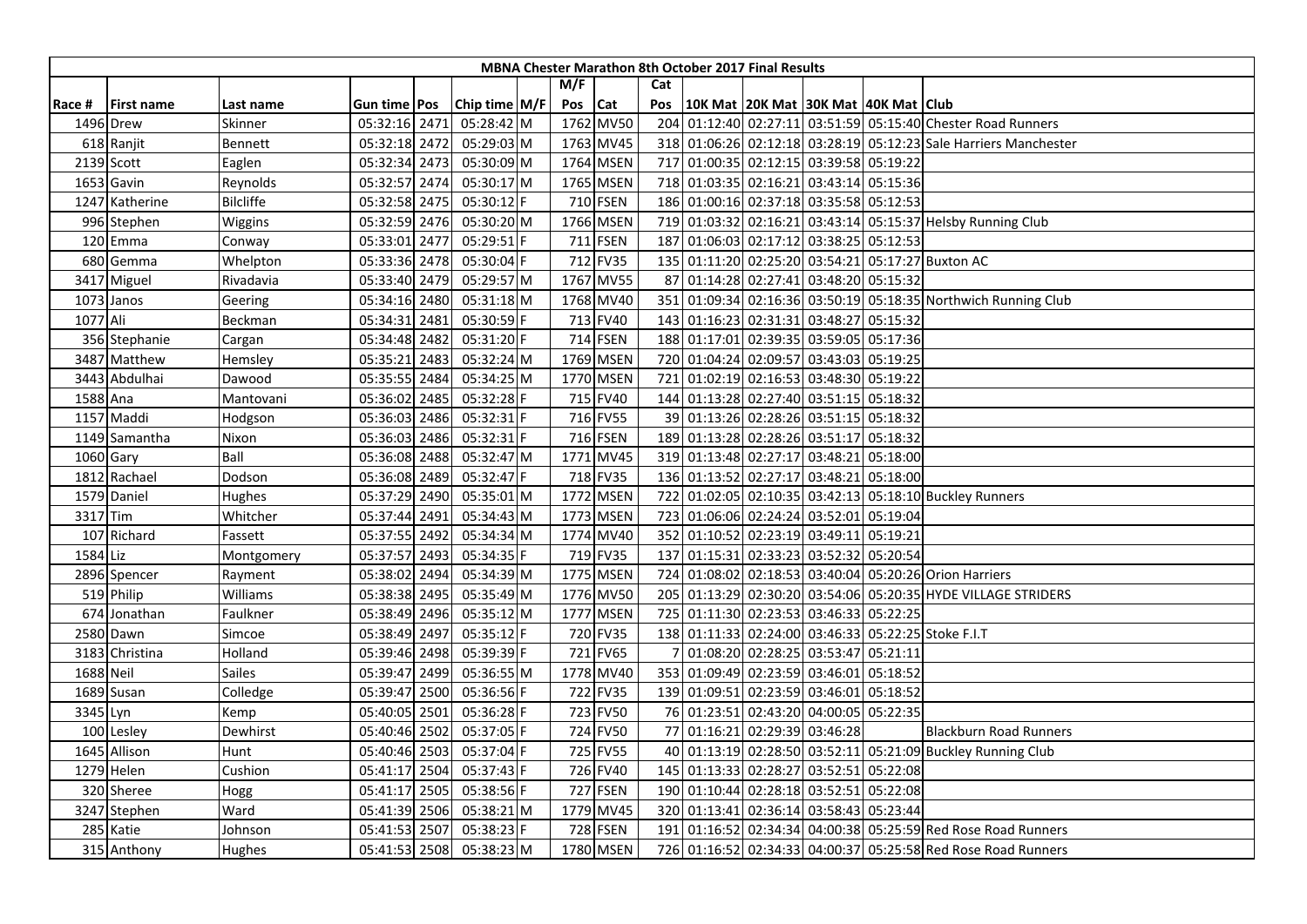| MBNA Chester Marathon 8th October 2017 Final Results | | | | | | | | | | | | | | | |
|---|---|---|---|---|---|---|---|---|---|---|---|---|---|---|---|
| | | | | | | | M/F | | Cat | | | | | | |
| Race # | First name | Last name | Gun time | Pos | Chip time | M/F | Pos | Cat | Pos | 10K Mat | 20K Mat | 30K Mat | 40K Mat | Club |
| 1496 | Drew | Skinner | 05:32:16 | 2471 | 05:28:42 | M | 1762 | MV50 | 204 | 01:12:40 | 02:27:11 | 03:51:59 | 05:15:40 | Chester Road Runners |
| 618 | Ranjit | Bennett | 05:32:18 | 2472 | 05:29:03 | M | 1763 | MV45 | 318 | 01:06:26 | 02:12:18 | 03:28:19 | 05:12:23 | Sale Harriers Manchester |
| 2139 | Scott | Eaglen | 05:32:34 | 2473 | 05:30:09 | M | 1764 | MSEN | 717 | 01:00:35 | 02:12:15 | 03:39:58 | 05:19:22 | |
| 1653 | Gavin | Reynolds | 05:32:57 | 2474 | 05:30:17 | M | 1765 | MSEN | 718 | 01:03:35 | 02:16:21 | 03:43:14 | 05:15:36 | |
| 1247 | Katherine | Bilcliffe | 05:32:58 | 2475 | 05:30:12 | F | 710 | FSEN | 186 | 01:00:16 | 02:37:18 | 03:35:58 | 05:12:53 | |
| 996 | Stephen | Wiggins | 05:32:59 | 2476 | 05:30:20 | M | 1766 | MSEN | 719 | 01:03:32 | 02:16:21 | 03:43:14 | 05:15:37 | Helsby Running Club |
| 120 | Emma | Conway | 05:33:01 | 2477 | 05:29:51 | F | 711 | FSEN | 187 | 01:06:03 | 02:17:12 | 03:38:25 | 05:12:53 | |
| 680 | Gemma | Whelpton | 05:33:36 | 2478 | 05:30:04 | F | 712 | FV35 | 135 | 01:11:20 | 02:25:20 | 03:54:21 | 05:17:27 | Buxton AC |
| 3417 | Miguel | Rivadavia | 05:33:40 | 2479 | 05:29:57 | M | 1767 | MV55 | 87 | 01:14:28 | 02:27:41 | 03:48:20 | 05:15:32 | |
| 1073 | Janos | Geering | 05:34:16 | 2480 | 05:31:18 | M | 1768 | MV40 | 351 | 01:09:34 | 02:16:36 | 03:50:19 | 05:18:35 | Northwich Running Club |
| 1077 | Ali | Beckman | 05:34:31 | 2481 | 05:30:59 | F | 713 | FV40 | 143 | 01:16:23 | 02:31:31 | 03:48:27 | 05:15:32 | |
| 356 | Stephanie | Cargan | 05:34:48 | 2482 | 05:31:20 | F | 714 | FSEN | 188 | 01:17:01 | 02:39:35 | 03:59:05 | 05:17:36 | |
| 3487 | Matthew | Hemsley | 05:35:21 | 2483 | 05:32:24 | M | 1769 | MSEN | 720 | 01:04:24 | 02:09:57 | 03:43:03 | 05:19:25 | |
| 3443 | Abdulhai | Dawood | 05:35:55 | 2484 | 05:34:25 | M | 1770 | MSEN | 721 | 01:02:19 | 02:16:53 | 03:48:30 | 05:19:22 | |
| 1588 | Ana | Mantovani | 05:36:02 | 2485 | 05:32:28 | F | 715 | FV40 | 144 | 01:13:28 | 02:27:40 | 03:51:15 | 05:18:32 | |
| 1157 | Maddi | Hodgson | 05:36:03 | 2486 | 05:32:31 | F | 716 | FV55 | 39 | 01:13:26 | 02:28:26 | 03:51:15 | 05:18:32 | |
| 1149 | Samantha | Nixon | 05:36:03 | 2486 | 05:32:31 | F | 716 | FSEN | 189 | 01:13:28 | 02:28:26 | 03:51:17 | 05:18:32 | |
| 1060 | Gary | Ball | 05:36:08 | 2488 | 05:32:47 | M | 1771 | MV45 | 319 | 01:13:48 | 02:27:17 | 03:48:21 | 05:18:00 | |
| 1812 | Rachael | Dodson | 05:36:08 | 2489 | 05:32:47 | F | 718 | FV35 | 136 | 01:13:52 | 02:27:17 | 03:48:21 | 05:18:00 | |
| 1579 | Daniel | Hughes | 05:37:29 | 2490 | 05:35:01 | M | 1772 | MSEN | 722 | 01:02:05 | 02:10:35 | 03:42:13 | 05:18:10 | Buckley Runners |
| 3317 | Tim | Whitcher | 05:37:44 | 2491 | 05:34:43 | M | 1773 | MSEN | 723 | 01:06:06 | 02:24:24 | 03:52:01 | 05:19:04 | |
| 107 | Richard | Fassett | 05:37:55 | 2492 | 05:34:34 | M | 1774 | MV40 | 352 | 01:10:52 | 02:23:19 | 03:49:11 | 05:19:21 | |
| 1584 | Liz | Montgomery | 05:37:57 | 2493 | 05:34:35 | F | 719 | FV35 | 137 | 01:15:31 | 02:33:23 | 03:52:32 | 05:20:54 | |
| 2896 | Spencer | Rayment | 05:38:02 | 2494 | 05:34:39 | M | 1775 | MSEN | 724 | 01:08:02 | 02:18:53 | 03:40:04 | 05:20:26 | Orion Harriers |
| 519 | Philip | Williams | 05:38:38 | 2495 | 05:35:49 | M | 1776 | MV50 | 205 | 01:13:29 | 02:30:20 | 03:54:06 | 05:20:35 | HYDE VILLAGE STRIDERS |
| 674 | Jonathan | Faulkner | 05:38:49 | 2496 | 05:35:12 | M | 1777 | MSEN | 725 | 01:11:30 | 02:23:53 | 03:46:33 | 05:22:25 | |
| 2580 | Dawn | Simcoe | 05:38:49 | 2497 | 05:35:12 | F | 720 | FV35 | 138 | 01:11:33 | 02:24:00 | 03:46:33 | 05:22:25 | Stoke F.I.T |
| 3183 | Christina | Holland | 05:39:46 | 2498 | 05:39:39 | F | 721 | FV65 | 7 | 01:08:20 | 02:28:25 | 03:53:47 | 05:21:11 | |
| 1688 | Neil | Sailes | 05:39:47 | 2499 | 05:36:55 | M | 1778 | MV40 | 353 | 01:09:49 | 02:23:59 | 03:46:01 | 05:18:52 | |
| 1689 | Susan | Colledge | 05:39:47 | 2500 | 05:36:56 | F | 722 | FV35 | 139 | 01:09:51 | 02:23:59 | 03:46:01 | 05:18:52 | |
| 3345 | Lyn | Kemp | 05:40:05 | 2501 | 05:36:28 | F | 723 | FV50 | 76 | 01:23:51 | 02:43:20 | 04:00:05 | 05:22:35 | |
| 100 | Lesley | Dewhirst | 05:40:46 | 2502 | 05:37:05 | F | 724 | FV50 | 77 | 01:16:21 | 02:29:39 | 03:46:28 | | Blackburn Road Runners |
| 1645 | Allison | Hunt | 05:40:46 | 2503 | 05:37:04 | F | 725 | FV55 | 40 | 01:13:19 | 02:28:50 | 03:52:11 | 05:21:09 | Buckley Running Club |
| 1279 | Helen | Cushion | 05:41:17 | 2504 | 05:37:43 | F | 726 | FV40 | 145 | 01:13:33 | 02:28:27 | 03:52:51 | 05:22:08 | |
| 320 | Sheree | Hogg | 05:41:17 | 2505 | 05:38:56 | F | 727 | FSEN | 190 | 01:10:44 | 02:28:18 | 03:52:51 | 05:22:08 | |
| 3247 | Stephen | Ward | 05:41:39 | 2506 | 05:38:21 | M | 1779 | MV45 | 320 | 01:13:41 | 02:36:14 | 03:58:43 | 05:23:44 | |
| 285 | Katie | Johnson | 05:41:53 | 2507 | 05:38:23 | F | 728 | FSEN | 191 | 01:16:52 | 02:34:34 | 04:00:38 | 05:25:59 | Red Rose Road Runners |
| 315 | Anthony | Hughes | 05:41:53 | 2508 | 05:38:23 | M | 1780 | MSEN | 726 | 01:16:52 | 02:34:33 | 04:00:37 | 05:25:58 | Red Rose Road Runners |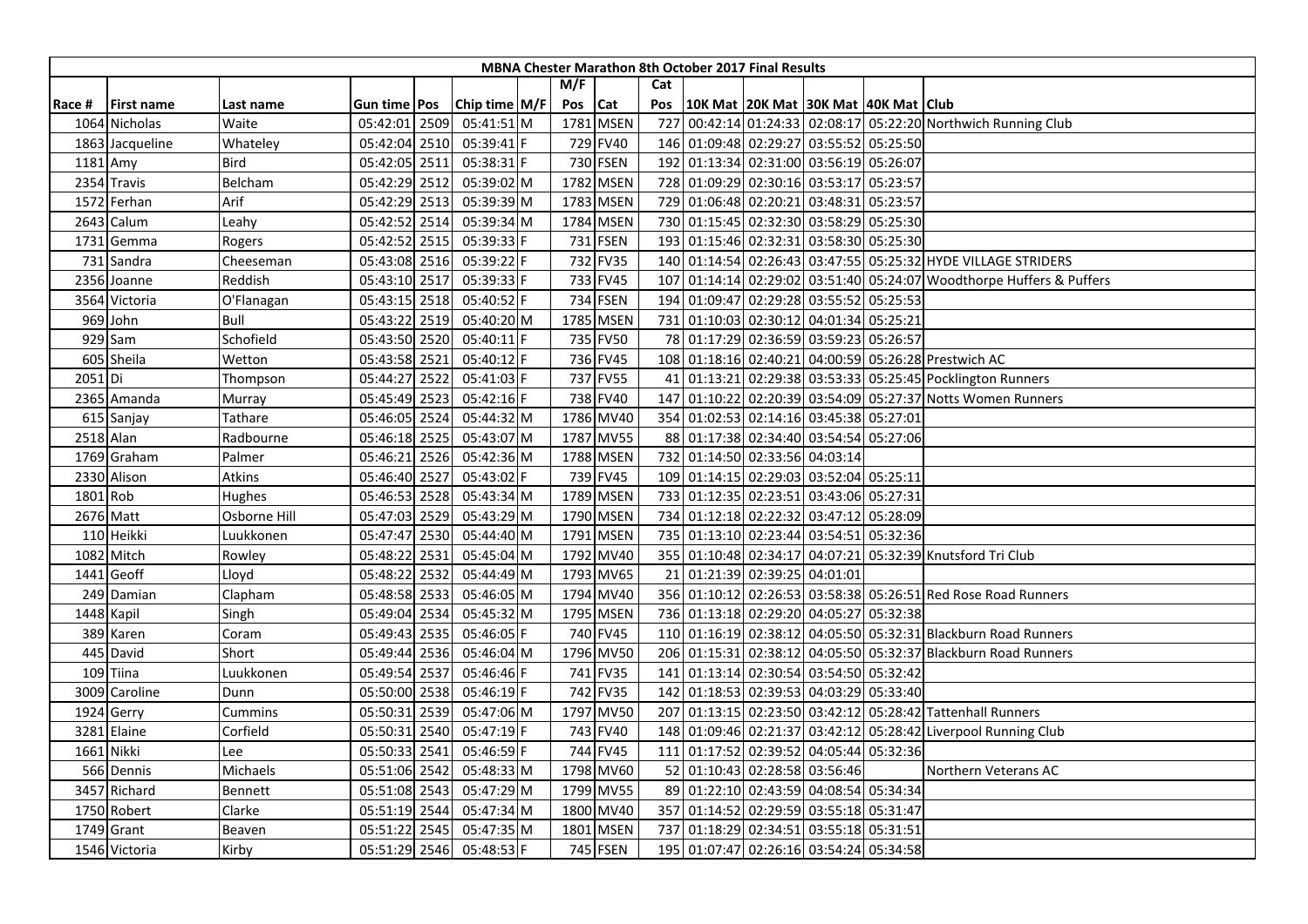| MBNA Chester Marathon 8th October 2017 Final Results | | | | | | | | | | | | | | | |
|---|---|---|---|---|---|---|---|---|---|---|---|---|---|---|---|
| | | | | | | | M/F | | Cat | | | | | | |
| Race # | First name | Last name | Gun time | Pos | Chip time | M/F | Pos | Cat | Pos | 10K Mat | 20K Mat | 30K Mat | 40K Mat | Club |
| 1064 | Nicholas | Waite | 05:42:01 | 2509 | 05:41:51 | M | 1781 | MSEN | 727 | 00:42:14 | 01:24:33 | 02:08:17 | 05:22:20 | Northwich Running Club |
| 1863 | Jacqueline | Whateley | 05:42:04 | 2510 | 05:39:41 | F | 729 | FV40 | 146 | 01:09:48 | 02:29:27 | 03:55:52 | 05:25:50 | |
| 1181 | Amy | Bird | 05:42:05 | 2511 | 05:38:31 | F | 730 | FSEN | 192 | 01:13:34 | 02:31:00 | 03:56:19 | 05:26:07 | |
| 2354 | Travis | Belcham | 05:42:29 | 2512 | 05:39:02 | M | 1782 | MSEN | 728 | 01:09:29 | 02:30:16 | 03:53:17 | 05:23:57 | |
| 1572 | Ferhan | Arif | 05:42:29 | 2513 | 05:39:39 | M | 1783 | MSEN | 729 | 01:06:48 | 02:20:21 | 03:48:31 | 05:23:57 | |
| 2643 | Calum | Leahy | 05:42:52 | 2514 | 05:39:34 | M | 1784 | MSEN | 730 | 01:15:45 | 02:32:30 | 03:58:29 | 05:25:30 | |
| 1731 | Gemma | Rogers | 05:42:52 | 2515 | 05:39:33 | F | 731 | FSEN | 193 | 01:15:46 | 02:32:31 | 03:58:30 | 05:25:30 | |
| 731 | Sandra | Cheeseman | 05:43:08 | 2516 | 05:39:22 | F | 732 | FV35 | 140 | 01:14:54 | 02:26:43 | 03:47:55 | 05:25:32 | HYDE VILLAGE STRIDERS |
| 2356 | Joanne | Reddish | 05:43:10 | 2517 | 05:39:33 | F | 733 | FV45 | 107 | 01:14:14 | 02:29:02 | 03:51:40 | 05:24:07 | Woodthorpe Huffers & Puffers |
| 3564 | Victoria | O'Flanagan | 05:43:15 | 2518 | 05:40:52 | F | 734 | FSEN | 194 | 01:09:47 | 02:29:28 | 03:55:52 | 05:25:53 | |
| 969 | John | Bull | 05:43:22 | 2519 | 05:40:20 | M | 1785 | MSEN | 731 | 01:10:03 | 02:30:12 | 04:01:34 | 05:25:21 | |
| 929 | Sam | Schofield | 05:43:50 | 2520 | 05:40:11 | F | 735 | FV50 | 78 | 01:17:29 | 02:36:59 | 03:59:23 | 05:26:57 | |
| 605 | Sheila | Wetton | 05:43:58 | 2521 | 05:40:12 | F | 736 | FV45 | 108 | 01:18:16 | 02:40:21 | 04:00:59 | 05:26:28 | Prestwich AC |
| 2051 | Di | Thompson | 05:44:27 | 2522 | 05:41:03 | F | 737 | FV55 | 41 | 01:13:21 | 02:29:38 | 03:53:33 | 05:25:45 | Pocklington Runners |
| 2365 | Amanda | Murray | 05:45:49 | 2523 | 05:42:16 | F | 738 | FV40 | 147 | 01:10:22 | 02:20:39 | 03:54:09 | 05:27:37 | Notts Women Runners |
| 615 | Sanjay | Tathare | 05:46:05 | 2524 | 05:44:32 | M | 1786 | MV40 | 354 | 01:02:53 | 02:14:16 | 03:45:38 | 05:27:01 | |
| 2518 | Alan | Radbourne | 05:46:18 | 2525 | 05:43:07 | M | 1787 | MV55 | 88 | 01:17:38 | 02:34:40 | 03:54:54 | 05:27:06 | |
| 1769 | Graham | Palmer | 05:46:21 | 2526 | 05:42:36 | M | 1788 | MSEN | 732 | 01:14:50 | 02:33:56 | 04:03:14 | | |
| 2330 | Alison | Atkins | 05:46:40 | 2527 | 05:43:02 | F | 739 | FV45 | 109 | 01:14:15 | 02:29:03 | 03:52:04 | 05:25:11 | |
| 1801 | Rob | Hughes | 05:46:53 | 2528 | 05:43:34 | M | 1789 | MSEN | 733 | 01:12:35 | 02:23:51 | 03:43:06 | 05:27:31 | |
| 2676 | Matt | Osborne Hill | 05:47:03 | 2529 | 05:43:29 | M | 1790 | MSEN | 734 | 01:12:18 | 02:22:32 | 03:47:12 | 05:28:09 | |
| 110 | Heikki | Luukkonen | 05:47:47 | 2530 | 05:44:40 | M | 1791 | MSEN | 735 | 01:13:10 | 02:23:44 | 03:54:51 | 05:32:36 | |
| 1082 | Mitch | Rowley | 05:48:22 | 2531 | 05:45:04 | M | 1792 | MV40 | 355 | 01:10:48 | 02:34:17 | 04:07:21 | 05:32:39 | Knutsford Tri Club |
| 1441 | Geoff | Lloyd | 05:48:22 | 2532 | 05:44:49 | M | 1793 | MV65 | 21 | 01:21:39 | 02:39:25 | 04:01:01 | | |
| 249 | Damian | Clapham | 05:48:58 | 2533 | 05:46:05 | M | 1794 | MV40 | 356 | 01:10:12 | 02:26:53 | 03:58:38 | 05:26:51 | Red Rose Road Runners |
| 1448 | Kapil | Singh | 05:49:04 | 2534 | 05:45:32 | M | 1795 | MSEN | 736 | 01:13:18 | 02:29:20 | 04:05:27 | 05:32:38 | |
| 389 | Karen | Coram | 05:49:43 | 2535 | 05:46:05 | F | 740 | FV45 | 110 | 01:16:19 | 02:38:12 | 04:05:50 | 05:32:31 | Blackburn Road Runners |
| 445 | David | Short | 05:49:44 | 2536 | 05:46:04 | M | 1796 | MV50 | 206 | 01:15:31 | 02:38:12 | 04:05:50 | 05:32:37 | Blackburn Road Runners |
| 109 | Tiina | Luukkonen | 05:49:54 | 2537 | 05:46:46 | F | 741 | FV35 | 141 | 01:13:14 | 02:30:54 | 03:54:50 | 05:32:42 | |
| 3009 | Caroline | Dunn | 05:50:00 | 2538 | 05:46:19 | F | 742 | FV35 | 142 | 01:18:53 | 02:39:53 | 04:03:29 | 05:33:40 | |
| 1924 | Gerry | Cummins | 05:50:31 | 2539 | 05:47:06 | M | 1797 | MV50 | 207 | 01:13:15 | 02:23:50 | 03:42:12 | 05:28:42 | Tattenhall Runners |
| 3281 | Elaine | Corfield | 05:50:31 | 2540 | 05:47:19 | F | 743 | FV40 | 148 | 01:09:46 | 02:21:37 | 03:42:12 | 05:28:42 | Liverpool Running Club |
| 1661 | Nikki | Lee | 05:50:33 | 2541 | 05:46:59 | F | 744 | FV45 | 111 | 01:17:52 | 02:39:52 | 04:05:44 | 05:32:36 | |
| 566 | Dennis | Michaels | 05:51:06 | 2542 | 05:48:33 | M | 1798 | MV60 | 52 | 01:10:43 | 02:28:58 | 03:56:46 | | Northern Veterans AC |
| 3457 | Richard | Bennett | 05:51:08 | 2543 | 05:47:29 | M | 1799 | MV55 | 89 | 01:22:10 | 02:43:59 | 04:08:54 | 05:34:34 | |
| 1750 | Robert | Clarke | 05:51:19 | 2544 | 05:47:34 | M | 1800 | MV40 | 357 | 01:14:52 | 02:29:59 | 03:55:18 | 05:31:47 | |
| 1749 | Grant | Beaven | 05:51:22 | 2545 | 05:47:35 | M | 1801 | MSEN | 737 | 01:18:29 | 02:34:51 | 03:55:18 | 05:31:51 | |
| 1546 | Victoria | Kirby | 05:51:29 | 2546 | 05:48:53 | F | 745 | FSEN | 195 | 01:07:47 | 02:26:16 | 03:54:24 | 05:34:58 | |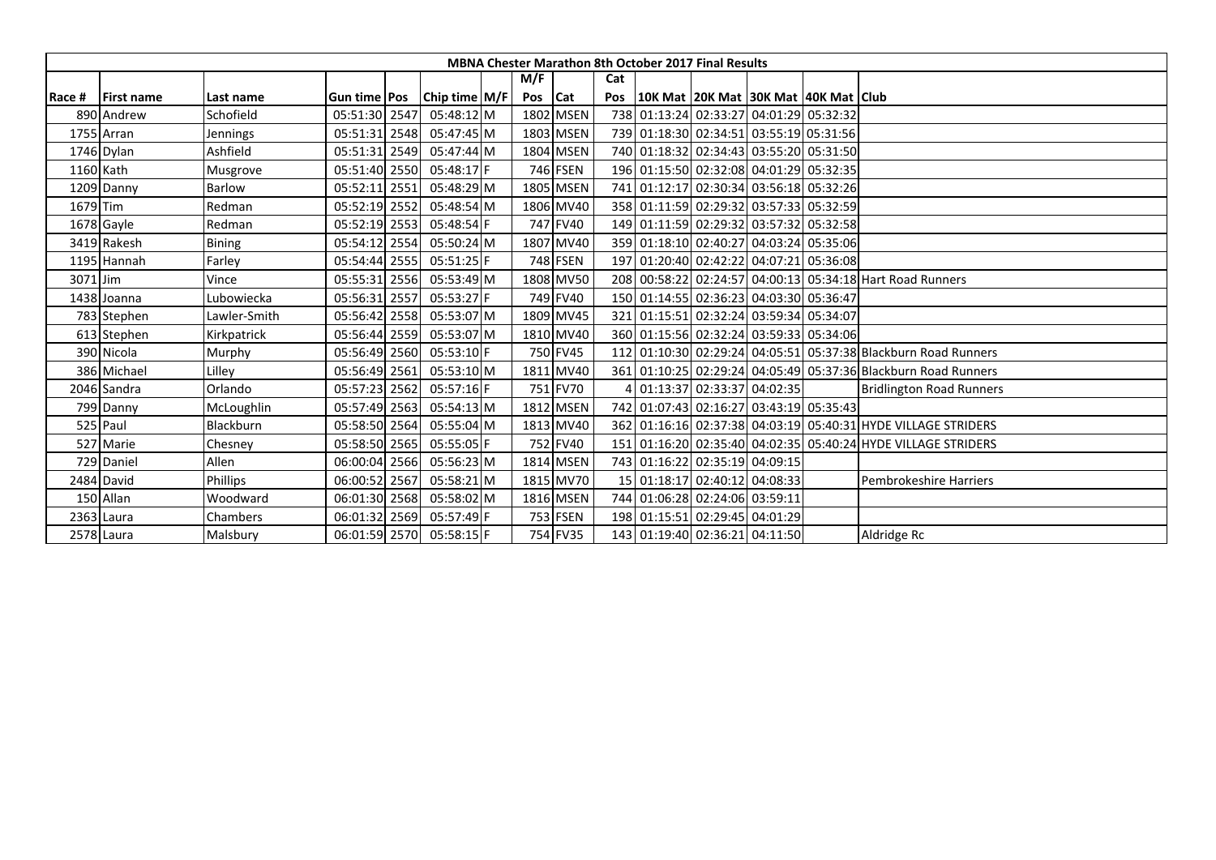| MBNA Chester Marathon 8th October 2017 Final Results | | | | | | | | | | | | | | | |
|---|---|---|---|---|---|---|---|---|---|---|---|---|---|---|---|
| | | | | | | | M/F | | Cat | | | | | | |
| Race # | First name | Last name | Gun time | Pos | Chip time | M/F | Pos | Cat | Pos | 10K Mat | 20K Mat | 30K Mat | 40K Mat | Club |
| 890 | Andrew | Schofield | 05:51:30 | 2547 | 05:48:12 | M | 1802 | MSEN | 738 | 01:13:24 | 02:33:27 | 04:01:29 | 05:32:32 | |
| 1755 | Arran | Jennings | 05:51:31 | 2548 | 05:47:45 | M | 1803 | MSEN | 739 | 01:18:30 | 02:34:51 | 03:55:19 | 05:31:56 | |
| 1746 | Dylan | Ashfield | 05:51:31 | 2549 | 05:47:44 | M | 1804 | MSEN | 740 | 01:18:32 | 02:34:43 | 03:55:20 | 05:31:50 | |
| 1160 | Kath | Musgrove | 05:51:40 | 2550 | 05:48:17 | F | 746 | FSEN | 196 | 01:15:50 | 02:32:08 | 04:01:29 | 05:32:35 | |
| 1209 | Danny | Barlow | 05:52:11 | 2551 | 05:48:29 | M | 1805 | MSEN | 741 | 01:12:17 | 02:30:34 | 03:56:18 | 05:32:26 | |
| 1679 | Tim | Redman | 05:52:19 | 2552 | 05:48:54 | M | 1806 | MV40 | 358 | 01:11:59 | 02:29:32 | 03:57:33 | 05:32:59 | |
| 1678 | Gayle | Redman | 05:52:19 | 2553 | 05:48:54 | F | 747 | FV40 | 149 | 01:11:59 | 02:29:32 | 03:57:32 | 05:32:58 | |
| 3419 | Rakesh | Bining | 05:54:12 | 2554 | 05:50:24 | M | 1807 | MV40 | 359 | 01:18:10 | 02:40:27 | 04:03:24 | 05:35:06 | |
| 1195 | Hannah | Farley | 05:54:44 | 2555 | 05:51:25 | F | 748 | FSEN | 197 | 01:20:40 | 02:42:22 | 04:07:21 | 05:36:08 | |
| 3071 | Jim | Vince | 05:55:31 | 2556 | 05:53:49 | M | 1808 | MV50 | 208 | 00:58:22 | 02:24:57 | 04:00:13 | 05:34:18 | Hart Road Runners |
| 1438 | Joanna | Lubowiecka | 05:56:31 | 2557 | 05:53:27 | F | 749 | FV40 | 150 | 01:14:55 | 02:36:23 | 04:03:30 | 05:36:47 | |
| 783 | Stephen | Lawler-Smith | 05:56:42 | 2558 | 05:53:07 | M | 1809 | MV45 | 321 | 01:15:51 | 02:32:24 | 03:59:34 | 05:34:07 | |
| 613 | Stephen | Kirkpatrick | 05:56:44 | 2559 | 05:53:07 | M | 1810 | MV40 | 360 | 01:15:56 | 02:32:24 | 03:59:33 | 05:34:06 | |
| 390 | Nicola | Murphy | 05:56:49 | 2560 | 05:53:10 | F | 750 | FV45 | 112 | 01:10:30 | 02:29:24 | 04:05:51 | 05:37:38 | Blackburn Road Runners |
| 386 | Michael | Lilley | 05:56:49 | 2561 | 05:53:10 | M | 1811 | MV40 | 361 | 01:10:25 | 02:29:24 | 04:05:49 | 05:37:36 | Blackburn Road Runners |
| 2046 | Sandra | Orlando | 05:57:23 | 2562 | 05:57:16 | F | 751 | FV70 | 4 | 01:13:37 | 02:33:37 | 04:02:35 | | Bridlington Road Runners |
| 799 | Danny | McLoughlin | 05:57:49 | 2563 | 05:54:13 | M | 1812 | MSEN | 742 | 01:07:43 | 02:16:27 | 03:43:19 | 05:35:43 | |
| 525 | Paul | Blackburn | 05:58:50 | 2564 | 05:55:04 | M | 1813 | MV40 | 362 | 01:16:16 | 02:37:38 | 04:03:19 | 05:40:31 | HYDE VILLAGE STRIDERS |
| 527 | Marie | Chesney | 05:58:50 | 2565 | 05:55:05 | F | 752 | FV40 | 151 | 01:16:20 | 02:35:40 | 04:02:35 | 05:40:24 | HYDE VILLAGE STRIDERS |
| 729 | Daniel | Allen | 06:00:04 | 2566 | 05:56:23 | M | 1814 | MSEN | 743 | 01:16:22 | 02:35:19 | 04:09:15 | | |
| 2484 | David | Phillips | 06:00:52 | 2567 | 05:58:21 | M | 1815 | MV70 | 15 | 01:18:17 | 02:40:12 | 04:08:33 | | Pembrokeshire Harriers |
| 150 | Allan | Woodward | 06:01:30 | 2568 | 05:58:02 | M | 1816 | MSEN | 744 | 01:06:28 | 02:24:06 | 03:59:11 | | |
| 2363 | Laura | Chambers | 06:01:32 | 2569 | 05:57:49 | F | 753 | FSEN | 198 | 01:15:51 | 02:29:45 | 04:01:29 | | |
| 2578 | Laura | Malsbury | 06:01:59 | 2570 | 05:58:15 | F | 754 | FV35 | 143 | 01:19:40 | 02:36:21 | 04:11:50 | | Aldridge Rc |